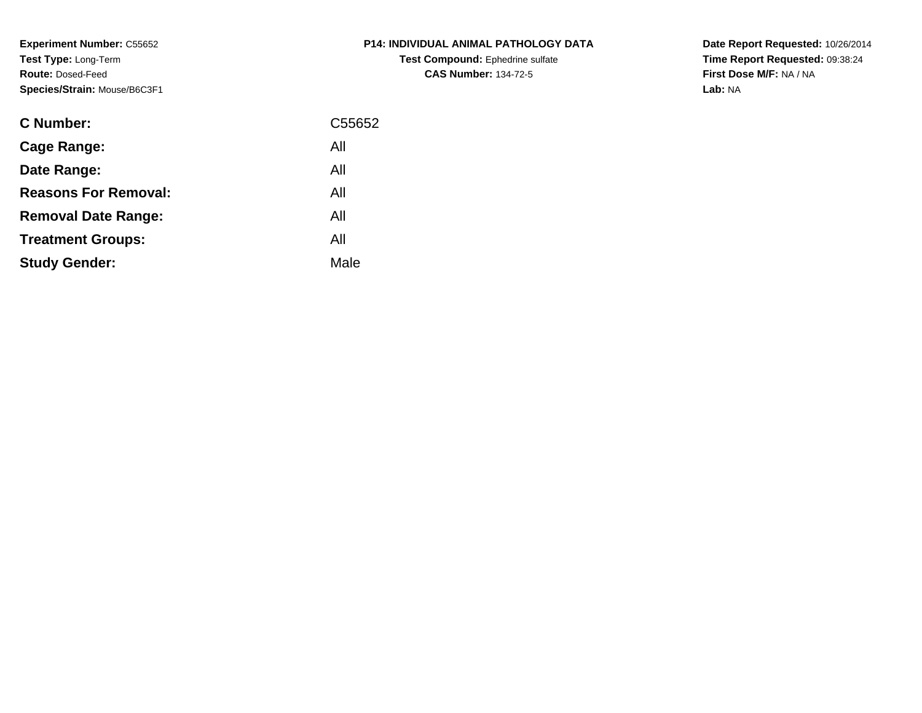**Experiment Number:** C55652
**Test Type:** Long-Term
**Route:** Dosed-Feed
**Species/Strain:** Mouse/B6C3F1

**P14: INDIVIDUAL ANIMAL PATHOLOGY DATA**
**Test Compound:** Ephedrine sulfate
**CAS Number:** 134-72-5

**Date Report Requested:** 10/26/2014
**Time Report Requested:** 09:38:24
**First Dose M/F:** NA / NA
**Lab:** NA

| | |
|---|---|
| **C Number:** | C55652 |
| **Cage Range:** | All |
| **Date Range:** | All |
| **Reasons For Removal:** | All |
| **Removal Date Range:** | All |
| **Treatment Groups:** | All |
| **Study Gender:** | Male |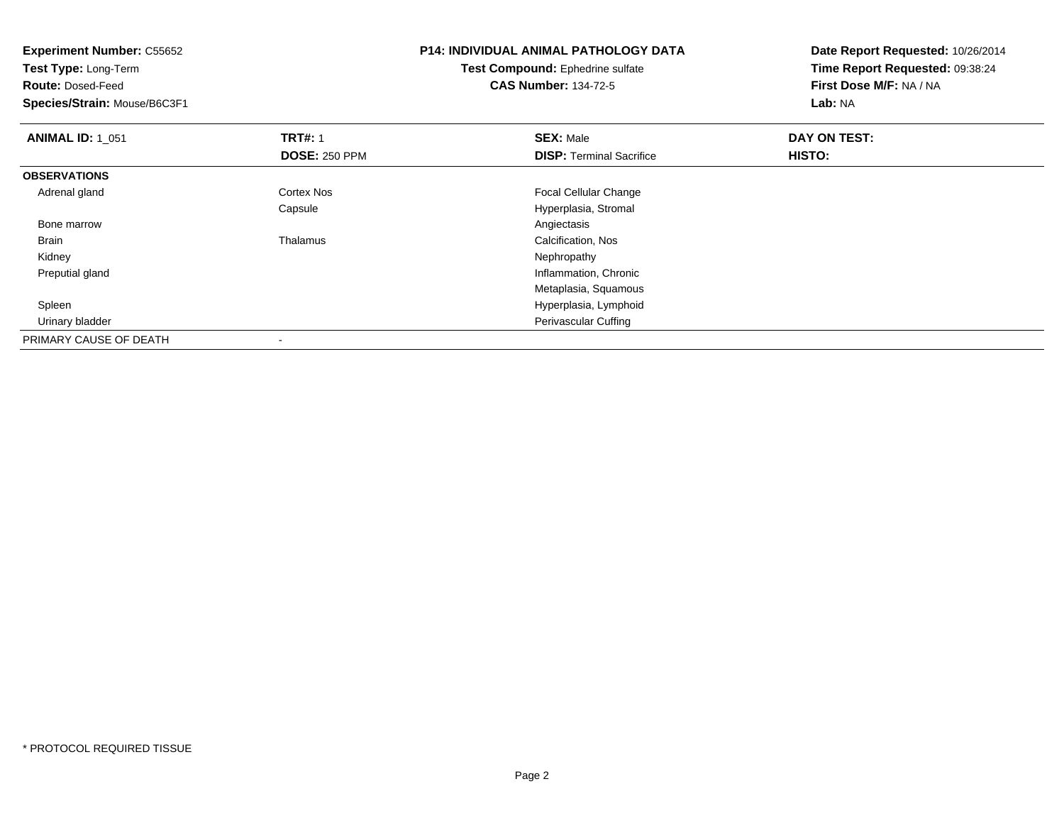**Experiment Number:** C55652
**Test Type:** Long-Term
**Route:** Dosed-Feed
**Species/Strain:** Mouse/B6C3F1

**P14: INDIVIDUAL ANIMAL PATHOLOGY DATA**
**Test Compound:** Ephedrine sulfate
**CAS Number:** 134-72-5

**Date Report Requested:** 10/26/2014
**Time Report Requested:** 09:38:24
**First Dose M/F:** NA / NA
**Lab:** NA

| **ANIMAL ID:** 1_051 | **TRT#:** 1 | **SEX:** Male | **DAY ON TEST:** |
|---|---|---|---|
| | **DOSE:** 250 PPM | **DISP:** Terminal Sacrifice | **HISTO:** |
| **OBSERVATIONS** | | | |
| Adrenal gland | Cortex Nos | Focal Cellular Change | |
| | Capsule | Hyperplasia, Stromal | |
| Bone marrow | | Angiectasis | |
| Brain | Thalamus | Calcification, Nos | |
| Kidney | | Nephropathy | |
| Preputial gland | | Inflammation, Chronic | |
| | | Metaplasia, Squamous | |
| Spleen | | Hyperplasia, Lymphoid | |
| Urinary bladder | | Perivascular Cuffing | |
| PRIMARY CAUSE OF DEATH | - | | |

* PROTOCOL REQUIRED TISSUE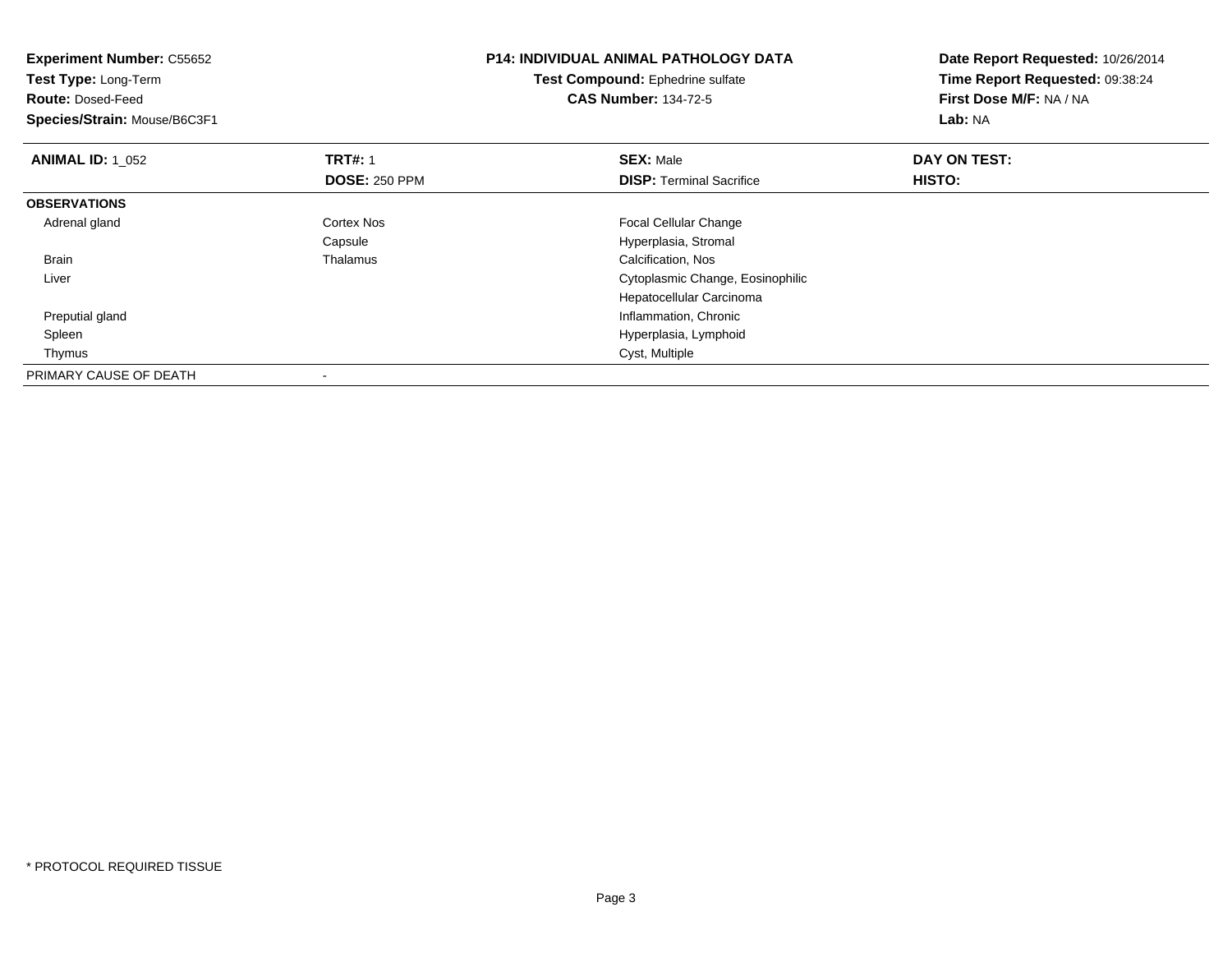**Experiment Number:** C55652
**Test Type:** Long-Term
**Route:** Dosed-Feed
**Species/Strain:** Mouse/B6C3F1

**P14: INDIVIDUAL ANIMAL PATHOLOGY DATA**
**Test Compound:** Ephedrine sulfate
**CAS Number:** 134-72-5

**Date Report Requested:** 10/26/2014
**Time Report Requested:** 09:38:24
**First Dose M/F:** NA / NA
**Lab:** NA

| **ANIMAL ID:** 1_052 | **TRT#:** 1 | **SEX:** Male | **DAY ON TEST:** |
|---|---|---|---|
| | **DOSE:** 250 PPM | **DISP:** Terminal Sacrifice | **HISTO:** |
| **OBSERVATIONS** | | | |
| Adrenal gland | Cortex Nos | Focal Cellular Change | |
| | Capsule | Hyperplasia, Stromal | |
| Brain | Thalamus | Calcification, Nos | |
| Liver | | Cytoplasmic Change, Eosinophilic | |
| | | Hepatocellular Carcinoma | |
| Preputial gland | | Inflammation, Chronic | |
| Spleen | | Hyperplasia, Lymphoid | |
| Thymus | | Cyst, Multiple | |
| PRIMARY CAUSE OF DEATH | - | | |

* PROTOCOL REQUIRED TISSUE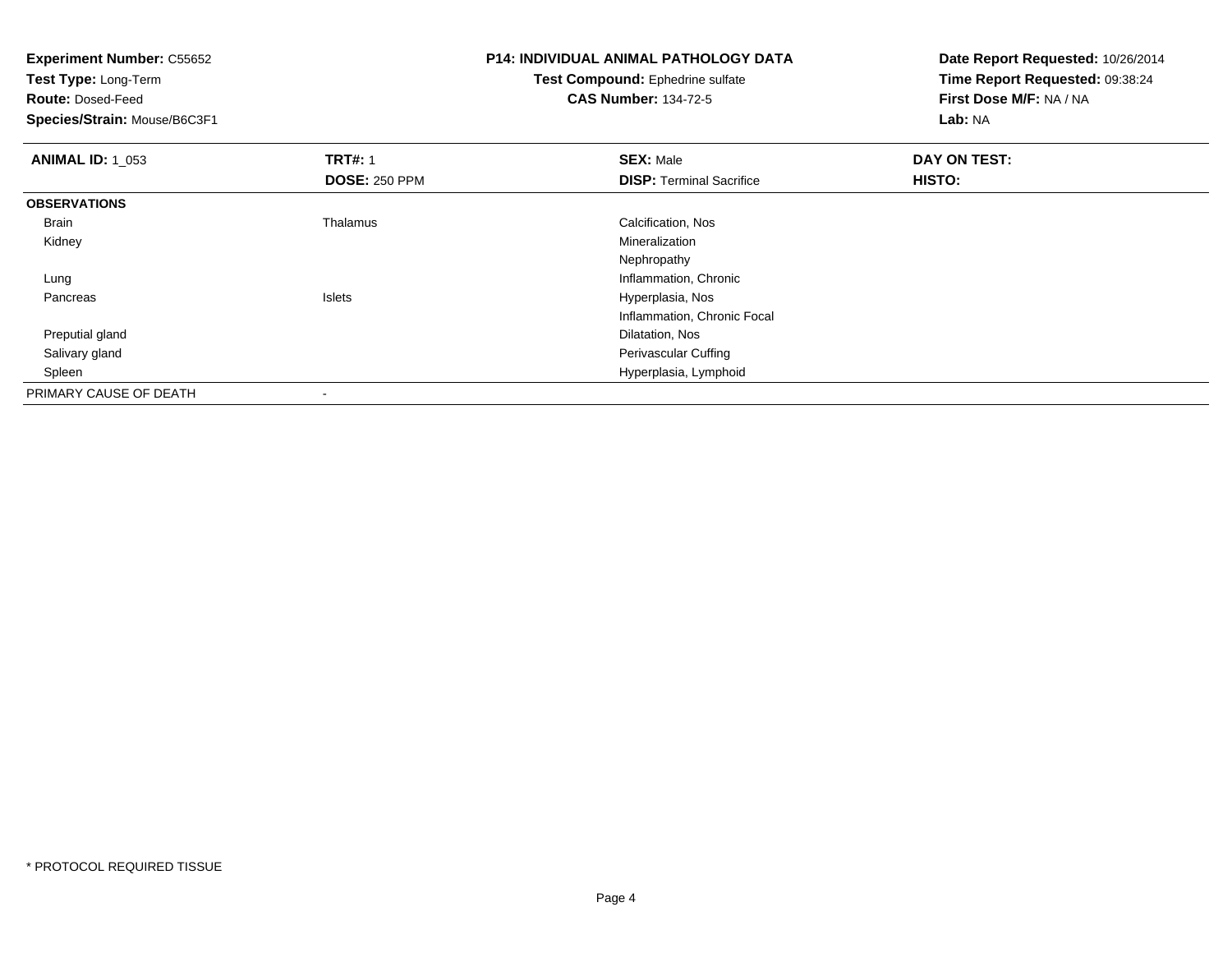**Experiment Number:** C55652
**Test Type:** Long-Term
**Route:** Dosed-Feed
**Species/Strain:** Mouse/B6C3F1

**P14: INDIVIDUAL ANIMAL PATHOLOGY DATA**
**Test Compound:** Ephedrine sulfate
**CAS Number:** 134-72-5

**Date Report Requested:** 10/26/2014
**Time Report Requested:** 09:38:24
**First Dose M/F:** NA / NA
**Lab:** NA

| **ANIMAL ID:** 1_053 | **TRT#:** 1 | **SEX:** Male | **DAY ON TEST:** |
|---|---|---|---|
| | **DOSE:** 250 PPM | **DISP:** Terminal Sacrifice | **HISTO:** |
| **OBSERVATIONS** | | | |
| Brain | Thalamus | Calcification, Nos | |
| Kidney | | Mineralization | |
| | | Nephropathy | |
| Lung | | Inflammation, Chronic | |
| Pancreas | Islets | Hyperplasia, Nos | |
| | | Inflammation, Chronic Focal | |
| Preputial gland | | Dilatation, Nos | |
| Salivary gland | | Perivascular Cuffing | |
| Spleen | | Hyperplasia, Lymphoid | |
| PRIMARY CAUSE OF DEATH | - | | |

* PROTOCOL REQUIRED TISSUE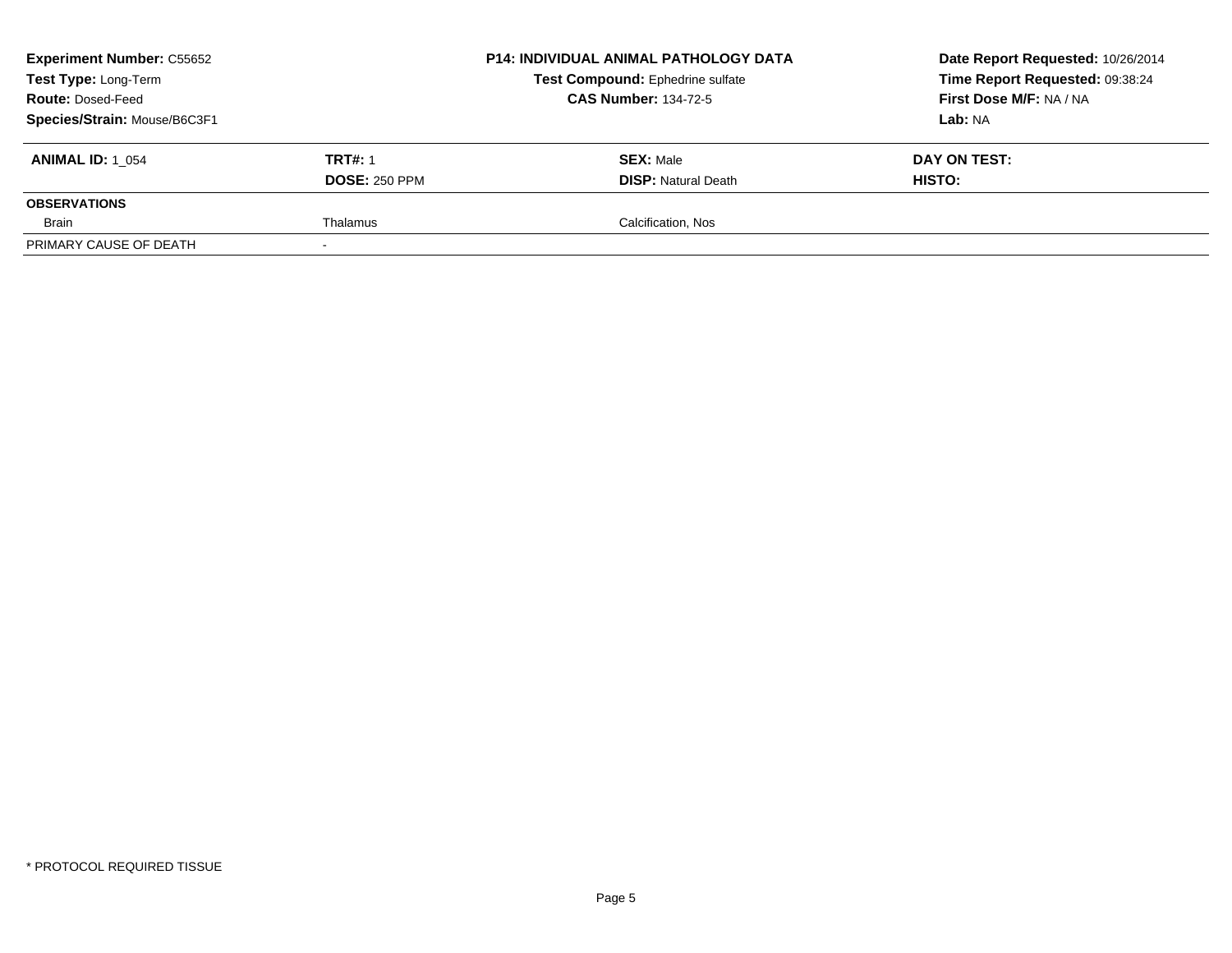**Experiment Number:** C55652
**Test Type:** Long-Term
**Route:** Dosed-Feed
**Species/Strain:** Mouse/B6C3F1

**P14: INDIVIDUAL ANIMAL PATHOLOGY DATA**
**Test Compound:** Ephedrine sulfate
**CAS Number:** 134-72-5

**Date Report Requested:** 10/26/2014
**Time Report Requested:** 09:38:24
**First Dose M/F:** NA / NA
**Lab:** NA

| **ANIMAL ID:** 1_054 | **TRT#:** 1 | **SEX:** Male | **DAY ON TEST:** |
|---|---|---|---|
| | **DOSE:** 250 PPM | **DISP:** Natural Death | **HISTO:** |
| **OBSERVATIONS** | | | |
| Brain | Thalamus | Calcification, Nos | |
| PRIMARY CAUSE OF DEATH | - | | |

* PROTOCOL REQUIRED TISSUE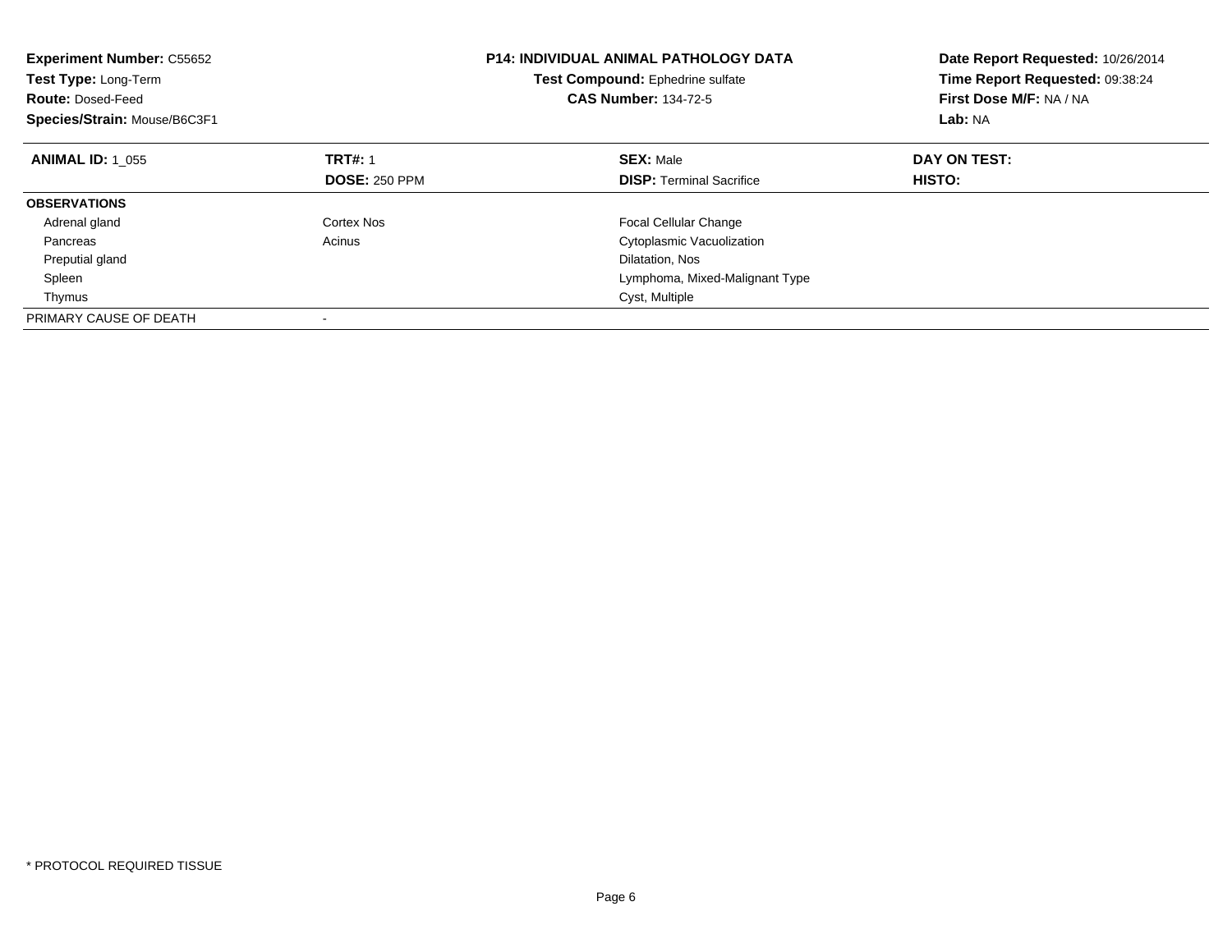**Experiment Number:** C55652
**Test Type:** Long-Term
**Route:** Dosed-Feed
**Species/Strain:** Mouse/B6C3F1

**P14: INDIVIDUAL ANIMAL PATHOLOGY DATA**
**Test Compound:** Ephedrine sulfate
**CAS Number:** 134-72-5

**Date Report Requested:** 10/26/2014
**Time Report Requested:** 09:38:24
**First Dose M/F:** NA / NA
**Lab:** NA

| **ANIMAL ID:** 1_055 | **TRT#:** 1 | **SEX:** Male | **DAY ON TEST:** |
|---|---|---|---|
| | **DOSE:** 250 PPM | **DISP:** Terminal Sacrifice | **HISTO:** |
| **OBSERVATIONS** | | | |
| Adrenal gland | Cortex Nos | Focal Cellular Change | |
| Pancreas | Acinus | Cytoplasmic Vacuolization | |
| Preputial gland | | Dilatation, Nos | |
| Spleen | | Lymphoma, Mixed-Malignant Type | |
| Thymus | | Cyst, Multiple | |
| PRIMARY CAUSE OF DEATH | - | | |

* PROTOCOL REQUIRED TISSUE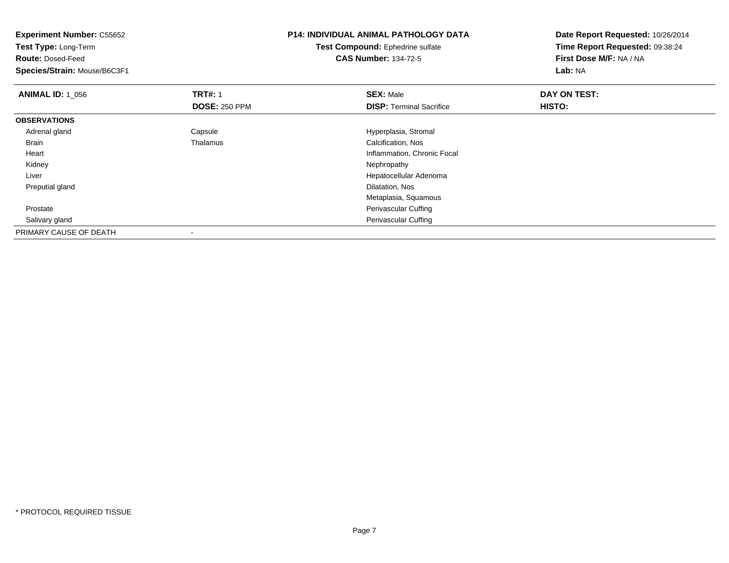**Experiment Number:** C55652
**Test Type:** Long-Term
**Route:** Dosed-Feed
**Species/Strain:** Mouse/B6C3F1

**P14: INDIVIDUAL ANIMAL PATHOLOGY DATA**
**Test Compound:** Ephedrine sulfate
**CAS Number:** 134-72-5

**Date Report Requested:** 10/26/2014
**Time Report Requested:** 09:38:24
**First Dose M/F:** NA / NA
**Lab:** NA

| **ANIMAL ID:** 1_056 | **TRT#:** 1 | **SEX:** Male | **DAY ON TEST:** |
|---|---|---|---|
| | **DOSE:** 250 PPM | **DISP:** Terminal Sacrifice | **HISTO:** |
| **OBSERVATIONS** | | | |
| Adrenal gland | Capsule | Hyperplasia, Stromal | |
| Brain | Thalamus | Calcification, Nos | |
| Heart | | Inflammation, Chronic Focal | |
| Kidney | | Nephropathy | |
| Liver | | Hepatocellular Adenoma | |
| Preputial gland | | Dilatation, Nos | |
| | | Metaplasia, Squamous | |
| Prostate | | Perivascular Cuffing | |
| Salivary gland | | Perivascular Cuffing | |
| PRIMARY CAUSE OF DEATH | - | | |

* PROTOCOL REQUIRED TISSUE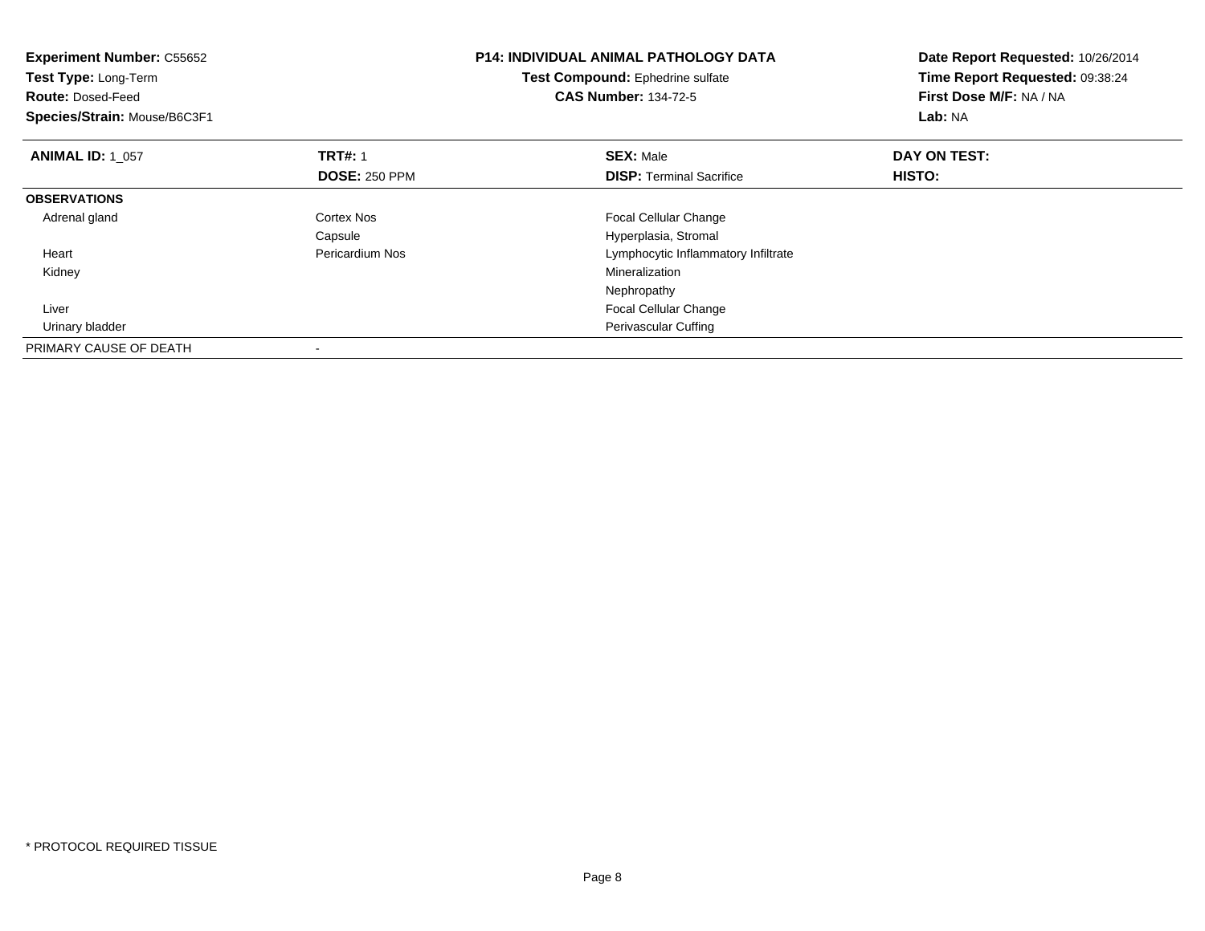**Experiment Number:** C55652
**Test Type:** Long-Term
**Route:** Dosed-Feed
**Species/Strain:** Mouse/B6C3F1

**P14: INDIVIDUAL ANIMAL PATHOLOGY DATA**
**Test Compound:** Ephedrine sulfate
**CAS Number:** 134-72-5

**Date Report Requested:** 10/26/2014
**Time Report Requested:** 09:38:24
**First Dose M/F:** NA / NA
**Lab:** NA

| **ANIMAL ID:** 1_057 | **TRT#:** 1<br>**DOSE:** 250 PPM | **SEX:** Male<br>**DISP:** Terminal Sacrifice | **DAY ON TEST:**<br>**HISTO:** |
|---|---|---|---|
| **OBSERVATIONS** | | | |
| Adrenal gland | Cortex Nos | Focal Cellular Change | |
| | Capsule | Hyperplasia, Stromal | |
| Heart | Pericardium Nos | Lymphocytic Inflammatory Infiltrate | |
| Kidney | | Mineralization | |
| | | Nephropathy | |
| Liver | | Focal Cellular Change | |
| Urinary bladder | | Perivascular Cuffing | |
| PRIMARY CAUSE OF DEATH | - | | |

* PROTOCOL REQUIRED TISSUE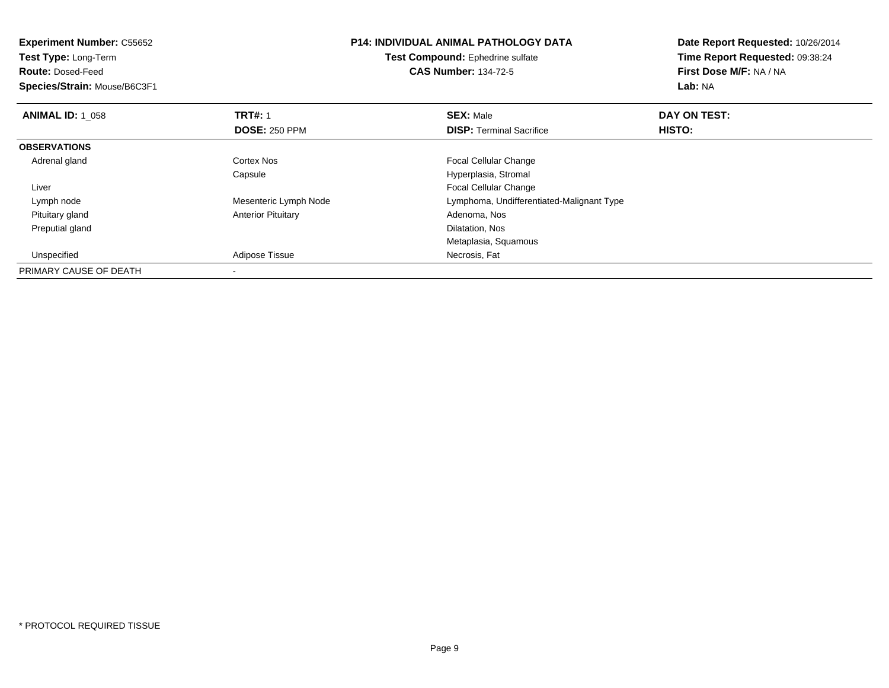**Experiment Number:** C55652
**Test Type:** Long-Term
**Route:** Dosed-Feed
**Species/Strain:** Mouse/B6C3F1

**P14: INDIVIDUAL ANIMAL PATHOLOGY DATA**
**Test Compound:** Ephedrine sulfate
**CAS Number:** 134-72-5

**Date Report Requested:** 10/26/2014
**Time Report Requested:** 09:38:24
**First Dose M/F:** NA / NA
**Lab:** NA

| **ANIMAL ID:** 1_058 | **TRT#:** 1 | **SEX:** Male | **DAY ON TEST:** |
|---|---|---|---|
| | **DOSE:** 250 PPM | **DISP:** Terminal Sacrifice | **HISTO:** |
| **OBSERVATIONS** | | | |
| Adrenal gland | Cortex Nos | Focal Cellular Change | |
| | Capsule | Hyperplasia, Stromal | |
| Liver | | Focal Cellular Change | |
| Lymph node | Mesenteric Lymph Node | Lymphoma, Undifferentiated-Malignant Type | |
| Pituitary gland | Anterior Pituitary | Adenoma, Nos | |
| Preputial gland | | Dilatation, Nos | |
| | | Metaplasia, Squamous | |
| Unspecified | Adipose Tissue | Necrosis, Fat | |
| PRIMARY CAUSE OF DEATH | - | | |

* PROTOCOL REQUIRED TISSUE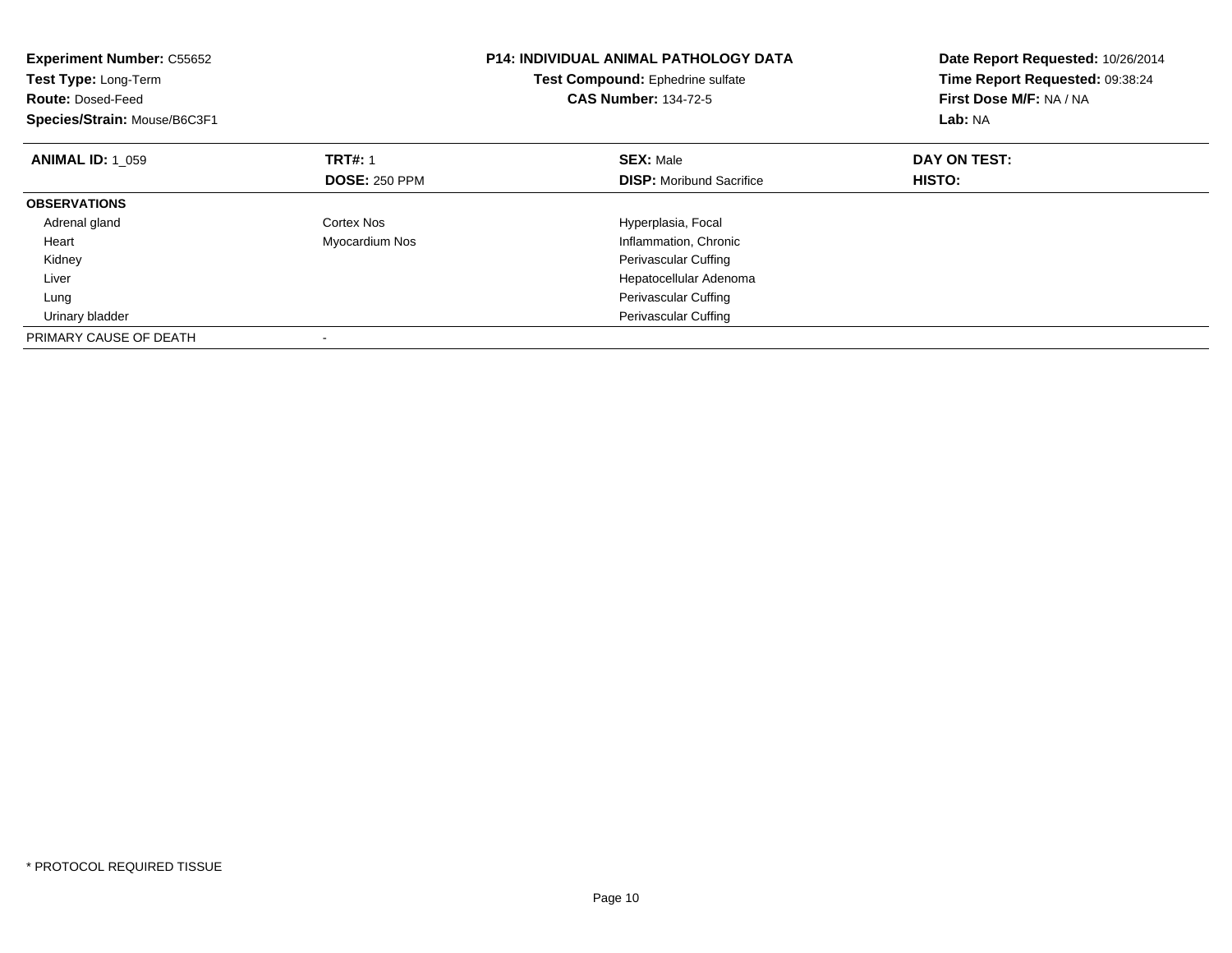**Experiment Number:** C55652
**Test Type:** Long-Term
**Route:** Dosed-Feed
**Species/Strain:** Mouse/B6C3F1

**P14: INDIVIDUAL ANIMAL PATHOLOGY DATA**
**Test Compound:** Ephedrine sulfate
**CAS Number:** 134-72-5

**Date Report Requested:** 10/26/2014
**Time Report Requested:** 09:38:24
**First Dose M/F:** NA / NA
**Lab:** NA

| **ANIMAL ID:** 1_059 | **TRT#:** 1 | **SEX:** Male | **DAY ON TEST:** |
|---|---|---|---|
| | **DOSE:** 250 PPM | **DISP:** Moribund Sacrifice | **HISTO:** |
| **OBSERVATIONS** | | | |
| Adrenal gland | Cortex Nos | Hyperplasia, Focal | |
| Heart | Myocardium Nos | Inflammation, Chronic | |
| Kidney | | Perivascular Cuffing | |
| Liver | | Hepatocellular Adenoma | |
| Lung | | Perivascular Cuffing | |
| Urinary bladder | | Perivascular Cuffing | |
| PRIMARY CAUSE OF DEATH | - | | |

* PROTOCOL REQUIRED TISSUE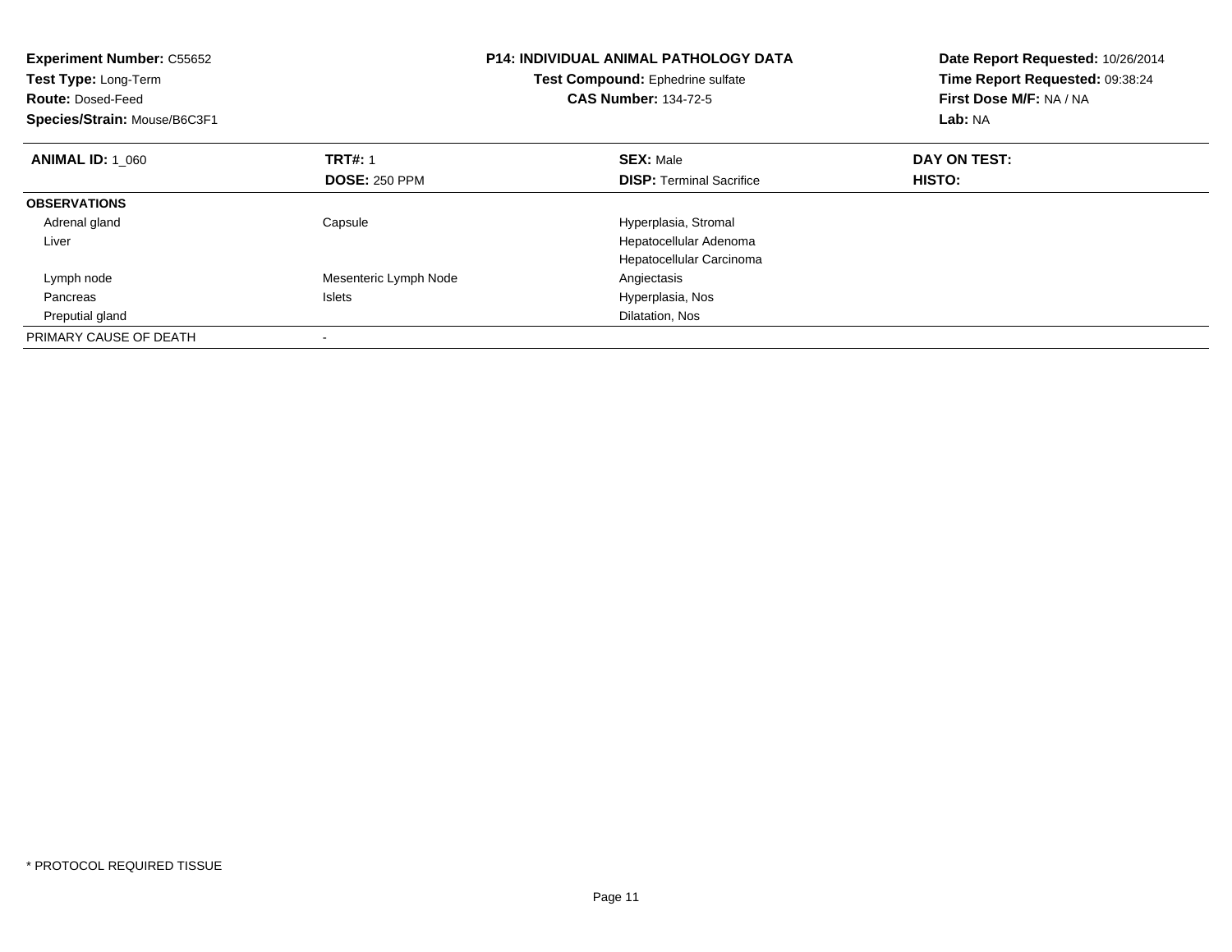**Experiment Number:** C55652
**Test Type:** Long-Term
**Route:** Dosed-Feed
**Species/Strain:** Mouse/B6C3F1

**P14: INDIVIDUAL ANIMAL PATHOLOGY DATA**
**Test Compound:** Ephedrine sulfate
**CAS Number:** 134-72-5

**Date Report Requested:** 10/26/2014
**Time Report Requested:** 09:38:24
**First Dose M/F:** NA / NA
**Lab:** NA

| **ANIMAL ID:** 1_060 | **TRT#:** 1 | **SEX:** Male | **DAY ON TEST:** |
|---|---|---|---|
| | **DOSE:** 250 PPM | **DISP:** Terminal Sacrifice | **HISTO:** |
| **OBSERVATIONS** | | | |
| Adrenal gland | Capsule | Hyperplasia, Stromal | |
| Liver | | Hepatocellular Adenoma | |
| | | Hepatocellular Carcinoma | |
| Lymph node | Mesenteric Lymph Node | Angiectasis | |
| Pancreas | Islets | Hyperplasia, Nos | |
| Preputial gland | | Dilatation, Nos | |
| PRIMARY CAUSE OF DEATH | - | | |

\* PROTOCOL REQUIRED TISSUE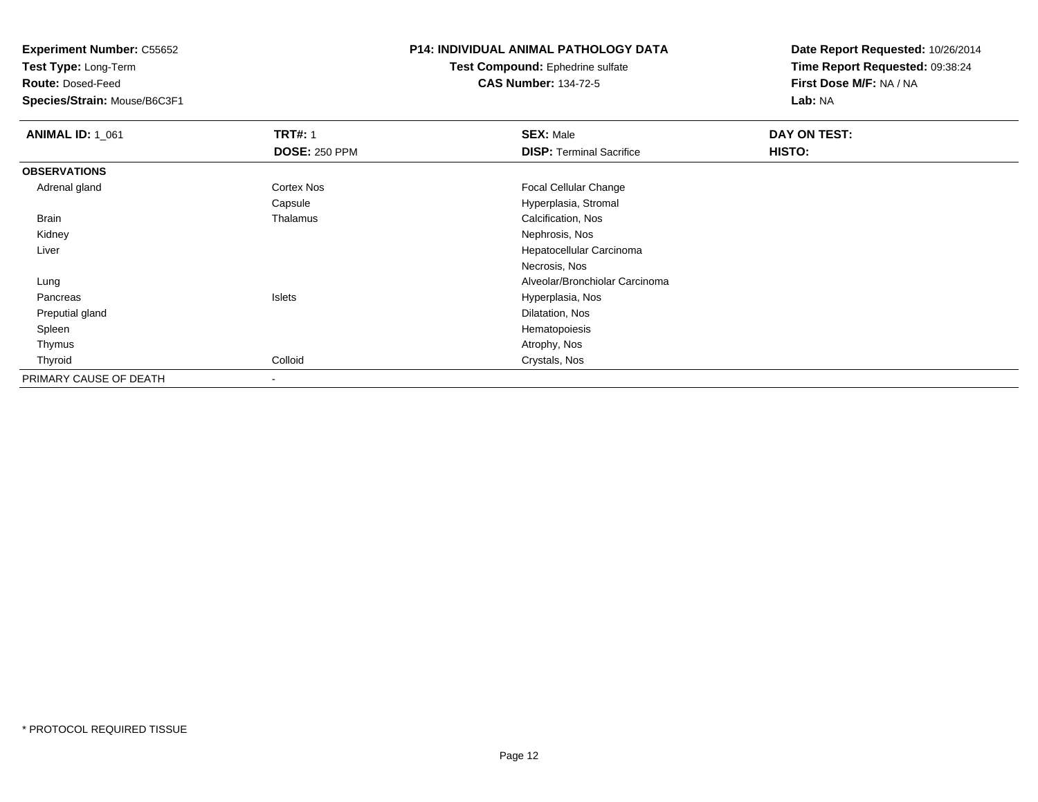**Experiment Number:** C55652
**Test Type:** Long-Term
**Route:** Dosed-Feed
**Species/Strain:** Mouse/B6C3F1

**P14: INDIVIDUAL ANIMAL PATHOLOGY DATA**
**Test Compound:** Ephedrine sulfate
**CAS Number:** 134-72-5

**Date Report Requested:** 10/26/2014
**Time Report Requested:** 09:38:24
**First Dose M/F:** NA / NA
**Lab:** NA

| **ANIMAL ID:** 1_061 | **TRT#:** 1 | **SEX:** Male | **DAY ON TEST:** |
|---|---|---|---|
| | **DOSE:** 250 PPM | **DISP:** Terminal Sacrifice | **HISTO:** |
| **OBSERVATIONS** | | | |
| Adrenal gland | Cortex Nos | Focal Cellular Change | |
| | Capsule | Hyperplasia, Stromal | |
| Brain | Thalamus | Calcification, Nos | |
| Kidney | | Nephrosis, Nos | |
| Liver | | Hepatocellular Carcinoma | |
| | | Necrosis, Nos | |
| Lung | | Alveolar/Bronchiolar Carcinoma | |
| Pancreas | Islets | Hyperplasia, Nos | |
| Preputial gland | | Dilatation, Nos | |
| Spleen | | Hematopoiesis | |
| Thymus | | Atrophy, Nos | |
| Thyroid | Colloid | Crystals, Nos | |
| PRIMARY CAUSE OF DEATH | - | | |

* PROTOCOL REQUIRED TISSUE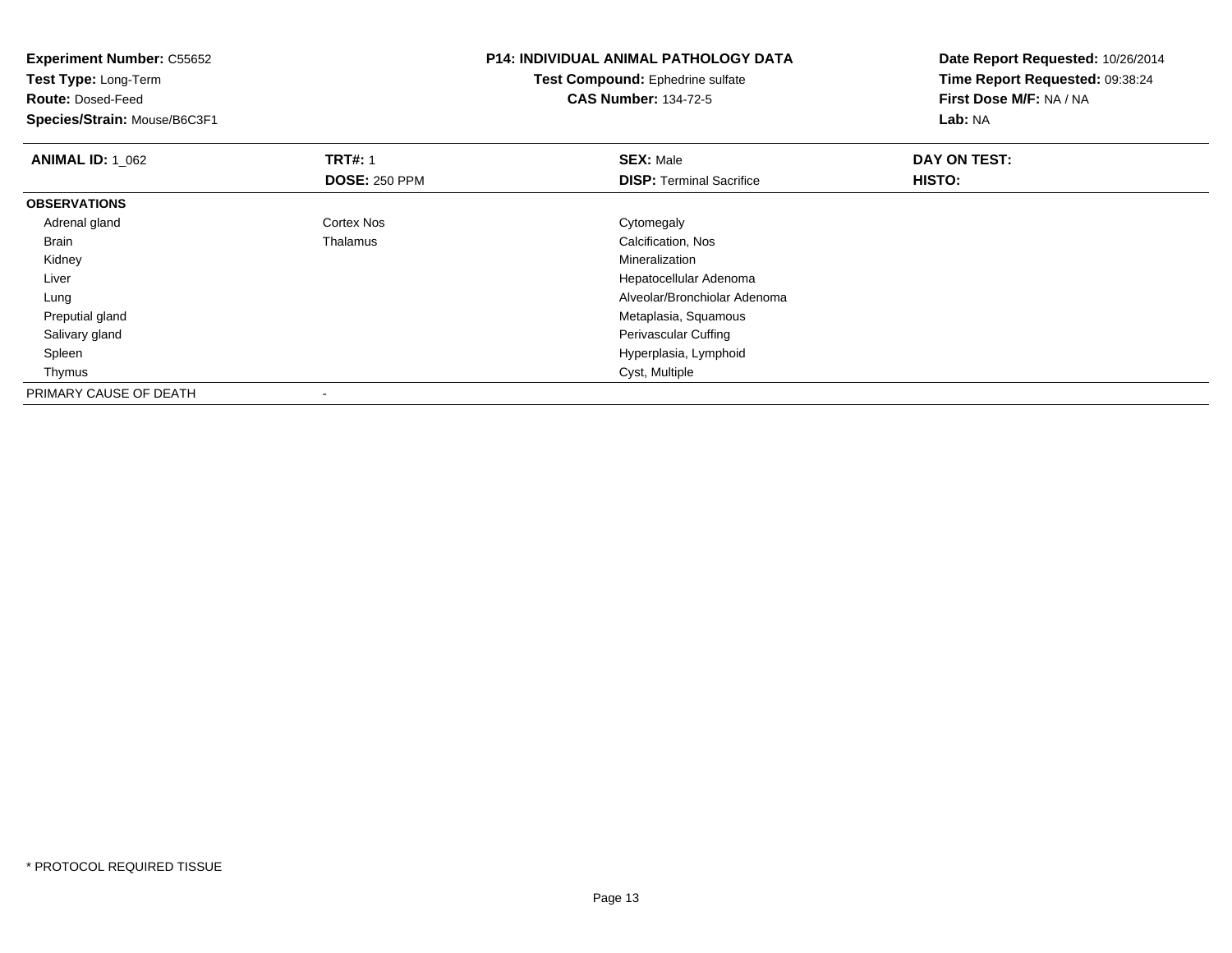**Experiment Number:** C55652
**Test Type:** Long-Term
**Route:** Dosed-Feed
**Species/Strain:** Mouse/B6C3F1

**P14: INDIVIDUAL ANIMAL PATHOLOGY DATA**
**Test Compound:** Ephedrine sulfate
**CAS Number:** 134-72-5

**Date Report Requested:** 10/26/2014
**Time Report Requested:** 09:38:24
**First Dose M/F:** NA / NA
**Lab:** NA

| **ANIMAL ID:** 1_062 | **TRT#:** 1<br>**DOSE:** 250 PPM | **SEX:** Male<br>**DISP:** Terminal Sacrifice | **DAY ON TEST:**<br>**HISTO:** |
|---|---|---|---|
| **OBSERVATIONS** | | | |
| Adrenal gland | Cortex Nos | Cytomegaly | |
| Brain | Thalamus | Calcification, Nos | |
| Kidney | | Mineralization | |
| Liver | | Hepatocellular Adenoma | |
| Lung | | Alveolar/Bronchiolar Adenoma | |
| Preputial gland | | Metaplasia, Squamous | |
| Salivary gland | | Perivascular Cuffing | |
| Spleen | | Hyperplasia, Lymphoid | |
| Thymus | | Cyst, Multiple | |
| PRIMARY CAUSE OF DEATH | - | | |

* PROTOCOL REQUIRED TISSUE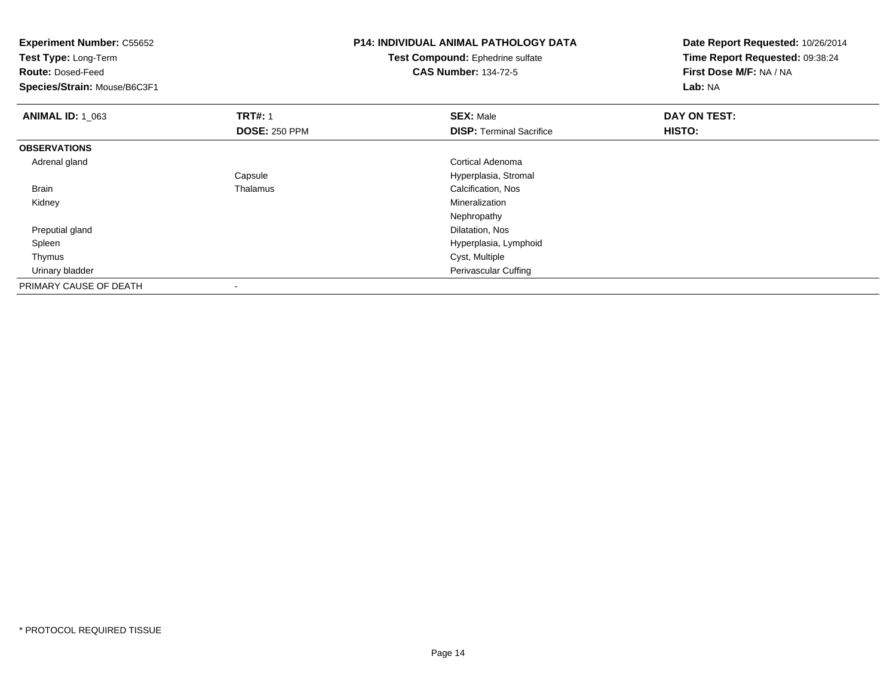**Experiment Number:** C55652
**Test Type:** Long-Term
**Route:** Dosed-Feed
**Species/Strain:** Mouse/B6C3F1

**P14: INDIVIDUAL ANIMAL PATHOLOGY DATA**
**Test Compound:** Ephedrine sulfate
**CAS Number:** 134-72-5

**Date Report Requested:** 10/26/2014
**Time Report Requested:** 09:38:24
**First Dose M/F:** NA / NA
**Lab:** NA

| **ANIMAL ID:** 1_063 | **TRT#:** 1 | **SEX:** Male | **DAY ON TEST:** |
|---|---|---|---|
| | **DOSE:** 250 PPM | **DISP:** Terminal Sacrifice | **HISTO:** |
| **OBSERVATIONS** | | | |
| Adrenal gland | | Cortical Adenoma | |
| | Capsule | Hyperplasia, Stromal | |
| Brain | Thalamus | Calcification, Nos | |
| Kidney | | Mineralization | |
| | | Nephropathy | |
| Preputial gland | | Dilatation, Nos | |
| Spleen | | Hyperplasia, Lymphoid | |
| Thymus | | Cyst, Multiple | |
| Urinary bladder | | Perivascular Cuffing | |
| PRIMARY CAUSE OF DEATH | - | | |

* PROTOCOL REQUIRED TISSUE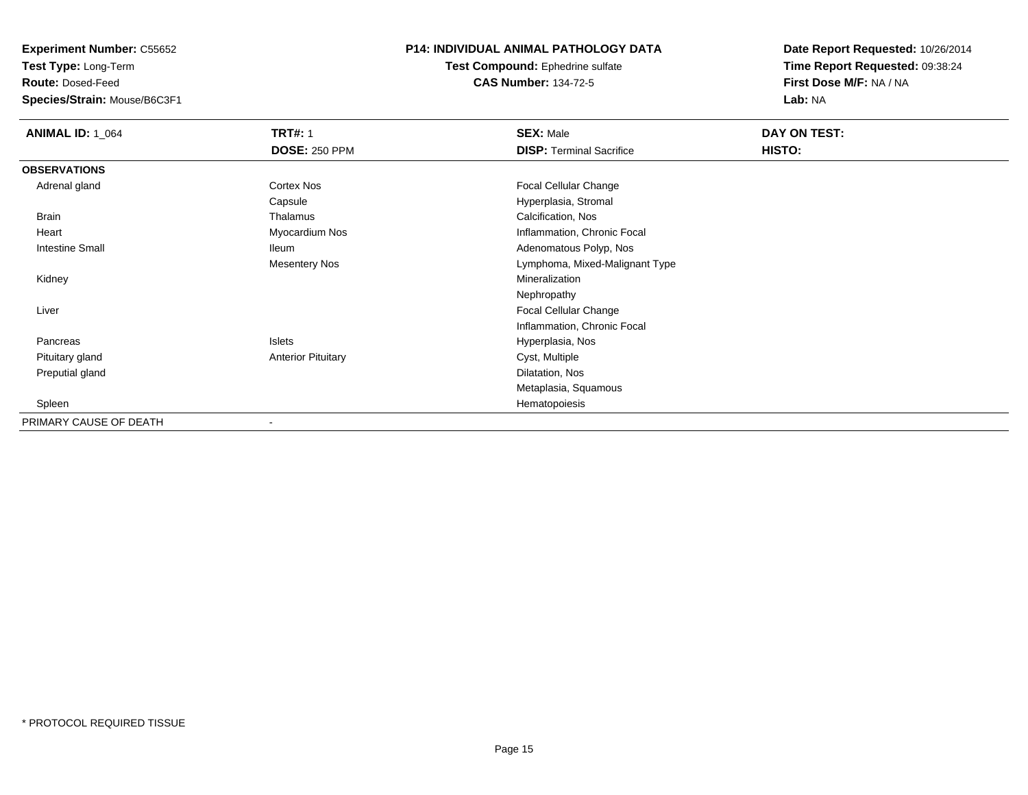**Experiment Number:** C55652
**Test Type:** Long-Term
**Route:** Dosed-Feed
**Species/Strain:** Mouse/B6C3F1

**P14: INDIVIDUAL ANIMAL PATHOLOGY DATA**
**Test Compound:** Ephedrine sulfate
**CAS Number:** 134-72-5

**Date Report Requested:** 10/26/2014
**Time Report Requested:** 09:38:24
**First Dose M/F:** NA / NA
**Lab:** NA

| **ANIMAL ID:** 1_064 | **TRT#:** 1 | **SEX:** Male | **DAY ON TEST:** |
|---|---|---|---|
| | **DOSE:** 250 PPM | **DISP:** Terminal Sacrifice | **HISTO:** |
| **OBSERVATIONS** | | | |
| Adrenal gland | Cortex Nos | Focal Cellular Change | |
| | Capsule | Hyperplasia, Stromal | |
| Brain | Thalamus | Calcification, Nos | |
| Heart | Myocardium Nos | Inflammation, Chronic Focal | |
| Intestine Small | Ileum | Adenomatous Polyp, Nos | |
| | Mesentery Nos | Lymphoma, Mixed-Malignant Type | |
| Kidney | | Mineralization | |
| | | Nephropathy | |
| Liver | | Focal Cellular Change | |
| | | Inflammation, Chronic Focal | |
| Pancreas | Islets | Hyperplasia, Nos | |
| Pituitary gland | Anterior Pituitary | Cyst, Multiple | |
| Preputial gland | | Dilatation, Nos | |
| | | Metaplasia, Squamous | |
| Spleen | | Hematopoiesis | |
| PRIMARY CAUSE OF DEATH | - | | |

* PROTOCOL REQUIRED TISSUE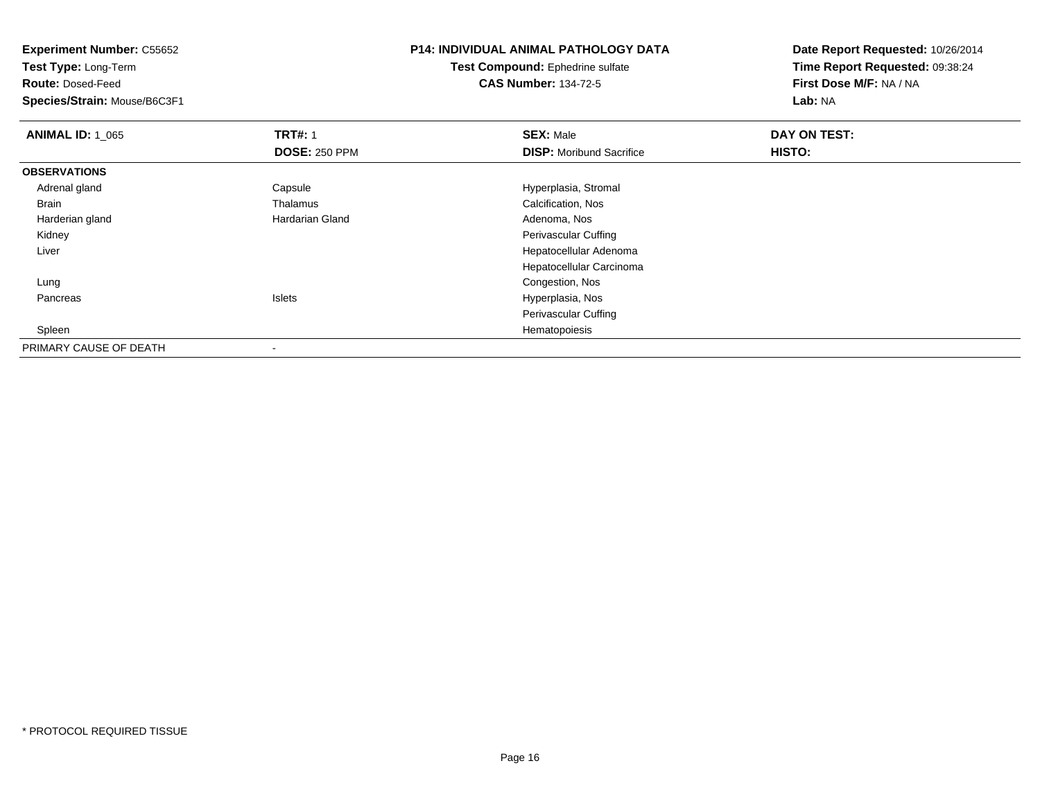**Experiment Number:** C55652
**Test Type:** Long-Term
**Route:** Dosed-Feed
**Species/Strain:** Mouse/B6C3F1

**P14: INDIVIDUAL ANIMAL PATHOLOGY DATA**
**Test Compound:** Ephedrine sulfate
**CAS Number:** 134-72-5

**Date Report Requested:** 10/26/2014
**Time Report Requested:** 09:38:24
**First Dose M/F:** NA / NA
**Lab:** NA

| **ANIMAL ID:** 1_065 | **TRT#:** 1 | **SEX:** Male | **DAY ON TEST:** |
|---|---|---|---|
| | **DOSE:** 250 PPM | **DISP:** Moribund Sacrifice | **HISTO:** |
| **OBSERVATIONS** | | | |
| Adrenal gland | Capsule | Hyperplasia, Stromal | |
| Brain | Thalamus | Calcification, Nos | |
| Harderian gland | Hardarian Gland | Adenoma, Nos | |
| Kidney | | Perivascular Cuffing | |
| Liver | | Hepatocellular Adenoma | |
| | | Hepatocellular Carcinoma | |
| Lung | | Congestion, Nos | |
| Pancreas | Islets | Hyperplasia, Nos | |
| | | Perivascular Cuffing | |
| Spleen | | Hematopoiesis | |
| PRIMARY CAUSE OF DEATH | - | | |

* PROTOCOL REQUIRED TISSUE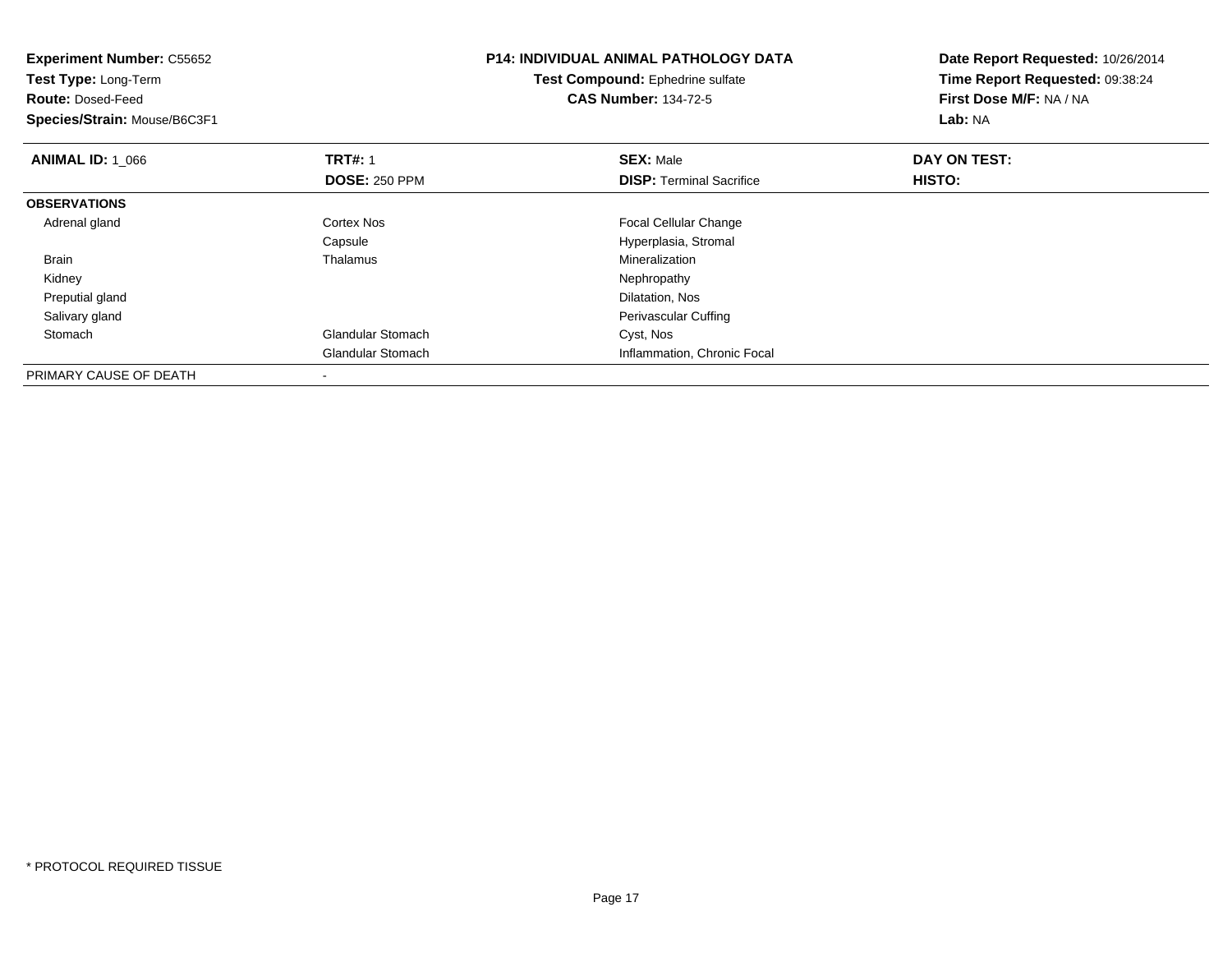**Experiment Number:** C55652
**Test Type:** Long-Term
**Route:** Dosed-Feed
**Species/Strain:** Mouse/B6C3F1

**P14: INDIVIDUAL ANIMAL PATHOLOGY DATA**
**Test Compound:** Ephedrine sulfate
**CAS Number:** 134-72-5

**Date Report Requested:** 10/26/2014
**Time Report Requested:** 09:38:24
**First Dose M/F:** NA / NA
**Lab:** NA

| **ANIMAL ID:** 1_066 | **TRT#:** 1 | **SEX:** Male | **DAY ON TEST:** |
|---|---|---|---|
| | **DOSE:** 250 PPM | **DISP:** Terminal Sacrifice | **HISTO:** |
| **OBSERVATIONS** | | | |
| Adrenal gland | Cortex Nos | Focal Cellular Change | |
| | Capsule | Hyperplasia, Stromal | |
| Brain | Thalamus | Mineralization | |
| Kidney | | Nephropathy | |
| Preputial gland | | Dilatation, Nos | |
| Salivary gland | | Perivascular Cuffing | |
| Stomach | Glandular Stomach | Cyst, Nos | |
| | Glandular Stomach | Inflammation, Chronic Focal | |
| PRIMARY CAUSE OF DEATH | - | | |

* PROTOCOL REQUIRED TISSUE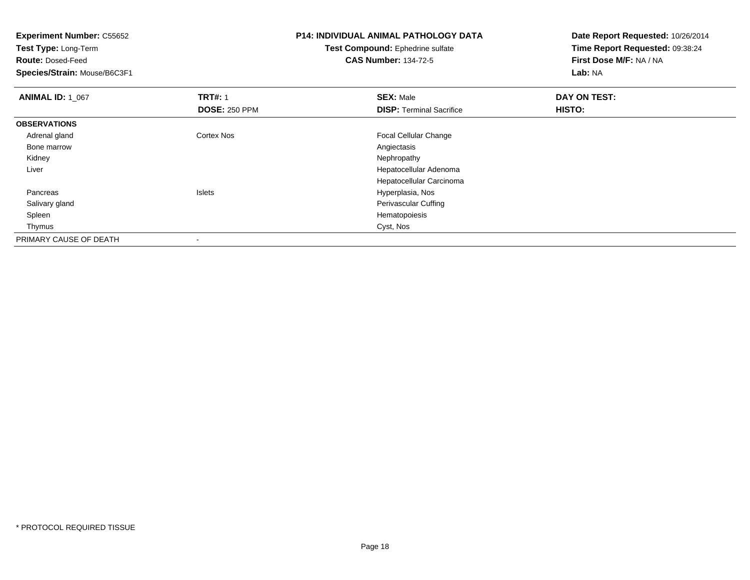**Experiment Number:** C55652
**Test Type:** Long-Term
**Route:** Dosed-Feed
**Species/Strain:** Mouse/B6C3F1

**P14: INDIVIDUAL ANIMAL PATHOLOGY DATA**
**Test Compound:** Ephedrine sulfate
**CAS Number:** 134-72-5

**Date Report Requested:** 10/26/2014
**Time Report Requested:** 09:38:24
**First Dose M/F:** NA / NA
**Lab:** NA

| **ANIMAL ID:** 1_067 | **TRT#:** 1 | **SEX:** Male | **DAY ON TEST:** |
|---|---|---|---|
| | **DOSE:** 250 PPM | **DISP:** Terminal Sacrifice | **HISTO:** |
| **OBSERVATIONS** | | | |
| Adrenal gland | Cortex Nos | Focal Cellular Change | |
| Bone marrow | | Angiectasis | |
| Kidney | | Nephropathy | |
| Liver | | Hepatocellular Adenoma | |
| | | Hepatocellular Carcinoma | |
| Pancreas | Islets | Hyperplasia, Nos | |
| Salivary gland | | Perivascular Cuffing | |
| Spleen | | Hematopoiesis | |
| Thymus | | Cyst, Nos | |
| PRIMARY CAUSE OF DEATH | - | | |

* PROTOCOL REQUIRED TISSUE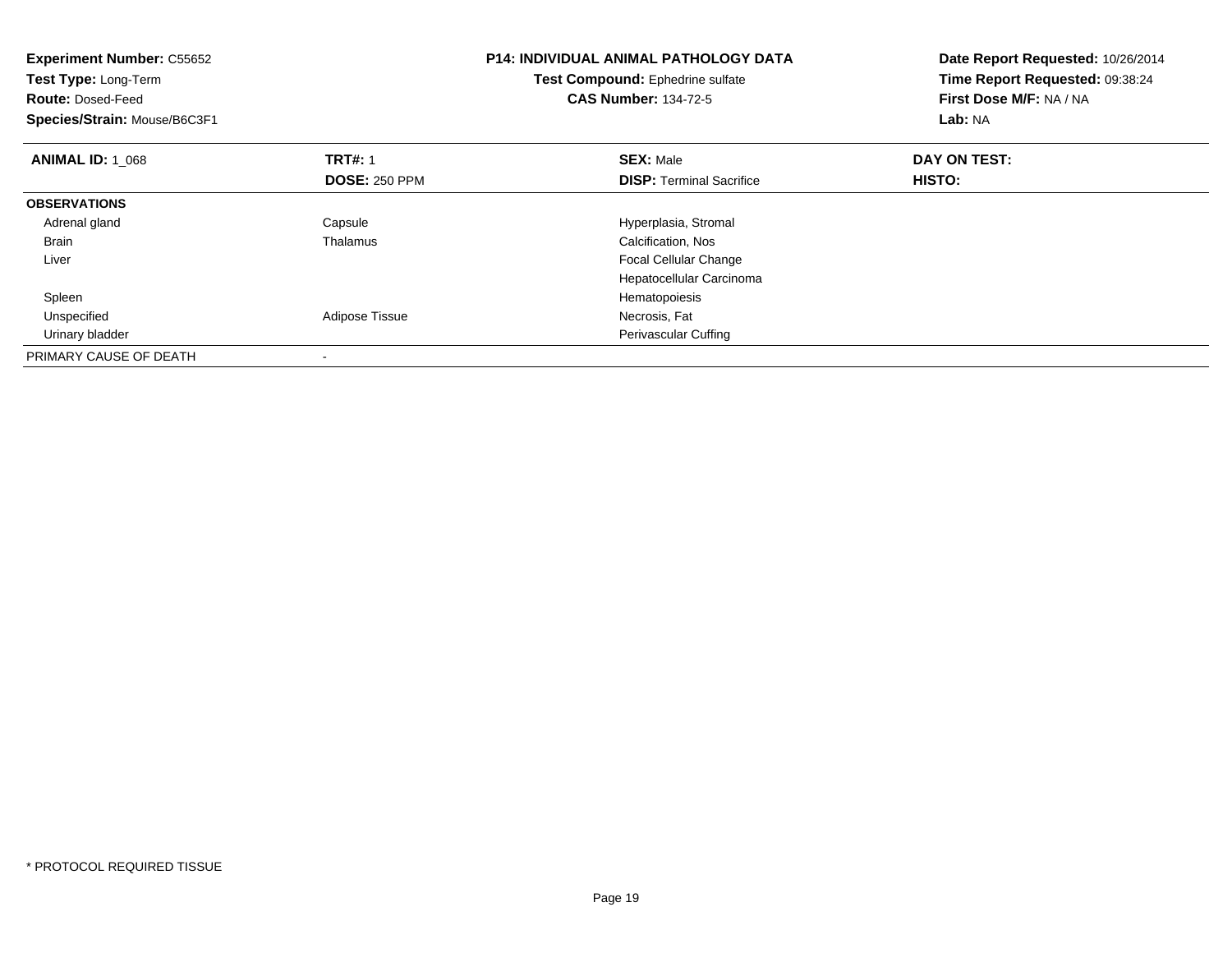**Experiment Number:** C55652
**Test Type:** Long-Term
**Route:** Dosed-Feed
**Species/Strain:** Mouse/B6C3F1

**P14: INDIVIDUAL ANIMAL PATHOLOGY DATA**
**Test Compound:** Ephedrine sulfate
**CAS Number:** 134-72-5

**Date Report Requested:** 10/26/2014
**Time Report Requested:** 09:38:24
**First Dose M/F:** NA / NA
**Lab:** NA

| **ANIMAL ID:** 1_068 | **TRT#:** 1<br>**DOSE:** 250 PPM | **SEX:** Male<br>**DISP:** Terminal Sacrifice | **DAY ON TEST:**<br>**HISTO:** |
|---|---|---|---|
| **OBSERVATIONS** | | | |
| Adrenal gland | Capsule | Hyperplasia, Stromal | |
| Brain | Thalamus | Calcification, Nos | |
| Liver | | Focal Cellular Change | |
| | | Hepatocellular Carcinoma | |
| Spleen | | Hematopoiesis | |
| Unspecified | Adipose Tissue | Necrosis, Fat | |
| Urinary bladder | | Perivascular Cuffing | |
| PRIMARY CAUSE OF DEATH | - | | |

* PROTOCOL REQUIRED TISSUE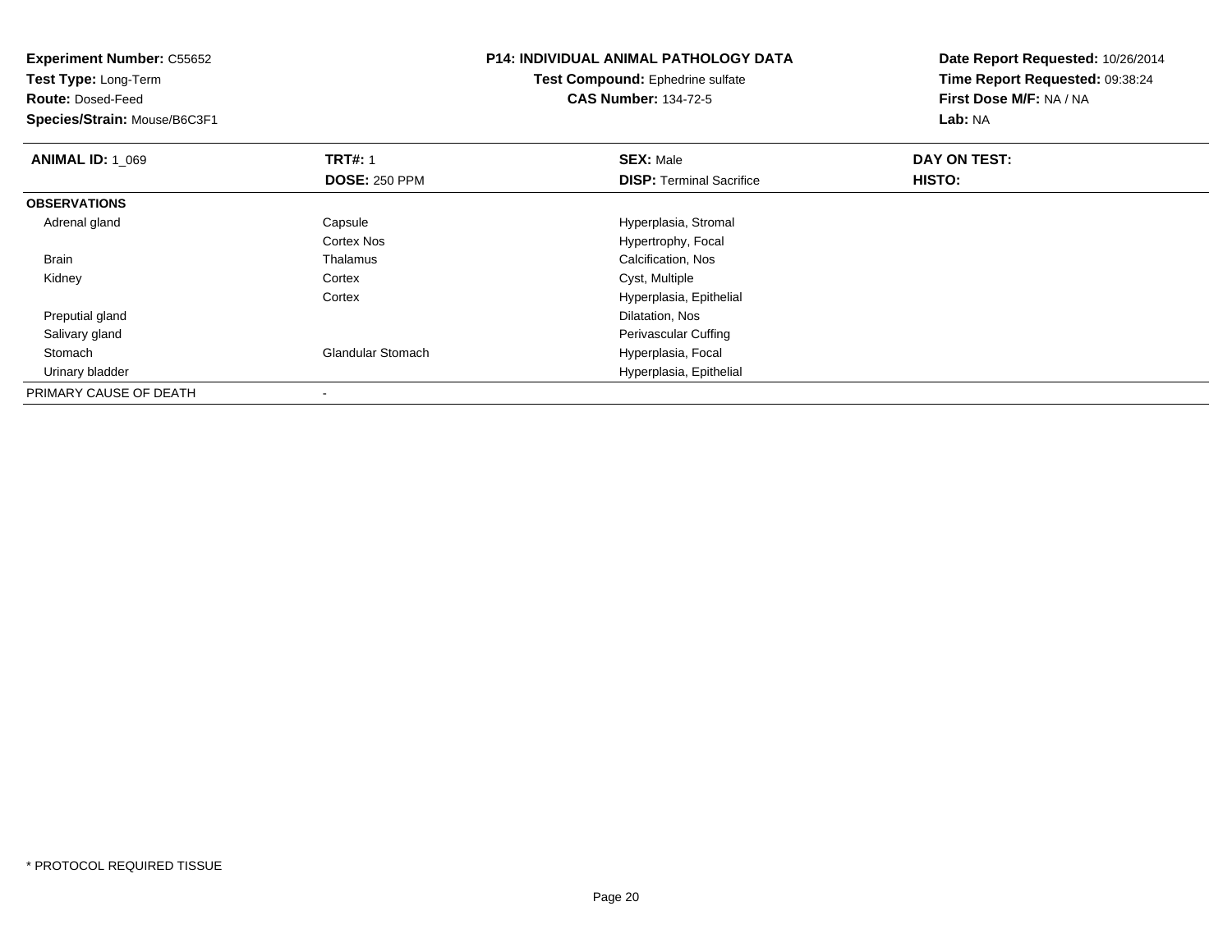**Experiment Number:** C55652
**Test Type:** Long-Term
**Route:** Dosed-Feed
**Species/Strain:** Mouse/B6C3F1

**P14: INDIVIDUAL ANIMAL PATHOLOGY DATA**
**Test Compound:** Ephedrine sulfate
**CAS Number:** 134-72-5

**Date Report Requested:** 10/26/2014
**Time Report Requested:** 09:38:24
**First Dose M/F:** NA / NA
**Lab:** NA

| **ANIMAL ID:** 1_069 | **TRT#:** 1<br>**DOSE:** 250 PPM | **SEX:** Male<br>**DISP:** Terminal Sacrifice | **DAY ON TEST:**<br>**HISTO:** |
|---|---|---|---|
| **OBSERVATIONS** | | | |
| Adrenal gland | Capsule | Hyperplasia, Stromal | |
| | Cortex Nos | Hypertrophy, Focal | |
| Brain | Thalamus | Calcification, Nos | |
| Kidney | Cortex | Cyst, Multiple | |
| | Cortex | Hyperplasia, Epithelial | |
| Preputial gland | | Dilatation, Nos | |
| Salivary gland | | Perivascular Cuffing | |
| Stomach | Glandular Stomach | Hyperplasia, Focal | |
| Urinary bladder | | Hyperplasia, Epithelial | |
| PRIMARY CAUSE OF DEATH | - | | |

\* PROTOCOL REQUIRED TISSUE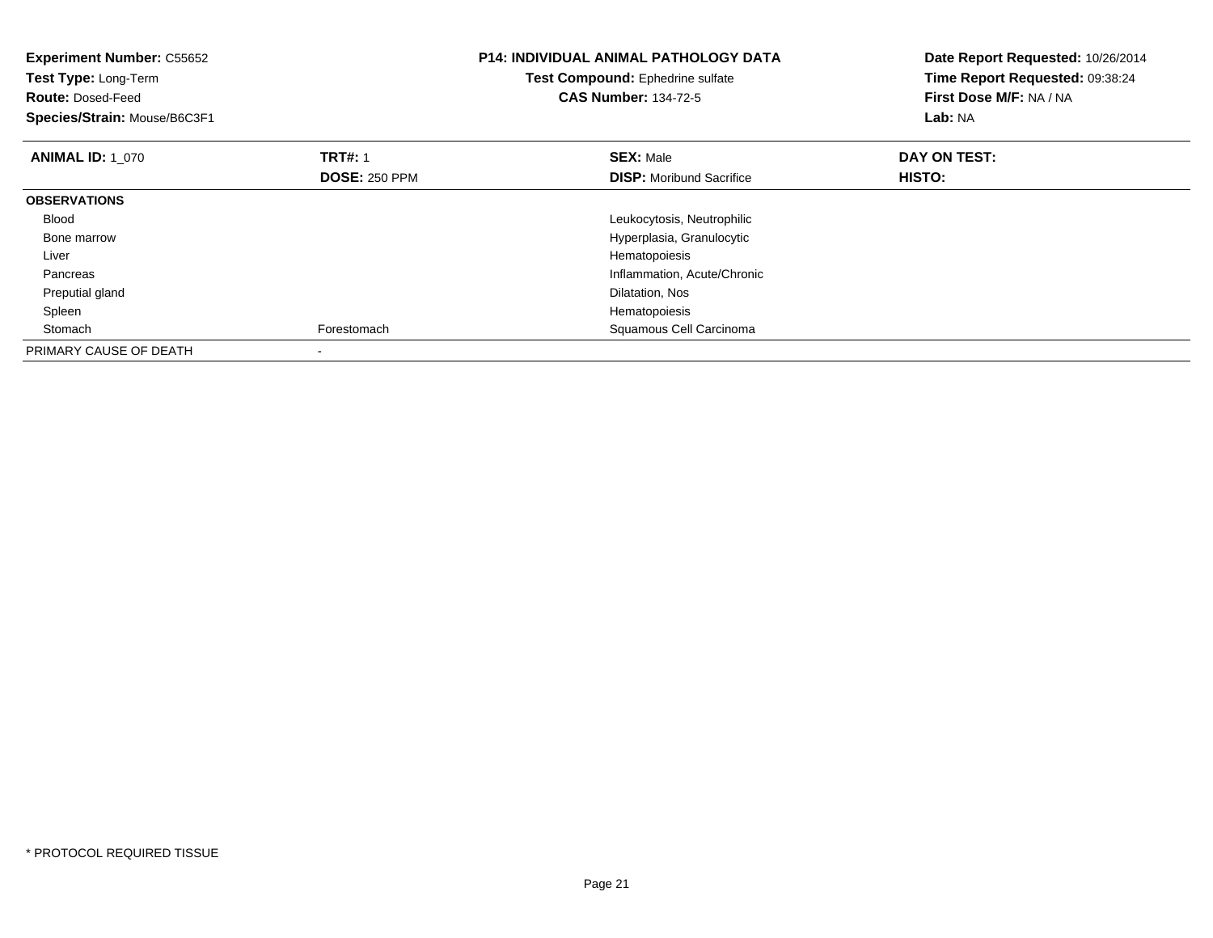**Experiment Number:** C55652
**Test Type:** Long-Term
**Route:** Dosed-Feed
**Species/Strain:** Mouse/B6C3F1

**P14: INDIVIDUAL ANIMAL PATHOLOGY DATA**
**Test Compound:** Ephedrine sulfate
**CAS Number:** 134-72-5

**Date Report Requested:** 10/26/2014
**Time Report Requested:** 09:38:24
**First Dose M/F:** NA / NA
**Lab:** NA

| **ANIMAL ID:** 1_070 | **TRT#:** 1<br>**DOSE:** 250 PPM | **SEX:** Male<br>**DISP:** Moribund Sacrifice | **DAY ON TEST:**<br>**HISTO:** |
|---|---|---|---|
| **OBSERVATIONS** | | | |
| Blood | | Leukocytosis, Neutrophilic | |
| Bone marrow | | Hyperplasia, Granulocytic | |
| Liver | | Hematopoiesis | |
| Pancreas | | Inflammation, Acute/Chronic | |
| Preputial gland | | Dilatation, Nos | |
| Spleen | | Hematopoiesis | |
| Stomach | Forestomach | Squamous Cell Carcinoma | |
| PRIMARY CAUSE OF DEATH | - | | |

* PROTOCOL REQUIRED TISSUE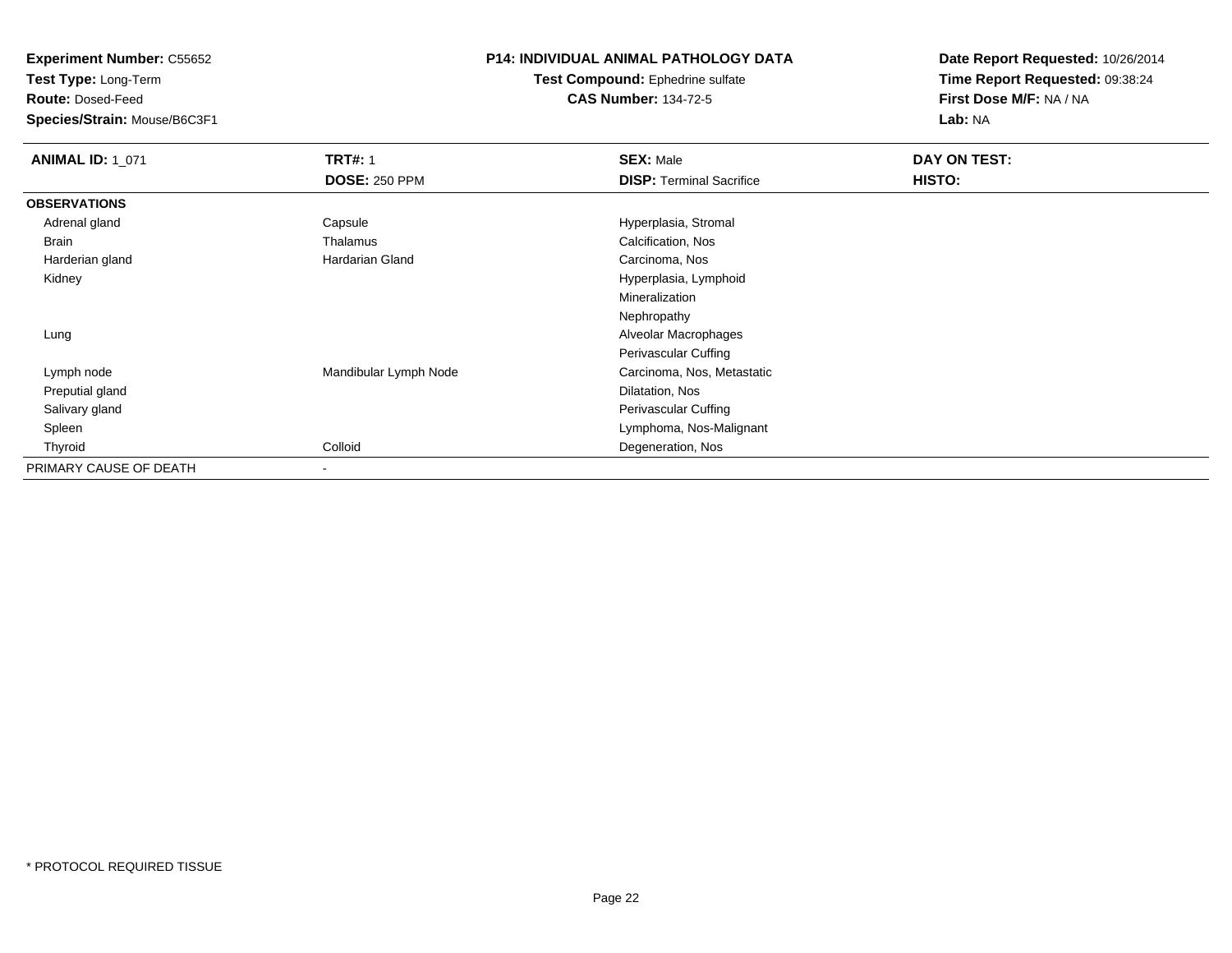**Experiment Number:** C55652
**Test Type:** Long-Term
**Route:** Dosed-Feed
**Species/Strain:** Mouse/B6C3F1

**P14: INDIVIDUAL ANIMAL PATHOLOGY DATA**
**Test Compound:** Ephedrine sulfate
**CAS Number:** 134-72-5

**Date Report Requested:** 10/26/2014
**Time Report Requested:** 09:38:24
**First Dose M/F:** NA / NA
**Lab:** NA

| **ANIMAL ID:** 1_071 | **TRT#:** 1 | **SEX:** Male | **DAY ON TEST:** |
|---|---|---|---|
| | **DOSE:** 250 PPM | **DISP:** Terminal Sacrifice | **HISTO:** |
| **OBSERVATIONS** | | | |
| Adrenal gland | Capsule | Hyperplasia, Stromal | |
| Brain | Thalamus | Calcification, Nos | |
| Harderian gland | Hardarian Gland | Carcinoma, Nos | |
| Kidney | | Hyperplasia, Lymphoid | |
| | | Mineralization | |
| | | Nephropathy | |
| Lung | | Alveolar Macrophages | |
| | | Perivascular Cuffing | |
| Lymph node | Mandibular Lymph Node | Carcinoma, Nos, Metastatic | |
| Preputial gland | | Dilatation, Nos | |
| Salivary gland | | Perivascular Cuffing | |
| Spleen | | Lymphoma, Nos-Malignant | |
| Thyroid | Colloid | Degeneration, Nos | |
| PRIMARY CAUSE OF DEATH | - | | |

* PROTOCOL REQUIRED TISSUE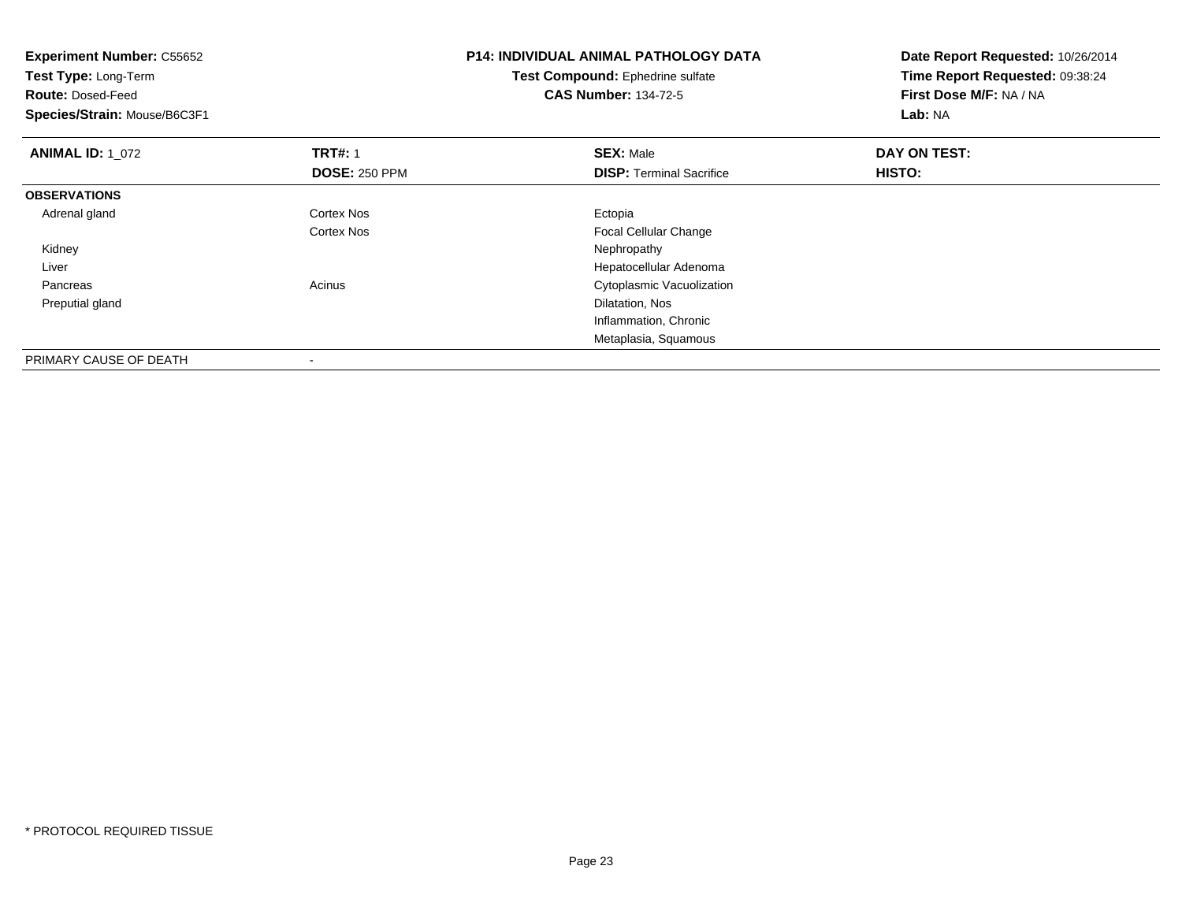**Experiment Number:** C55652
**Test Type:** Long-Term
**Route:** Dosed-Feed
**Species/Strain:** Mouse/B6C3F1

**P14: INDIVIDUAL ANIMAL PATHOLOGY DATA**
**Test Compound:** Ephedrine sulfate
**CAS Number:** 134-72-5

**Date Report Requested:** 10/26/2014
**Time Report Requested:** 09:38:24
**First Dose M/F:** NA / NA
**Lab:** NA

| **ANIMAL ID:** 1_072 | **TRT#:** 1 | **SEX:** Male | **DAY ON TEST:** |
|---|---|---|---|
| | **DOSE:** 250 PPM | **DISP:** Terminal Sacrifice | **HISTO:** |
| **OBSERVATIONS** | | | |
| Adrenal gland | Cortex Nos | Ectopia | |
| | Cortex Nos | Focal Cellular Change | |
| Kidney | | Nephropathy | |
| Liver | | Hepatocellular Adenoma | |
| Pancreas | Acinus | Cytoplasmic Vacuolization | |
| Preputial gland | | Dilatation, Nos | |
| | | Inflammation, Chronic | |
| | | Metaplasia, Squamous | |
| PRIMARY CAUSE OF DEATH | - | | |

* PROTOCOL REQUIRED TISSUE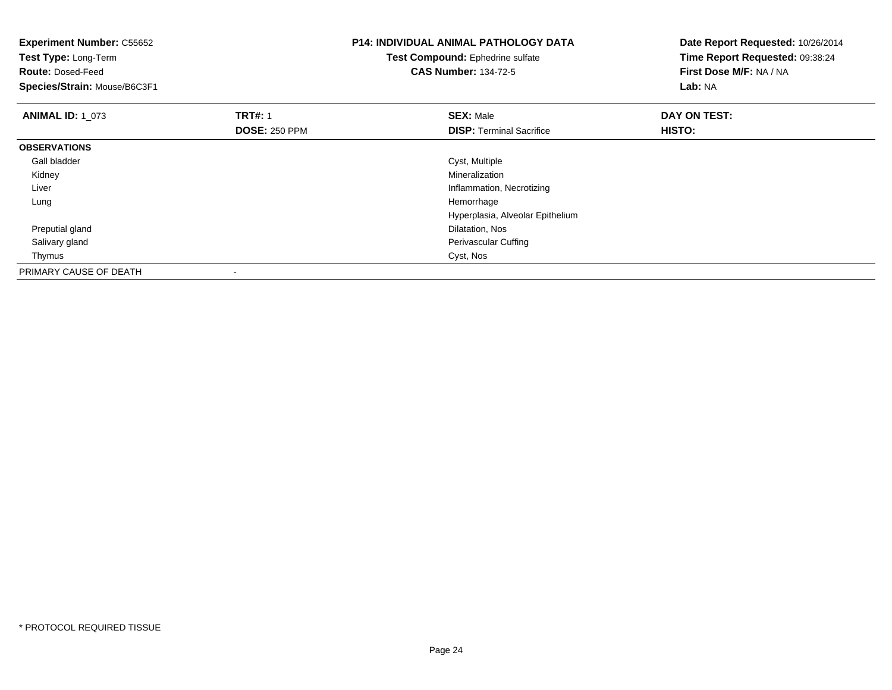**Experiment Number:** C55652
**Test Type:** Long-Term
**Route:** Dosed-Feed
**Species/Strain:** Mouse/B6C3F1

**P14: INDIVIDUAL ANIMAL PATHOLOGY DATA**
**Test Compound:** Ephedrine sulfate
**CAS Number:** 134-72-5

**Date Report Requested:** 10/26/2014
**Time Report Requested:** 09:38:24
**First Dose M/F:** NA / NA
**Lab:** NA

| **ANIMAL ID:** 1_073 | **TRT#:** 1 | **SEX:** Male | **DAY ON TEST:** |
|---|---|---|---|
| | **DOSE:** 250 PPM | **DISP:** Terminal Sacrifice | **HISTO:** |
| **OBSERVATIONS** | | | |
| Gall bladder | | Cyst, Multiple | |
| Kidney | | Mineralization | |
| Liver | | Inflammation, Necrotizing | |
| Lung | | Hemorrhage | |
| | | Hyperplasia, Alveolar Epithelium | |
| Preputial gland | | Dilatation, Nos | |
| Salivary gland | | Perivascular Cuffing | |
| Thymus | | Cyst, Nos | |
| PRIMARY CAUSE OF DEATH | - | | |

* PROTOCOL REQUIRED TISSUE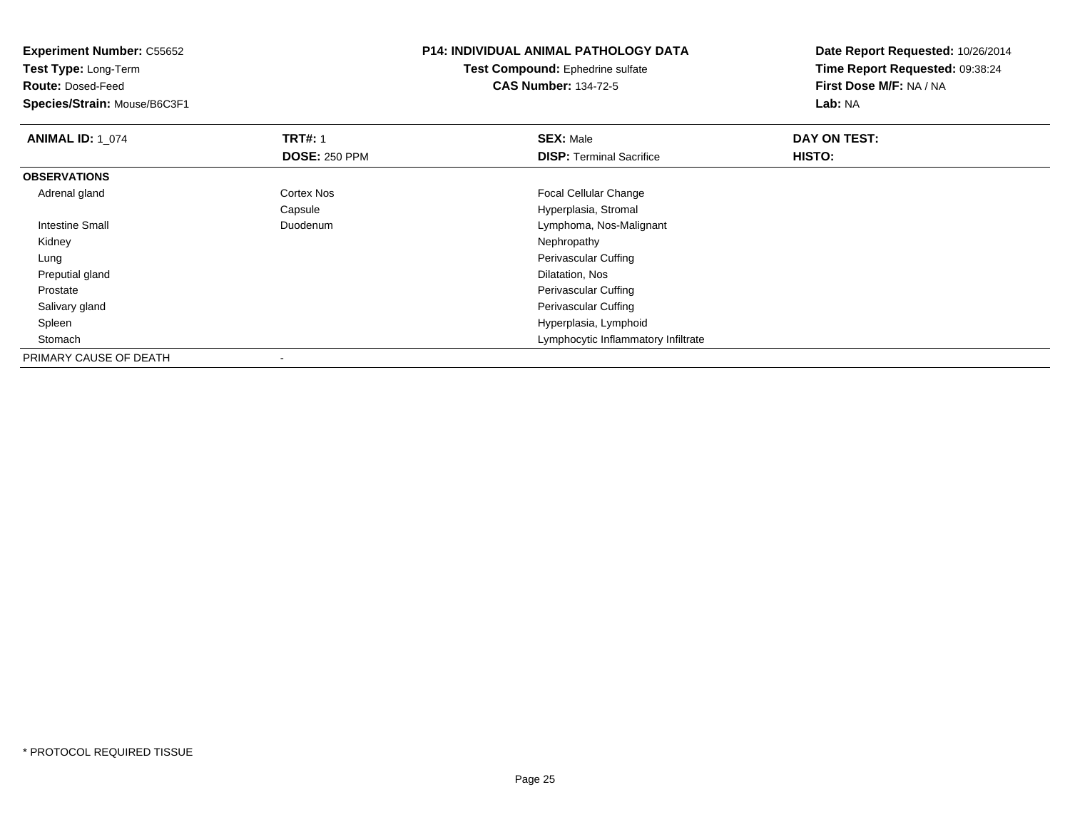**Experiment Number:** C55652
**Test Type:** Long-Term
**Route:** Dosed-Feed
**Species/Strain:** Mouse/B6C3F1

**P14: INDIVIDUAL ANIMAL PATHOLOGY DATA**
**Test Compound:** Ephedrine sulfate
**CAS Number:** 134-72-5

**Date Report Requested:** 10/26/2014
**Time Report Requested:** 09:38:24
**First Dose M/F:** NA / NA
**Lab:** NA

| **ANIMAL ID:** 1_074 | **TRT#:** 1 | **SEX:** Male | **DAY ON TEST:** |
|---|---|---|---|
| | **DOSE:** 250 PPM | **DISP:** Terminal Sacrifice | **HISTO:** |
| **OBSERVATIONS** | | | |
| Adrenal gland | Cortex Nos | Focal Cellular Change | |
| | Capsule | Hyperplasia, Stromal | |
| Intestine Small | Duodenum | Lymphoma, Nos-Malignant | |
| Kidney | | Nephropathy | |
| Lung | | Perivascular Cuffing | |
| Preputial gland | | Dilatation, Nos | |
| Prostate | | Perivascular Cuffing | |
| Salivary gland | | Perivascular Cuffing | |
| Spleen | | Hyperplasia, Lymphoid | |
| Stomach | | Lymphocytic Inflammatory Infiltrate | |
| PRIMARY CAUSE OF DEATH | - | | |

* PROTOCOL REQUIRED TISSUE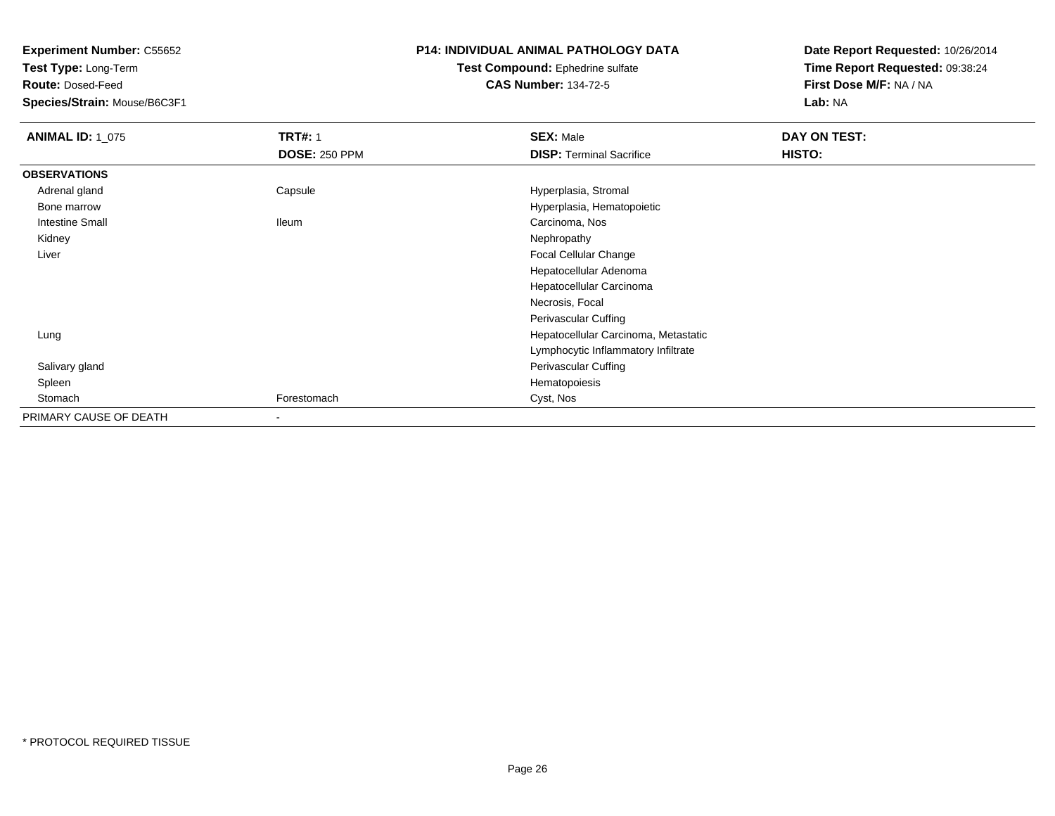**Experiment Number:** C55652
**Test Type:** Long-Term
**Route:** Dosed-Feed
**Species/Strain:** Mouse/B6C3F1

**P14: INDIVIDUAL ANIMAL PATHOLOGY DATA**
**Test Compound:** Ephedrine sulfate
**CAS Number:** 134-72-5

**Date Report Requested:** 10/26/2014
**Time Report Requested:** 09:38:24
**First Dose M/F:** NA / NA
**Lab:** NA

| **ANIMAL ID:** 1_075 | **TRT#:** 1 | **SEX:** Male | **DAY ON TEST:** |
|---|---|---|---|
| | **DOSE:** 250 PPM | **DISP:** Terminal Sacrifice | **HISTO:** |
| **OBSERVATIONS** | | | |
| Adrenal gland | Capsule | Hyperplasia, Stromal | |
| Bone marrow | | Hyperplasia, Hematopoietic | |
| Intestine Small | Ileum | Carcinoma, Nos | |
| Kidney | | Nephropathy | |
| Liver | | Focal Cellular Change | |
| | | Hepatocellular Adenoma | |
| | | Hepatocellular Carcinoma | |
| | | Necrosis, Focal | |
| | | Perivascular Cuffing | |
| Lung | | Hepatocellular Carcinoma, Metastatic | |
| | | Lymphocytic Inflammatory Infiltrate | |
| Salivary gland | | Perivascular Cuffing | |
| Spleen | | Hematopoiesis | |
| Stomach | Forestomach | Cyst, Nos | |
| PRIMARY CAUSE OF DEATH | - | | |

* PROTOCOL REQUIRED TISSUE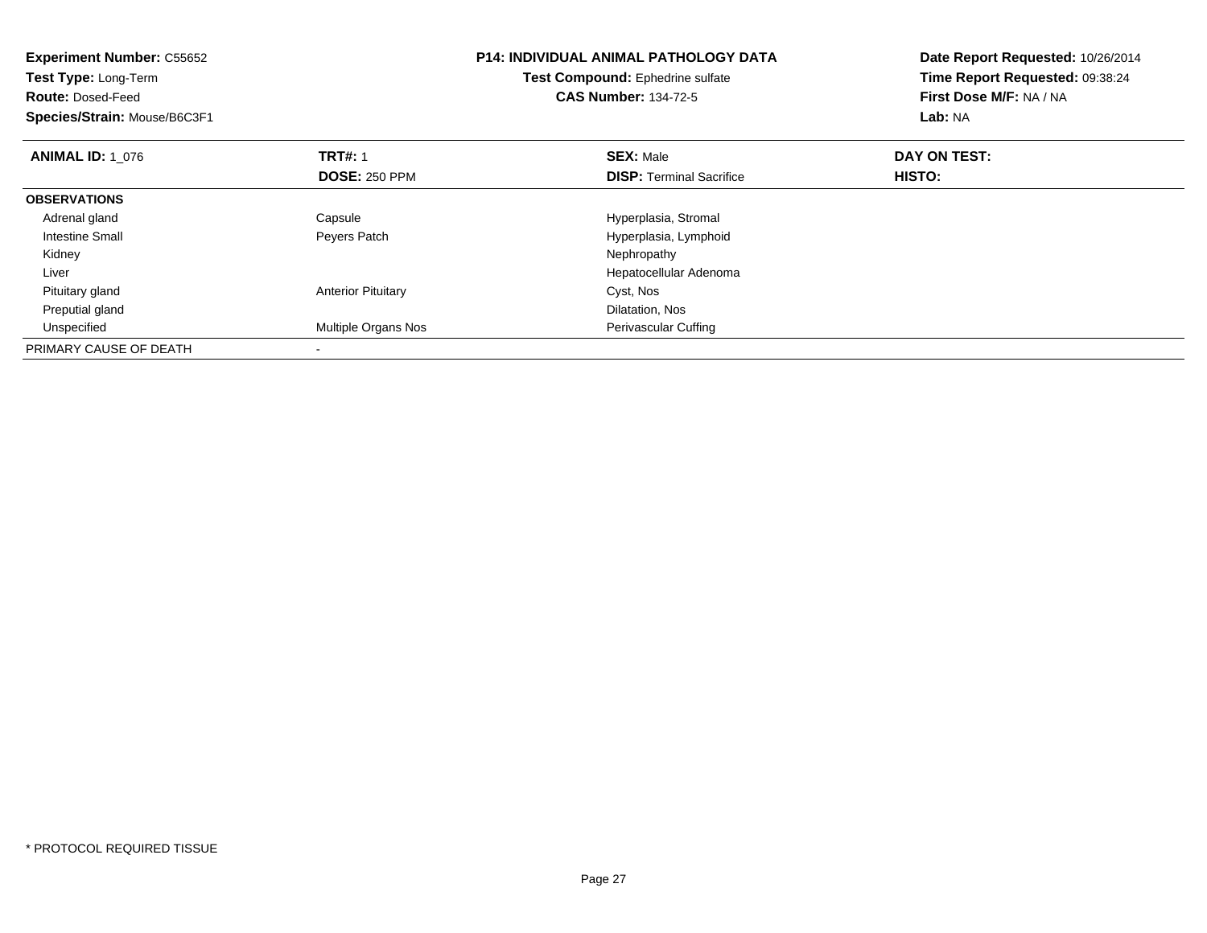**Experiment Number:** C55652
**Test Type:** Long-Term
**Route:** Dosed-Feed
**Species/Strain:** Mouse/B6C3F1

**P14: INDIVIDUAL ANIMAL PATHOLOGY DATA**
**Test Compound:** Ephedrine sulfate
**CAS Number:** 134-72-5

**Date Report Requested:** 10/26/2014
**Time Report Requested:** 09:38:24
**First Dose M/F:** NA / NA
**Lab:** NA

| **ANIMAL ID:** 1_076 | **TRT#:** 1 | **SEX:** Male | **DAY ON TEST:** |
|---|---|---|---|
| | **DOSE:** 250 PPM | **DISP:** Terminal Sacrifice | **HISTO:** |
| **OBSERVATIONS** | | | |
| Adrenal gland | Capsule | Hyperplasia, Stromal | |
| Intestine Small | Peyers Patch | Hyperplasia, Lymphoid | |
| Kidney | | Nephropathy | |
| Liver | | Hepatocellular Adenoma | |
| Pituitary gland | Anterior Pituitary | Cyst, Nos | |
| Preputial gland | | Dilatation, Nos | |
| Unspecified | Multiple Organs Nos | Perivascular Cuffing | |
| PRIMARY CAUSE OF DEATH | - | | |

* PROTOCOL REQUIRED TISSUE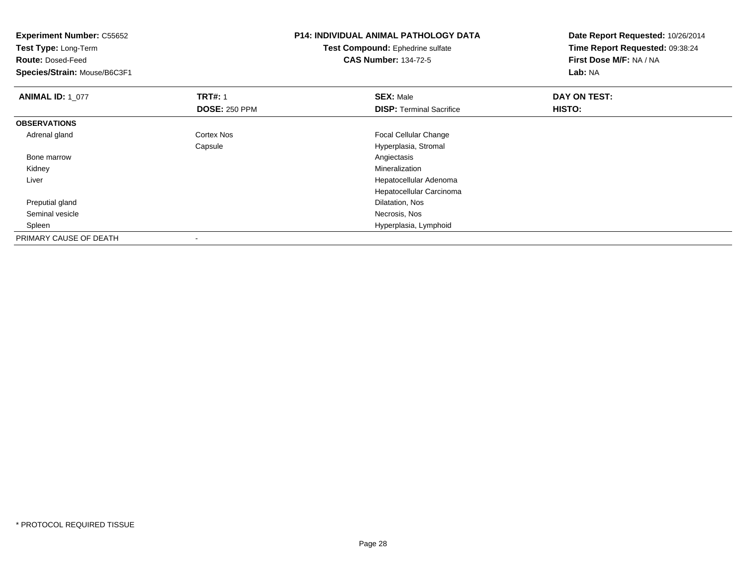**Experiment Number:** C55652
**Test Type:** Long-Term
**Route:** Dosed-Feed
**Species/Strain:** Mouse/B6C3F1

**P14: INDIVIDUAL ANIMAL PATHOLOGY DATA**
**Test Compound:** Ephedrine sulfate
**CAS Number:** 134-72-5

**Date Report Requested:** 10/26/2014
**Time Report Requested:** 09:38:24
**First Dose M/F:** NA / NA
**Lab:** NA

| **ANIMAL ID:** 1_077 | **TRT#:** 1 | **SEX:** Male | **DAY ON TEST:** |
|---|---|---|---|
| | **DOSE:** 250 PPM | **DISP:** Terminal Sacrifice | **HISTO:** |
| **OBSERVATIONS** | | | |
| Adrenal gland | Cortex Nos | Focal Cellular Change | |
| | Capsule | Hyperplasia, Stromal | |
| Bone marrow | | Angiectasis | |
| Kidney | | Mineralization | |
| Liver | | Hepatocellular Adenoma | |
| | | Hepatocellular Carcinoma | |
| Preputial gland | | Dilatation, Nos | |
| Seminal vesicle | | Necrosis, Nos | |
| Spleen | | Hyperplasia, Lymphoid | |
| PRIMARY CAUSE OF DEATH | - | | |

* PROTOCOL REQUIRED TISSUE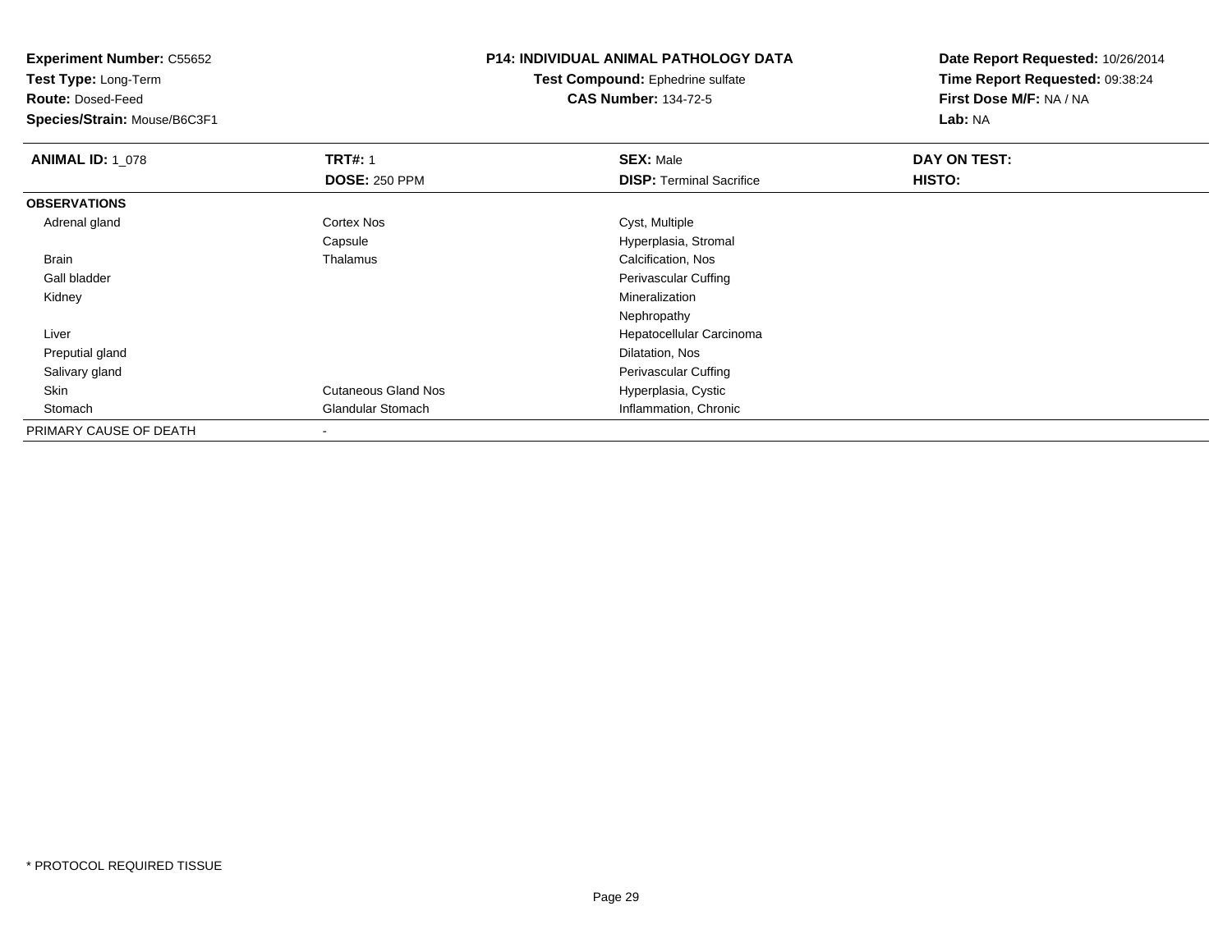**Experiment Number:** C55652
**Test Type:** Long-Term
**Route:** Dosed-Feed
**Species/Strain:** Mouse/B6C3F1

**P14: INDIVIDUAL ANIMAL PATHOLOGY DATA**
**Test Compound:** Ephedrine sulfate
**CAS Number:** 134-72-5

**Date Report Requested:** 10/26/2014
**Time Report Requested:** 09:38:24
**First Dose M/F:** NA / NA
**Lab:** NA

| **ANIMAL ID:** 1_078 | **TRT#:** 1 | **SEX:** Male | **DAY ON TEST:** |
|---|---|---|---|
| | **DOSE:** 250 PPM | **DISP:** Terminal Sacrifice | **HISTO:** |
| **OBSERVATIONS** | | | |
| Adrenal gland | Cortex Nos | Cyst, Multiple | |
| | Capsule | Hyperplasia, Stromal | |
| Brain | Thalamus | Calcification, Nos | |
| Gall bladder | | Perivascular Cuffing | |
| Kidney | | Mineralization | |
| | | Nephropathy | |
| Liver | | Hepatocellular Carcinoma | |
| Preputial gland | | Dilatation, Nos | |
| Salivary gland | | Perivascular Cuffing | |
| Skin | Cutaneous Gland Nos | Hyperplasia, Cystic | |
| Stomach | Glandular Stomach | Inflammation, Chronic | |
| PRIMARY CAUSE OF DEATH | - | | |

* PROTOCOL REQUIRED TISSUE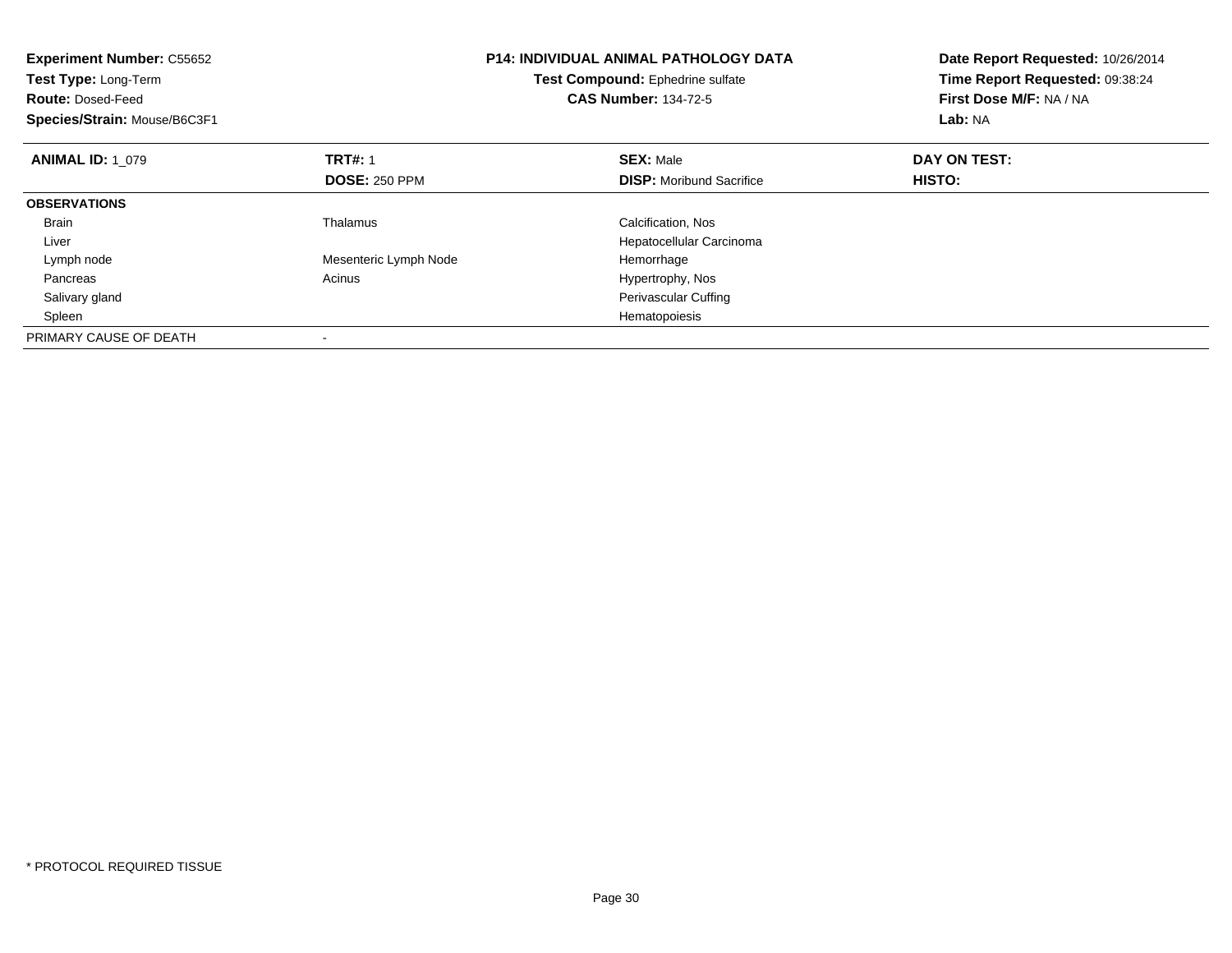**Experiment Number:** C55652
**Test Type:** Long-Term
**Route:** Dosed-Feed
**Species/Strain:** Mouse/B6C3F1

**P14: INDIVIDUAL ANIMAL PATHOLOGY DATA**
**Test Compound:** Ephedrine sulfate
**CAS Number:** 134-72-5

**Date Report Requested:** 10/26/2014
**Time Report Requested:** 09:38:24
**First Dose M/F:** NA / NA
**Lab:** NA

| **ANIMAL ID:** 1_079 | **TRT#:** 1 | **SEX:** Male | **DAY ON TEST:** |
|---|---|---|---|
| | **DOSE:** 250 PPM | **DISP:** Moribund Sacrifice | **HISTO:** |
| **OBSERVATIONS** | | | |
| Brain | Thalamus | Calcification, Nos | |
| Liver | | Hepatocellular Carcinoma | |
| Lymph node | Mesenteric Lymph Node | Hemorrhage | |
| Pancreas | Acinus | Hypertrophy, Nos | |
| Salivary gland | | Perivascular Cuffing | |
| Spleen | | Hematopoiesis | |
| PRIMARY CAUSE OF DEATH | - | | |

* PROTOCOL REQUIRED TISSUE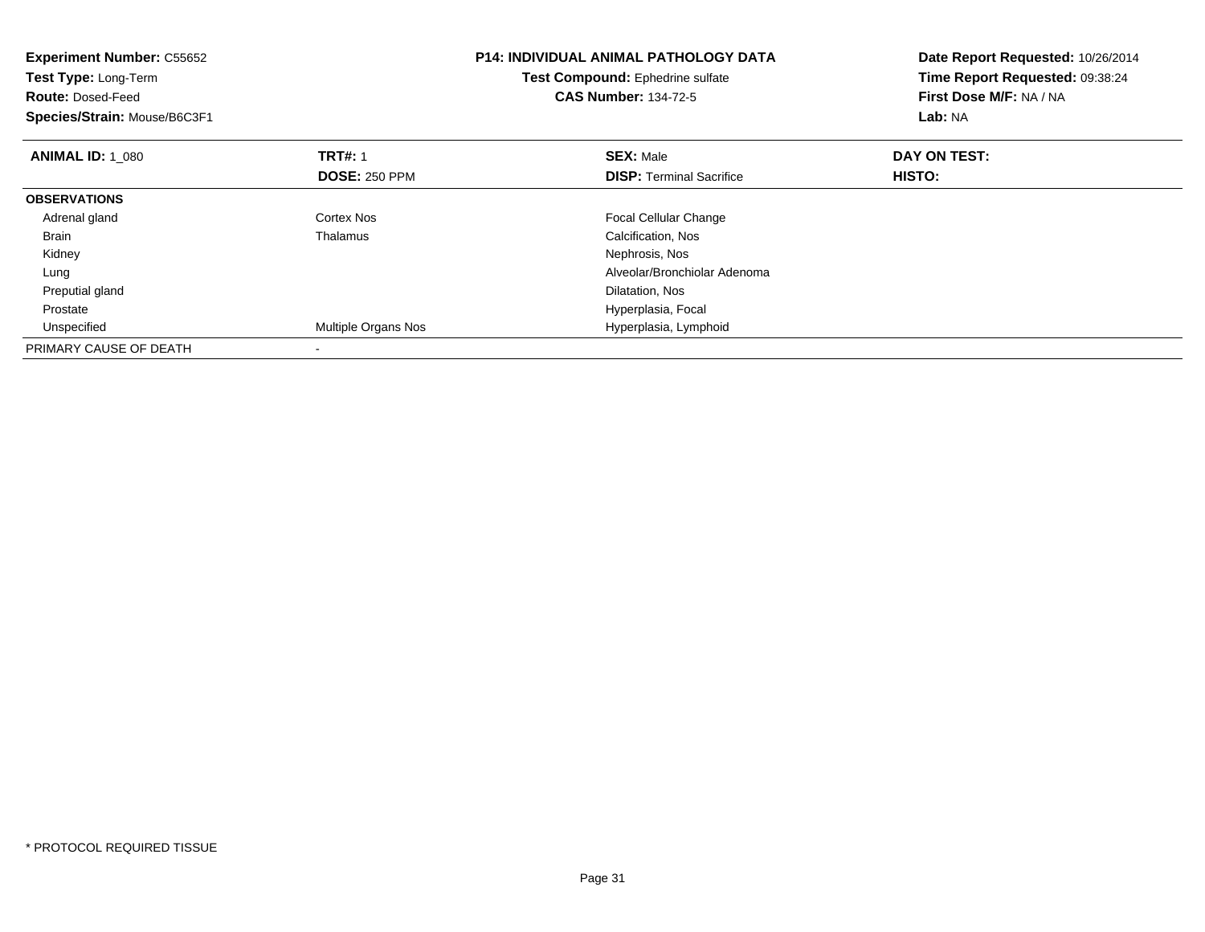**Experiment Number:** C55652
**Test Type:** Long-Term
**Route:** Dosed-Feed
**Species/Strain:** Mouse/B6C3F1

**P14: INDIVIDUAL ANIMAL PATHOLOGY DATA**
**Test Compound:** Ephedrine sulfate
**CAS Number:** 134-72-5

**Date Report Requested:** 10/26/2014
**Time Report Requested:** 09:38:24
**First Dose M/F:** NA / NA
**Lab:** NA

| **ANIMAL ID:** 1_080 | **TRT#:** 1<br>**DOSE:** 250 PPM | **SEX:** Male<br>**DISP:** Terminal Sacrifice | **DAY ON TEST:**<br>**HISTO:** |
|---|---|---|---|
| **OBSERVATIONS** | | | |
| Adrenal gland | Cortex Nos | Focal Cellular Change | |
| Brain | Thalamus | Calcification, Nos | |
| Kidney | | Nephrosis, Nos | |
| Lung | | Alveolar/Bronchiolar Adenoma | |
| Preputial gland | | Dilatation, Nos | |
| Prostate | | Hyperplasia, Focal | |
| Unspecified | Multiple Organs Nos | Hyperplasia, Lymphoid | |
| PRIMARY CAUSE OF DEATH | - | | |

* PROTOCOL REQUIRED TISSUE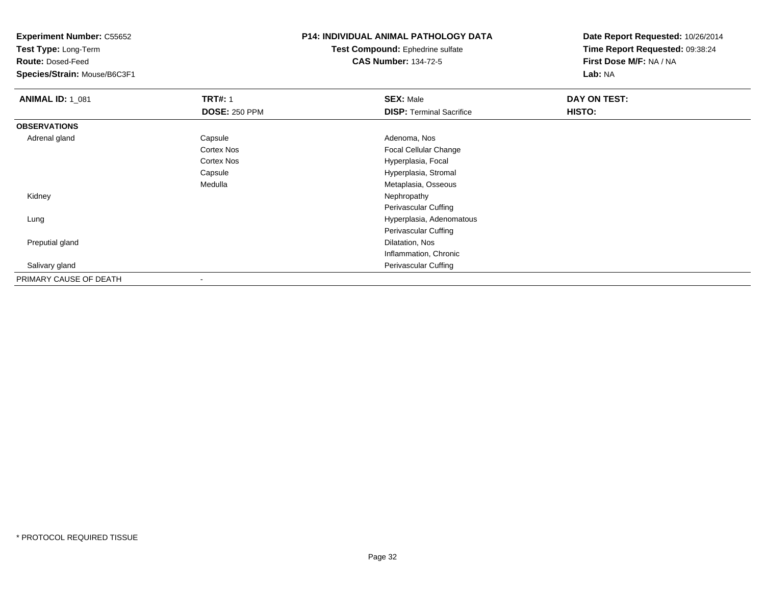**Experiment Number:** C55652
**Test Type:** Long-Term
**Route:** Dosed-Feed
**Species/Strain:** Mouse/B6C3F1

**P14: INDIVIDUAL ANIMAL PATHOLOGY DATA**
**Test Compound:** Ephedrine sulfate
**CAS Number:** 134-72-5

**Date Report Requested:** 10/26/2014
**Time Report Requested:** 09:38:24
**First Dose M/F:** NA / NA
**Lab:** NA

| **ANIMAL ID:** 1_081 | **TRT#:** 1 | **SEX:** Male | **DAY ON TEST:** |
|---|---|---|---|
| | **DOSE:** 250 PPM | **DISP:** Terminal Sacrifice | **HISTO:** |
| **OBSERVATIONS** | | | |
| Adrenal gland | Capsule | Adenoma, Nos | |
| | Cortex Nos | Focal Cellular Change | |
| | Cortex Nos | Hyperplasia, Focal | |
| | Capsule | Hyperplasia, Stromal | |
| | Medulla | Metaplasia, Osseous | |
| Kidney | | Nephropathy | |
| | | Perivascular Cuffing | |
| Lung | | Hyperplasia, Adenomatous | |
| | | Perivascular Cuffing | |
| Preputial gland | | Dilatation, Nos | |
| | | Inflammation, Chronic | |
| Salivary gland | | Perivascular Cuffing | |
| PRIMARY CAUSE OF DEATH | - | | |

* PROTOCOL REQUIRED TISSUE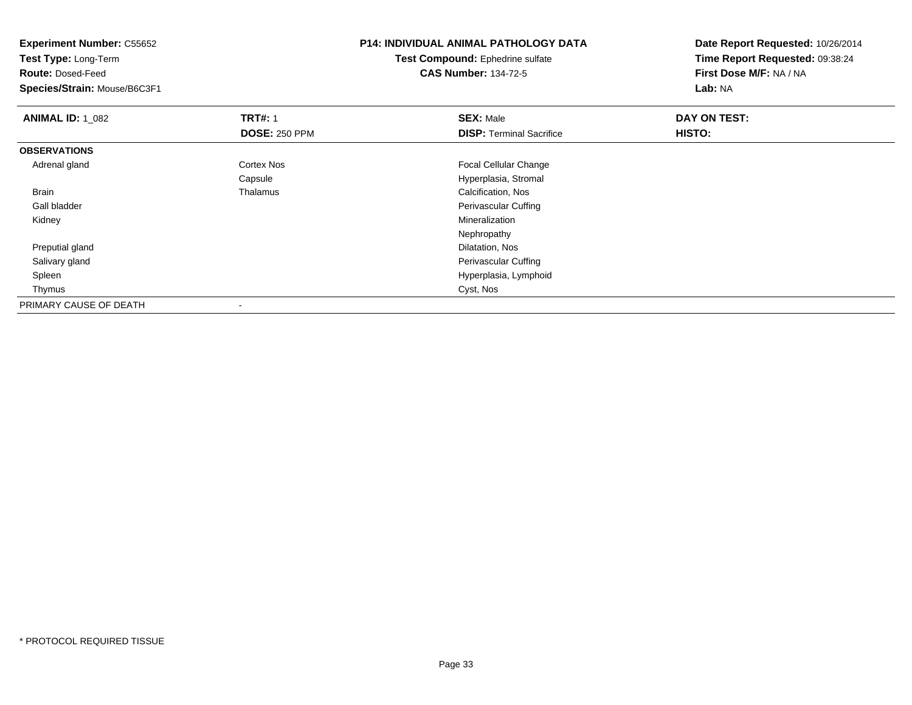**Experiment Number:** C55652
**Test Type:** Long-Term
**Route:** Dosed-Feed
**Species/Strain:** Mouse/B6C3F1

**P14: INDIVIDUAL ANIMAL PATHOLOGY DATA**
**Test Compound:** Ephedrine sulfate
**CAS Number:** 134-72-5

**Date Report Requested:** 10/26/2014
**Time Report Requested:** 09:38:24
**First Dose M/F:** NA / NA
**Lab:** NA

| **ANIMAL ID:** 1_082 | **TRT#:** 1 | **SEX:** Male | **DAY ON TEST:** |
|---|---|---|---|
| | **DOSE:** 250 PPM | **DISP:** Terminal Sacrifice | **HISTO:** |
| **OBSERVATIONS** | | | |
| Adrenal gland | Cortex Nos | Focal Cellular Change | |
| | Capsule | Hyperplasia, Stromal | |
| Brain | Thalamus | Calcification, Nos | |
| Gall bladder | | Perivascular Cuffing | |
| Kidney | | Mineralization | |
| | | Nephropathy | |
| Preputial gland | | Dilatation, Nos | |
| Salivary gland | | Perivascular Cuffing | |
| Spleen | | Hyperplasia, Lymphoid | |
| Thymus | | Cyst, Nos | |
| PRIMARY CAUSE OF DEATH | - | | |

* PROTOCOL REQUIRED TISSUE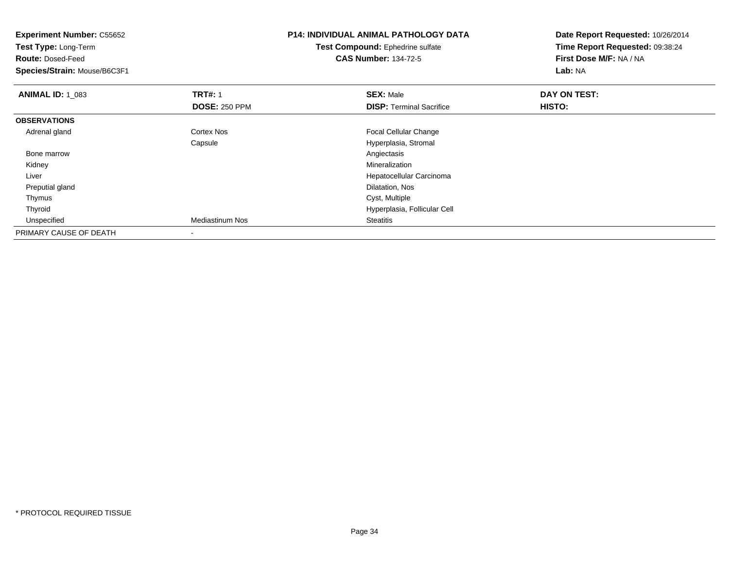**Experiment Number:** C55652
**Test Type:** Long-Term
**Route:** Dosed-Feed
**Species/Strain:** Mouse/B6C3F1

**P14: INDIVIDUAL ANIMAL PATHOLOGY DATA**
**Test Compound:** Ephedrine sulfate
**CAS Number:** 134-72-5

**Date Report Requested:** 10/26/2014
**Time Report Requested:** 09:38:24
**First Dose M/F:** NA / NA
**Lab:** NA

| **ANIMAL ID:** 1_083 | **TRT#:** 1 | **SEX:** Male | **DAY ON TEST:** |
|---|---|---|---|
| | **DOSE:** 250 PPM | **DISP:** Terminal Sacrifice | **HISTO:** |
| **OBSERVATIONS** | | | |
| Adrenal gland | Cortex Nos | Focal Cellular Change | |
| | Capsule | Hyperplasia, Stromal | |
| Bone marrow | | Angiectasis | |
| Kidney | | Mineralization | |
| Liver | | Hepatocellular Carcinoma | |
| Preputial gland | | Dilatation, Nos | |
| Thymus | | Cyst, Multiple | |
| Thyroid | | Hyperplasia, Follicular Cell | |
| Unspecified | Mediastinum Nos | Steatitis | |
| PRIMARY CAUSE OF DEATH | - | | |

* PROTOCOL REQUIRED TISSUE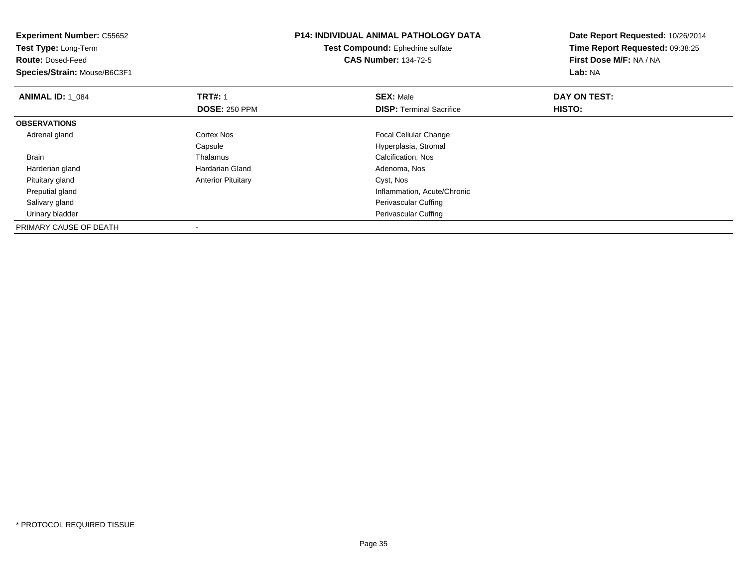**Experiment Number:** C55652
**Test Type:** Long-Term
**Route:** Dosed-Feed
**Species/Strain:** Mouse/B6C3F1

**P14: INDIVIDUAL ANIMAL PATHOLOGY DATA**
**Test Compound:** Ephedrine sulfate
**CAS Number:** 134-72-5

**Date Report Requested:** 10/26/2014
**Time Report Requested:** 09:38:25
**First Dose M/F:** NA / NA
**Lab:** NA

| **ANIMAL ID:** 1_084 | **TRT#:** 1 | **SEX:** Male | **DAY ON TEST:** |
|---|---|---|---|
| | **DOSE:** 250 PPM | **DISP:** Terminal Sacrifice | **HISTO:** |
| **OBSERVATIONS** | | | |
| Adrenal gland | Cortex Nos | Focal Cellular Change | |
| | Capsule | Hyperplasia, Stromal | |
| Brain | Thalamus | Calcification, Nos | |
| Harderian gland | Hardarian Gland | Adenoma, Nos | |
| Pituitary gland | Anterior Pituitary | Cyst, Nos | |
| Preputial gland | | Inflammation, Acute/Chronic | |
| Salivary gland | | Perivascular Cuffing | |
| Urinary bladder | | Perivascular Cuffing | |
| PRIMARY CAUSE OF DEATH | - | | |

* PROTOCOL REQUIRED TISSUE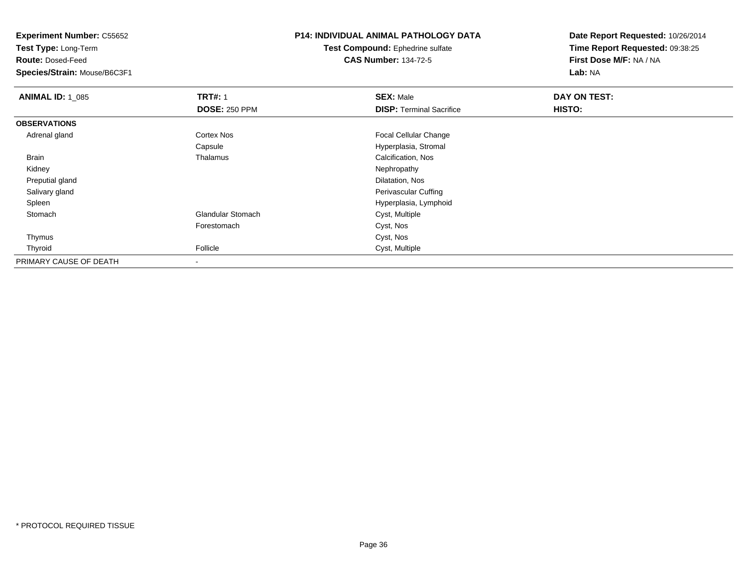**Experiment Number:** C55652
**Test Type:** Long-Term
**Route:** Dosed-Feed
**Species/Strain:** Mouse/B6C3F1

**P14: INDIVIDUAL ANIMAL PATHOLOGY DATA**
**Test Compound:** Ephedrine sulfate
**CAS Number:** 134-72-5

**Date Report Requested:** 10/26/2014
**Time Report Requested:** 09:38:25
**First Dose M/F:** NA / NA
**Lab:** NA

| **ANIMAL ID:** 1_085 | **TRT#:** 1 | **SEX:** Male | **DAY ON TEST:** |
|---|---|---|---|
| | **DOSE:** 250 PPM | **DISP:** Terminal Sacrifice | **HISTO:** |
| **OBSERVATIONS** | | | |
| Adrenal gland | Cortex Nos | Focal Cellular Change | |
| | Capsule | Hyperplasia, Stromal | |
| Brain | Thalamus | Calcification, Nos | |
| Kidney | | Nephropathy | |
| Preputial gland | | Dilatation, Nos | |
| Salivary gland | | Perivascular Cuffing | |
| Spleen | | Hyperplasia, Lymphoid | |
| Stomach | Glandular Stomach | Cyst, Multiple | |
| | Forestomach | Cyst, Nos | |
| Thymus | | Cyst, Nos | |
| Thyroid | Follicle | Cyst, Multiple | |
| PRIMARY CAUSE OF DEATH | - | | |

* PROTOCOL REQUIRED TISSUE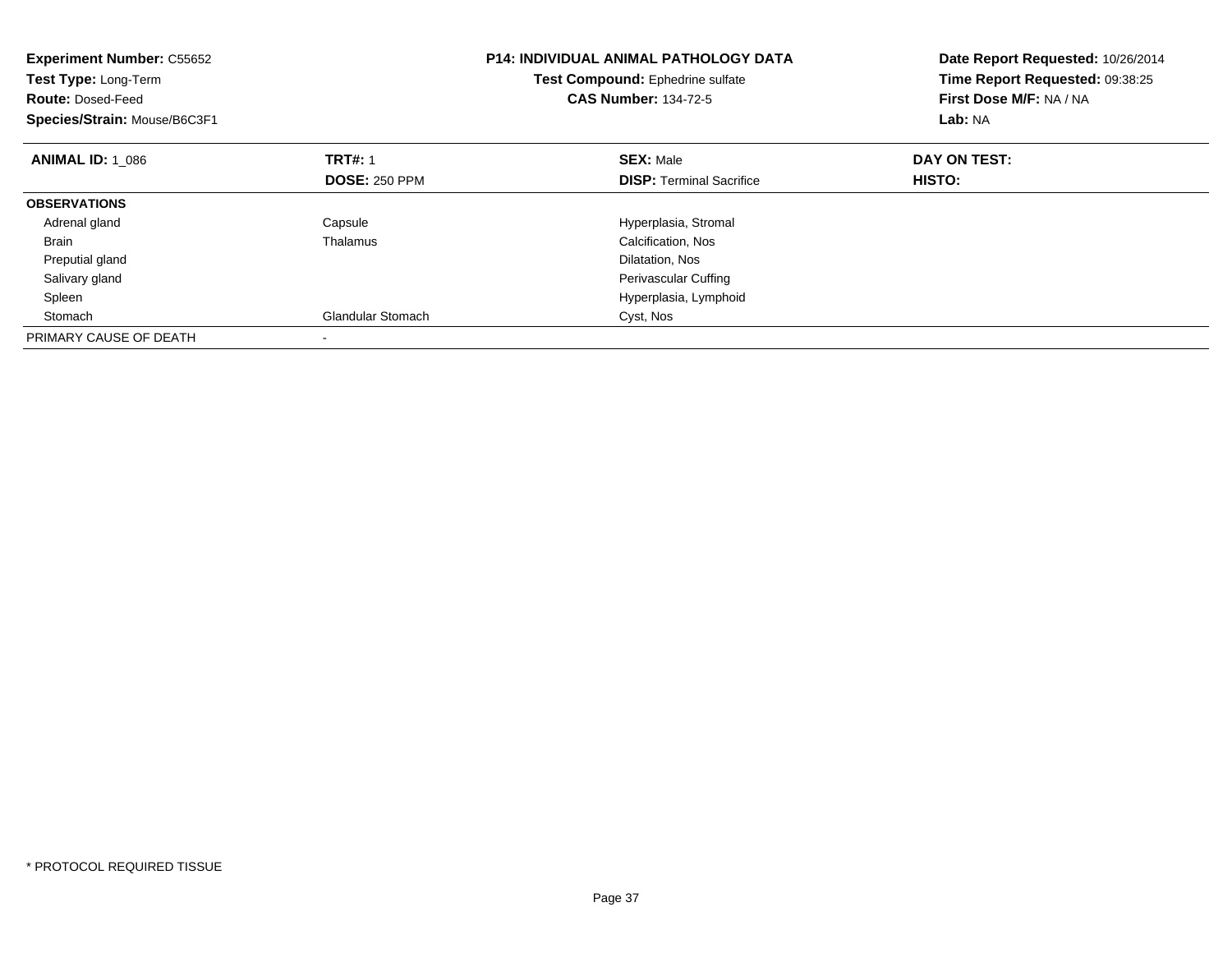**Experiment Number:** C55652
**Test Type:** Long-Term
**Route:** Dosed-Feed
**Species/Strain:** Mouse/B6C3F1

**P14: INDIVIDUAL ANIMAL PATHOLOGY DATA**
**Test Compound:** Ephedrine sulfate
**CAS Number:** 134-72-5

**Date Report Requested:** 10/26/2014
**Time Report Requested:** 09:38:25
**First Dose M/F:** NA / NA
**Lab:** NA

| **ANIMAL ID:** 1_086 | **TRT#:** 1 | **SEX:** Male | **DAY ON TEST:** |
|---|---|---|---|
| | **DOSE:** 250 PPM | **DISP:** Terminal Sacrifice | **HISTO:** |
| **OBSERVATIONS** | | | |
| Adrenal gland | Capsule | Hyperplasia, Stromal | |
| Brain | Thalamus | Calcification, Nos | |
| Preputial gland | | Dilatation, Nos | |
| Salivary gland | | Perivascular Cuffing | |
| Spleen | | Hyperplasia, Lymphoid | |
| Stomach | Glandular Stomach | Cyst, Nos | |
| PRIMARY CAUSE OF DEATH | - | | |

* PROTOCOL REQUIRED TISSUE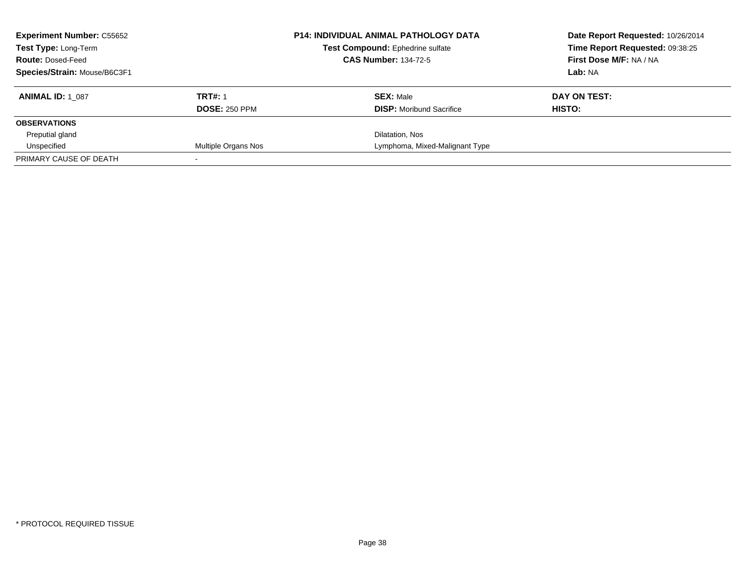**Experiment Number:** C55652
**Test Type:** Long-Term
**Route:** Dosed-Feed
**Species/Strain:** Mouse/B6C3F1

**P14: INDIVIDUAL ANIMAL PATHOLOGY DATA**
**Test Compound:** Ephedrine sulfate
**CAS Number:** 134-72-5

**Date Report Requested:** 10/26/2014
**Time Report Requested:** 09:38:25
**First Dose M/F:** NA / NA
**Lab:** NA

| **ANIMAL ID:** 1_087 | **TRT#:** 1 | **SEX:** Male | **DAY ON TEST:** |
|---|---|---|---|
| | **DOSE:** 250 PPM | **DISP:** Moribund Sacrifice | **HISTO:** |
| **OBSERVATIONS** | | | |
| Preputial gland | | Dilatation, Nos | |
| Unspecified | Multiple Organs Nos | Lymphoma, Mixed-Malignant Type | |
| PRIMARY CAUSE OF DEATH | - | | |

* PROTOCOL REQUIRED TISSUE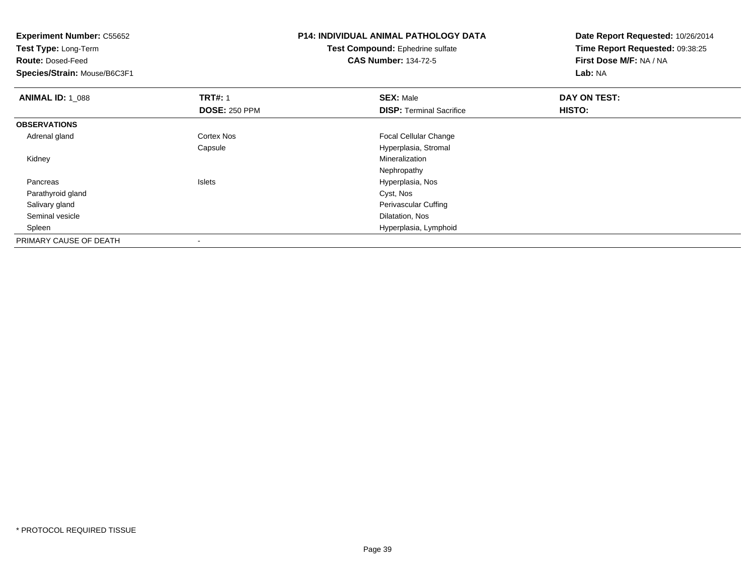**Experiment Number:** C55652
**Test Type:** Long-Term
**Route:** Dosed-Feed
**Species/Strain:** Mouse/B6C3F1

**P14: INDIVIDUAL ANIMAL PATHOLOGY DATA**
**Test Compound:** Ephedrine sulfate
**CAS Number:** 134-72-5

**Date Report Requested:** 10/26/2014
**Time Report Requested:** 09:38:25
**First Dose M/F:** NA / NA
**Lab:** NA

| **ANIMAL ID:** 1_088 | **TRT#:** 1 | **SEX:** Male | **DAY ON TEST:** |
|---|---|---|---|
| | **DOSE:** 250 PPM | **DISP:** Terminal Sacrifice | **HISTO:** |
| **OBSERVATIONS** | | | |
| Adrenal gland | Cortex Nos | Focal Cellular Change | |
| | Capsule | Hyperplasia, Stromal | |
| Kidney | | Mineralization | |
| | | Nephropathy | |
| Pancreas | Islets | Hyperplasia, Nos | |
| Parathyroid gland | | Cyst, Nos | |
| Salivary gland | | Perivascular Cuffing | |
| Seminal vesicle | | Dilatation, Nos | |
| Spleen | | Hyperplasia, Lymphoid | |
| PRIMARY CAUSE OF DEATH | - | | |

* PROTOCOL REQUIRED TISSUE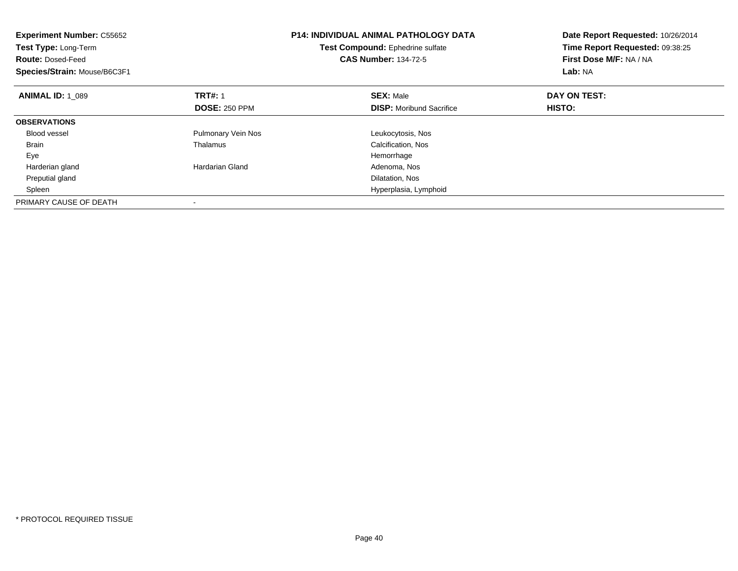**Experiment Number:** C55652
**Test Type:** Long-Term
**Route:** Dosed-Feed
**Species/Strain:** Mouse/B6C3F1

**P14: INDIVIDUAL ANIMAL PATHOLOGY DATA**
**Test Compound:** Ephedrine sulfate
**CAS Number:** 134-72-5

**Date Report Requested:** 10/26/2014
**Time Report Requested:** 09:38:25
**First Dose M/F:** NA / NA
**Lab:** NA

| **ANIMAL ID:** 1_089 | **TRT#:** 1 | **SEX:** Male | **DAY ON TEST:** |
|---|---|---|---|
| | **DOSE:** 250 PPM | **DISP:** Moribund Sacrifice | **HISTO:** |
| **OBSERVATIONS** | | | |
| Blood vessel | Pulmonary Vein Nos | Leukocytosis, Nos | |
| Brain | Thalamus | Calcification, Nos | |
| Eye | | Hemorrhage | |
| Harderian gland | Hardarian Gland | Adenoma, Nos | |
| Preputial gland | | Dilatation, Nos | |
| Spleen | | Hyperplasia, Lymphoid | |
| PRIMARY CAUSE OF DEATH | - | | |

* PROTOCOL REQUIRED TISSUE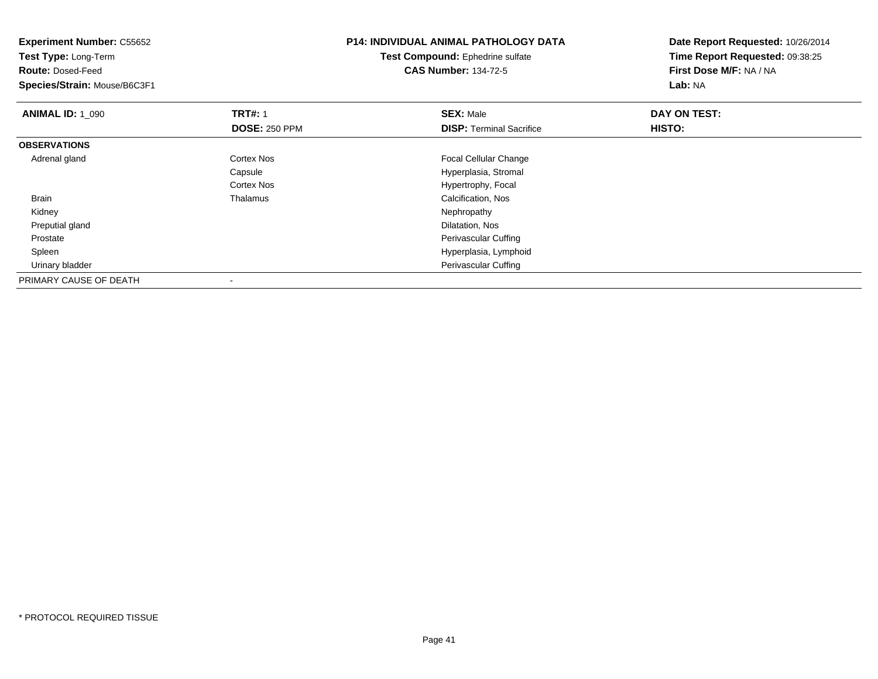**Experiment Number:** C55652
**Test Type:** Long-Term
**Route:** Dosed-Feed
**Species/Strain:** Mouse/B6C3F1

**P14: INDIVIDUAL ANIMAL PATHOLOGY DATA**
**Test Compound:** Ephedrine sulfate
**CAS Number:** 134-72-5

**Date Report Requested:** 10/26/2014
**Time Report Requested:** 09:38:25
**First Dose M/F:** NA / NA
**Lab:** NA

| **ANIMAL ID:** 1_090 | **TRT#:** 1 | **SEX:** Male | **DAY ON TEST:** |
|---|---|---|---|
| | **DOSE:** 250 PPM | **DISP:** Terminal Sacrifice | **HISTO:** |
| **OBSERVATIONS** | | | |
| Adrenal gland | Cortex Nos | Focal Cellular Change | |
| | Capsule | Hyperplasia, Stromal | |
| | Cortex Nos | Hypertrophy, Focal | |
| Brain | Thalamus | Calcification, Nos | |
| Kidney | | Nephropathy | |
| Preputial gland | | Dilatation, Nos | |
| Prostate | | Perivascular Cuffing | |
| Spleen | | Hyperplasia, Lymphoid | |
| Urinary bladder | | Perivascular Cuffing | |
| PRIMARY CAUSE OF DEATH | - | | |

\* PROTOCOL REQUIRED TISSUE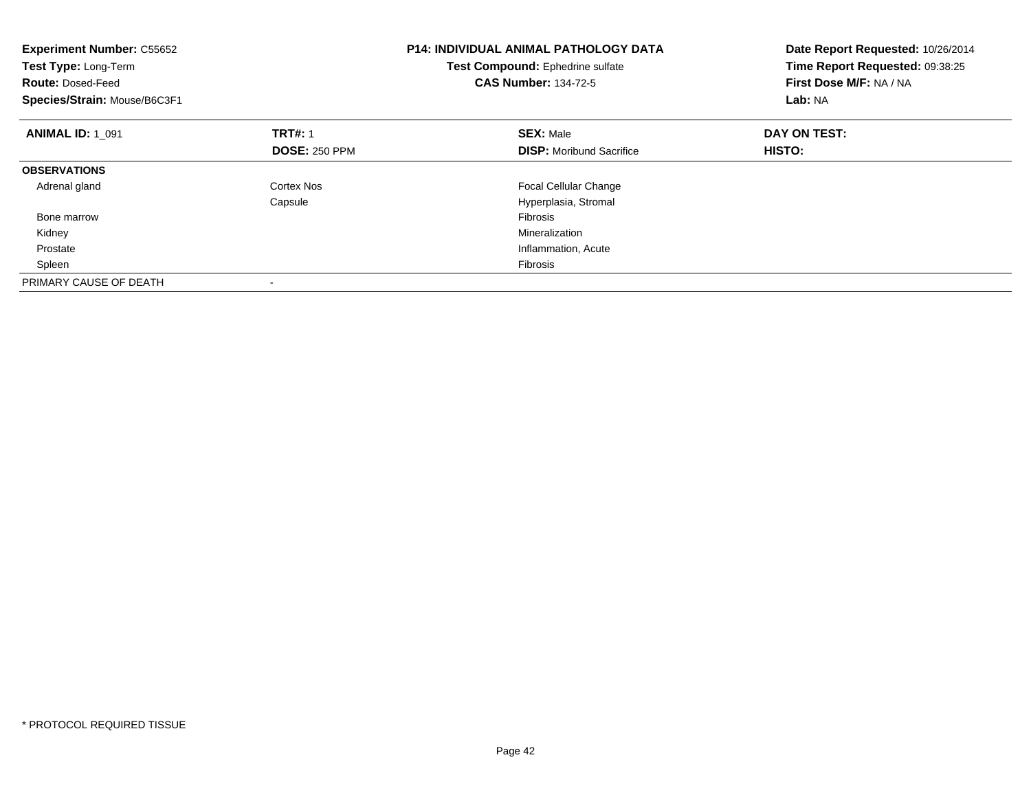**Experiment Number:** C55652
**Test Type:** Long-Term
**Route:** Dosed-Feed
**Species/Strain:** Mouse/B6C3F1

**P14: INDIVIDUAL ANIMAL PATHOLOGY DATA**
**Test Compound:** Ephedrine sulfate
**CAS Number:** 134-72-5

**Date Report Requested:** 10/26/2014
**Time Report Requested:** 09:38:25
**First Dose M/F:** NA / NA
**Lab:** NA

| **ANIMAL ID:** 1_091 | **TRT#:** 1 | **SEX:** Male | **DAY ON TEST:** |
|---|---|---|---|
| | **DOSE:** 250 PPM | **DISP:** Moribund Sacrifice | **HISTO:** |
| **OBSERVATIONS** | | | |
| Adrenal gland | Cortex Nos | Focal Cellular Change | |
| | Capsule | Hyperplasia, Stromal | |
| Bone marrow | | Fibrosis | |
| Kidney | | Mineralization | |
| Prostate | | Inflammation, Acute | |
| Spleen | | Fibrosis | |
| PRIMARY CAUSE OF DEATH | - | | |

* PROTOCOL REQUIRED TISSUE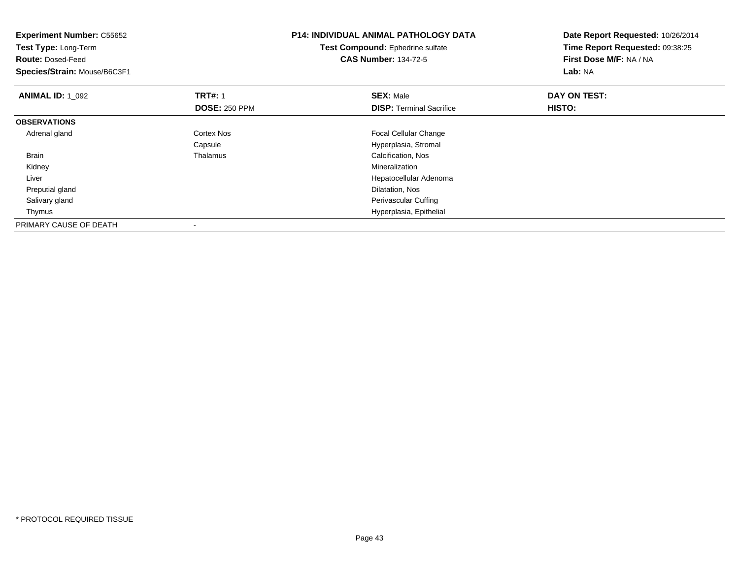**Experiment Number:** C55652
**Test Type:** Long-Term
**Route:** Dosed-Feed
**Species/Strain:** Mouse/B6C3F1

**P14: INDIVIDUAL ANIMAL PATHOLOGY DATA**
**Test Compound:** Ephedrine sulfate
**CAS Number:** 134-72-5

**Date Report Requested:** 10/26/2014
**Time Report Requested:** 09:38:25
**First Dose M/F:** NA / NA
**Lab:** NA

| **ANIMAL ID:** 1_092 | **TRT#:** 1 | **SEX:** Male | **DAY ON TEST:** |
|---|---|---|---|
| | **DOSE:** 250 PPM | **DISP:** Terminal Sacrifice | **HISTO:** |
| **OBSERVATIONS** | | | |
| Adrenal gland | Cortex Nos | Focal Cellular Change | |
| | Capsule | Hyperplasia, Stromal | |
| Brain | Thalamus | Calcification, Nos | |
| Kidney | | Mineralization | |
| Liver | | Hepatocellular Adenoma | |
| Preputial gland | | Dilatation, Nos | |
| Salivary gland | | Perivascular Cuffing | |
| Thymus | | Hyperplasia, Epithelial | |
| PRIMARY CAUSE OF DEATH | - | | |

* PROTOCOL REQUIRED TISSUE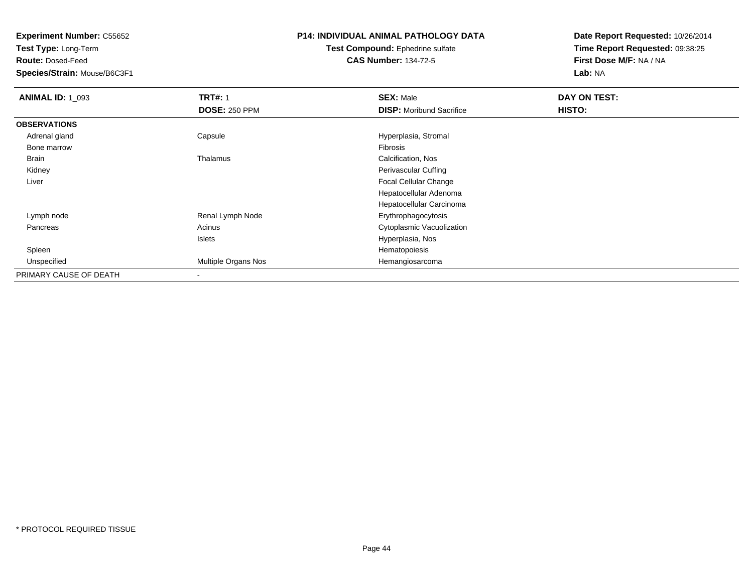**Experiment Number:** C55652
**Test Type:** Long-Term
**Route:** Dosed-Feed
**Species/Strain:** Mouse/B6C3F1

**P14: INDIVIDUAL ANIMAL PATHOLOGY DATA**
**Test Compound:** Ephedrine sulfate
**CAS Number:** 134-72-5

**Date Report Requested:** 10/26/2014
**Time Report Requested:** 09:38:25
**First Dose M/F:** NA / NA
**Lab:** NA

| **ANIMAL ID:** 1_093 | **TRT#:** 1 | **SEX:** Male | **DAY ON TEST:** |
|---|---|---|---|
| | **DOSE:** 250 PPM | **DISP:** Moribund Sacrifice | **HISTO:** |
| **OBSERVATIONS** | | | |
| Adrenal gland | Capsule | Hyperplasia, Stromal | |
| Bone marrow | | Fibrosis | |
| Brain | Thalamus | Calcification, Nos | |
| Kidney | | Perivascular Cuffing | |
| Liver | | Focal Cellular Change | |
| | | Hepatocellular Adenoma | |
| | | Hepatocellular Carcinoma | |
| Lymph node | Renal Lymph Node | Erythrophagocytosis | |
| Pancreas | Acinus | Cytoplasmic Vacuolization | |
| | Islets | Hyperplasia, Nos | |
| Spleen | | Hematopoiesis | |
| Unspecified | Multiple Organs Nos | Hemangiosarcoma | |
| PRIMARY CAUSE OF DEATH | - | | |

* PROTOCOL REQUIRED TISSUE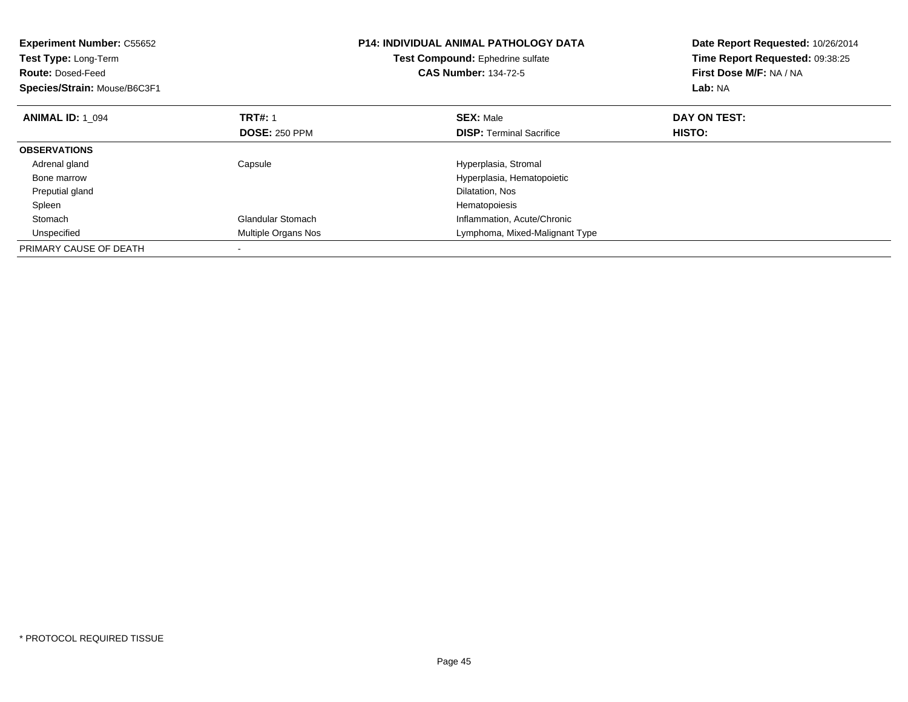**Experiment Number:** C55652
**Test Type:** Long-Term
**Route:** Dosed-Feed
**Species/Strain:** Mouse/B6C3F1

**P14: INDIVIDUAL ANIMAL PATHOLOGY DATA**
**Test Compound:** Ephedrine sulfate
**CAS Number:** 134-72-5

**Date Report Requested:** 10/26/2014
**Time Report Requested:** 09:38:25
**First Dose M/F:** NA / NA
**Lab:** NA

| **ANIMAL ID:** 1_094 | **TRT#:** 1 | **SEX:** Male | **DAY ON TEST:** |
|---|---|---|---|
| | **DOSE:** 250 PPM | **DISP:** Terminal Sacrifice | **HISTO:** |
| **OBSERVATIONS** | | | |
| Adrenal gland | Capsule | Hyperplasia, Stromal | |
| Bone marrow | | Hyperplasia, Hematopoietic | |
| Preputial gland | | Dilatation, Nos | |
| Spleen | | Hematopoiesis | |
| Stomach | Glandular Stomach | Inflammation, Acute/Chronic | |
| Unspecified | Multiple Organs Nos | Lymphoma, Mixed-Malignant Type | |
| PRIMARY CAUSE OF DEATH | - | | |

* PROTOCOL REQUIRED TISSUE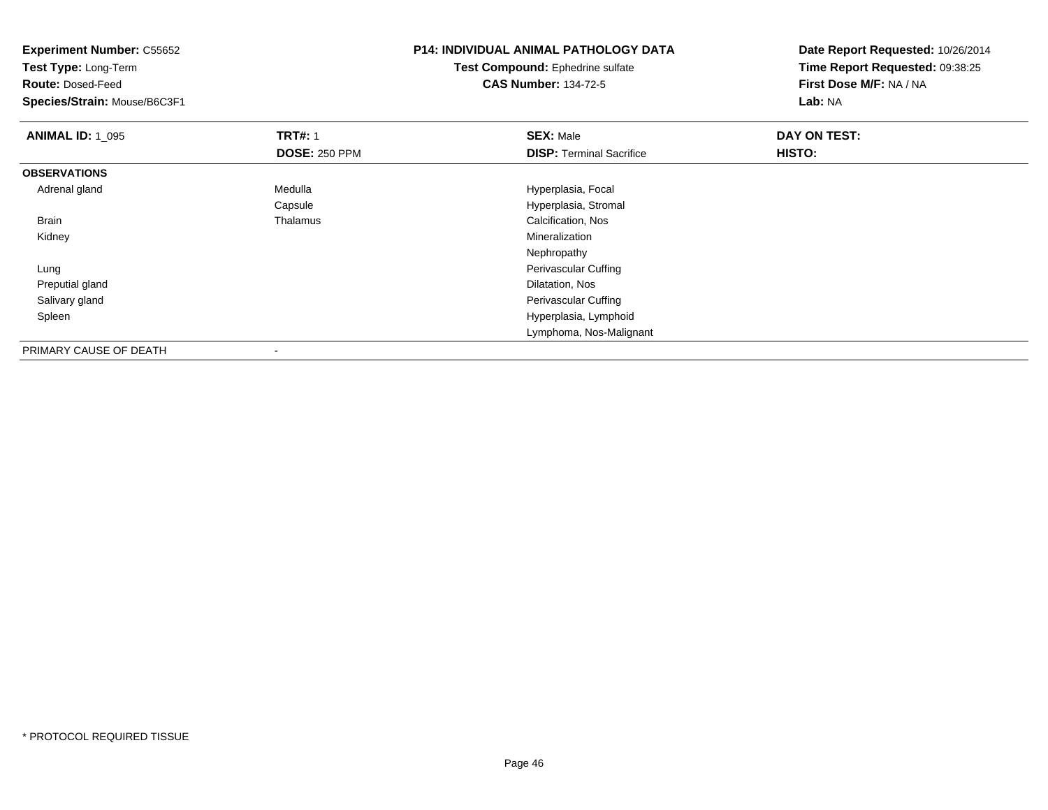**Experiment Number:** C55652
**Test Type:** Long-Term
**Route:** Dosed-Feed
**Species/Strain:** Mouse/B6C3F1

**P14: INDIVIDUAL ANIMAL PATHOLOGY DATA**
**Test Compound:** Ephedrine sulfate
**CAS Number:** 134-72-5

**Date Report Requested:** 10/26/2014
**Time Report Requested:** 09:38:25
**First Dose M/F:** NA / NA
**Lab:** NA

| **ANIMAL ID:** 1_095 | **TRT#:** 1 | **SEX:** Male | **DAY ON TEST:** |
|---|---|---|---|
| | **DOSE:** 250 PPM | **DISP:** Terminal Sacrifice | **HISTO:** |
| **OBSERVATIONS** | | | |
| Adrenal gland | Medulla | Hyperplasia, Focal | |
| | Capsule | Hyperplasia, Stromal | |
| Brain | Thalamus | Calcification, Nos | |
| Kidney | | Mineralization | |
| | | Nephropathy | |
| Lung | | Perivascular Cuffing | |
| Preputial gland | | Dilatation, Nos | |
| Salivary gland | | Perivascular Cuffing | |
| Spleen | | Hyperplasia, Lymphoid | |
| | | Lymphoma, Nos-Malignant | |
| PRIMARY CAUSE OF DEATH | - | | |

* PROTOCOL REQUIRED TISSUE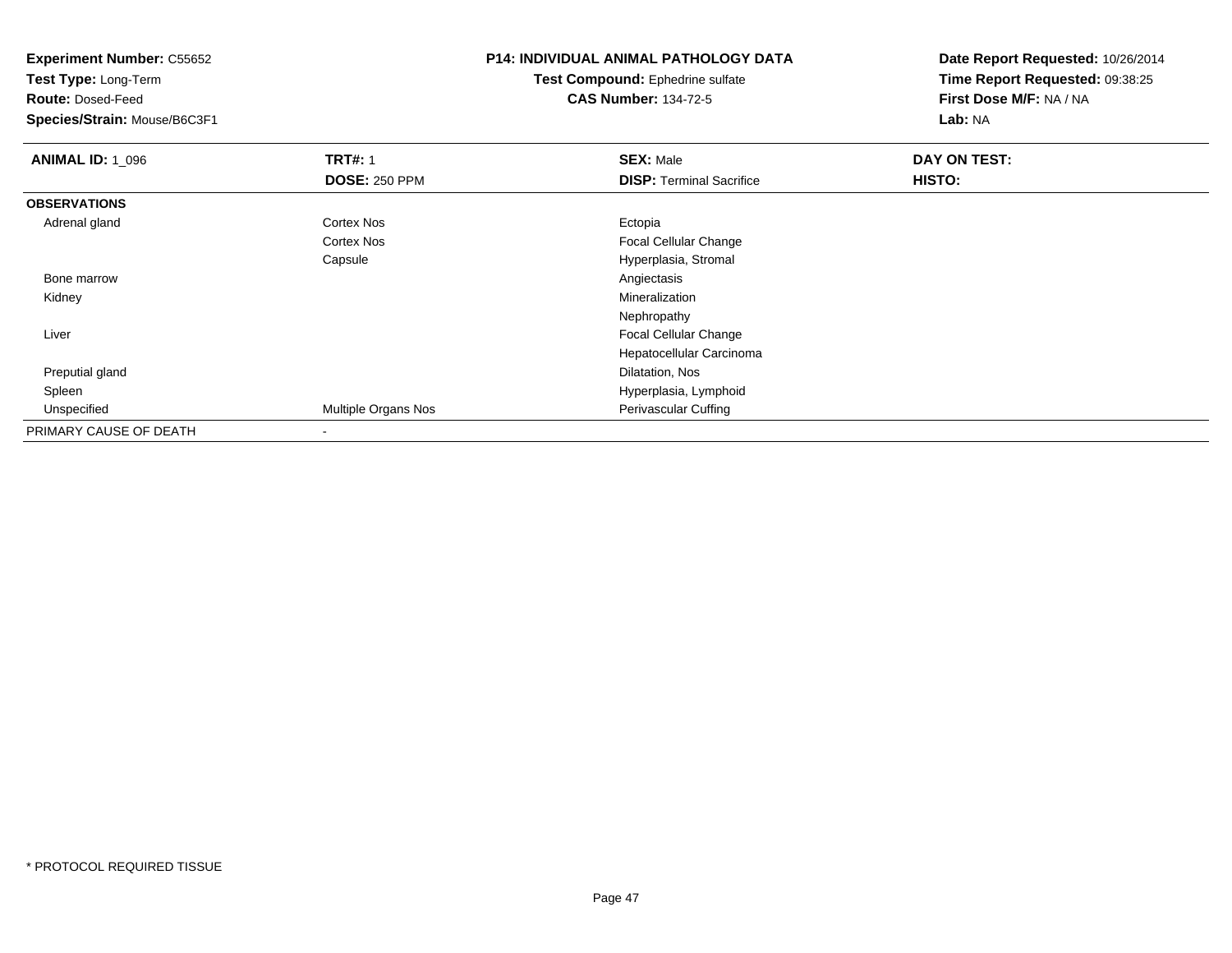**Experiment Number:** C55652
**Test Type:** Long-Term
**Route:** Dosed-Feed
**Species/Strain:** Mouse/B6C3F1

**P14: INDIVIDUAL ANIMAL PATHOLOGY DATA**
**Test Compound:** Ephedrine sulfate
**CAS Number:** 134-72-5

**Date Report Requested:** 10/26/2014
**Time Report Requested:** 09:38:25
**First Dose M/F:** NA / NA
**Lab:** NA

| **ANIMAL ID:** 1_096 | **TRT#:** 1 | **SEX:** Male | **DAY ON TEST:** |
|---|---|---|---|
| | **DOSE:** 250 PPM | **DISP:** Terminal Sacrifice | **HISTO:** |
| **OBSERVATIONS** | | | |
| Adrenal gland | Cortex Nos | Ectopia | |
| | Cortex Nos | Focal Cellular Change | |
| | Capsule | Hyperplasia, Stromal | |
| Bone marrow | | Angiectasis | |
| Kidney | | Mineralization | |
| | | Nephropathy | |
| Liver | | Focal Cellular Change | |
| | | Hepatocellular Carcinoma | |
| Preputial gland | | Dilatation, Nos | |
| Spleen | | Hyperplasia, Lymphoid | |
| Unspecified | Multiple Organs Nos | Perivascular Cuffing | |
| PRIMARY CAUSE OF DEATH | - | | |

* PROTOCOL REQUIRED TISSUE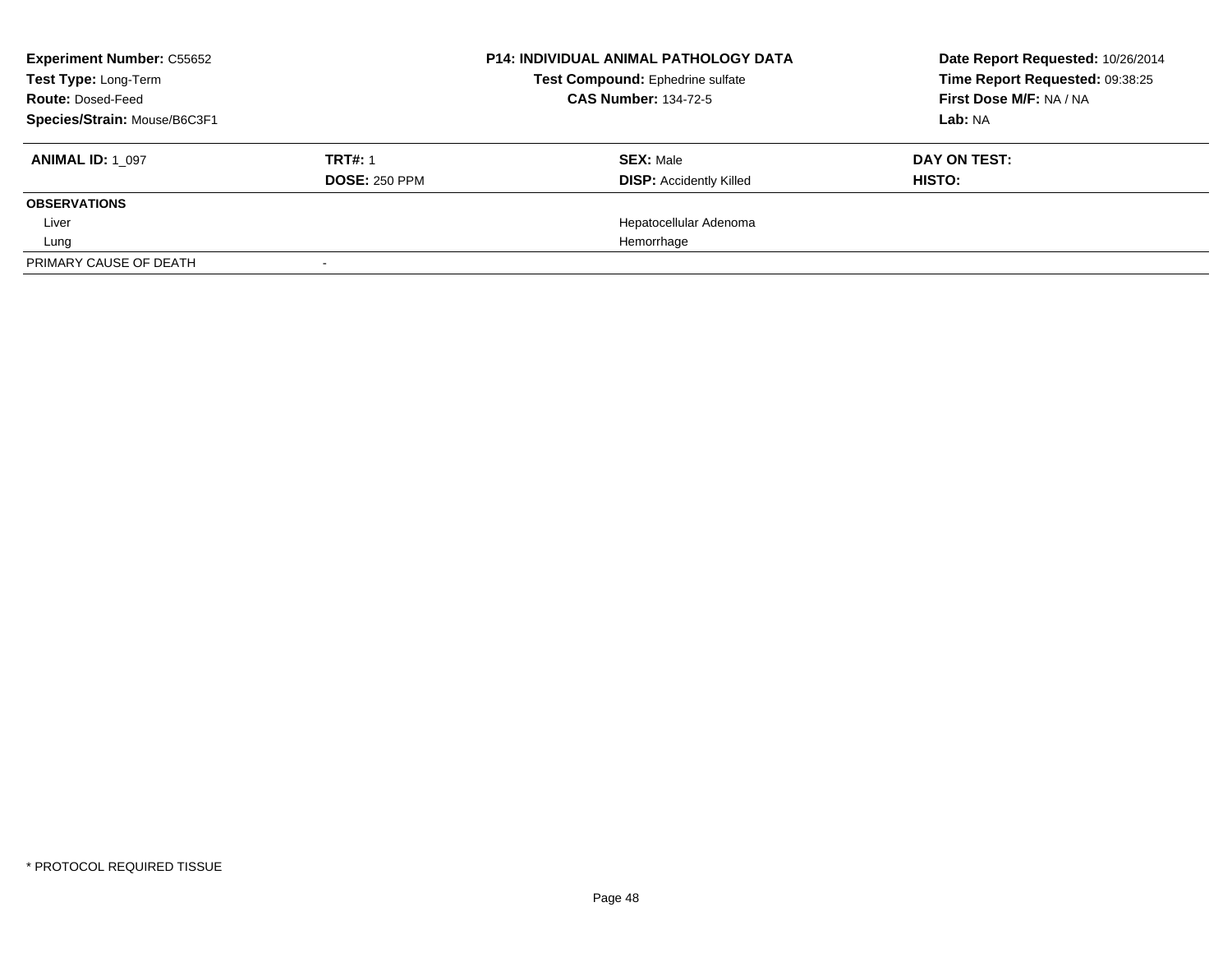| **Experiment Number:** C55652 | **P14: INDIVIDUAL ANIMAL PATHOLOGY DATA** | **Date Report Requested:** 10/26/2014 |
|---|---|---|
| **Test Type:** Long-Term | **Test Compound:** Ephedrine sulfate | **Time Report Requested:** 09:38:25 |
| **Route:** Dosed-Feed | **CAS Number:** 134-72-5 | **First Dose M/F:** NA / NA |
| **Species/Strain:** Mouse/B6C3F1 | | **Lab:** NA |

| **ANIMAL ID:** 1_097 | **TRT#:** 1 | **SEX:** Male | **DAY ON TEST:** |
|---|---|---|---|
| | **DOSE:** 250 PPM | **DISP:** Accidently Killed | **HISTO:** |
| **OBSERVATIONS** | | | |
| Liver | | Hepatocellular Adenoma | |
| Lung | | Hemorrhage | |
| PRIMARY CAUSE OF DEATH | - | | |

* PROTOCOL REQUIRED TISSUE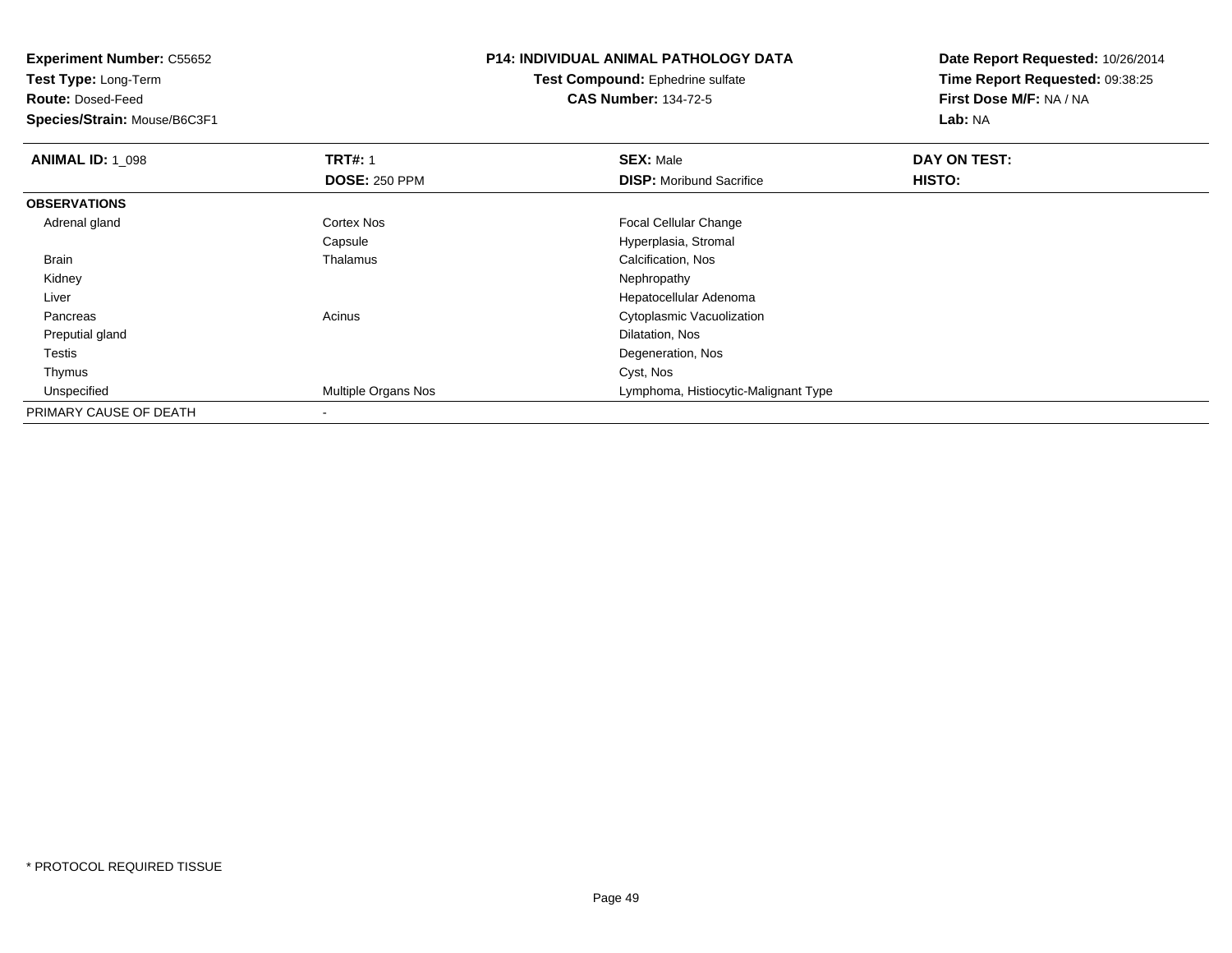**Experiment Number:** C55652
**Test Type:** Long-Term
**Route:** Dosed-Feed
**Species/Strain:** Mouse/B6C3F1

**P14: INDIVIDUAL ANIMAL PATHOLOGY DATA**
**Test Compound:** Ephedrine sulfate
**CAS Number:** 134-72-5

**Date Report Requested:** 10/26/2014
**Time Report Requested:** 09:38:25
**First Dose M/F:** NA / NA
**Lab:** NA

| **ANIMAL ID:** 1_098 | **TRT#:** 1 | **SEX:** Male | **DAY ON TEST:** |
|---|---|---|---|
| | **DOSE:** 250 PPM | **DISP:** Moribund Sacrifice | **HISTO:** |
| **OBSERVATIONS** | | | |
| Adrenal gland | Cortex Nos | Focal Cellular Change | |
| | Capsule | Hyperplasia, Stromal | |
| Brain | Thalamus | Calcification, Nos | |
| Kidney | | Nephropathy | |
| Liver | | Hepatocellular Adenoma | |
| Pancreas | Acinus | Cytoplasmic Vacuolization | |
| Preputial gland | | Dilatation, Nos | |
| Testis | | Degeneration, Nos | |
| Thymus | | Cyst, Nos | |
| Unspecified | Multiple Organs Nos | Lymphoma, Histiocytic-Malignant Type | |
| PRIMARY CAUSE OF DEATH | - | | |

* PROTOCOL REQUIRED TISSUE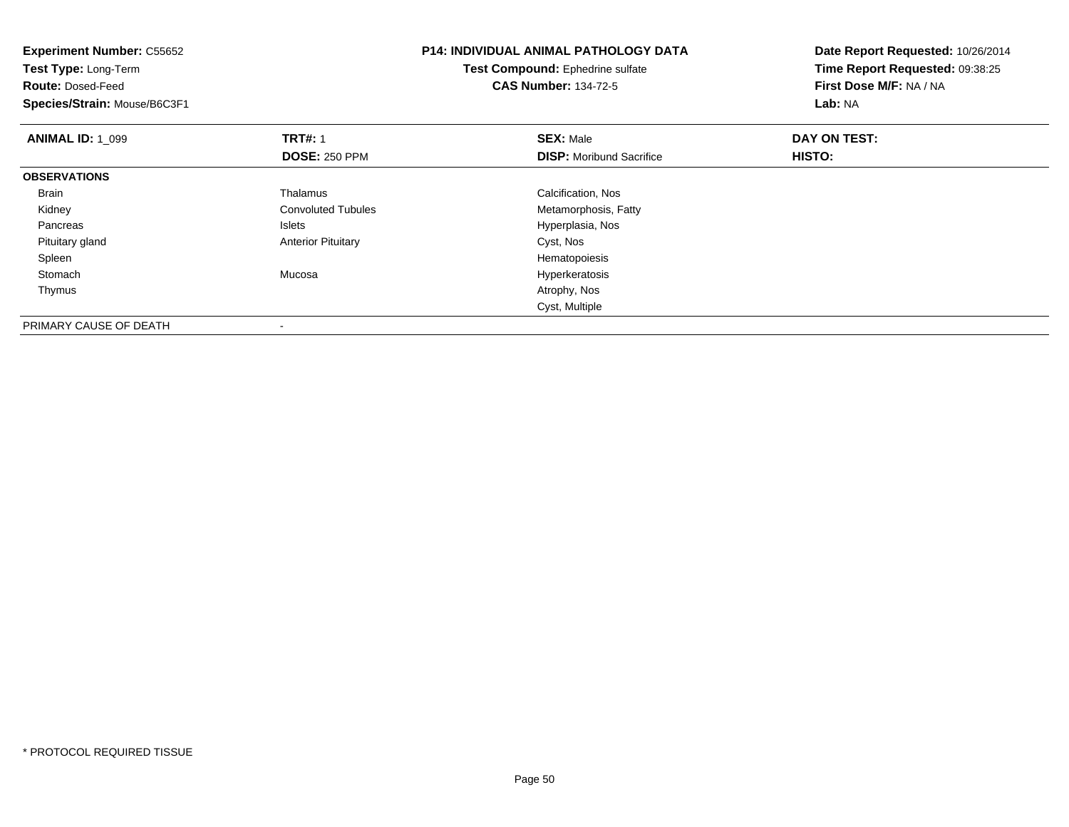**Experiment Number:** C55652
**Test Type:** Long-Term
**Route:** Dosed-Feed
**Species/Strain:** Mouse/B6C3F1

**P14: INDIVIDUAL ANIMAL PATHOLOGY DATA**
**Test Compound:** Ephedrine sulfate
**CAS Number:** 134-72-5

**Date Report Requested:** 10/26/2014
**Time Report Requested:** 09:38:25
**First Dose M/F:** NA / NA
**Lab:** NA

| **ANIMAL ID:** 1_099 | **TRT#:** 1 | **SEX:** Male | **DAY ON TEST:** |
|---|---|---|---|
| | **DOSE:** 250 PPM | **DISP:** Moribund Sacrifice | **HISTO:** |
| **OBSERVATIONS** | | | |
| Brain | Thalamus | Calcification, Nos | |
| Kidney | Convoluted Tubules | Metamorphosis, Fatty | |
| Pancreas | Islets | Hyperplasia, Nos | |
| Pituitary gland | Anterior Pituitary | Cyst, Nos | |
| Spleen | | Hematopoiesis | |
| Stomach | Mucosa | Hyperkeratosis | |
| Thymus | | Atrophy, Nos | |
| | | Cyst, Multiple | |
| PRIMARY CAUSE OF DEATH | - | | |

* PROTOCOL REQUIRED TISSUE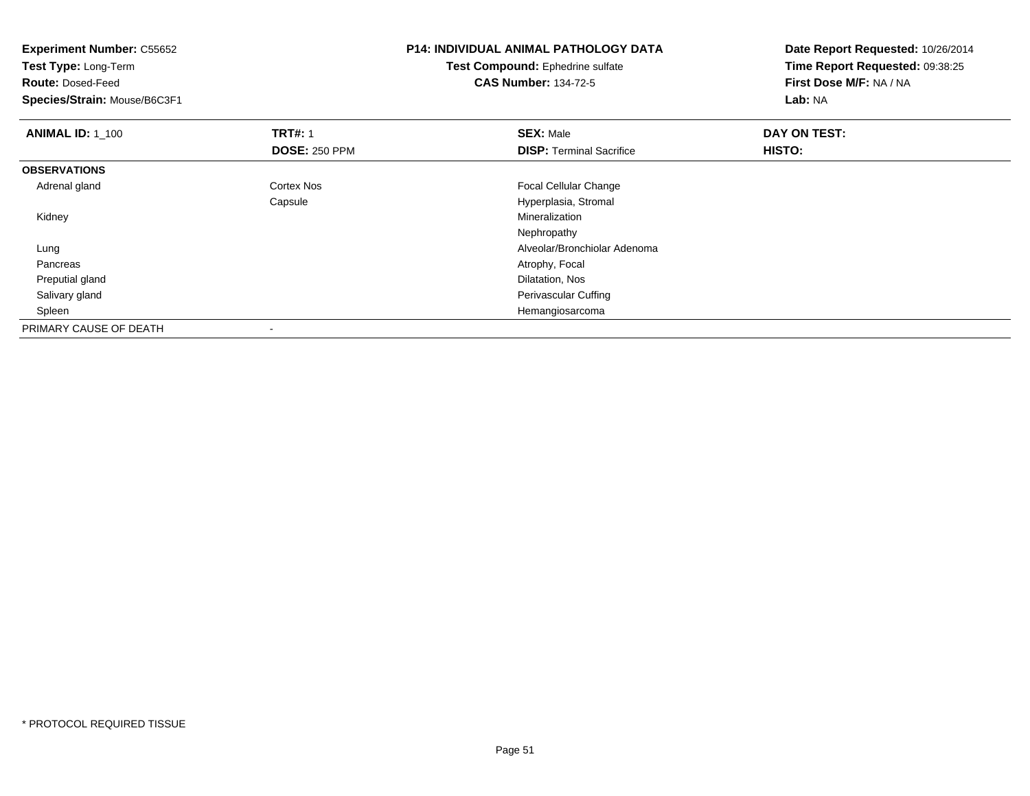**Experiment Number:** C55652
**Test Type:** Long-Term
**Route:** Dosed-Feed
**Species/Strain:** Mouse/B6C3F1

**P14: INDIVIDUAL ANIMAL PATHOLOGY DATA**
**Test Compound:** Ephedrine sulfate
**CAS Number:** 134-72-5

**Date Report Requested:** 10/26/2014
**Time Report Requested:** 09:38:25
**First Dose M/F:** NA / NA
**Lab:** NA

| **ANIMAL ID:** 1_100 | **TRT#:** 1 | **SEX:** Male | **DAY ON TEST:** |
|---|---|---|---|
| | **DOSE:** 250 PPM | **DISP:** Terminal Sacrifice | **HISTO:** |
| **OBSERVATIONS** | | | |
| Adrenal gland | Cortex Nos | Focal Cellular Change | |
| | Capsule | Hyperplasia, Stromal | |
| Kidney | | Mineralization | |
| | | Nephropathy | |
| Lung | | Alveolar/Bronchiolar Adenoma | |
| Pancreas | | Atrophy, Focal | |
| Preputial gland | | Dilatation, Nos | |
| Salivary gland | | Perivascular Cuffing | |
| Spleen | | Hemangiosarcoma | |
| PRIMARY CAUSE OF DEATH | - | | |

* PROTOCOL REQUIRED TISSUE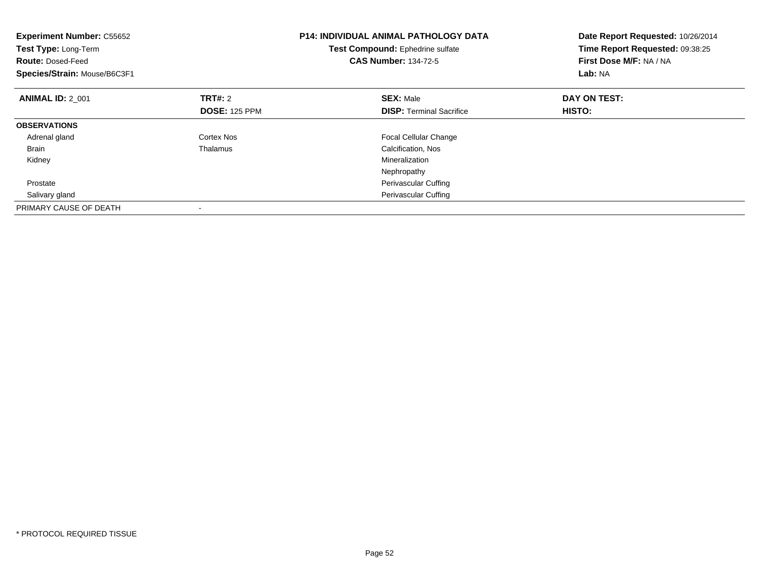**Experiment Number:** C55652
**Test Type:** Long-Term
**Route:** Dosed-Feed
**Species/Strain:** Mouse/B6C3F1

**P14: INDIVIDUAL ANIMAL PATHOLOGY DATA**
**Test Compound:** Ephedrine sulfate
**CAS Number:** 134-72-5

**Date Report Requested:** 10/26/2014
**Time Report Requested:** 09:38:25
**First Dose M/F:** NA / NA
**Lab:** NA

| **ANIMAL ID:** 2_001 | **TRT#:** 2 | **SEX:** Male | **DAY ON TEST:** |
|---|---|---|---|
| | **DOSE:** 125 PPM | **DISP:** Terminal Sacrifice | **HISTO:** |
| **OBSERVATIONS** | | | |
| Adrenal gland | Cortex Nos | Focal Cellular Change | |
| Brain | Thalamus | Calcification, Nos | |
| Kidney | | Mineralization | |
| | | Nephropathy | |
| Prostate | | Perivascular Cuffing | |
| Salivary gland | | Perivascular Cuffing | |
| PRIMARY CAUSE OF DEATH | - | | |

\* PROTOCOL REQUIRED TISSUE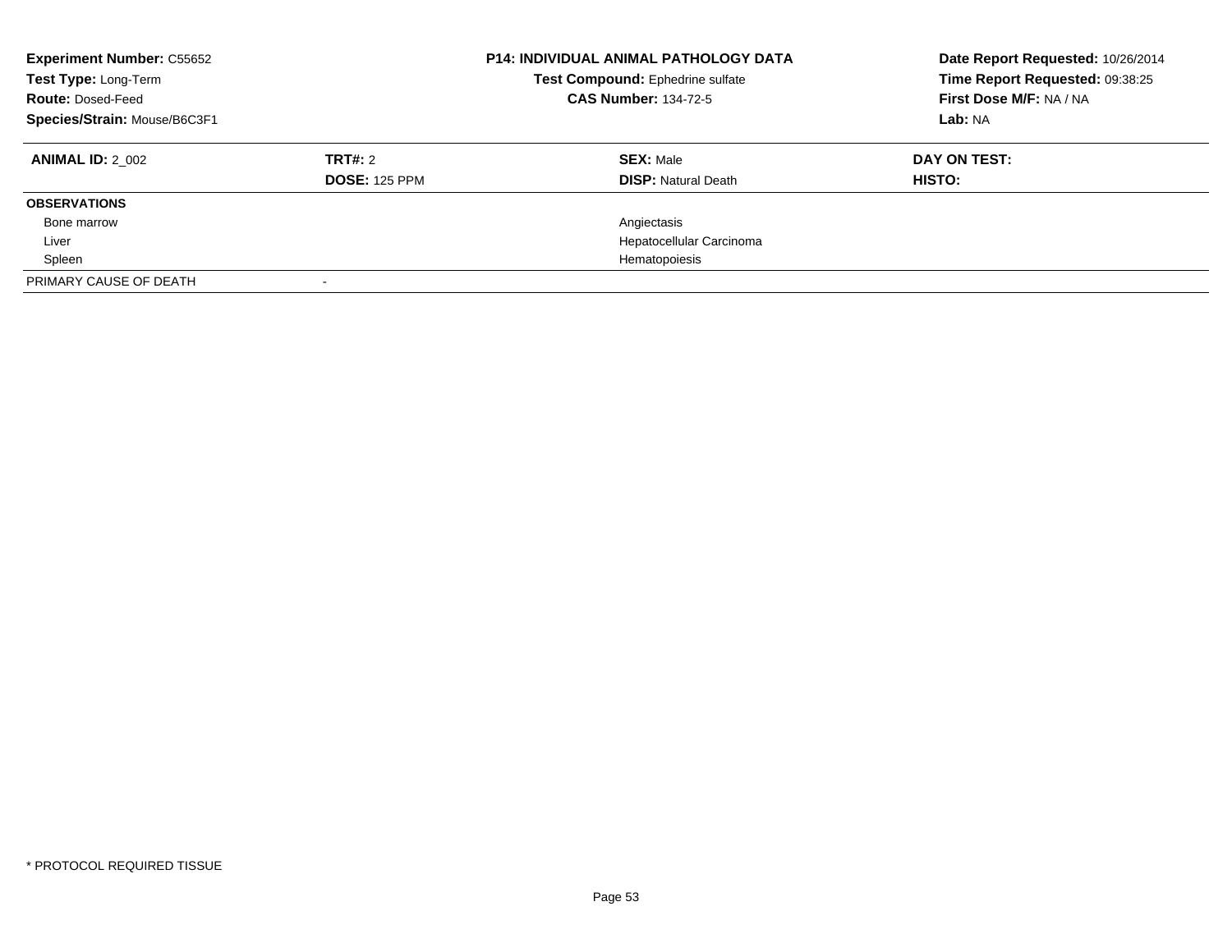**Experiment Number:** C55652
**Test Type:** Long-Term
**Route:** Dosed-Feed
**Species/Strain:** Mouse/B6C3F1

**P14: INDIVIDUAL ANIMAL PATHOLOGY DATA**
**Test Compound:** Ephedrine sulfate
**CAS Number:** 134-72-5

**Date Report Requested:** 10/26/2014
**Time Report Requested:** 09:38:25
**First Dose M/F:** NA / NA
**Lab:** NA

| **ANIMAL ID:** 2_002 | **TRT#:** 2 | **SEX:** Male | **DAY ON TEST:** |
|---|---|---|---|
| | **DOSE:** 125 PPM | **DISP:** Natural Death | **HISTO:** |
| **OBSERVATIONS** | | | |
| Bone marrow | | Angiectasis | |
| Liver | | Hepatocellular Carcinoma | |
| Spleen | | Hematopoiesis | |
| PRIMARY CAUSE OF DEATH | - | | |

\* PROTOCOL REQUIRED TISSUE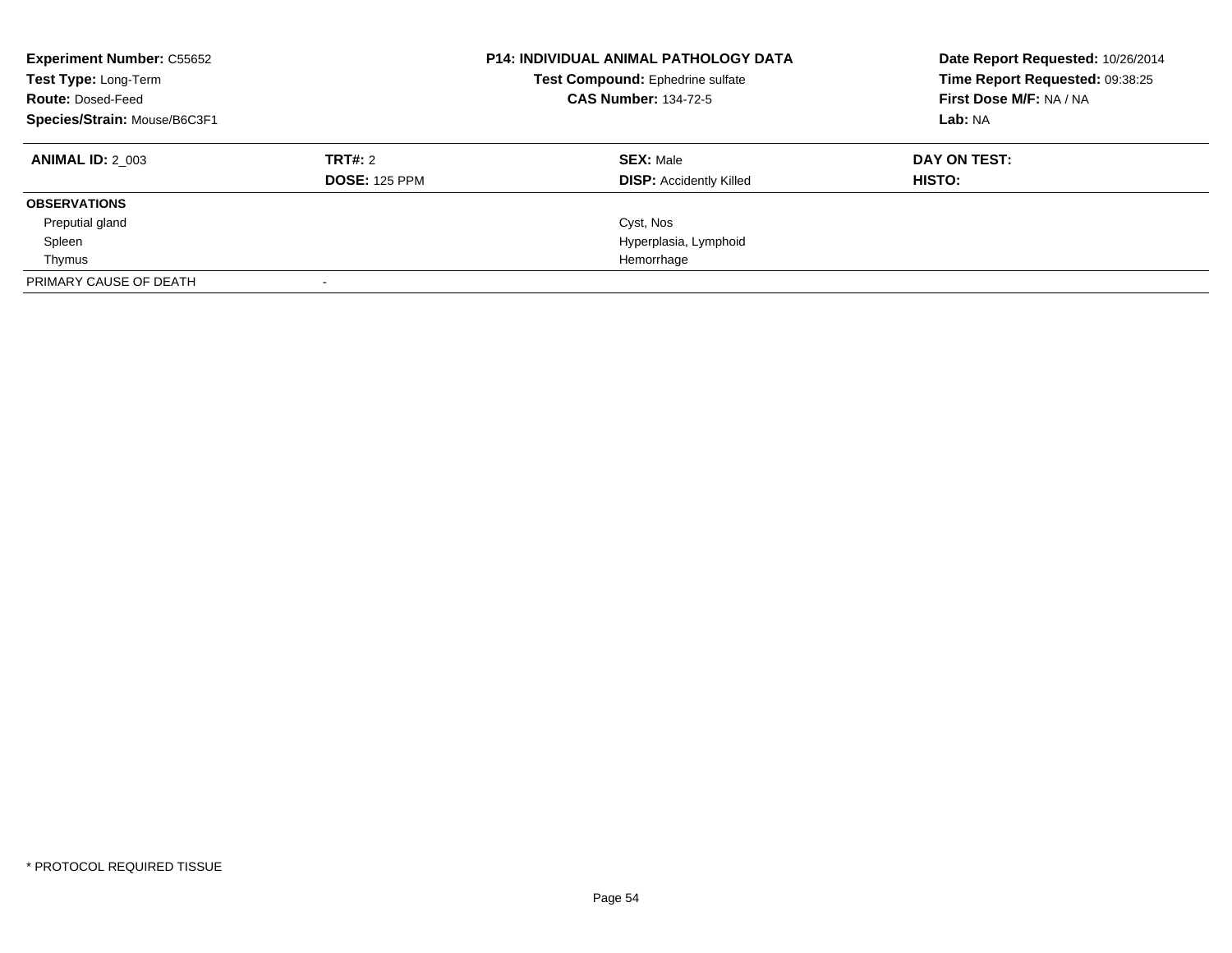**Experiment Number:** C55652
**Test Type:** Long-Term
**Route:** Dosed-Feed
**Species/Strain:** Mouse/B6C3F1

**P14: INDIVIDUAL ANIMAL PATHOLOGY DATA**
**Test Compound:** Ephedrine sulfate
**CAS Number:** 134-72-5

**Date Report Requested:** 10/26/2014
**Time Report Requested:** 09:38:25
**First Dose M/F:** NA / NA
**Lab:** NA

| **ANIMAL ID:** 2_003 | **TRT#:** 2 | **SEX:** Male | **DAY ON TEST:** |
|---|---|---|---|
| | **DOSE:** 125 PPM | **DISP:** Accidently Killed | **HISTO:** |
| **OBSERVATIONS** | | | |
| Preputial gland | | Cyst, Nos | |
| Spleen | | Hyperplasia, Lymphoid | |
| Thymus | | Hemorrhage | |
| PRIMARY CAUSE OF DEATH | - | | |

\* PROTOCOL REQUIRED TISSUE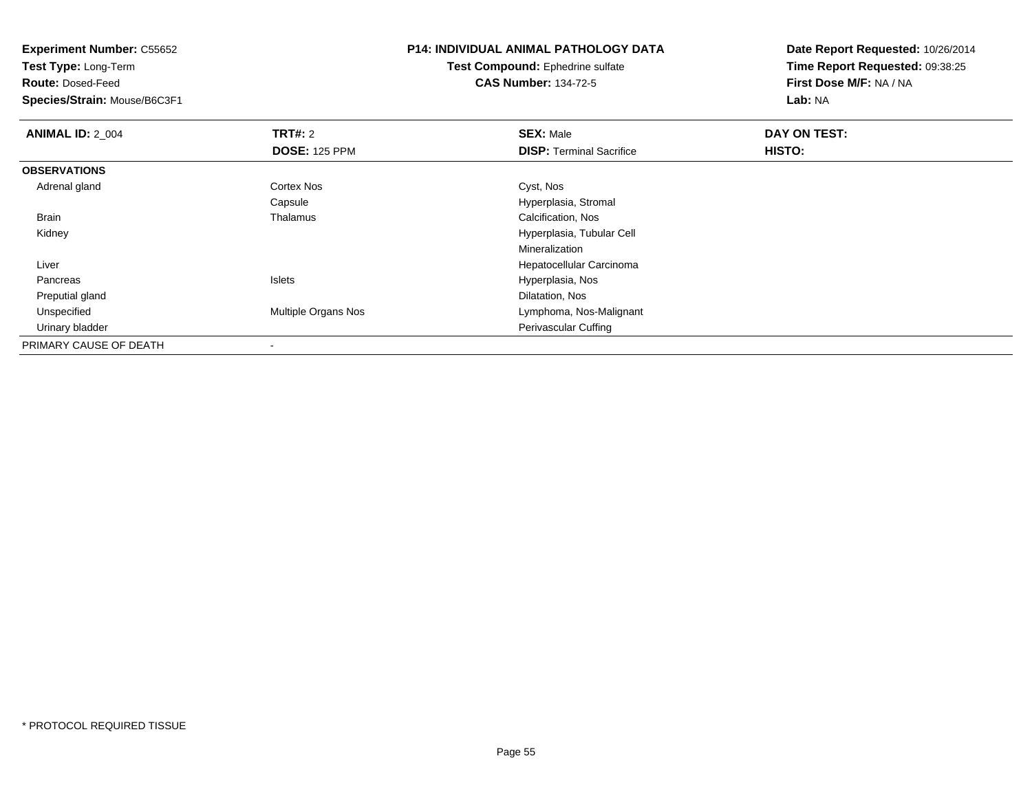**Experiment Number:** C55652
**Test Type:** Long-Term
**Route:** Dosed-Feed
**Species/Strain:** Mouse/B6C3F1

**P14: INDIVIDUAL ANIMAL PATHOLOGY DATA**
**Test Compound:** Ephedrine sulfate
**CAS Number:** 134-72-5

**Date Report Requested:** 10/26/2014
**Time Report Requested:** 09:38:25
**First Dose M/F:** NA / NA
**Lab:** NA

| **ANIMAL ID:** 2_004 | **TRT#:** 2 | **SEX:** Male | **DAY ON TEST:** |
|---|---|---|---|
| | **DOSE:** 125 PPM | **DISP:** Terminal Sacrifice | **HISTO:** |
| **OBSERVATIONS** | | | |
| Adrenal gland | Cortex Nos | Cyst, Nos | |
| | Capsule | Hyperplasia, Stromal | |
| Brain | Thalamus | Calcification, Nos | |
| Kidney | | Hyperplasia, Tubular Cell | |
| | | Mineralization | |
| Liver | | Hepatocellular Carcinoma | |
| Pancreas | Islets | Hyperplasia, Nos | |
| Preputial gland | | Dilatation, Nos | |
| Unspecified | Multiple Organs Nos | Lymphoma, Nos-Malignant | |
| Urinary bladder | | Perivascular Cuffing | |
| PRIMARY CAUSE OF DEATH | - | | |

* PROTOCOL REQUIRED TISSUE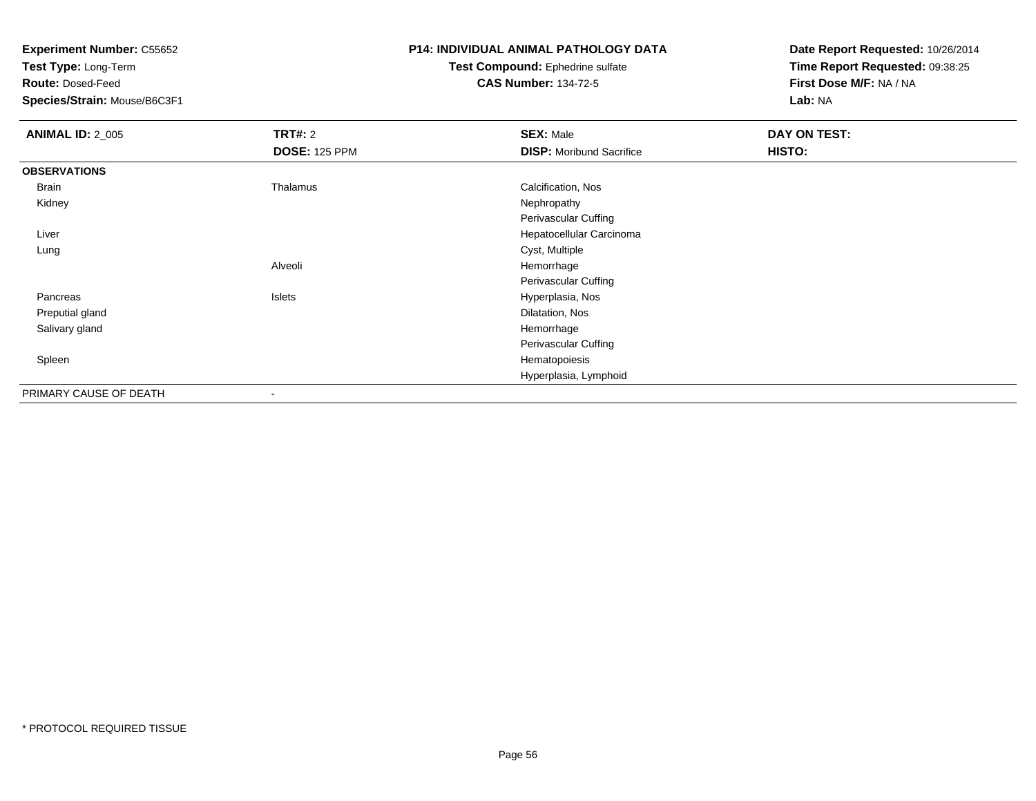**Experiment Number:** C55652
**Test Type:** Long-Term
**Route:** Dosed-Feed
**Species/Strain:** Mouse/B6C3F1

**P14: INDIVIDUAL ANIMAL PATHOLOGY DATA**
**Test Compound:** Ephedrine sulfate
**CAS Number:** 134-72-5

**Date Report Requested:** 10/26/2014
**Time Report Requested:** 09:38:25
**First Dose M/F:** NA / NA
**Lab:** NA

| **ANIMAL ID:** 2_005 | **TRT#:** 2 | **SEX:** Male | **DAY ON TEST:** |
|---|---|---|---|
| | **DOSE:** 125 PPM | **DISP:** Moribund Sacrifice | **HISTO:** |
| **OBSERVATIONS** | | | |
| Brain | Thalamus | Calcification, Nos | |
| Kidney | | Nephropathy | |
| | | Perivascular Cuffing | |
| Liver | | Hepatocellular Carcinoma | |
| Lung | | Cyst, Multiple | |
| | Alveoli | Hemorrhage | |
| | | Perivascular Cuffing | |
| Pancreas | Islets | Hyperplasia, Nos | |
| Preputial gland | | Dilatation, Nos | |
| Salivary gland | | Hemorrhage | |
| | | Perivascular Cuffing | |
| Spleen | | Hematopoiesis | |
| | | Hyperplasia, Lymphoid | |
| PRIMARY CAUSE OF DEATH | - | | |

* PROTOCOL REQUIRED TISSUE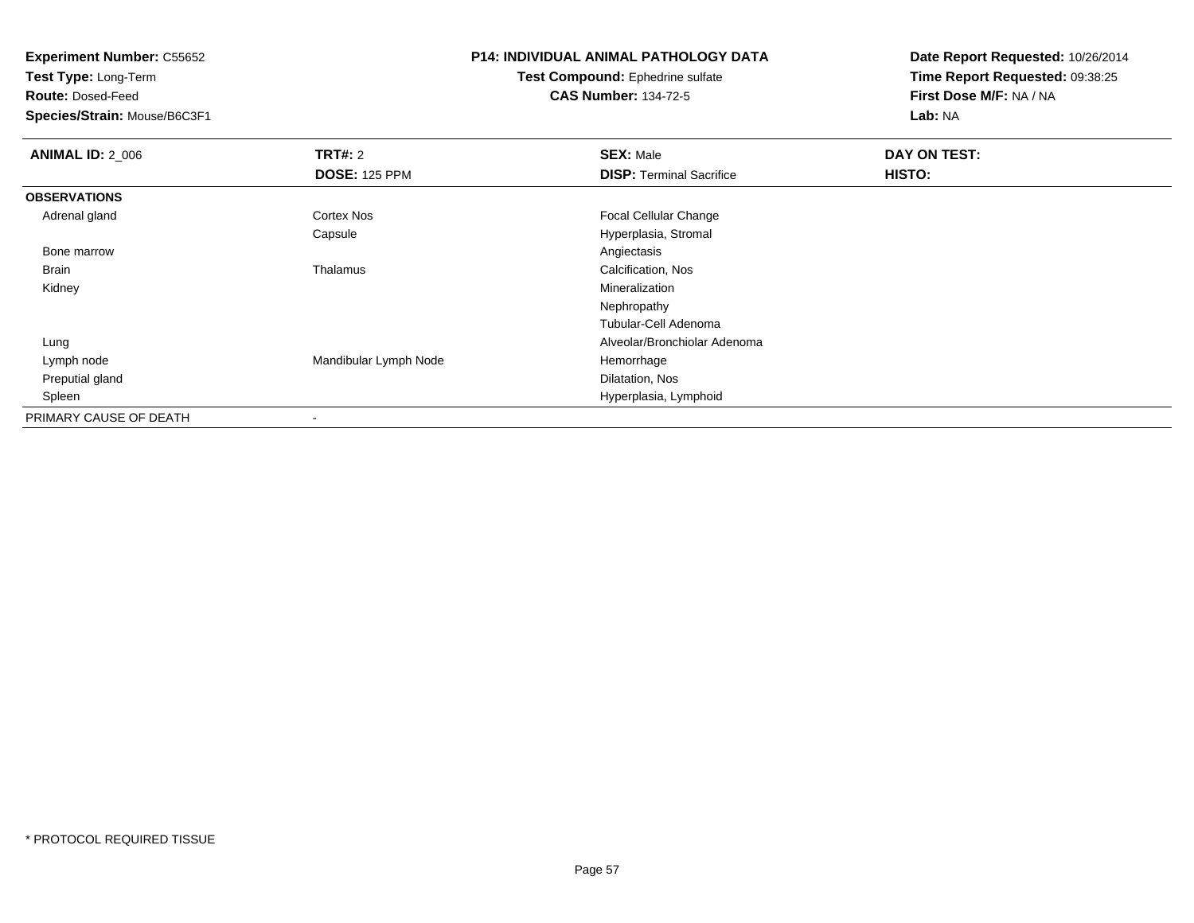**Experiment Number:** C55652
**Test Type:** Long-Term
**Route:** Dosed-Feed
**Species/Strain:** Mouse/B6C3F1

**P14: INDIVIDUAL ANIMAL PATHOLOGY DATA**
**Test Compound:** Ephedrine sulfate
**CAS Number:** 134-72-5

**Date Report Requested:** 10/26/2014
**Time Report Requested:** 09:38:25
**First Dose M/F:** NA / NA
**Lab:** NA

| **ANIMAL ID:** 2_006 | **TRT#:** 2 | **SEX:** Male | **DAY ON TEST:** |
|---|---|---|---|
| | **DOSE:** 125 PPM | **DISP:** Terminal Sacrifice | **HISTO:** |
| **OBSERVATIONS** | | | |
| Adrenal gland | Cortex Nos | Focal Cellular Change | |
| | Capsule | Hyperplasia, Stromal | |
| Bone marrow | | Angiectasis | |
| Brain | Thalamus | Calcification, Nos | |
| Kidney | | Mineralization | |
| | | Nephropathy | |
| | | Tubular-Cell Adenoma | |
| Lung | | Alveolar/Bronchiolar Adenoma | |
| Lymph node | Mandibular Lymph Node | Hemorrhage | |
| Preputial gland | | Dilatation, Nos | |
| Spleen | | Hyperplasia, Lymphoid | |
| PRIMARY CAUSE OF DEATH | - | | |

* PROTOCOL REQUIRED TISSUE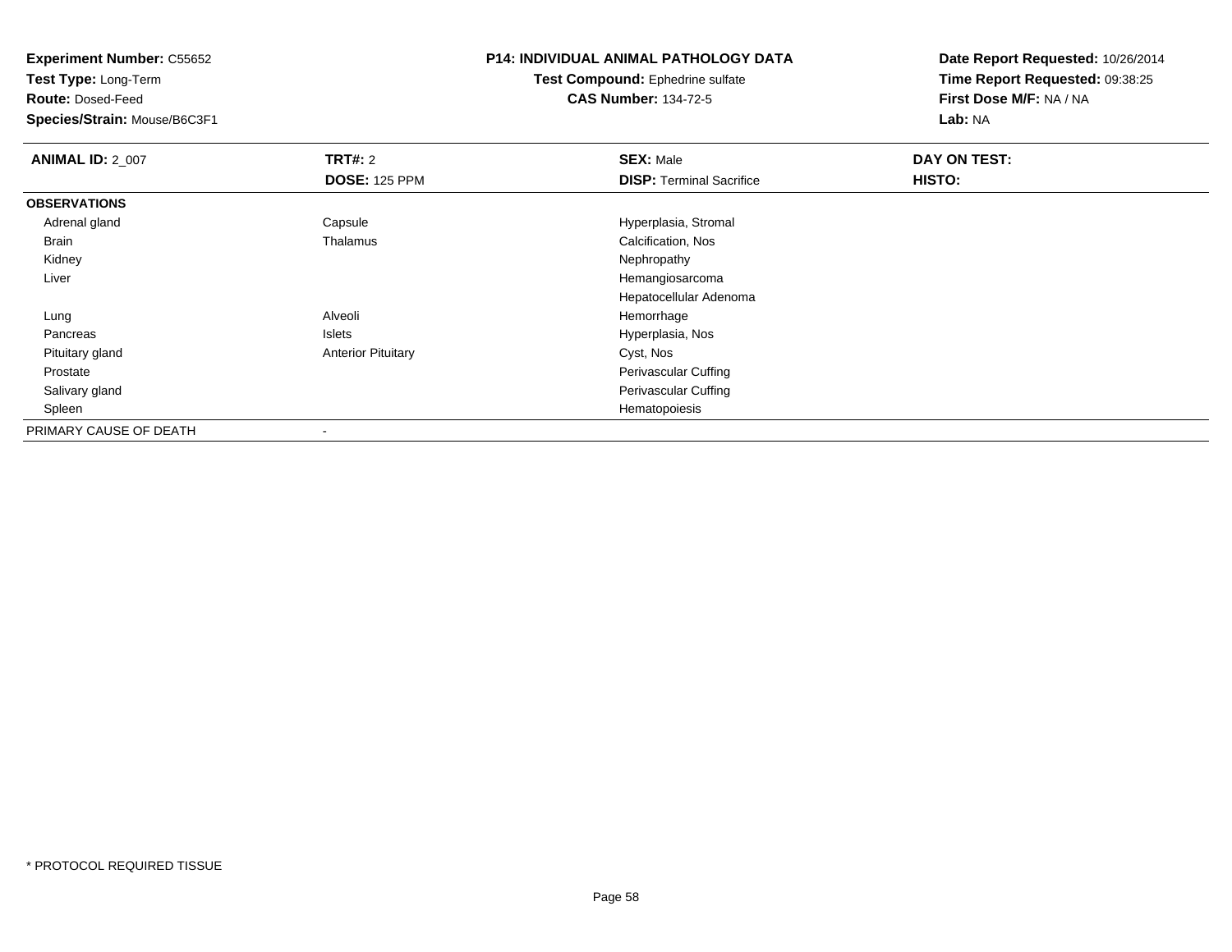**Experiment Number:** C55652
**Test Type:** Long-Term
**Route:** Dosed-Feed
**Species/Strain:** Mouse/B6C3F1

**P14: INDIVIDUAL ANIMAL PATHOLOGY DATA**
**Test Compound:** Ephedrine sulfate
**CAS Number:** 134-72-5

**Date Report Requested:** 10/26/2014
**Time Report Requested:** 09:38:25
**First Dose M/F:** NA / NA
**Lab:** NA

| **ANIMAL ID:** 2_007 | **TRT#:** 2 | **SEX:** Male | **DAY ON TEST:** |
|---|---|---|---|
| | **DOSE:** 125 PPM | **DISP:** Terminal Sacrifice | **HISTO:** |
| **OBSERVATIONS** | | | |
| Adrenal gland | Capsule | Hyperplasia, Stromal | |
| Brain | Thalamus | Calcification, Nos | |
| Kidney | | Nephropathy | |
| Liver | | Hemangiosarcoma | |
| | | Hepatocellular Adenoma | |
| Lung | Alveoli | Hemorrhage | |
| Pancreas | Islets | Hyperplasia, Nos | |
| Pituitary gland | Anterior Pituitary | Cyst, Nos | |
| Prostate | | Perivascular Cuffing | |
| Salivary gland | | Perivascular Cuffing | |
| Spleen | | Hematopoiesis | |
| PRIMARY CAUSE OF DEATH | - | | |

* PROTOCOL REQUIRED TISSUE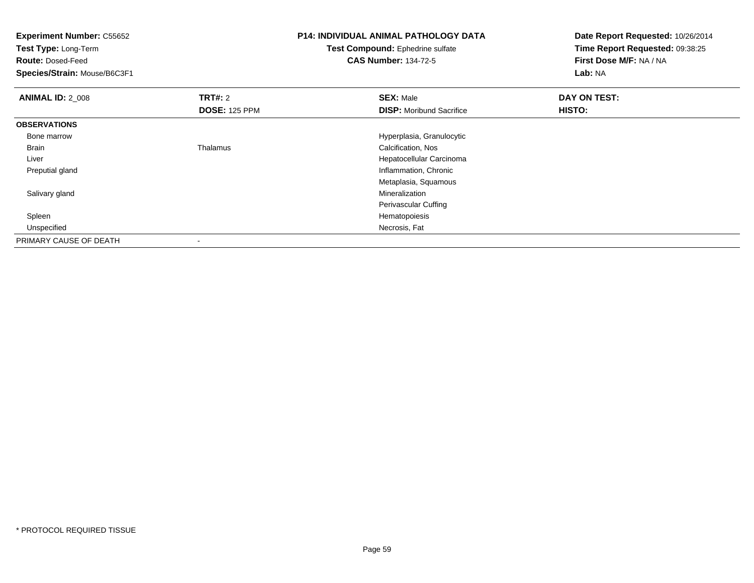**Experiment Number:** C55652
**Test Type:** Long-Term
**Route:** Dosed-Feed
**Species/Strain:** Mouse/B6C3F1

**P14: INDIVIDUAL ANIMAL PATHOLOGY DATA**
**Test Compound:** Ephedrine sulfate
**CAS Number:** 134-72-5

**Date Report Requested:** 10/26/2014
**Time Report Requested:** 09:38:25
**First Dose M/F:** NA / NA
**Lab:** NA

| **ANIMAL ID:** 2_008 | **TRT#:** 2 | **SEX:** Male | **DAY ON TEST:** |
|---|---|---|---|
| | **DOSE:** 125 PPM | **DISP:** Moribund Sacrifice | **HISTO:** |
| **OBSERVATIONS** | | | |
| Bone marrow | | Hyperplasia, Granulocytic | |
| Brain | Thalamus | Calcification, Nos | |
| Liver | | Hepatocellular Carcinoma | |
| Preputial gland | | Inflammation, Chronic | |
| | | Metaplasia, Squamous | |
| Salivary gland | | Mineralization | |
| | | Perivascular Cuffing | |
| Spleen | | Hematopoiesis | |
| Unspecified | | Necrosis, Fat | |
| PRIMARY CAUSE OF DEATH | - | | |

\* PROTOCOL REQUIRED TISSUE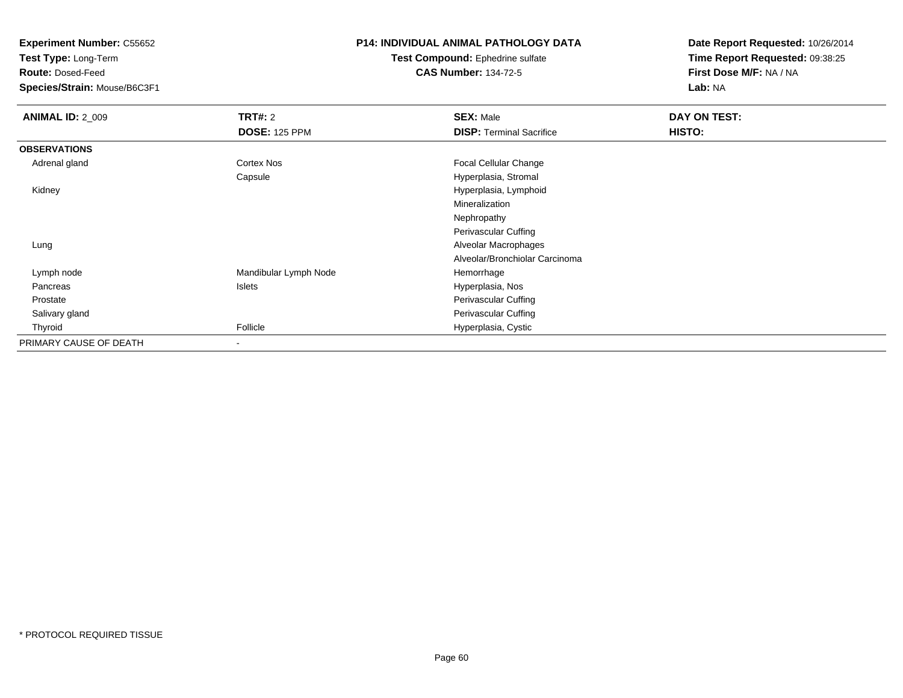**Experiment Number:** C55652
**Test Type:** Long-Term
**Route:** Dosed-Feed
**Species/Strain:** Mouse/B6C3F1

**P14: INDIVIDUAL ANIMAL PATHOLOGY DATA**
**Test Compound:** Ephedrine sulfate
**CAS Number:** 134-72-5

**Date Report Requested:** 10/26/2014
**Time Report Requested:** 09:38:25
**First Dose M/F:** NA / NA
**Lab:** NA

| **ANIMAL ID:** 2_009 | **TRT#:** 2 | **SEX:** Male | **DAY ON TEST:** |
|---|---|---|---|
| | **DOSE:** 125 PPM | **DISP:** Terminal Sacrifice | **HISTO:** |
| **OBSERVATIONS** | | | |
| Adrenal gland | Cortex Nos | Focal Cellular Change | |
| | Capsule | Hyperplasia, Stromal | |
| Kidney | | Hyperplasia, Lymphoid | |
| | | Mineralization | |
| | | Nephropathy | |
| | | Perivascular Cuffing | |
| Lung | | Alveolar Macrophages | |
| | | Alveolar/Bronchiolar Carcinoma | |
| Lymph node | Mandibular Lymph Node | Hemorrhage | |
| Pancreas | Islets | Hyperplasia, Nos | |
| Prostate | | Perivascular Cuffing | |
| Salivary gland | | Perivascular Cuffing | |
| Thyroid | Follicle | Hyperplasia, Cystic | |
| PRIMARY CAUSE OF DEATH | - | | |

* PROTOCOL REQUIRED TISSUE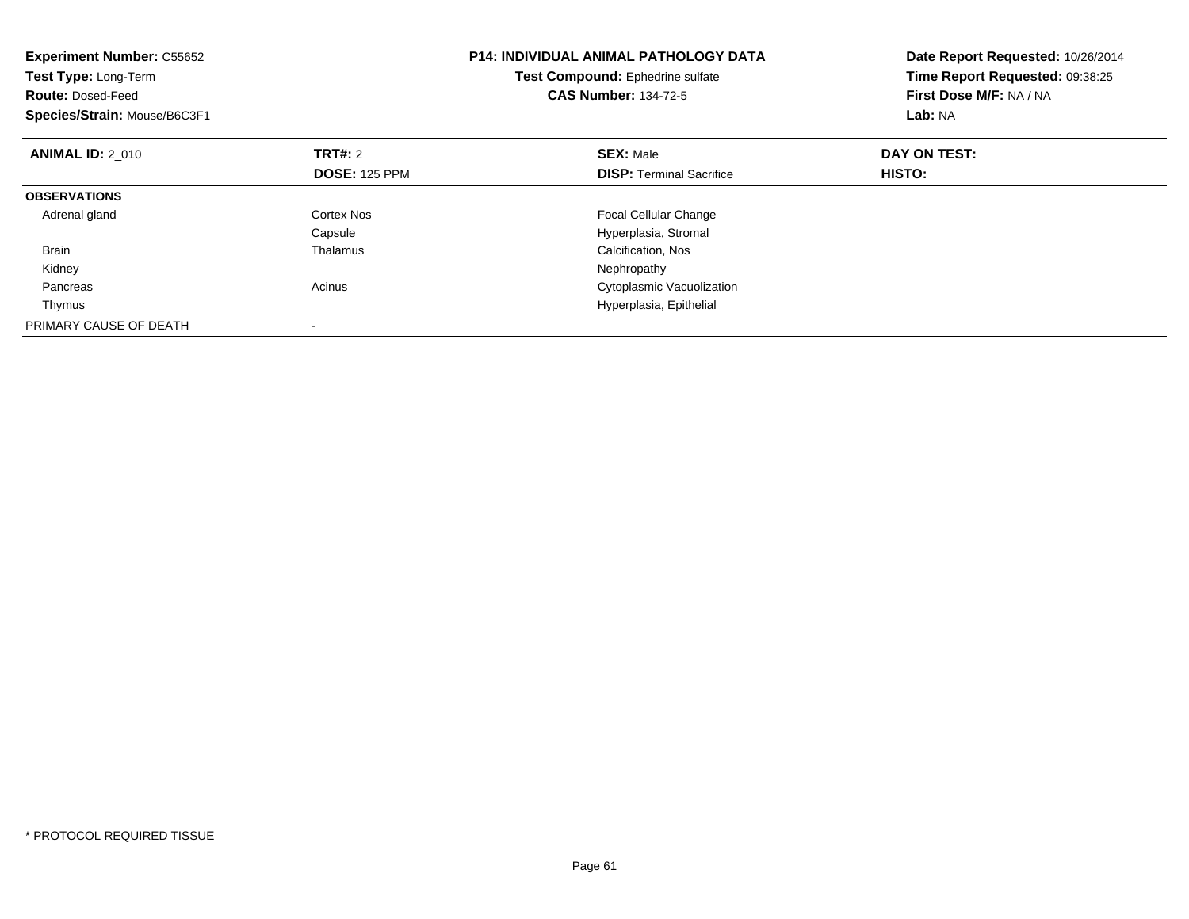**Experiment Number:** C55652
**Test Type:** Long-Term
**Route:** Dosed-Feed
**Species/Strain:** Mouse/B6C3F1

**P14: INDIVIDUAL ANIMAL PATHOLOGY DATA**
**Test Compound:** Ephedrine sulfate
**CAS Number:** 134-72-5

**Date Report Requested:** 10/26/2014
**Time Report Requested:** 09:38:25
**First Dose M/F:** NA / NA
**Lab:** NA

| **ANIMAL ID:** 2_010 | **TRT#:** 2<br>**DOSE:** 125 PPM | **SEX:** Male<br>**DISP:** Terminal Sacrifice | **DAY ON TEST:**<br>**HISTO:** |
|---|---|---|---|
| **OBSERVATIONS** | | | |
| Adrenal gland | Cortex Nos | Focal Cellular Change | |
| | Capsule | Hyperplasia, Stromal | |
| Brain | Thalamus | Calcification, Nos | |
| Kidney | | Nephropathy | |
| Pancreas | Acinus | Cytoplasmic Vacuolization | |
| Thymus | | Hyperplasia, Epithelial | |
| PRIMARY CAUSE OF DEATH | - | | |

* PROTOCOL REQUIRED TISSUE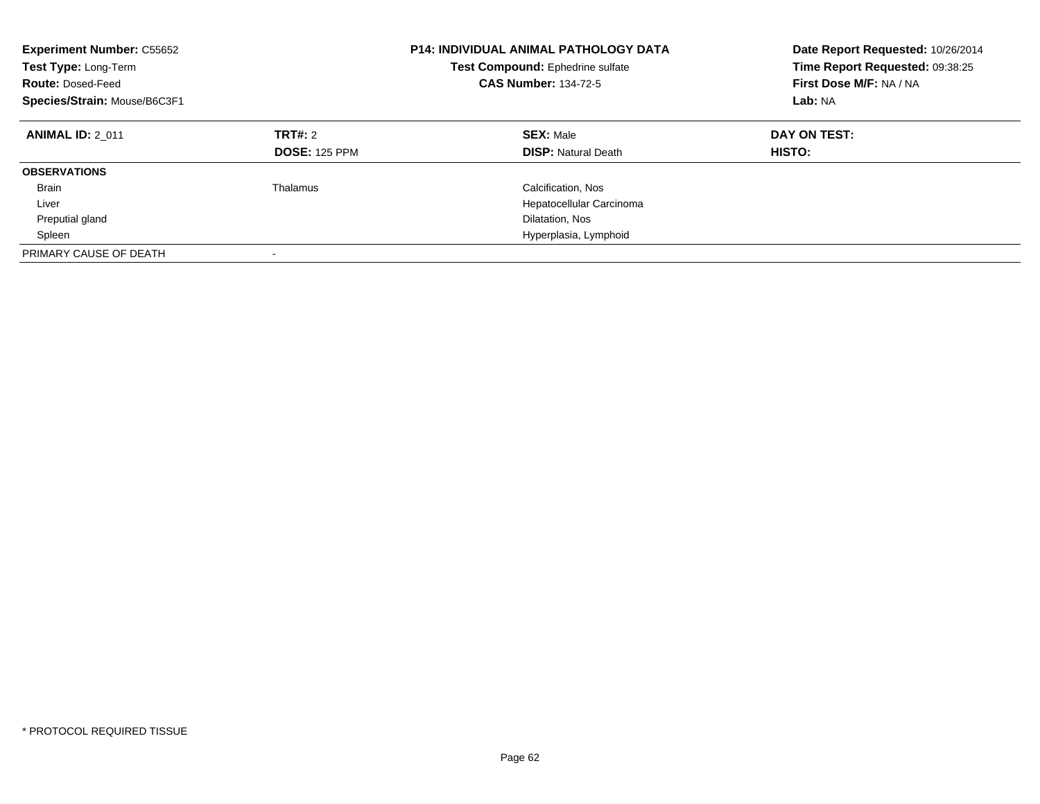**Experiment Number:** C55652
**Test Type:** Long-Term
**Route:** Dosed-Feed
**Species/Strain:** Mouse/B6C3F1

**P14: INDIVIDUAL ANIMAL PATHOLOGY DATA**
**Test Compound:** Ephedrine sulfate
**CAS Number:** 134-72-5

**Date Report Requested:** 10/26/2014
**Time Report Requested:** 09:38:25
**First Dose M/F:** NA / NA
**Lab:** NA

| **ANIMAL ID:** 2_011 | **TRT#:** 2 | **SEX:** Male | **DAY ON TEST:** |
|---|---|---|---|
| | **DOSE:** 125 PPM | **DISP:** Natural Death | **HISTO:** |
| **OBSERVATIONS** | | | |
| Brain | Thalamus | Calcification, Nos | |
| Liver | | Hepatocellular Carcinoma | |
| Preputial gland | | Dilatation, Nos | |
| Spleen | | Hyperplasia, Lymphoid | |
| PRIMARY CAUSE OF DEATH | - | | |

* PROTOCOL REQUIRED TISSUE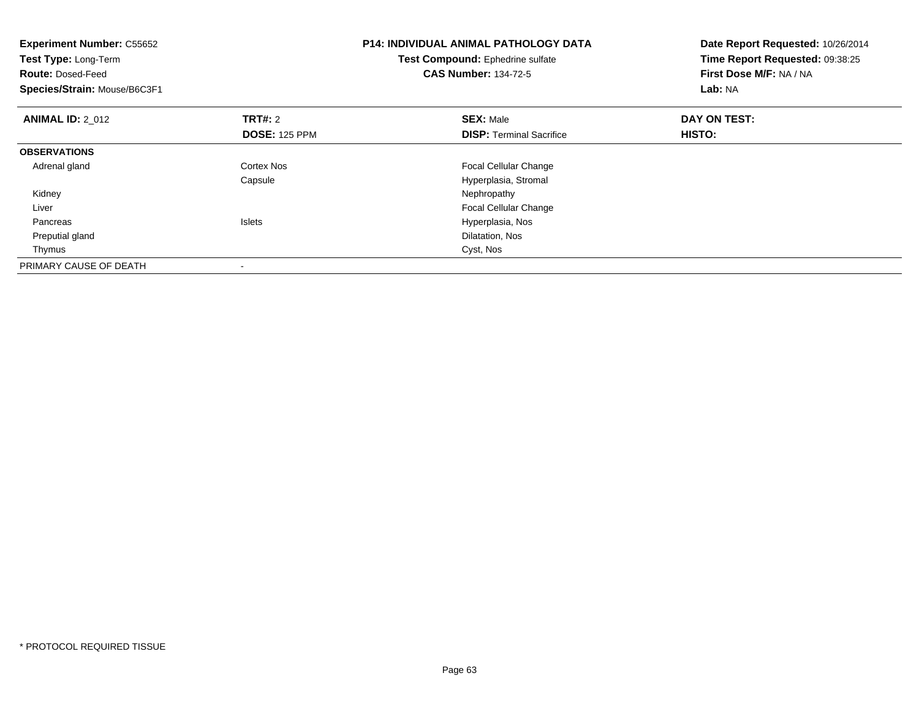**Experiment Number:** C55652
**Test Type:** Long-Term
**Route:** Dosed-Feed
**Species/Strain:** Mouse/B6C3F1

**P14: INDIVIDUAL ANIMAL PATHOLOGY DATA**
**Test Compound:** Ephedrine sulfate
**CAS Number:** 134-72-5

**Date Report Requested:** 10/26/2014
**Time Report Requested:** 09:38:25
**First Dose M/F:** NA / NA
**Lab:** NA

| **ANIMAL ID:** 2_012 | **TRT#:** 2 | **SEX:** Male | **DAY ON TEST:** |
|---|---|---|---|
| | **DOSE:** 125 PPM | **DISP:** Terminal Sacrifice | **HISTO:** |
| **OBSERVATIONS** | | | |
| Adrenal gland | Cortex Nos | Focal Cellular Change | |
| | Capsule | Hyperplasia, Stromal | |
| Kidney | | Nephropathy | |
| Liver | | Focal Cellular Change | |
| Pancreas | Islets | Hyperplasia, Nos | |
| Preputial gland | | Dilatation, Nos | |
| Thymus | | Cyst, Nos | |
| PRIMARY CAUSE OF DEATH | - | | |

* PROTOCOL REQUIRED TISSUE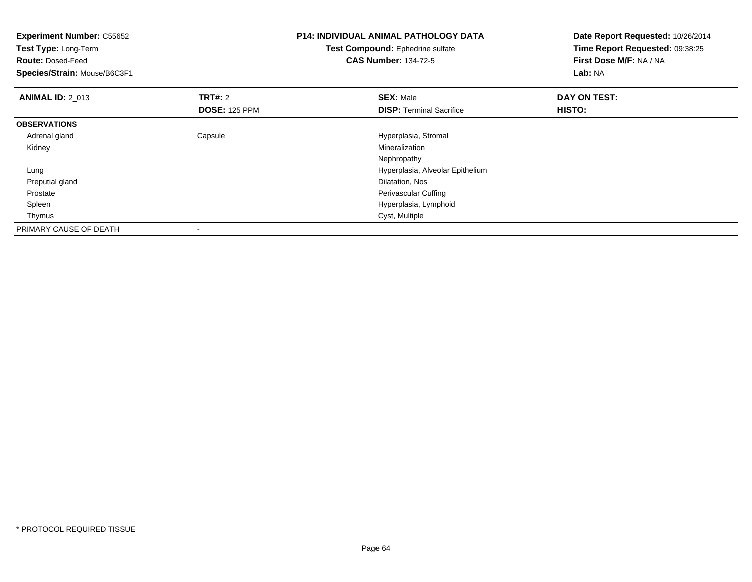**Experiment Number:** C55652
**Test Type:** Long-Term
**Route:** Dosed-Feed
**Species/Strain:** Mouse/B6C3F1

**P14: INDIVIDUAL ANIMAL PATHOLOGY DATA**
**Test Compound:** Ephedrine sulfate
**CAS Number:** 134-72-5

**Date Report Requested:** 10/26/2014
**Time Report Requested:** 09:38:25
**First Dose M/F:** NA / NA
**Lab:** NA

| **ANIMAL ID:** 2_013 | **TRT#:** 2 | **SEX:** Male | **DAY ON TEST:** |
|---|---|---|---|
| | **DOSE:** 125 PPM | **DISP:** Terminal Sacrifice | **HISTO:** |
| **OBSERVATIONS** | | | |
| Adrenal gland | Capsule | Hyperplasia, Stromal | |
| Kidney | | Mineralization | |
| | | Nephropathy | |
| Lung | | Hyperplasia, Alveolar Epithelium | |
| Preputial gland | | Dilatation, Nos | |
| Prostate | | Perivascular Cuffing | |
| Spleen | | Hyperplasia, Lymphoid | |
| Thymus | | Cyst, Multiple | |
| PRIMARY CAUSE OF DEATH | - | | |

* PROTOCOL REQUIRED TISSUE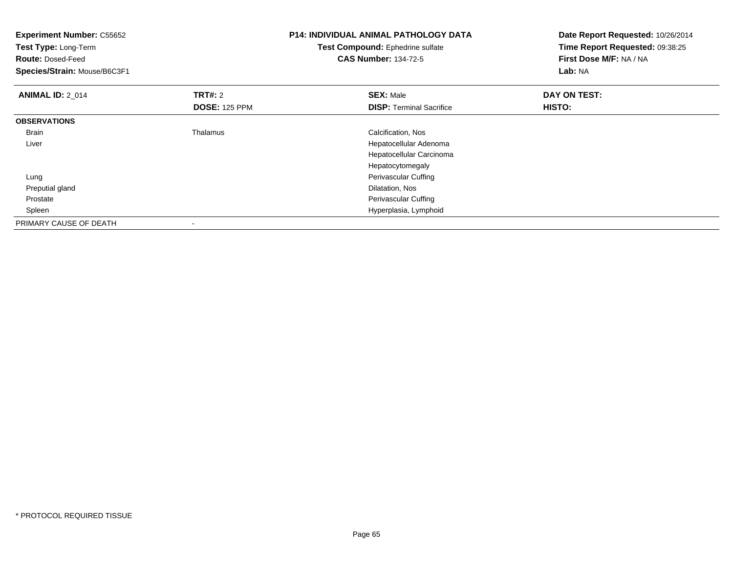**Experiment Number:** C55652
**Test Type:** Long-Term
**Route:** Dosed-Feed
**Species/Strain:** Mouse/B6C3F1

**P14: INDIVIDUAL ANIMAL PATHOLOGY DATA**
**Test Compound:** Ephedrine sulfate
**CAS Number:** 134-72-5

**Date Report Requested:** 10/26/2014
**Time Report Requested:** 09:38:25
**First Dose M/F:** NA / NA
**Lab:** NA

| **ANIMAL ID:** 2_014 | **TRT#:** 2 | **SEX:** Male | **DAY ON TEST:** |
|---|---|---|---|
| | **DOSE:** 125 PPM | **DISP:** Terminal Sacrifice | **HISTO:** |
| **OBSERVATIONS** | | | |
| Brain | Thalamus | Calcification, Nos | |
| Liver | | Hepatocellular Adenoma | |
| | | Hepatocellular Carcinoma | |
| | | Hepatocytomegaly | |
| Lung | | Perivascular Cuffing | |
| Preputial gland | | Dilatation, Nos | |
| Prostate | | Perivascular Cuffing | |
| Spleen | | Hyperplasia, Lymphoid | |
| PRIMARY CAUSE OF DEATH | - | | |

* PROTOCOL REQUIRED TISSUE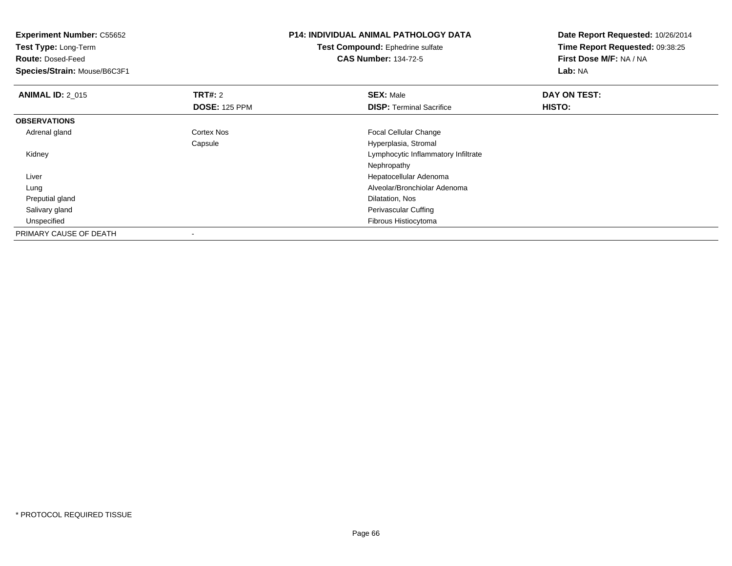**Experiment Number:** C55652
**Test Type:** Long-Term
**Route:** Dosed-Feed
**Species/Strain:** Mouse/B6C3F1

**P14: INDIVIDUAL ANIMAL PATHOLOGY DATA**
**Test Compound:** Ephedrine sulfate
**CAS Number:** 134-72-5

**Date Report Requested:** 10/26/2014
**Time Report Requested:** 09:38:25
**First Dose M/F:** NA / NA
**Lab:** NA

| **ANIMAL ID:** 2_015 | **TRT#:** 2 | **SEX:** Male | **DAY ON TEST:** |
|---|---|---|---|
| | **DOSE:** 125 PPM | **DISP:** Terminal Sacrifice | **HISTO:** |
| **OBSERVATIONS** | | | |
| Adrenal gland | Cortex Nos | Focal Cellular Change | |
| | Capsule | Hyperplasia, Stromal | |
| Kidney | | Lymphocytic Inflammatory Infiltrate | |
| | | Nephropathy | |
| Liver | | Hepatocellular Adenoma | |
| Lung | | Alveolar/Bronchiolar Adenoma | |
| Preputial gland | | Dilatation, Nos | |
| Salivary gland | | Perivascular Cuffing | |
| Unspecified | | Fibrous Histiocytoma | |
| PRIMARY CAUSE OF DEATH | - | | |

* PROTOCOL REQUIRED TISSUE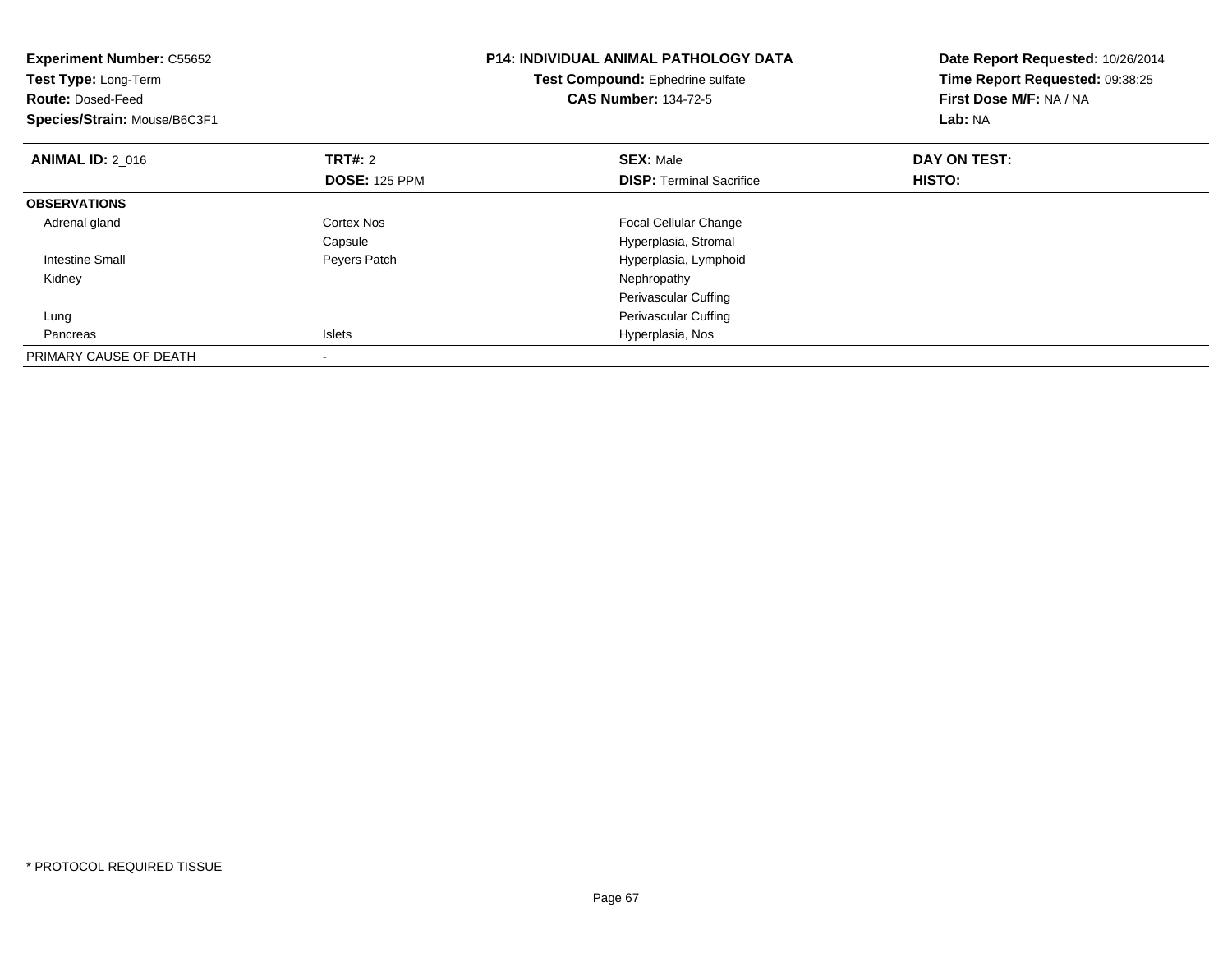**Experiment Number:** C55652
**Test Type:** Long-Term
**Route:** Dosed-Feed
**Species/Strain:** Mouse/B6C3F1

**P14: INDIVIDUAL ANIMAL PATHOLOGY DATA**
**Test Compound:** Ephedrine sulfate
**CAS Number:** 134-72-5

**Date Report Requested:** 10/26/2014
**Time Report Requested:** 09:38:25
**First Dose M/F:** NA / NA
**Lab:** NA

| **ANIMAL ID:** 2_016 | **TRT#:** 2 | **SEX:** Male | **DAY ON TEST:** |
|---|---|---|---|
| | **DOSE:** 125 PPM | **DISP:** Terminal Sacrifice | **HISTO:** |
| **OBSERVATIONS** | | | |
| Adrenal gland | Cortex Nos | Focal Cellular Change | |
| | Capsule | Hyperplasia, Stromal | |
| Intestine Small | Peyers Patch | Hyperplasia, Lymphoid | |
| Kidney | | Nephropathy | |
| | | Perivascular Cuffing | |
| Lung | | Perivascular Cuffing | |
| Pancreas | Islets | Hyperplasia, Nos | |
| PRIMARY CAUSE OF DEATH | - | | |

* PROTOCOL REQUIRED TISSUE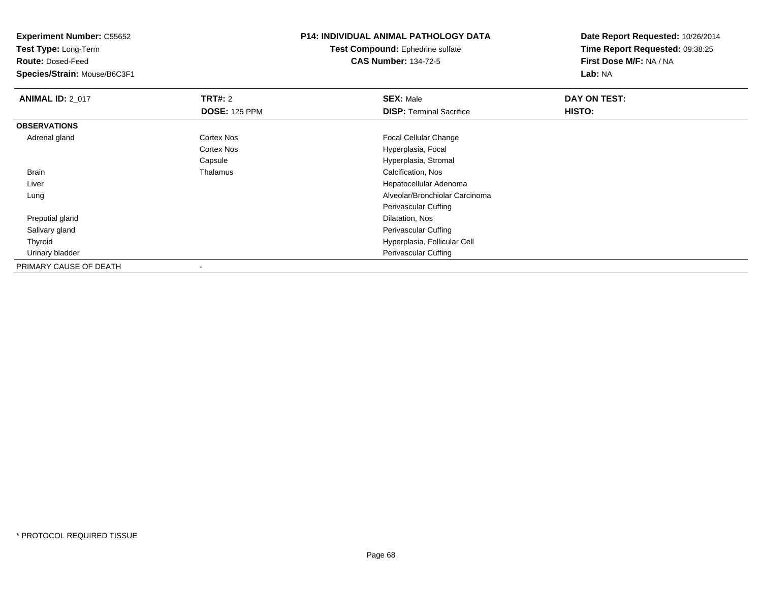**Experiment Number:** C55652
**Test Type:** Long-Term
**Route:** Dosed-Feed
**Species/Strain:** Mouse/B6C3F1

**P14: INDIVIDUAL ANIMAL PATHOLOGY DATA**
**Test Compound:** Ephedrine sulfate
**CAS Number:** 134-72-5

**Date Report Requested:** 10/26/2014
**Time Report Requested:** 09:38:25
**First Dose M/F:** NA / NA
**Lab:** NA

| **ANIMAL ID:** 2_017 | **TRT#:** 2 | **SEX:** Male | **DAY ON TEST:** |
|---|---|---|---|
| | **DOSE:** 125 PPM | **DISP:** Terminal Sacrifice | **HISTO:** |
| **OBSERVATIONS** | | | |
| Adrenal gland | Cortex Nos | Focal Cellular Change | |
| | Cortex Nos | Hyperplasia, Focal | |
| | Capsule | Hyperplasia, Stromal | |
| Brain | Thalamus | Calcification, Nos | |
| Liver | | Hepatocellular Adenoma | |
| Lung | | Alveolar/Bronchiolar Carcinoma | |
| | | Perivascular Cuffing | |
| Preputial gland | | Dilatation, Nos | |
| Salivary gland | | Perivascular Cuffing | |
| Thyroid | | Hyperplasia, Follicular Cell | |
| Urinary bladder | | Perivascular Cuffing | |
| PRIMARY CAUSE OF DEATH | - | | |

* PROTOCOL REQUIRED TISSUE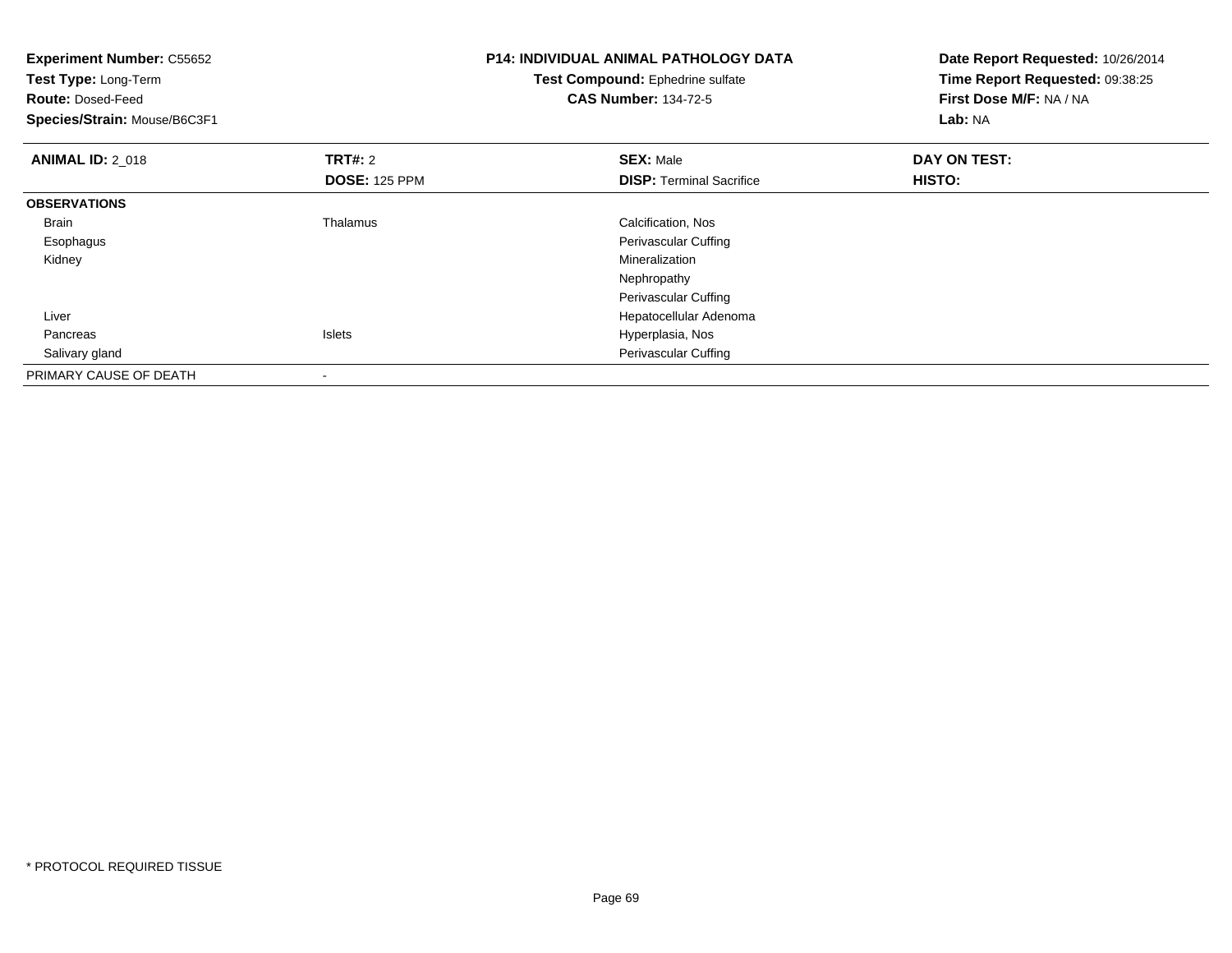**Experiment Number:** C55652
**Test Type:** Long-Term
**Route:** Dosed-Feed
**Species/Strain:** Mouse/B6C3F1

**P14: INDIVIDUAL ANIMAL PATHOLOGY DATA**
**Test Compound:** Ephedrine sulfate
**CAS Number:** 134-72-5

**Date Report Requested:** 10/26/2014
**Time Report Requested:** 09:38:25
**First Dose M/F:** NA / NA
**Lab:** NA

| **ANIMAL ID:** 2_018 | **TRT#:** 2 | **SEX:** Male | **DAY ON TEST:** |
|---|---|---|---|
| | **DOSE:** 125 PPM | **DISP:** Terminal Sacrifice | **HISTO:** |
| **OBSERVATIONS** | | | |
| Brain | Thalamus | Calcification, Nos | |
| Esophagus | | Perivascular Cuffing | |
| Kidney | | Mineralization | |
| | | Nephropathy | |
| | | Perivascular Cuffing | |
| Liver | | Hepatocellular Adenoma | |
| Pancreas | Islets | Hyperplasia, Nos | |
| Salivary gland | | Perivascular Cuffing | |
| PRIMARY CAUSE OF DEATH | - | | |

* PROTOCOL REQUIRED TISSUE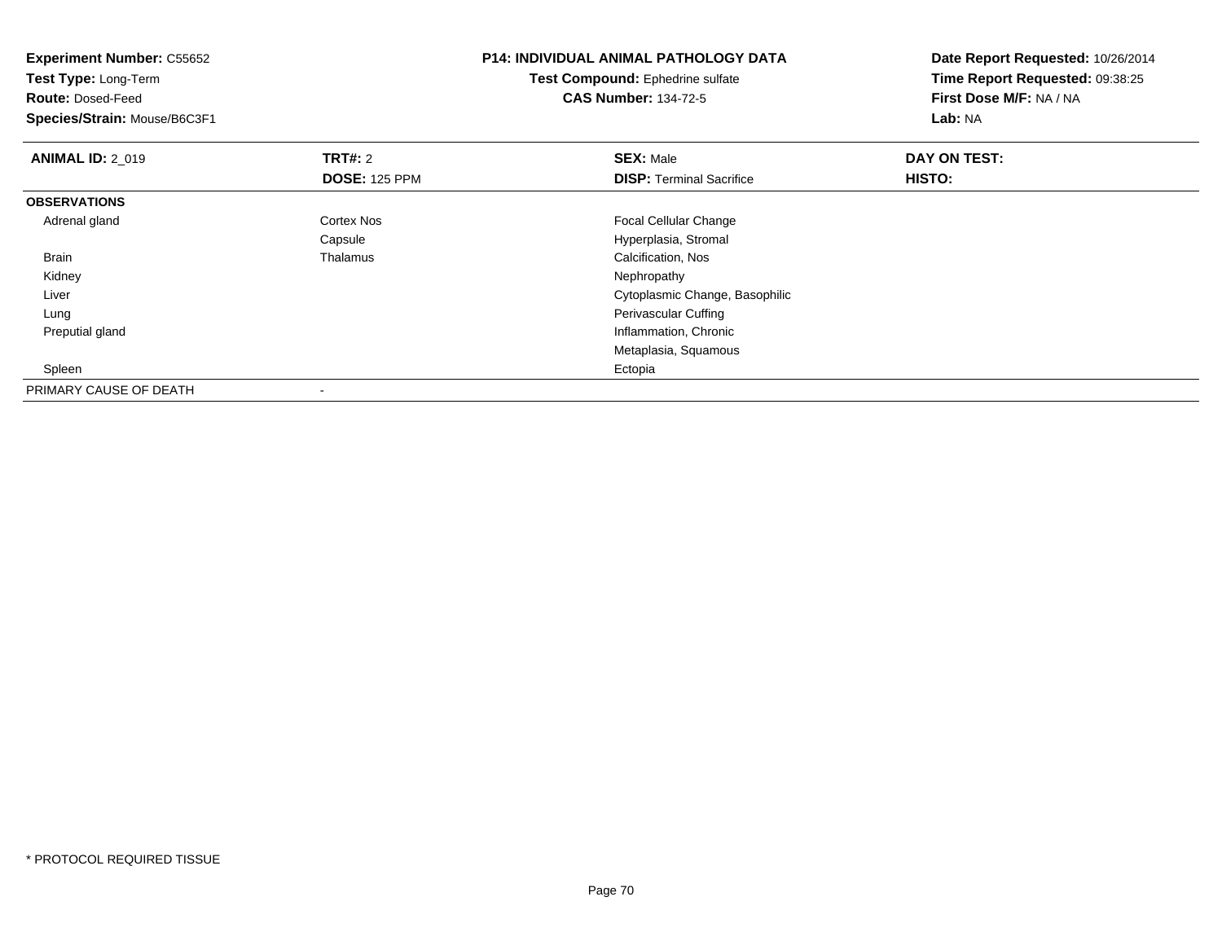**Experiment Number:** C55652
**Test Type:** Long-Term
**Route:** Dosed-Feed
**Species/Strain:** Mouse/B6C3F1

**P14: INDIVIDUAL ANIMAL PATHOLOGY DATA**
**Test Compound:** Ephedrine sulfate
**CAS Number:** 134-72-5

**Date Report Requested:** 10/26/2014
**Time Report Requested:** 09:38:25
**First Dose M/F:** NA / NA
**Lab:** NA

| **ANIMAL ID:** 2_019 | **TRT#:** 2 | **SEX:** Male | **DAY ON TEST:** |
|---|---|---|---|
| | **DOSE:** 125 PPM | **DISP:** Terminal Sacrifice | **HISTO:** |
| **OBSERVATIONS** | | | |
| Adrenal gland | Cortex Nos | Focal Cellular Change | |
| | Capsule | Hyperplasia, Stromal | |
| Brain | Thalamus | Calcification, Nos | |
| Kidney | | Nephropathy | |
| Liver | | Cytoplasmic Change, Basophilic | |
| Lung | | Perivascular Cuffing | |
| Preputial gland | | Inflammation, Chronic | |
| | | Metaplasia, Squamous | |
| Spleen | | Ectopia | |
| PRIMARY CAUSE OF DEATH | - | | |

* PROTOCOL REQUIRED TISSUE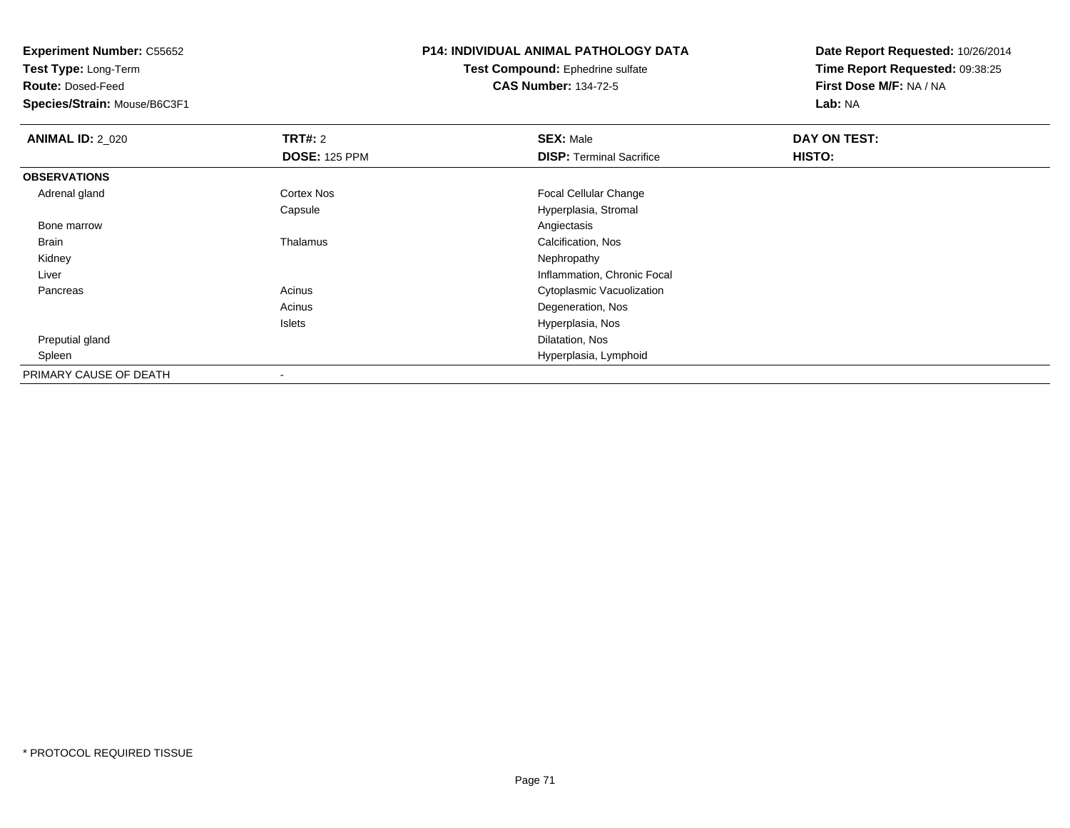**Experiment Number:** C55652
**Test Type:** Long-Term
**Route:** Dosed-Feed
**Species/Strain:** Mouse/B6C3F1

**P14: INDIVIDUAL ANIMAL PATHOLOGY DATA**
**Test Compound:** Ephedrine sulfate
**CAS Number:** 134-72-5

**Date Report Requested:** 10/26/2014
**Time Report Requested:** 09:38:25
**First Dose M/F:** NA / NA
**Lab:** NA

| **ANIMAL ID:** 2_020 | **TRT#:** 2<br>**DOSE:** 125 PPM | **SEX:** Male<br>**DISP:** Terminal Sacrifice | **DAY ON TEST:**<br>**HISTO:** |
|---|---|---|---|
| **OBSERVATIONS** | | | |
| Adrenal gland | Cortex Nos | Focal Cellular Change | |
| | Capsule | Hyperplasia, Stromal | |
| Bone marrow | | Angiectasis | |
| Brain | Thalamus | Calcification, Nos | |
| Kidney | | Nephropathy | |
| Liver | | Inflammation, Chronic Focal | |
| Pancreas | Acinus | Cytoplasmic Vacuolization | |
| | Acinus | Degeneration, Nos | |
| | Islets | Hyperplasia, Nos | |
| Preputial gland | | Dilatation, Nos | |
| Spleen | | Hyperplasia, Lymphoid | |
| PRIMARY CAUSE OF DEATH | - | | |

* PROTOCOL REQUIRED TISSUE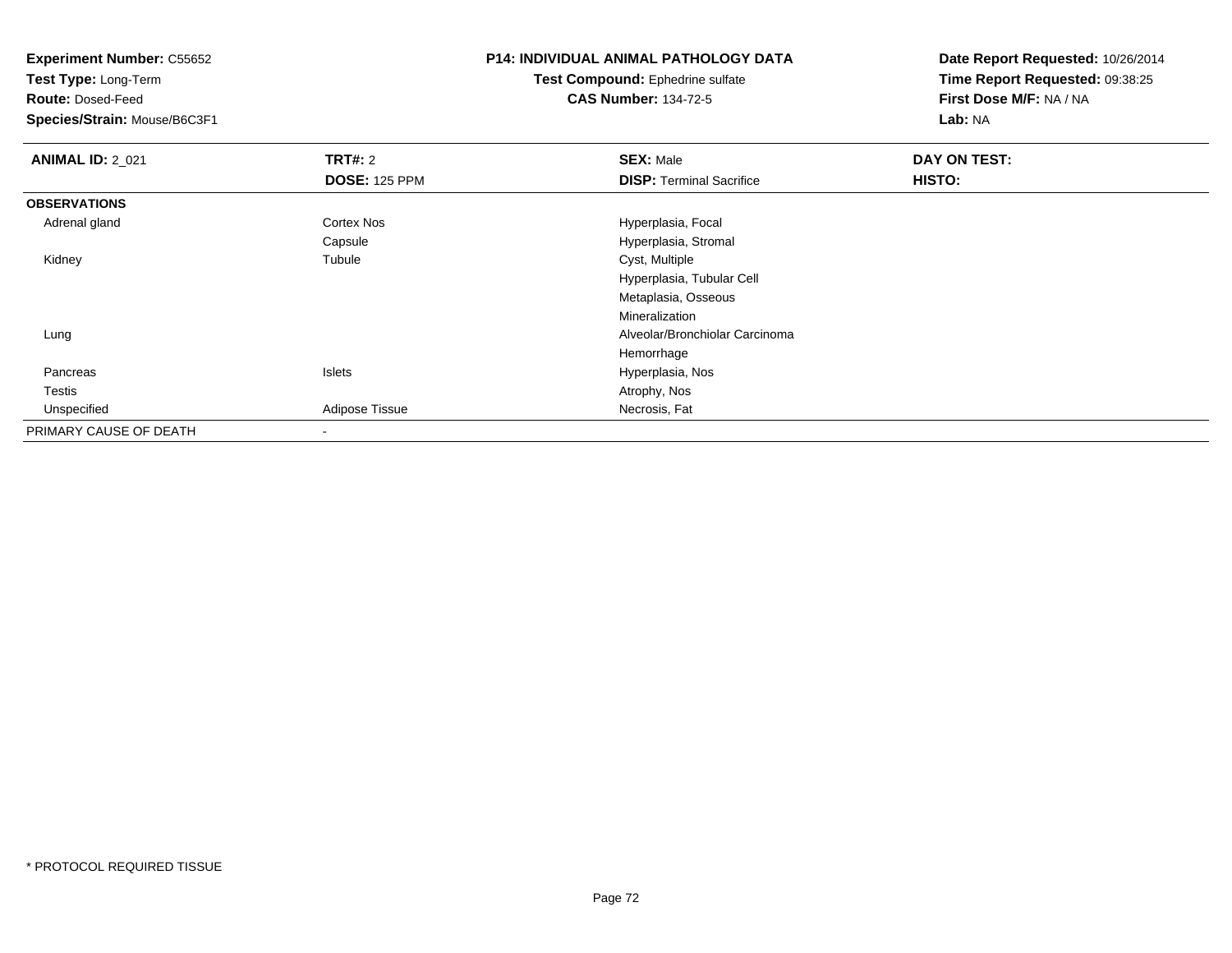**Experiment Number:** C55652
**Test Type:** Long-Term
**Route:** Dosed-Feed
**Species/Strain:** Mouse/B6C3F1

**P14: INDIVIDUAL ANIMAL PATHOLOGY DATA**
**Test Compound:** Ephedrine sulfate
**CAS Number:** 134-72-5

**Date Report Requested:** 10/26/2014
**Time Report Requested:** 09:38:25
**First Dose M/F:** NA / NA
**Lab:** NA

| **ANIMAL ID:** 2_021 | **TRT#:** 2 | **SEX:** Male | **DAY ON TEST:** |
|---|---|---|---|
| | **DOSE:** 125 PPM | **DISP:** Terminal Sacrifice | **HISTO:** |
| **OBSERVATIONS** | | | |
| Adrenal gland | Cortex Nos | Hyperplasia, Focal | |
| | Capsule | Hyperplasia, Stromal | |
| Kidney | Tubule | Cyst, Multiple | |
| | | Hyperplasia, Tubular Cell | |
| | | Metaplasia, Osseous | |
| | | Mineralization | |
| Lung | | Alveolar/Bronchiolar Carcinoma | |
| | | Hemorrhage | |
| Pancreas | Islets | Hyperplasia, Nos | |
| Testis | | Atrophy, Nos | |
| Unspecified | Adipose Tissue | Necrosis, Fat | |
| PRIMARY CAUSE OF DEATH | - | | |

* PROTOCOL REQUIRED TISSUE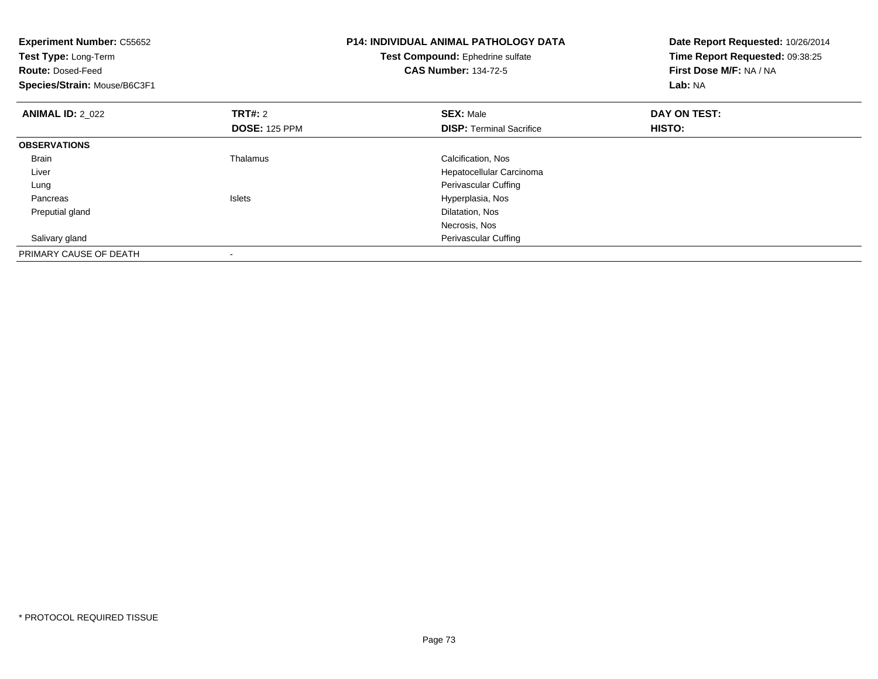**Experiment Number:** C55652
**Test Type:** Long-Term
**Route:** Dosed-Feed
**Species/Strain:** Mouse/B6C3F1

**P14: INDIVIDUAL ANIMAL PATHOLOGY DATA**
**Test Compound:** Ephedrine sulfate
**CAS Number:** 134-72-5

**Date Report Requested:** 10/26/2014
**Time Report Requested:** 09:38:25
**First Dose M/F:** NA / NA
**Lab:** NA

| **ANIMAL ID:** 2_022 | **TRT#:** 2 | **SEX:** Male | **DAY ON TEST:** |
|---|---|---|---|
| | **DOSE:** 125 PPM | **DISP:** Terminal Sacrifice | **HISTO:** |
| **OBSERVATIONS** | | | |
| Brain | Thalamus | Calcification, Nos | |
| Liver | | Hepatocellular Carcinoma | |
| Lung | | Perivascular Cuffing | |
| Pancreas | Islets | Hyperplasia, Nos | |
| Preputial gland | | Dilatation, Nos | |
| | | Necrosis, Nos | |
| Salivary gland | | Perivascular Cuffing | |
| PRIMARY CAUSE OF DEATH | - | | |

\* PROTOCOL REQUIRED TISSUE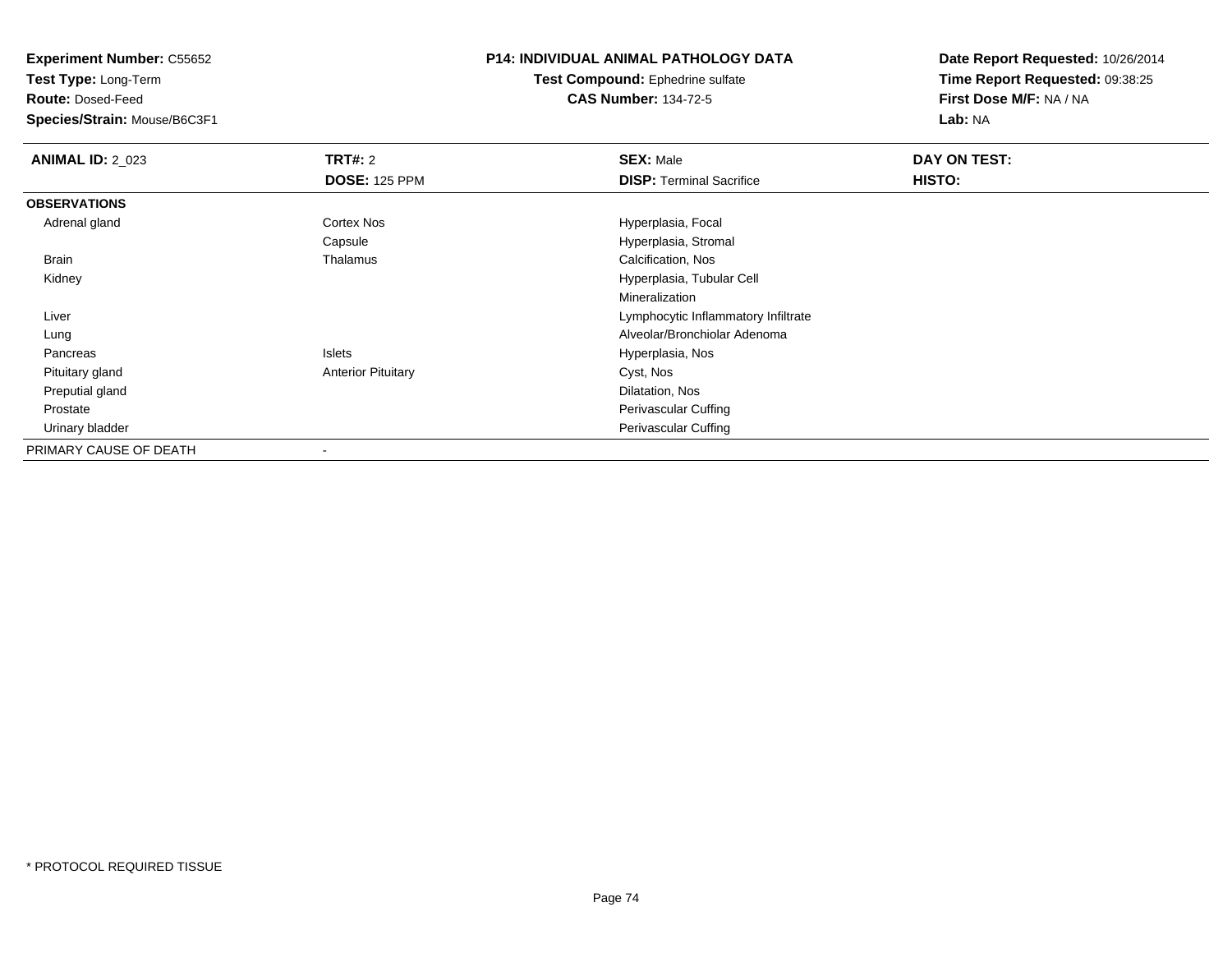**Experiment Number:** C55652
**Test Type:** Long-Term
**Route:** Dosed-Feed
**Species/Strain:** Mouse/B6C3F1

**P14: INDIVIDUAL ANIMAL PATHOLOGY DATA**
**Test Compound:** Ephedrine sulfate
**CAS Number:** 134-72-5

**Date Report Requested:** 10/26/2014
**Time Report Requested:** 09:38:25
**First Dose M/F:** NA / NA
**Lab:** NA

| **ANIMAL ID:** 2_023 | **TRT#:** 2 | **SEX:** Male | **DAY ON TEST:** |
|---|---|---|---|
| | **DOSE:** 125 PPM | **DISP:** Terminal Sacrifice | **HISTO:** |
| **OBSERVATIONS** | | | |
| Adrenal gland | Cortex Nos | Hyperplasia, Focal | |
| | Capsule | Hyperplasia, Stromal | |
| Brain | Thalamus | Calcification, Nos | |
| Kidney | | Hyperplasia, Tubular Cell | |
| | | Mineralization | |
| Liver | | Lymphocytic Inflammatory Infiltrate | |
| Lung | | Alveolar/Bronchiolar Adenoma | |
| Pancreas | Islets | Hyperplasia, Nos | |
| Pituitary gland | Anterior Pituitary | Cyst, Nos | |
| Preputial gland | | Dilatation, Nos | |
| Prostate | | Perivascular Cuffing | |
| Urinary bladder | | Perivascular Cuffing | |
| PRIMARY CAUSE OF DEATH | - | | |

* PROTOCOL REQUIRED TISSUE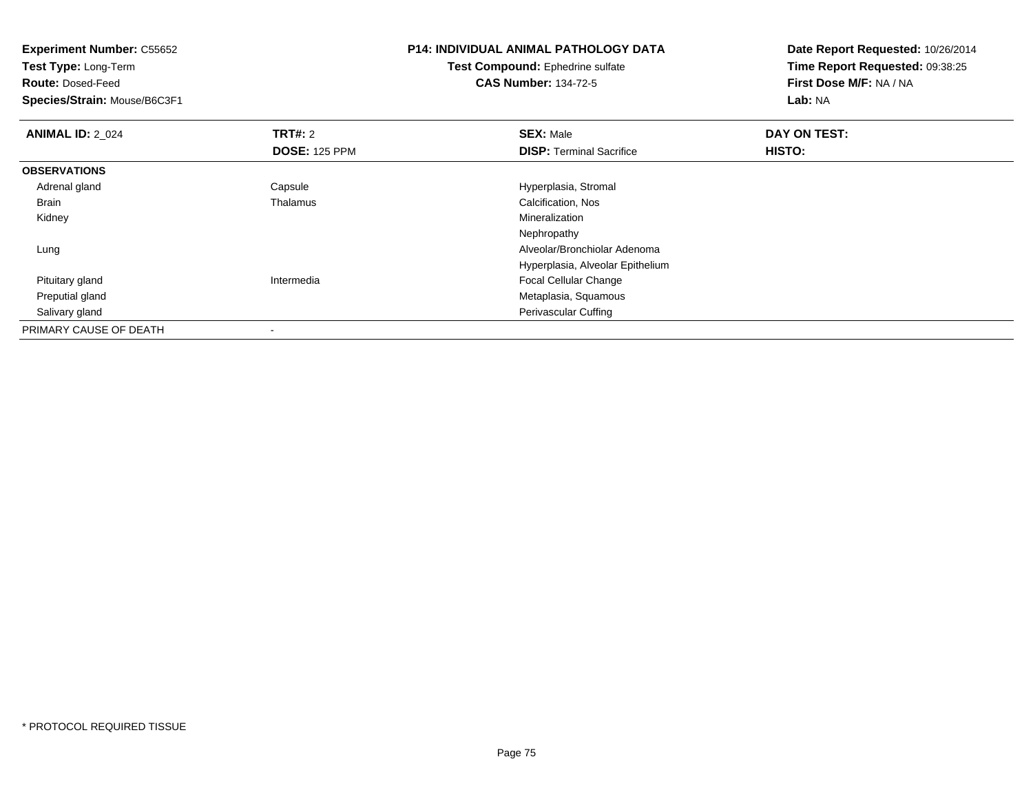**Experiment Number:** C55652
**Test Type:** Long-Term
**Route:** Dosed-Feed
**Species/Strain:** Mouse/B6C3F1

**P14: INDIVIDUAL ANIMAL PATHOLOGY DATA**
**Test Compound:** Ephedrine sulfate
**CAS Number:** 134-72-5

**Date Report Requested:** 10/26/2014
**Time Report Requested:** 09:38:25
**First Dose M/F:** NA / NA
**Lab:** NA

| **ANIMAL ID:** 2_024 | **TRT#:** 2 | **SEX:** Male | **DAY ON TEST:** |
|---|---|---|---|
| | **DOSE:** 125 PPM | **DISP:** Terminal Sacrifice | **HISTO:** |
| **OBSERVATIONS** | | | |
| Adrenal gland | Capsule | Hyperplasia, Stromal | |
| Brain | Thalamus | Calcification, Nos | |
| Kidney | | Mineralization | |
| | | Nephropathy | |
| Lung | | Alveolar/Bronchiolar Adenoma | |
| | | Hyperplasia, Alveolar Epithelium | |
| Pituitary gland | Intermedia | Focal Cellular Change | |
| Preputial gland | | Metaplasia, Squamous | |
| Salivary gland | | Perivascular Cuffing | |
| PRIMARY CAUSE OF DEATH | - | | |

* PROTOCOL REQUIRED TISSUE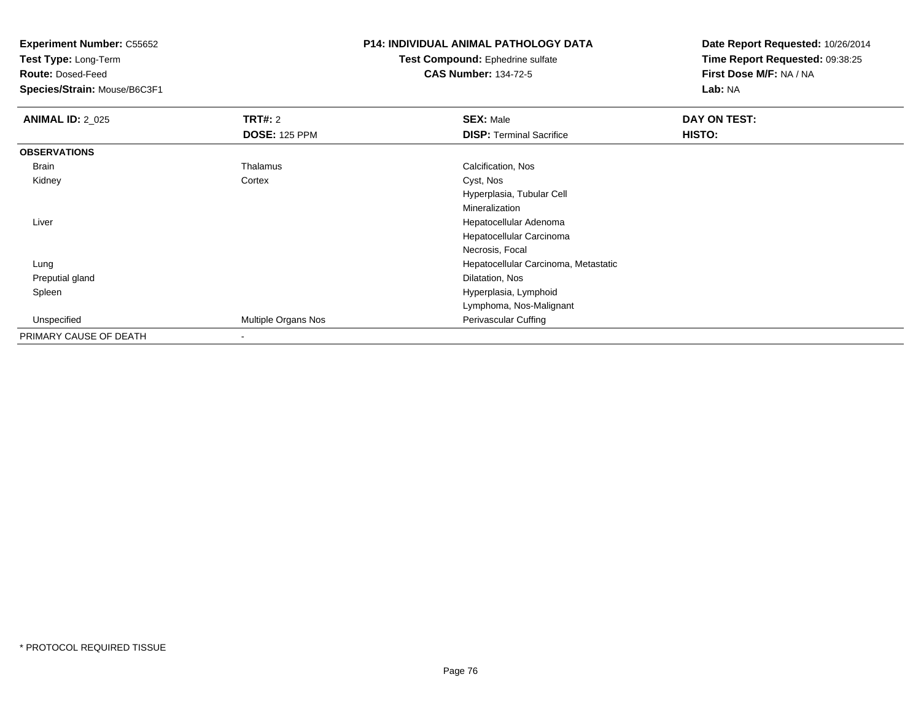**Experiment Number:** C55652
**Test Type:** Long-Term
**Route:** Dosed-Feed
**Species/Strain:** Mouse/B6C3F1

**P14: INDIVIDUAL ANIMAL PATHOLOGY DATA**
**Test Compound:** Ephedrine sulfate
**CAS Number:** 134-72-5

**Date Report Requested:** 10/26/2014
**Time Report Requested:** 09:38:25
**First Dose M/F:** NA / NA
**Lab:** NA

| **ANIMAL ID:** 2_025 | **TRT#:** 2 | **SEX:** Male | **DAY ON TEST:** |
|---|---|---|---|
| | **DOSE:** 125 PPM | **DISP:** Terminal Sacrifice | **HISTO:** |
| **OBSERVATIONS** | | | |
| Brain | Thalamus | Calcification, Nos | |
| Kidney | Cortex | Cyst, Nos | |
| | | Hyperplasia, Tubular Cell | |
| | | Mineralization | |
| Liver | | Hepatocellular Adenoma | |
| | | Hepatocellular Carcinoma | |
| | | Necrosis, Focal | |
| Lung | | Hepatocellular Carcinoma, Metastatic | |
| Preputial gland | | Dilatation, Nos | |
| Spleen | | Hyperplasia, Lymphoid | |
| | | Lymphoma, Nos-Malignant | |
| Unspecified | Multiple Organs Nos | Perivascular Cuffing | |
| PRIMARY CAUSE OF DEATH | - | | |

* PROTOCOL REQUIRED TISSUE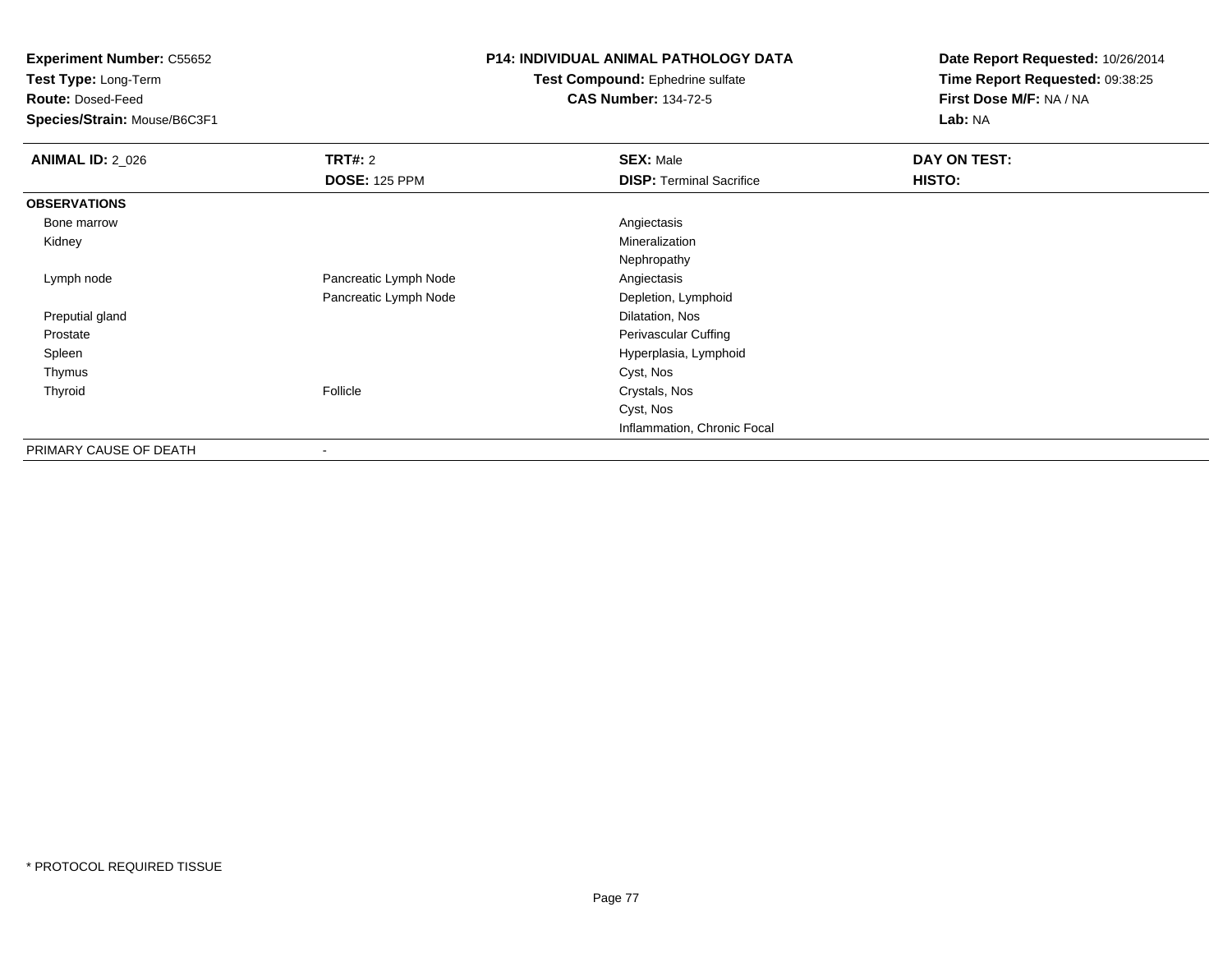**Experiment Number:** C55652
**Test Type:** Long-Term
**Route:** Dosed-Feed
**Species/Strain:** Mouse/B6C3F1

**P14: INDIVIDUAL ANIMAL PATHOLOGY DATA**
**Test Compound:** Ephedrine sulfate
**CAS Number:** 134-72-5

**Date Report Requested:** 10/26/2014
**Time Report Requested:** 09:38:25
**First Dose M/F:** NA / NA
**Lab:** NA

| **ANIMAL ID:** 2_026 | **TRT#:** 2 | **SEX:** Male | **DAY ON TEST:** |
|---|---|---|---|
| | **DOSE:** 125 PPM | **DISP:** Terminal Sacrifice | **HISTO:** |
| **OBSERVATIONS** | | | |
| Bone marrow | | Angiectasis | |
| Kidney | | Mineralization | |
| | | Nephropathy | |
| Lymph node | Pancreatic Lymph Node | Angiectasis | |
| | Pancreatic Lymph Node | Depletion, Lymphoid | |
| Preputial gland | | Dilatation, Nos | |
| Prostate | | Perivascular Cuffing | |
| Spleen | | Hyperplasia, Lymphoid | |
| Thymus | | Cyst, Nos | |
| Thyroid | Follicle | Crystals, Nos | |
| | | Cyst, Nos | |
| | | Inflammation, Chronic Focal | |
| PRIMARY CAUSE OF DEATH | - | | |

* PROTOCOL REQUIRED TISSUE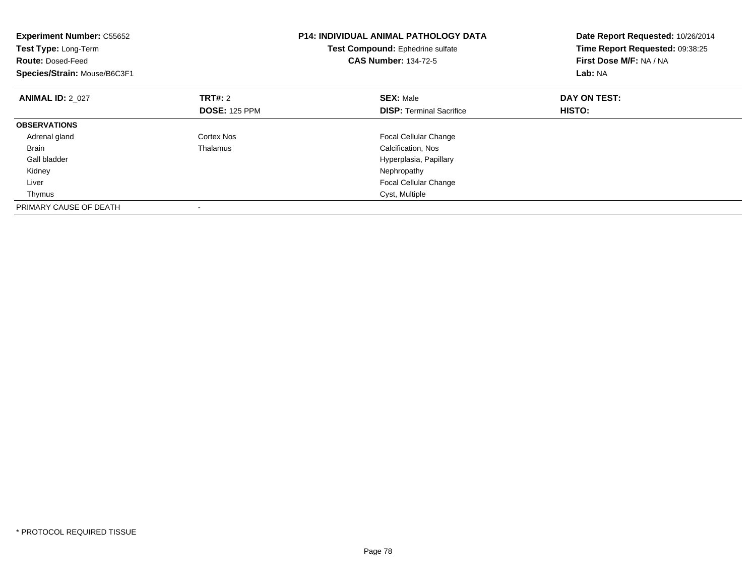**Experiment Number:** C55652
**Test Type:** Long-Term
**Route:** Dosed-Feed
**Species/Strain:** Mouse/B6C3F1

**P14: INDIVIDUAL ANIMAL PATHOLOGY DATA**
**Test Compound:** Ephedrine sulfate
**CAS Number:** 134-72-5

**Date Report Requested:** 10/26/2014
**Time Report Requested:** 09:38:25
**First Dose M/F:** NA / NA
**Lab:** NA

| **ANIMAL ID:** 2_027 | **TRT#:** 2 | **SEX:** Male | **DAY ON TEST:** |
|---|---|---|---|
| | **DOSE:** 125 PPM | **DISP:** Terminal Sacrifice | **HISTO:** |
| **OBSERVATIONS** | | | |
| Adrenal gland | Cortex Nos | Focal Cellular Change | |
| Brain | Thalamus | Calcification, Nos | |
| Gall bladder | | Hyperplasia, Papillary | |
| Kidney | | Nephropathy | |
| Liver | | Focal Cellular Change | |
| Thymus | | Cyst, Multiple | |
| PRIMARY CAUSE OF DEATH | - | | |

* PROTOCOL REQUIRED TISSUE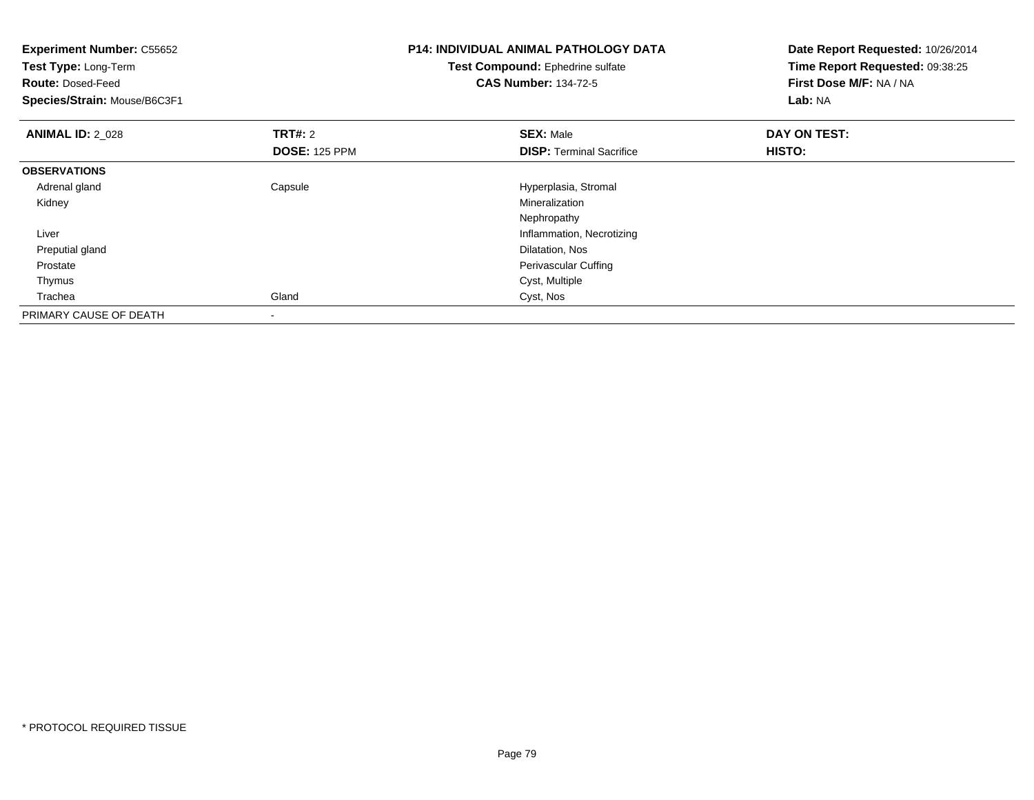**Experiment Number:** C55652
**Test Type:** Long-Term
**Route:** Dosed-Feed
**Species/Strain:** Mouse/B6C3F1

**P14: INDIVIDUAL ANIMAL PATHOLOGY DATA**
**Test Compound:** Ephedrine sulfate
**CAS Number:** 134-72-5

**Date Report Requested:** 10/26/2014
**Time Report Requested:** 09:38:25
**First Dose M/F:** NA / NA
**Lab:** NA

| **ANIMAL ID:** 2_028 | **TRT#:** 2 | **SEX:** Male | **DAY ON TEST:** |
|---|---|---|---|
| | **DOSE:** 125 PPM | **DISP:** Terminal Sacrifice | **HISTO:** |
| **OBSERVATIONS** | | | |
| Adrenal gland | Capsule | Hyperplasia, Stromal | |
| Kidney | | Mineralization | |
| | | Nephropathy | |
| Liver | | Inflammation, Necrotizing | |
| Preputial gland | | Dilatation, Nos | |
| Prostate | | Perivascular Cuffing | |
| Thymus | | Cyst, Multiple | |
| Trachea | Gland | Cyst, Nos | |
| PRIMARY CAUSE OF DEATH | - | | |

* PROTOCOL REQUIRED TISSUE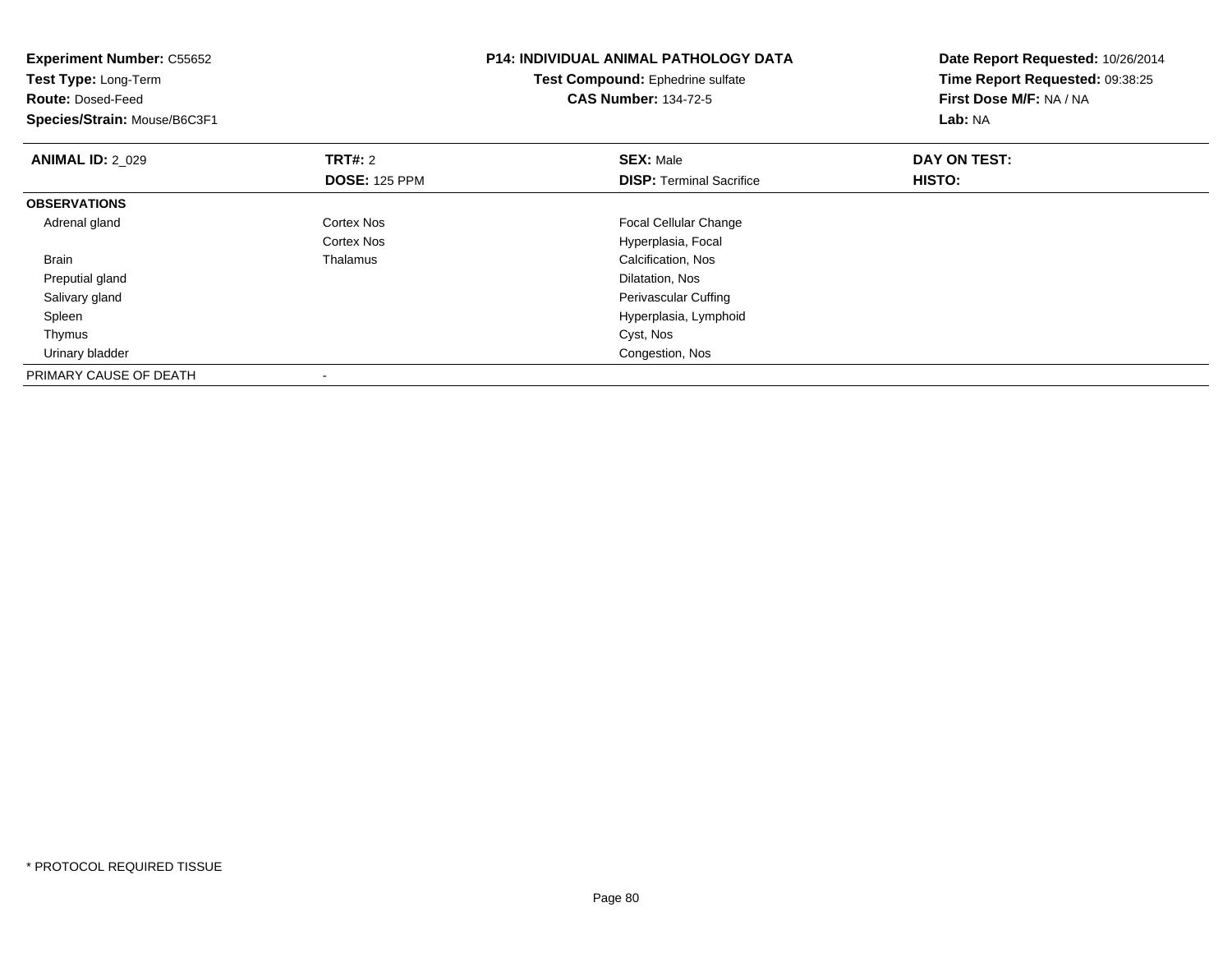**Experiment Number:** C55652
**Test Type:** Long-Term
**Route:** Dosed-Feed
**Species/Strain:** Mouse/B6C3F1

**P14: INDIVIDUAL ANIMAL PATHOLOGY DATA**
**Test Compound:** Ephedrine sulfate
**CAS Number:** 134-72-5

**Date Report Requested:** 10/26/2014
**Time Report Requested:** 09:38:25
**First Dose M/F:** NA / NA
**Lab:** NA

| **ANIMAL ID:** 2_029 | **TRT#:** 2 | **SEX:** Male | **DAY ON TEST:** |
|---|---|---|---|
| | **DOSE:** 125 PPM | **DISP:** Terminal Sacrifice | **HISTO:** |
| **OBSERVATIONS** | | | |
| Adrenal gland | Cortex Nos | Focal Cellular Change | |
| | Cortex Nos | Hyperplasia, Focal | |
| Brain | Thalamus | Calcification, Nos | |
| Preputial gland | | Dilatation, Nos | |
| Salivary gland | | Perivascular Cuffing | |
| Spleen | | Hyperplasia, Lymphoid | |
| Thymus | | Cyst, Nos | |
| Urinary bladder | | Congestion, Nos | |
| PRIMARY CAUSE OF DEATH | - | | |

* PROTOCOL REQUIRED TISSUE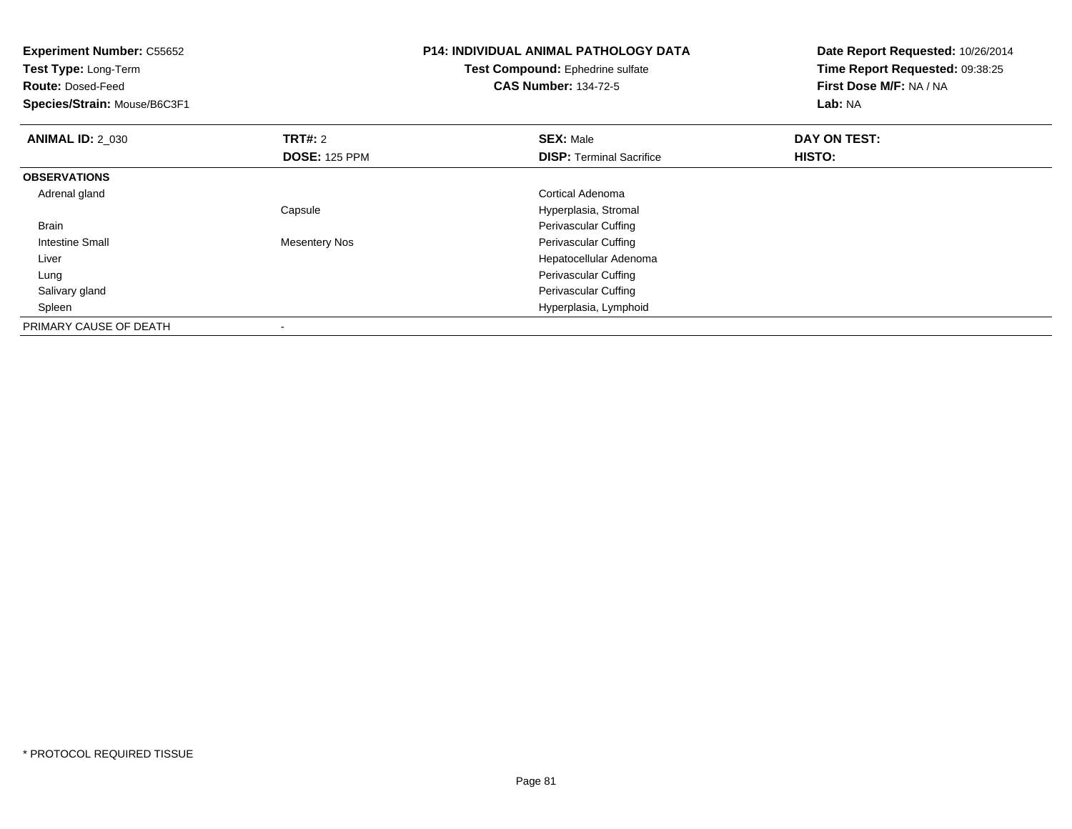**Experiment Number:** C55652
**Test Type:** Long-Term
**Route:** Dosed-Feed
**Species/Strain:** Mouse/B6C3F1

**P14: INDIVIDUAL ANIMAL PATHOLOGY DATA**
**Test Compound:** Ephedrine sulfate
**CAS Number:** 134-72-5

**Date Report Requested:** 10/26/2014
**Time Report Requested:** 09:38:25
**First Dose M/F:** NA / NA
**Lab:** NA

| **ANIMAL ID:** 2_030 | **TRT#:** 2 | **SEX:** Male | **DAY ON TEST:** |
|---|---|---|---|
| | **DOSE:** 125 PPM | **DISP:** Terminal Sacrifice | **HISTO:** |
| **OBSERVATIONS** | | | |
| Adrenal gland | | Cortical Adenoma | |
| | Capsule | Hyperplasia, Stromal | |
| Brain | | Perivascular Cuffing | |
| Intestine Small | Mesentery Nos | Perivascular Cuffing | |
| Liver | | Hepatocellular Adenoma | |
| Lung | | Perivascular Cuffing | |
| Salivary gland | | Perivascular Cuffing | |
| Spleen | | Hyperplasia, Lymphoid | |
| PRIMARY CAUSE OF DEATH | - | | |

* PROTOCOL REQUIRED TISSUE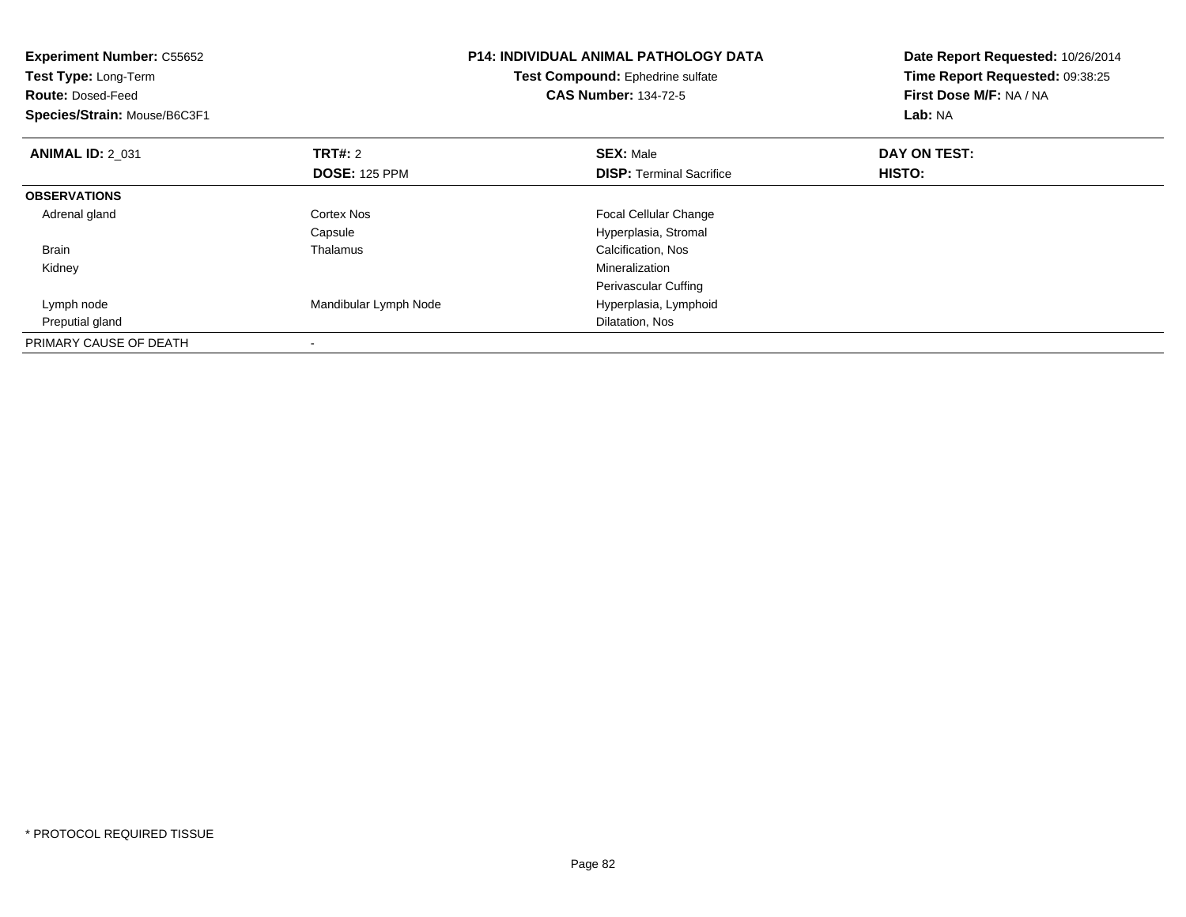**Experiment Number:** C55652
**Test Type:** Long-Term
**Route:** Dosed-Feed
**Species/Strain:** Mouse/B6C3F1

**P14: INDIVIDUAL ANIMAL PATHOLOGY DATA**
**Test Compound:** Ephedrine sulfate
**CAS Number:** 134-72-5

**Date Report Requested:** 10/26/2014
**Time Report Requested:** 09:38:25
**First Dose M/F:** NA / NA
**Lab:** NA

| **ANIMAL ID:** 2_031 | **TRT#:** 2 | **SEX:** Male | **DAY ON TEST:** |
|---|---|---|---|
| | **DOSE:** 125 PPM | **DISP:** Terminal Sacrifice | **HISTO:** |
| **OBSERVATIONS** | | | |
| Adrenal gland | Cortex Nos | Focal Cellular Change | |
| | Capsule | Hyperplasia, Stromal | |
| Brain | Thalamus | Calcification, Nos | |
| Kidney | | Mineralization | |
| | | Perivascular Cuffing | |
| Lymph node | Mandibular Lymph Node | Hyperplasia, Lymphoid | |
| Preputial gland | | Dilatation, Nos | |
| PRIMARY CAUSE OF DEATH | - | | |

* PROTOCOL REQUIRED TISSUE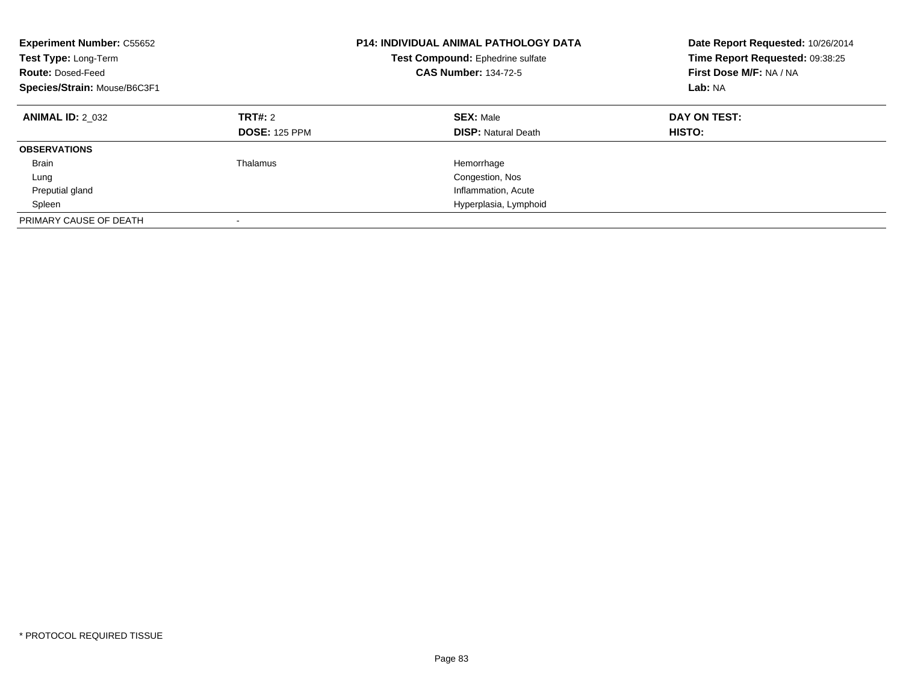**Experiment Number:** C55652
**Test Type:** Long-Term
**Route:** Dosed-Feed
**Species/Strain:** Mouse/B6C3F1

**P14: INDIVIDUAL ANIMAL PATHOLOGY DATA**
**Test Compound:** Ephedrine sulfate
**CAS Number:** 134-72-5

**Date Report Requested:** 10/26/2014
**Time Report Requested:** 09:38:25
**First Dose M/F:** NA / NA
**Lab:** NA

| **ANIMAL ID:** 2_032 | **TRT#:** 2 | **SEX:** Male | **DAY ON TEST:** |
|---|---|---|---|
| | **DOSE:** 125 PPM | **DISP:** Natural Death | **HISTO:** |
| **OBSERVATIONS** | | | |
| Brain | Thalamus | Hemorrhage | |
| Lung | | Congestion, Nos | |
| Preputial gland | | Inflammation, Acute | |
| Spleen | | Hyperplasia, Lymphoid | |
| PRIMARY CAUSE OF DEATH | - | | |

* PROTOCOL REQUIRED TISSUE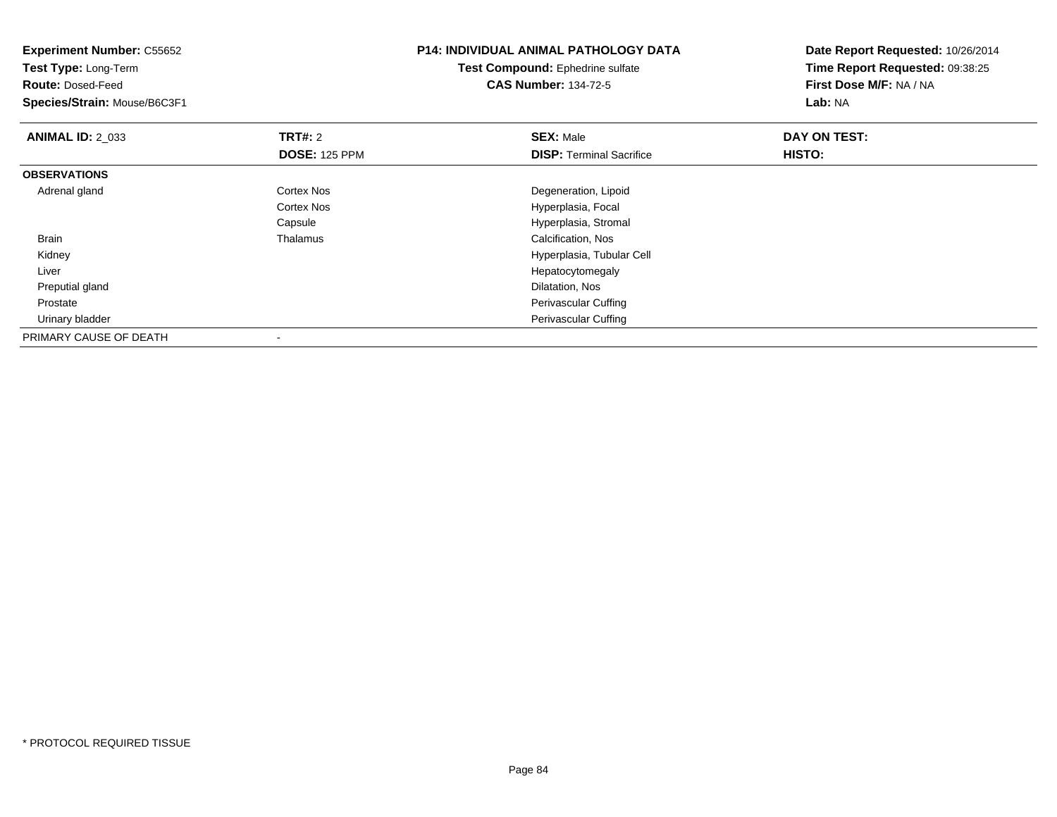**Experiment Number:** C55652
**Test Type:** Long-Term
**Route:** Dosed-Feed
**Species/Strain:** Mouse/B6C3F1

**P14: INDIVIDUAL ANIMAL PATHOLOGY DATA**
**Test Compound:** Ephedrine sulfate
**CAS Number:** 134-72-5

**Date Report Requested:** 10/26/2014
**Time Report Requested:** 09:38:25
**First Dose M/F:** NA / NA
**Lab:** NA

| **ANIMAL ID:** 2_033 | **TRT#:** 2 | **SEX:** Male | **DAY ON TEST:** |
|---|---|---|---|
| | **DOSE:** 125 PPM | **DISP:** Terminal Sacrifice | **HISTO:** |
| **OBSERVATIONS** | | | |
| Adrenal gland | Cortex Nos | Degeneration, Lipoid | |
| | Cortex Nos | Hyperplasia, Focal | |
| | Capsule | Hyperplasia, Stromal | |
| Brain | Thalamus | Calcification, Nos | |
| Kidney | | Hyperplasia, Tubular Cell | |
| Liver | | Hepatocytomegaly | |
| Preputial gland | | Dilatation, Nos | |
| Prostate | | Perivascular Cuffing | |
| Urinary bladder | | Perivascular Cuffing | |
| PRIMARY CAUSE OF DEATH | - | | |

* PROTOCOL REQUIRED TISSUE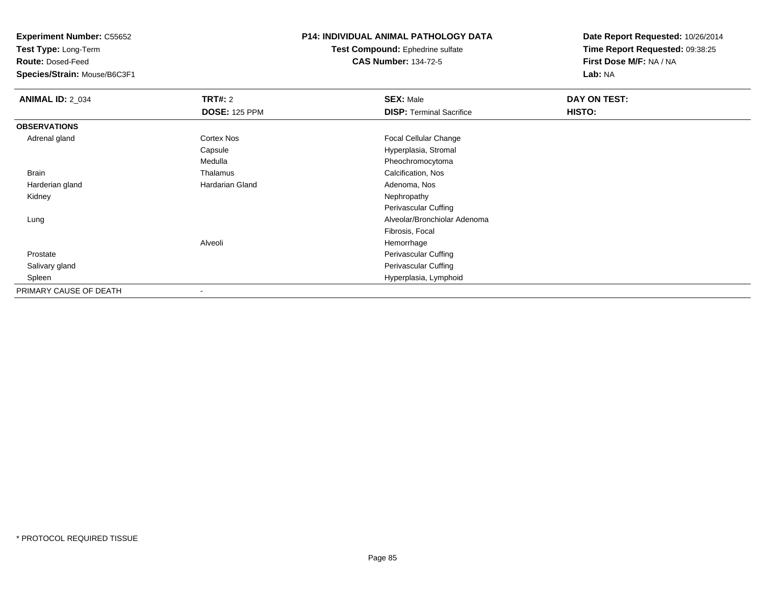**Experiment Number:** C55652
**Test Type:** Long-Term
**Route:** Dosed-Feed
**Species/Strain:** Mouse/B6C3F1

**P14: INDIVIDUAL ANIMAL PATHOLOGY DATA**
**Test Compound:** Ephedrine sulfate
**CAS Number:** 134-72-5

**Date Report Requested:** 10/26/2014
**Time Report Requested:** 09:38:25
**First Dose M/F:** NA / NA
**Lab:** NA

| **ANIMAL ID:** 2_034 | **TRT#:** 2 | **SEX:** Male | **DAY ON TEST:** |
|---|---|---|---|
| | **DOSE:** 125 PPM | **DISP:** Terminal Sacrifice | **HISTO:** |
| **OBSERVATIONS** | | | |
| Adrenal gland | Cortex Nos | Focal Cellular Change | |
| | Capsule | Hyperplasia, Stromal | |
| | Medulla | Pheochromocytoma | |
| Brain | Thalamus | Calcification, Nos | |
| Harderian gland | Hardarian Gland | Adenoma, Nos | |
| Kidney | | Nephropathy | |
| | | Perivascular Cuffing | |
| Lung | | Alveolar/Bronchiolar Adenoma | |
| | | Fibrosis, Focal | |
| | Alveoli | Hemorrhage | |
| Prostate | | Perivascular Cuffing | |
| Salivary gland | | Perivascular Cuffing | |
| Spleen | | Hyperplasia, Lymphoid | |
| PRIMARY CAUSE OF DEATH | - | | |

\* PROTOCOL REQUIRED TISSUE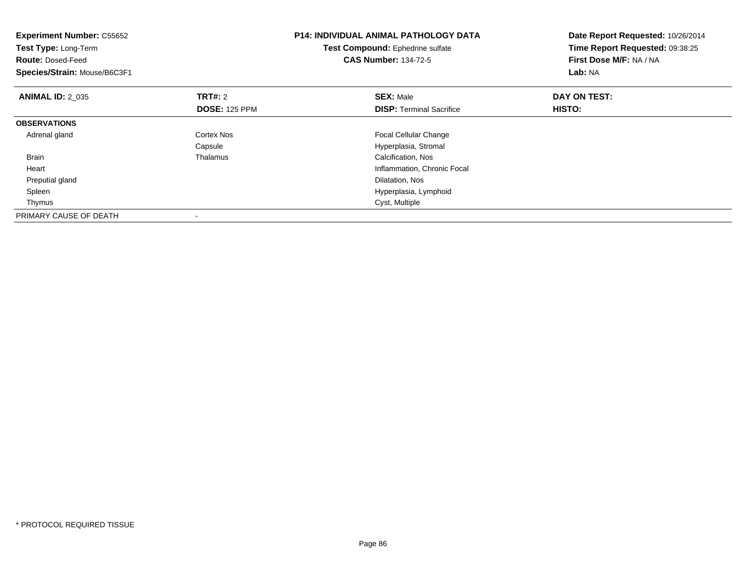**Experiment Number:** C55652
**Test Type:** Long-Term
**Route:** Dosed-Feed
**Species/Strain:** Mouse/B6C3F1

**P14: INDIVIDUAL ANIMAL PATHOLOGY DATA**
**Test Compound:** Ephedrine sulfate
**CAS Number:** 134-72-5

**Date Report Requested:** 10/26/2014
**Time Report Requested:** 09:38:25
**First Dose M/F:** NA / NA
**Lab:** NA

| **ANIMAL ID:** 2_035 | **TRT#:** 2 | **SEX:** Male | **DAY ON TEST:** |
|---|---|---|---|
| | **DOSE:** 125 PPM | **DISP:** Terminal Sacrifice | **HISTO:** |
| **OBSERVATIONS** | | | |
| Adrenal gland | Cortex Nos | Focal Cellular Change | |
| | Capsule | Hyperplasia, Stromal | |
| Brain | Thalamus | Calcification, Nos | |
| Heart | | Inflammation, Chronic Focal | |
| Preputial gland | | Dilatation, Nos | |
| Spleen | | Hyperplasia, Lymphoid | |
| Thymus | | Cyst, Multiple | |
| PRIMARY CAUSE OF DEATH | - | | |

\* PROTOCOL REQUIRED TISSUE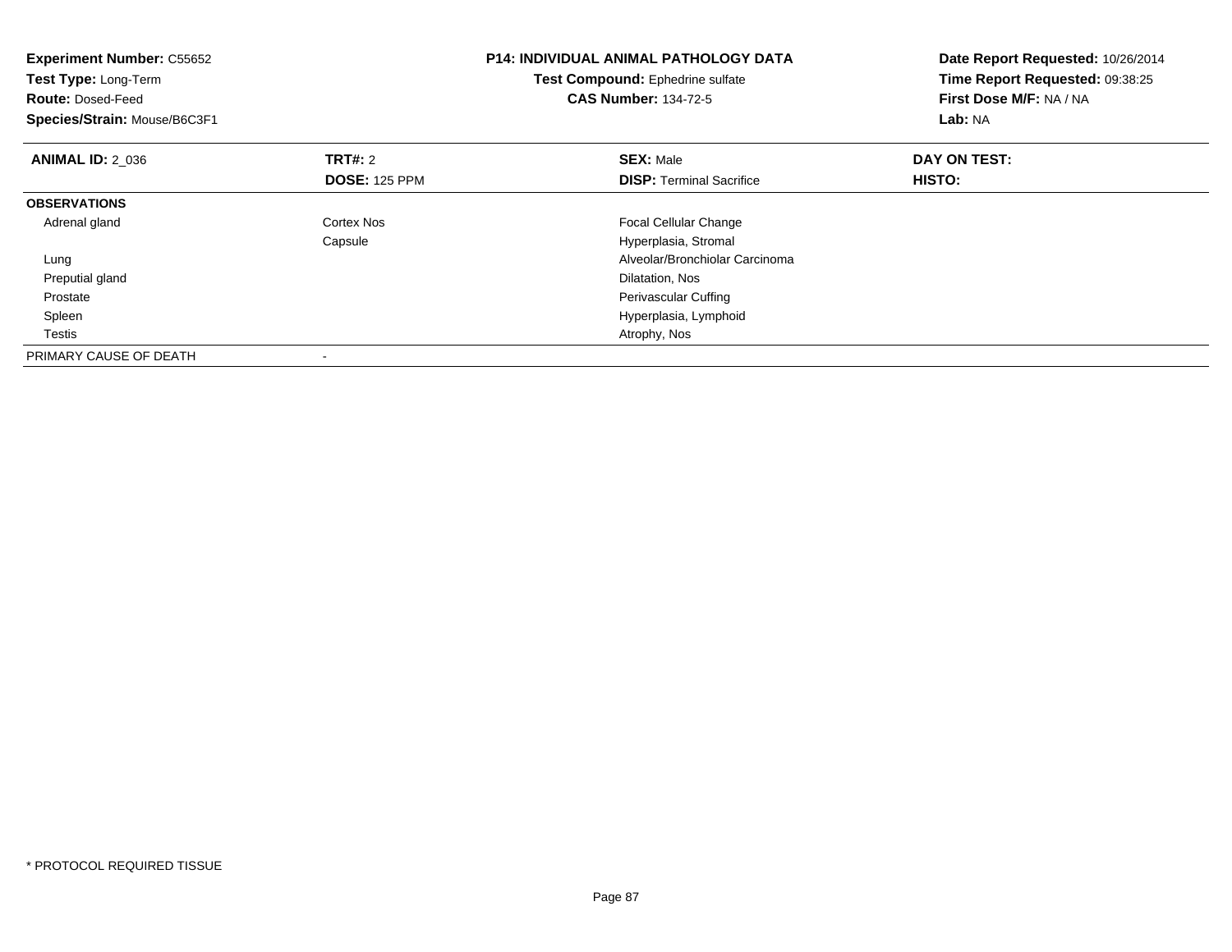**Experiment Number:** C55652
**Test Type:** Long-Term
**Route:** Dosed-Feed
**Species/Strain:** Mouse/B6C3F1

**P14: INDIVIDUAL ANIMAL PATHOLOGY DATA**
**Test Compound:** Ephedrine sulfate
**CAS Number:** 134-72-5

**Date Report Requested:** 10/26/2014
**Time Report Requested:** 09:38:25
**First Dose M/F:** NA / NA
**Lab:** NA

| **ANIMAL ID:** 2_036 | **TRT#:** 2 | **SEX:** Male | **DAY ON TEST:** |
|---|---|---|---|
| | **DOSE:** 125 PPM | **DISP:** Terminal Sacrifice | **HISTO:** |
| **OBSERVATIONS** | | | |
| Adrenal gland | Cortex Nos | Focal Cellular Change | |
| | Capsule | Hyperplasia, Stromal | |
| Lung | | Alveolar/Bronchiolar Carcinoma | |
| Preputial gland | | Dilatation, Nos | |
| Prostate | | Perivascular Cuffing | |
| Spleen | | Hyperplasia, Lymphoid | |
| Testis | | Atrophy, Nos | |
| PRIMARY CAUSE OF DEATH | - | | |

* PROTOCOL REQUIRED TISSUE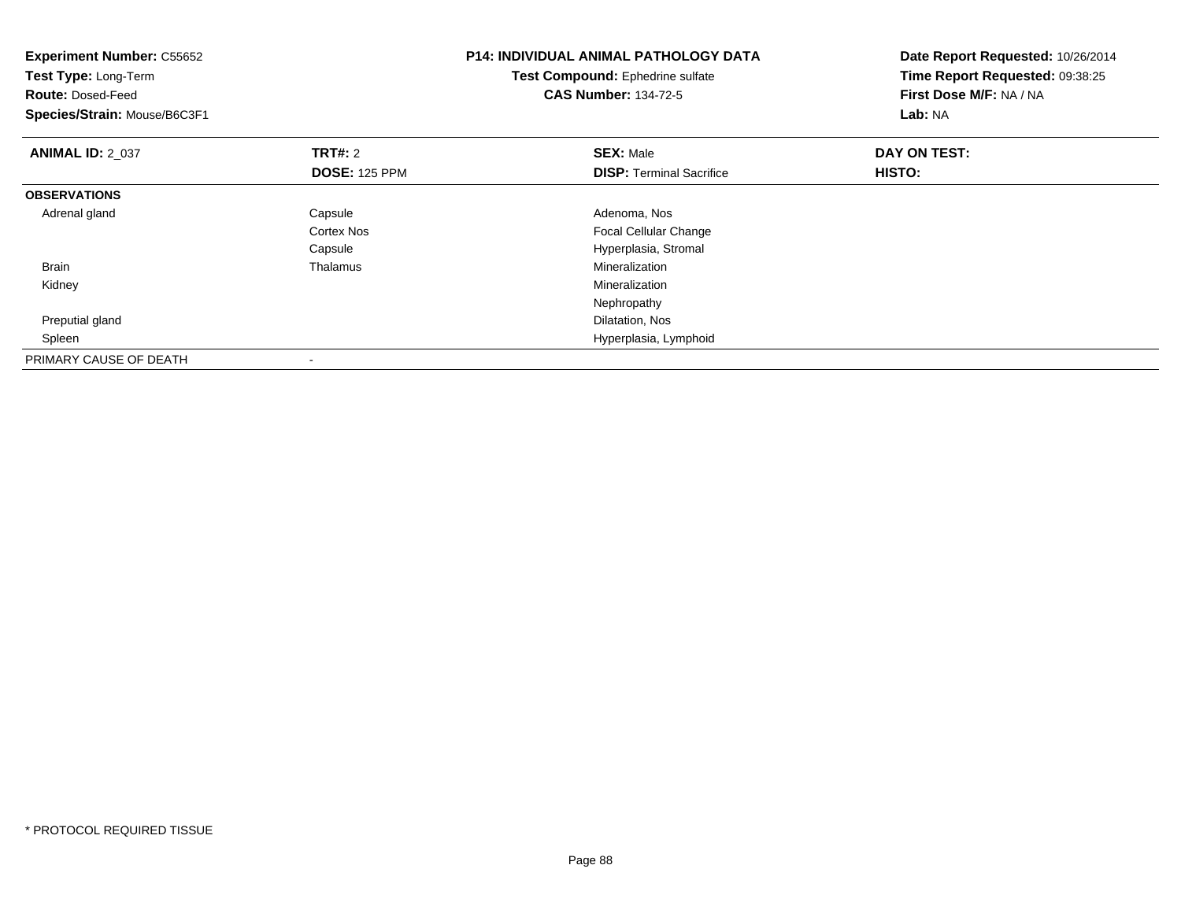**Experiment Number:** C55652
**Test Type:** Long-Term
**Route:** Dosed-Feed
**Species/Strain:** Mouse/B6C3F1

**P14: INDIVIDUAL ANIMAL PATHOLOGY DATA**
**Test Compound:** Ephedrine sulfate
**CAS Number:** 134-72-5

**Date Report Requested:** 10/26/2014
**Time Report Requested:** 09:38:25
**First Dose M/F:** NA / NA
**Lab:** NA

| **ANIMAL ID:** 2_037 | **TRT#:** 2<br>**DOSE:** 125 PPM | **SEX:** Male<br>**DISP:** Terminal Sacrifice | **DAY ON TEST:**<br>**HISTO:** |
|---|---|---|---|
| **OBSERVATIONS** | | | |
| Adrenal gland | Capsule | Adenoma, Nos | |
| | Cortex Nos | Focal Cellular Change | |
| | Capsule | Hyperplasia, Stromal | |
| Brain | Thalamus | Mineralization | |
| Kidney | | Mineralization | |
| | | Nephropathy | |
| Preputial gland | | Dilatation, Nos | |
| Spleen | | Hyperplasia, Lymphoid | |
| PRIMARY CAUSE OF DEATH | - | | |

\* PROTOCOL REQUIRED TISSUE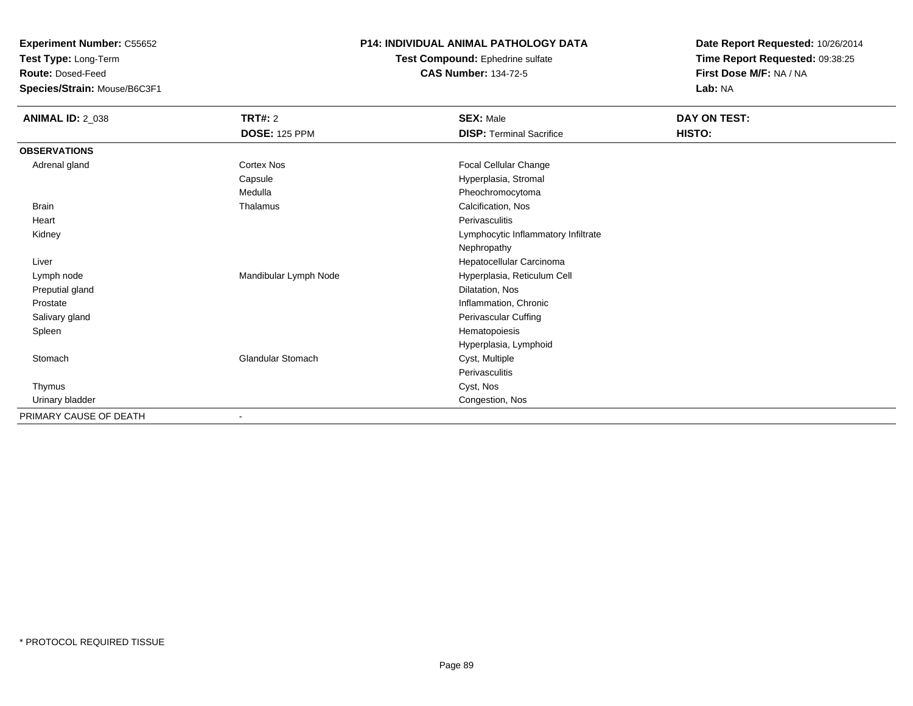**Experiment Number:** C55652
**Test Type:** Long-Term
**Route:** Dosed-Feed
**Species/Strain:** Mouse/B6C3F1

**P14: INDIVIDUAL ANIMAL PATHOLOGY DATA**
**Test Compound:** Ephedrine sulfate
**CAS Number:** 134-72-5

**Date Report Requested:** 10/26/2014
**Time Report Requested:** 09:38:25
**First Dose M/F:** NA / NA
**Lab:** NA

| **ANIMAL ID:** 2_038 | **TRT#:** 2 | **SEX:** Male | **DAY ON TEST:** |
|---|---|---|---|
| | **DOSE:** 125 PPM | **DISP:** Terminal Sacrifice | **HISTO:** |
| **OBSERVATIONS** | | | |
| Adrenal gland | Cortex Nos | Focal Cellular Change | |
| | Capsule | Hyperplasia, Stromal | |
| | Medulla | Pheochromocytoma | |
| Brain | Thalamus | Calcification, Nos | |
| Heart | | Perivasculitis | |
| Kidney | | Lymphocytic Inflammatory Infiltrate | |
| | | Nephropathy | |
| Liver | | Hepatocellular Carcinoma | |
| Lymph node | Mandibular Lymph Node | Hyperplasia, Reticulum Cell | |
| Preputial gland | | Dilatation, Nos | |
| Prostate | | Inflammation, Chronic | |
| Salivary gland | | Perivascular Cuffing | |
| Spleen | | Hematopoiesis | |
| | | Hyperplasia, Lymphoid | |
| Stomach | Glandular Stomach | Cyst, Multiple | |
| | | Perivasculitis | |
| Thymus | | Cyst, Nos | |
| Urinary bladder | | Congestion, Nos | |
| PRIMARY CAUSE OF DEATH | - | | |

* PROTOCOL REQUIRED TISSUE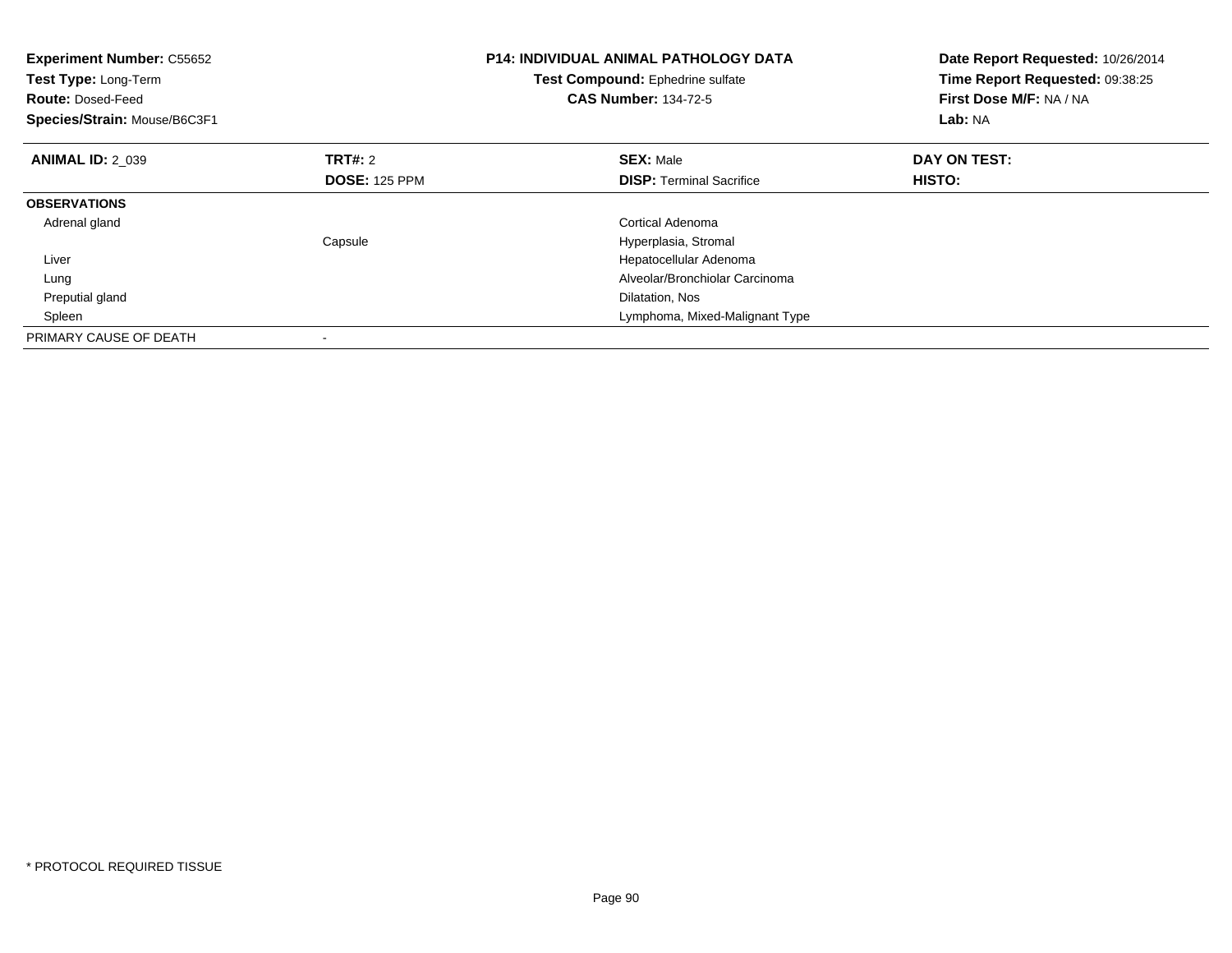**Experiment Number:** C55652
**Test Type:** Long-Term
**Route:** Dosed-Feed
**Species/Strain:** Mouse/B6C3F1

**P14: INDIVIDUAL ANIMAL PATHOLOGY DATA**
**Test Compound:** Ephedrine sulfate
**CAS Number:** 134-72-5

**Date Report Requested:** 10/26/2014
**Time Report Requested:** 09:38:25
**First Dose M/F:** NA / NA
**Lab:** NA

| **ANIMAL ID:** 2_039 | **TRT#:** 2 | **SEX:** Male | **DAY ON TEST:** |
|---|---|---|---|
| | **DOSE:** 125 PPM | **DISP:** Terminal Sacrifice | **HISTO:** |
| **OBSERVATIONS** | | | |
| Adrenal gland | | Cortical Adenoma | |
| | Capsule | Hyperplasia, Stromal | |
| Liver | | Hepatocellular Adenoma | |
| Lung | | Alveolar/Bronchiolar Carcinoma | |
| Preputial gland | | Dilatation, Nos | |
| Spleen | | Lymphoma, Mixed-Malignant Type | |
| PRIMARY CAUSE OF DEATH | - | | |

* PROTOCOL REQUIRED TISSUE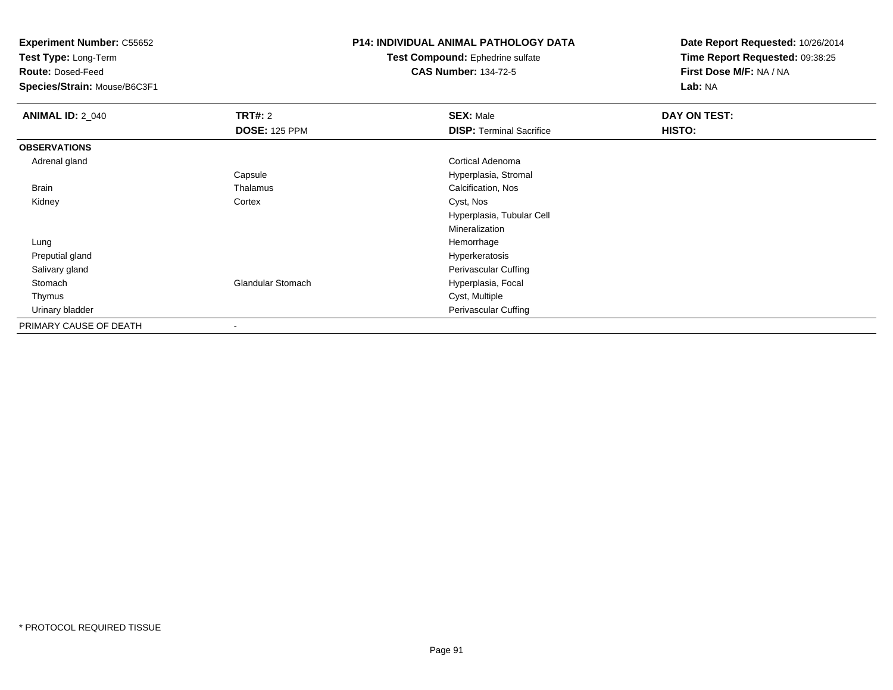**Experiment Number:** C55652
**Test Type:** Long-Term
**Route:** Dosed-Feed
**Species/Strain:** Mouse/B6C3F1

**P14: INDIVIDUAL ANIMAL PATHOLOGY DATA**
**Test Compound:** Ephedrine sulfate
**CAS Number:** 134-72-5

**Date Report Requested:** 10/26/2014
**Time Report Requested:** 09:38:25
**First Dose M/F:** NA / NA
**Lab:** NA

| **ANIMAL ID:** 2_040 | **TRT#:** 2 | **SEX:** Male | **DAY ON TEST:** |
|---|---|---|---|
| | **DOSE:** 125 PPM | **DISP:** Terminal Sacrifice | **HISTO:** |
| **OBSERVATIONS** | | | |
| Adrenal gland | | Cortical Adenoma | |
| | Capsule | Hyperplasia, Stromal | |
| Brain | Thalamus | Calcification, Nos | |
| Kidney | Cortex | Cyst, Nos | |
| | | Hyperplasia, Tubular Cell | |
| | | Mineralization | |
| Lung | | Hemorrhage | |
| Preputial gland | | Hyperkeratosis | |
| Salivary gland | | Perivascular Cuffing | |
| Stomach | Glandular Stomach | Hyperplasia, Focal | |
| Thymus | | Cyst, Multiple | |
| Urinary bladder | | Perivascular Cuffing | |
| PRIMARY CAUSE OF DEATH | - | | |

* PROTOCOL REQUIRED TISSUE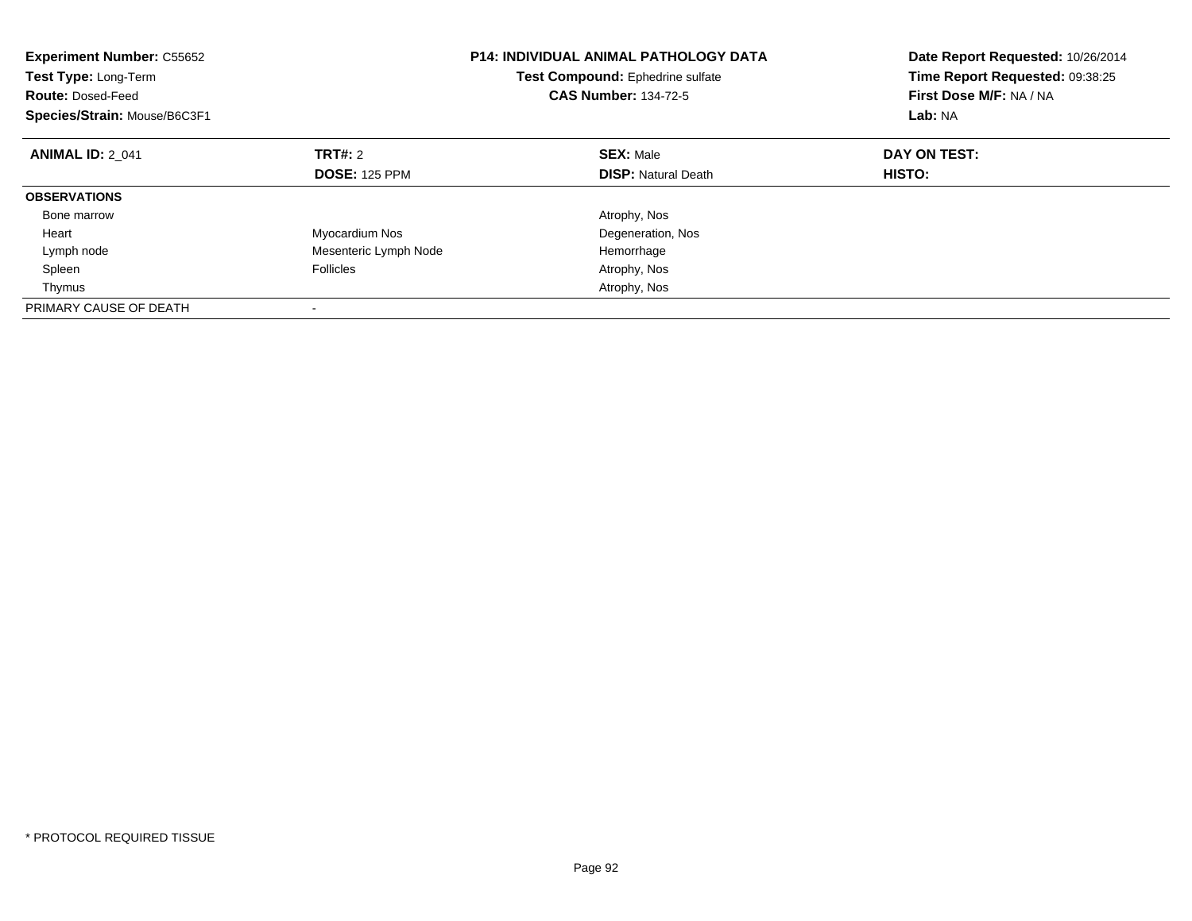**Experiment Number:** C55652
**Test Type:** Long-Term
**Route:** Dosed-Feed
**Species/Strain:** Mouse/B6C3F1

**P14: INDIVIDUAL ANIMAL PATHOLOGY DATA**
**Test Compound:** Ephedrine sulfate
**CAS Number:** 134-72-5

**Date Report Requested:** 10/26/2014
**Time Report Requested:** 09:38:25
**First Dose M/F:** NA / NA
**Lab:** NA

| **ANIMAL ID:** 2_041 | **TRT#:** 2 | **SEX:** Male | **DAY ON TEST:** |
|---|---|---|---|
| | **DOSE:** 125 PPM | **DISP:** Natural Death | **HISTO:** |
| **OBSERVATIONS** | | | |
| Bone marrow | | Atrophy, Nos | |
| Heart | Myocardium Nos | Degeneration, Nos | |
| Lymph node | Mesenteric Lymph Node | Hemorrhage | |
| Spleen | Follicles | Atrophy, Nos | |
| Thymus | | Atrophy, Nos | |
| PRIMARY CAUSE OF DEATH | - | | |

\* PROTOCOL REQUIRED TISSUE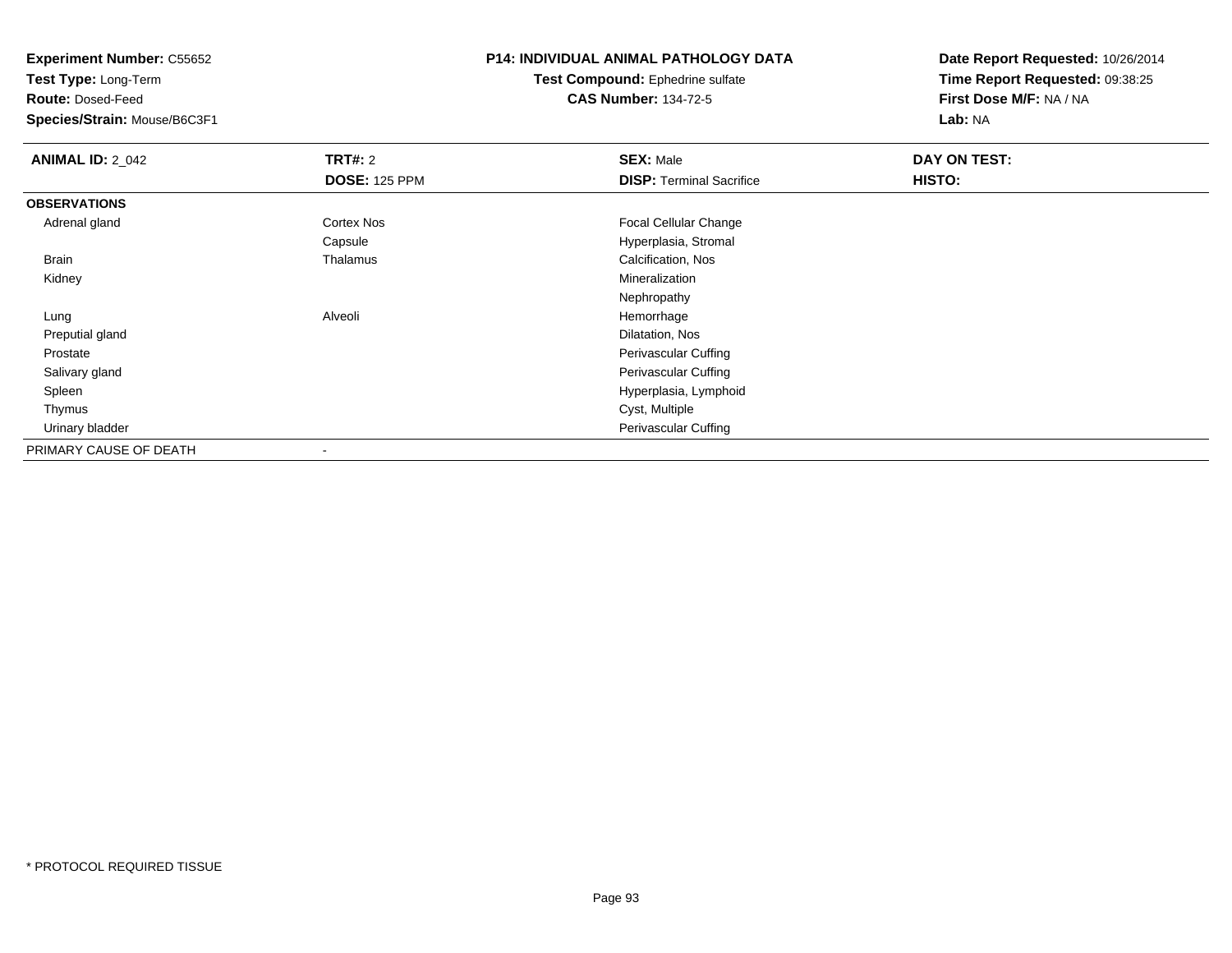**Experiment Number:** C55652
**Test Type:** Long-Term
**Route:** Dosed-Feed
**Species/Strain:** Mouse/B6C3F1

**P14: INDIVIDUAL ANIMAL PATHOLOGY DATA**
**Test Compound:** Ephedrine sulfate
**CAS Number:** 134-72-5

**Date Report Requested:** 10/26/2014
**Time Report Requested:** 09:38:25
**First Dose M/F:** NA / NA
**Lab:** NA

| **ANIMAL ID:** 2_042 | **TRT#:** 2 | **SEX:** Male | **DAY ON TEST:** |
|---|---|---|---|
| | **DOSE:** 125 PPM | **DISP:** Terminal Sacrifice | **HISTO:** |
| **OBSERVATIONS** | | | |
| Adrenal gland | Cortex Nos | Focal Cellular Change | |
| | Capsule | Hyperplasia, Stromal | |
| Brain | Thalamus | Calcification, Nos | |
| Kidney | | Mineralization | |
| | | Nephropathy | |
| Lung | Alveoli | Hemorrhage | |
| Preputial gland | | Dilatation, Nos | |
| Prostate | | Perivascular Cuffing | |
| Salivary gland | | Perivascular Cuffing | |
| Spleen | | Hyperplasia, Lymphoid | |
| Thymus | | Cyst, Multiple | |
| Urinary bladder | | Perivascular Cuffing | |
| PRIMARY CAUSE OF DEATH | - | | |

\* PROTOCOL REQUIRED TISSUE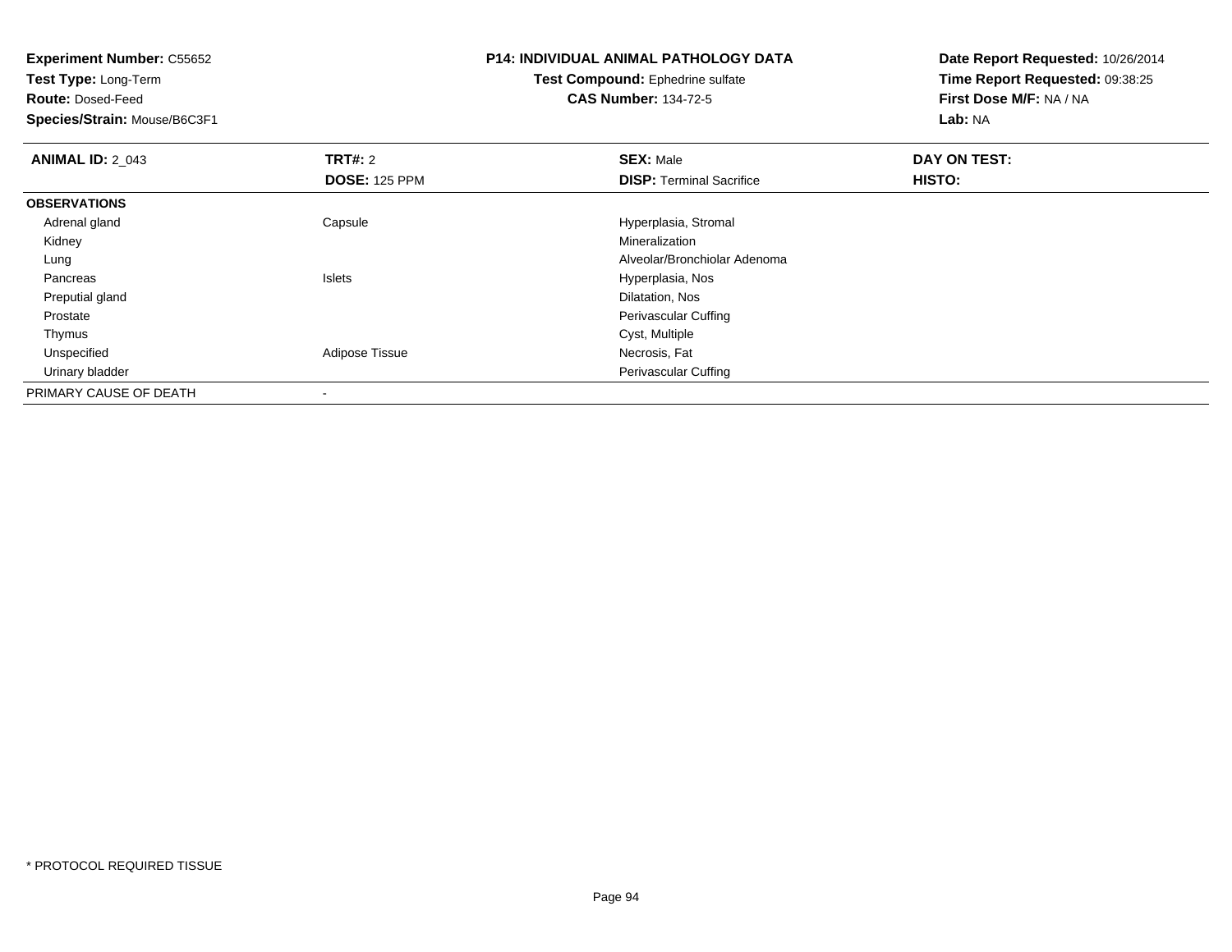**Experiment Number:** C55652
**Test Type:** Long-Term
**Route:** Dosed-Feed
**Species/Strain:** Mouse/B6C3F1

**P14: INDIVIDUAL ANIMAL PATHOLOGY DATA**
**Test Compound:** Ephedrine sulfate
**CAS Number:** 134-72-5

**Date Report Requested:** 10/26/2014
**Time Report Requested:** 09:38:25
**First Dose M/F:** NA / NA
**Lab:** NA

| **ANIMAL ID:** 2_043 | **TRT#:** 2 | **SEX:** Male | **DAY ON TEST:** |
|---|---|---|---|
| | **DOSE:** 125 PPM | **DISP:** Terminal Sacrifice | **HISTO:** |
| **OBSERVATIONS** | | | |
| Adrenal gland | Capsule | Hyperplasia, Stromal | |
| Kidney | | Mineralization | |
| Lung | | Alveolar/Bronchiolar Adenoma | |
| Pancreas | Islets | Hyperplasia, Nos | |
| Preputial gland | | Dilatation, Nos | |
| Prostate | | Perivascular Cuffing | |
| Thymus | | Cyst, Multiple | |
| Unspecified | Adipose Tissue | Necrosis, Fat | |
| Urinary bladder | | Perivascular Cuffing | |
| PRIMARY CAUSE OF DEATH | - | | |

* PROTOCOL REQUIRED TISSUE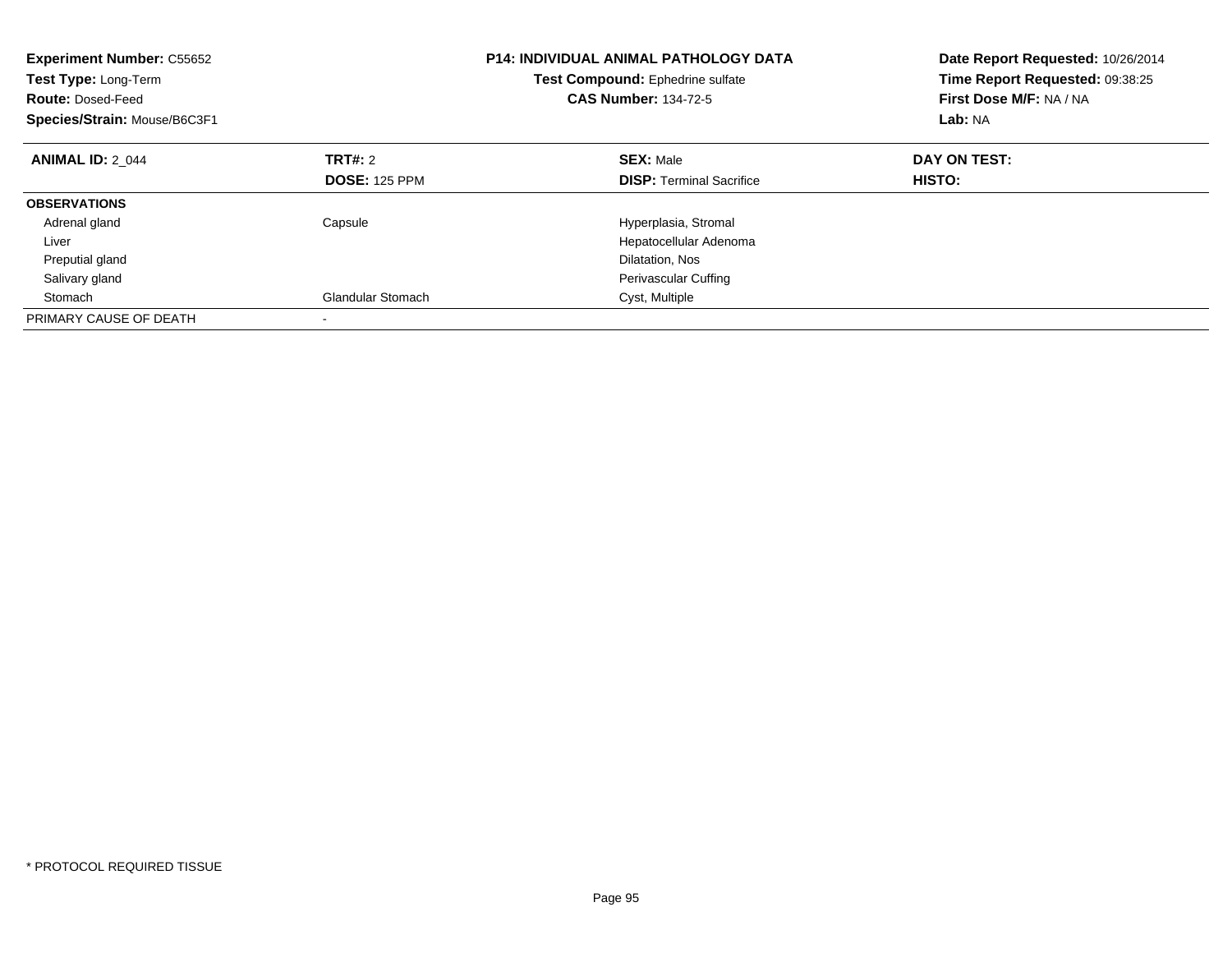**Experiment Number:** C55652
**Test Type:** Long-Term
**Route:** Dosed-Feed
**Species/Strain:** Mouse/B6C3F1

**P14: INDIVIDUAL ANIMAL PATHOLOGY DATA**
**Test Compound:** Ephedrine sulfate
**CAS Number:** 134-72-5

**Date Report Requested:** 10/26/2014
**Time Report Requested:** 09:38:25
**First Dose M/F:** NA / NA
**Lab:** NA

| **ANIMAL ID:** 2_044 | **TRT#:** 2 | **SEX:** Male | **DAY ON TEST:** |
|---|---|---|---|
| | **DOSE:** 125 PPM | **DISP:** Terminal Sacrifice | **HISTO:** |
| **OBSERVATIONS** | | | |
| Adrenal gland | Capsule | Hyperplasia, Stromal | |
| Liver | | Hepatocellular Adenoma | |
| Preputial gland | | Dilatation, Nos | |
| Salivary gland | | Perivascular Cuffing | |
| Stomach | Glandular Stomach | Cyst, Multiple | |
| PRIMARY CAUSE OF DEATH | - | | |

* PROTOCOL REQUIRED TISSUE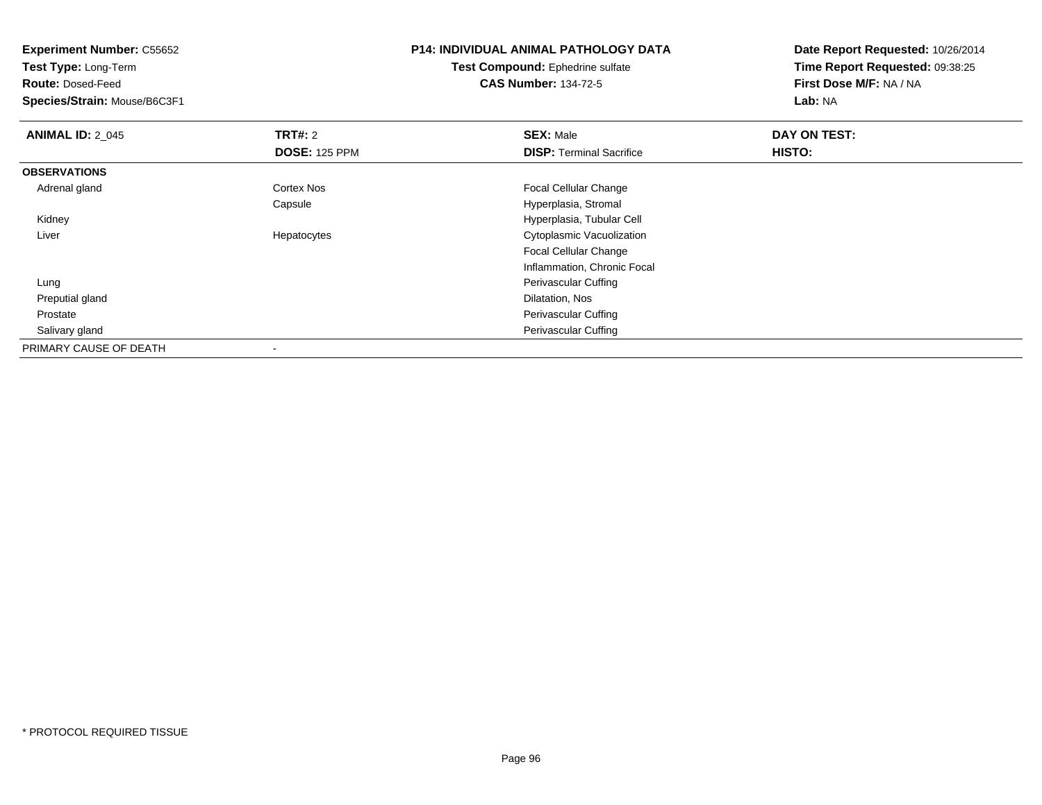**Experiment Number:** C55652
**Test Type:** Long-Term
**Route:** Dosed-Feed
**Species/Strain:** Mouse/B6C3F1

**P14: INDIVIDUAL ANIMAL PATHOLOGY DATA**
**Test Compound:** Ephedrine sulfate
**CAS Number:** 134-72-5

**Date Report Requested:** 10/26/2014
**Time Report Requested:** 09:38:25
**First Dose M/F:** NA / NA
**Lab:** NA

| **ANIMAL ID:** 2_045 | **TRT#:** 2<br>**DOSE:** 125 PPM | **SEX:** Male<br>**DISP:** Terminal Sacrifice | **DAY ON TEST:**<br>**HISTO:** |
|---|---|---|---|
| **OBSERVATIONS** | | | |
| Adrenal gland | Cortex Nos | Focal Cellular Change | |
| | Capsule | Hyperplasia, Stromal | |
| Kidney | | Hyperplasia, Tubular Cell | |
| Liver | Hepatocytes | Cytoplasmic Vacuolization | |
| | | Focal Cellular Change | |
| | | Inflammation, Chronic Focal | |
| Lung | | Perivascular Cuffing | |
| Preputial gland | | Dilatation, Nos | |
| Prostate | | Perivascular Cuffing | |
| Salivary gland | | Perivascular Cuffing | |
| PRIMARY CAUSE OF DEATH | - | | |

* PROTOCOL REQUIRED TISSUE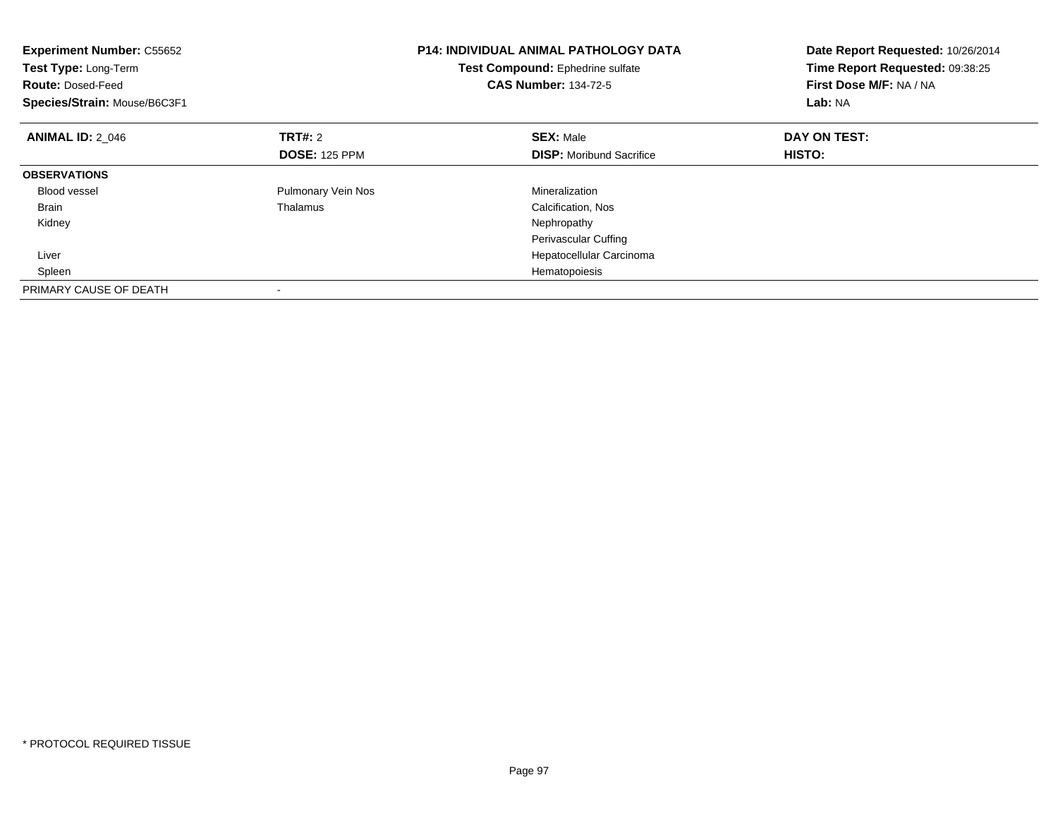**Experiment Number:** C55652
**Test Type:** Long-Term
**Route:** Dosed-Feed
**Species/Strain:** Mouse/B6C3F1

**P14: INDIVIDUAL ANIMAL PATHOLOGY DATA**
**Test Compound:** Ephedrine sulfate
**CAS Number:** 134-72-5

**Date Report Requested:** 10/26/2014
**Time Report Requested:** 09:38:25
**First Dose M/F:** NA / NA
**Lab:** NA

| **ANIMAL ID:** 2_046 | **TRT#:** 2 | **SEX:** Male | **DAY ON TEST:** |
|---|---|---|---|
| | **DOSE:** 125 PPM | **DISP:** Moribund Sacrifice | **HISTO:** |
| **OBSERVATIONS** | | | |
| Blood vessel | Pulmonary Vein Nos | Mineralization | |
| Brain | Thalamus | Calcification, Nos | |
| Kidney | | Nephropathy | |
| | | Perivascular Cuffing | |
| Liver | | Hepatocellular Carcinoma | |
| Spleen | | Hematopoiesis | |
| PRIMARY CAUSE OF DEATH | - | | |

* PROTOCOL REQUIRED TISSUE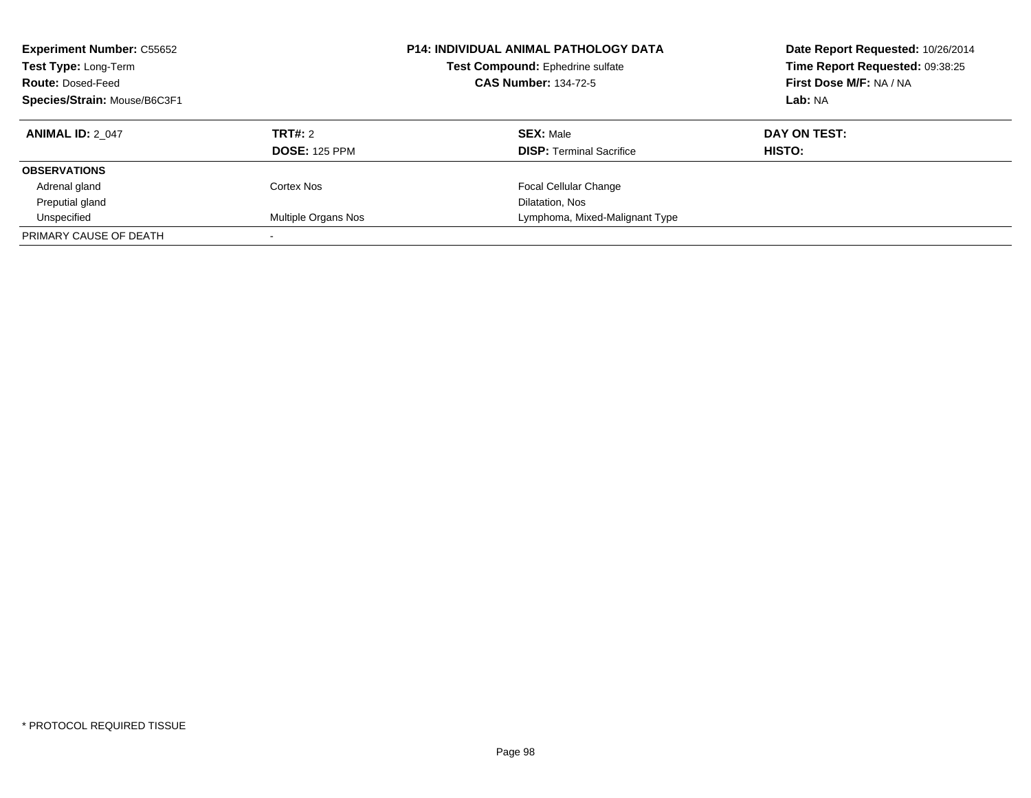**Experiment Number:** C55652
**Test Type:** Long-Term
**Route:** Dosed-Feed
**Species/Strain:** Mouse/B6C3F1

**P14: INDIVIDUAL ANIMAL PATHOLOGY DATA**
**Test Compound:** Ephedrine sulfate
**CAS Number:** 134-72-5

**Date Report Requested:** 10/26/2014
**Time Report Requested:** 09:38:25
**First Dose M/F:** NA / NA
**Lab:** NA

| **ANIMAL ID:** 2_047 | **TRT#:** 2 | **SEX:** Male | **DAY ON TEST:** |
|---|---|---|---|
| | **DOSE:** 125 PPM | **DISP:** Terminal Sacrifice | **HISTO:** |
| **OBSERVATIONS** | | | |
| Adrenal gland | Cortex Nos | Focal Cellular Change | |
| Preputial gland | | Dilatation, Nos | |
| Unspecified | Multiple Organs Nos | Lymphoma, Mixed-Malignant Type | |
| PRIMARY CAUSE OF DEATH | - | | |

* PROTOCOL REQUIRED TISSUE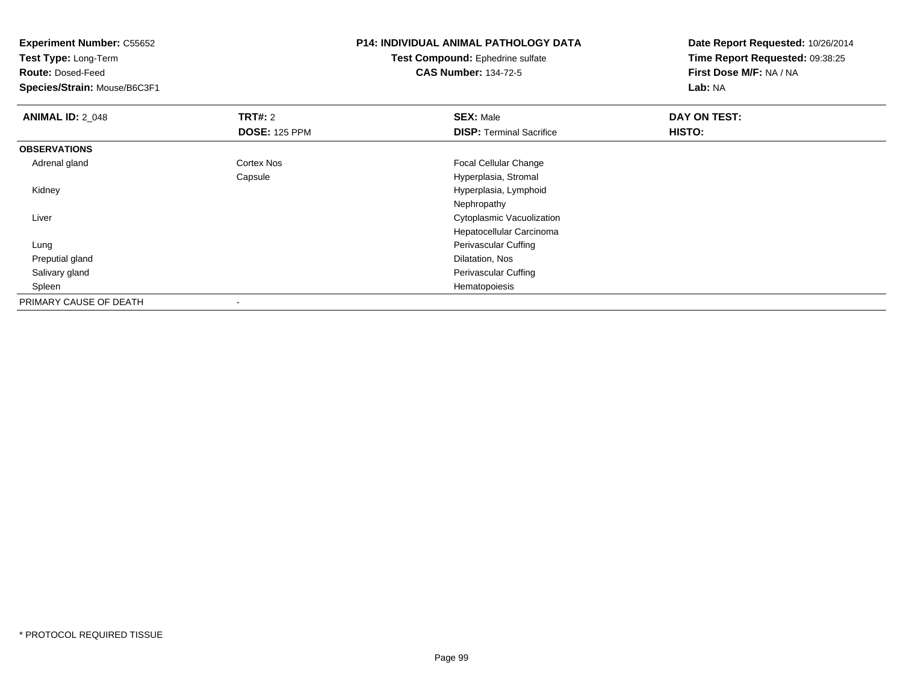**Experiment Number:** C55652
**Test Type:** Long-Term
**Route:** Dosed-Feed
**Species/Strain:** Mouse/B6C3F1

**P14: INDIVIDUAL ANIMAL PATHOLOGY DATA**
**Test Compound:** Ephedrine sulfate
**CAS Number:** 134-72-5

**Date Report Requested:** 10/26/2014
**Time Report Requested:** 09:38:25
**First Dose M/F:** NA / NA
**Lab:** NA

| **ANIMAL ID:** 2_048 | **TRT#:** 2 | **SEX:** Male | **DAY ON TEST:** |
|---|---|---|---|
| | **DOSE:** 125 PPM | **DISP:** Terminal Sacrifice | **HISTO:** |
| **OBSERVATIONS** | | | |
| Adrenal gland | Cortex Nos | Focal Cellular Change | |
| | Capsule | Hyperplasia, Stromal | |
| Kidney | | Hyperplasia, Lymphoid | |
| | | Nephropathy | |
| Liver | | Cytoplasmic Vacuolization | |
| | | Hepatocellular Carcinoma | |
| Lung | | Perivascular Cuffing | |
| Preputial gland | | Dilatation, Nos | |
| Salivary gland | | Perivascular Cuffing | |
| Spleen | | Hematopoiesis | |
| PRIMARY CAUSE OF DEATH | - | | |

* PROTOCOL REQUIRED TISSUE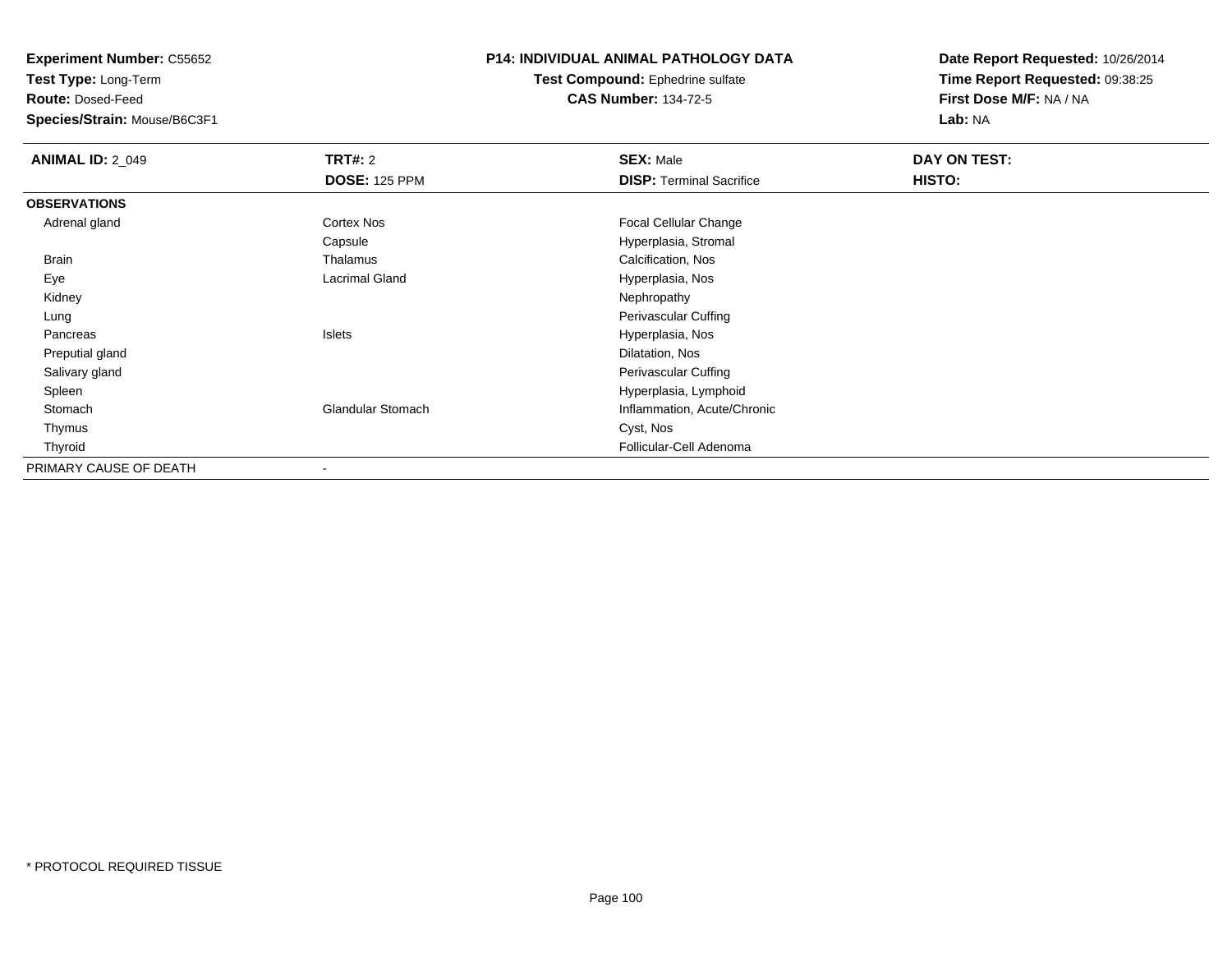**Experiment Number:** C55652
**Test Type:** Long-Term
**Route:** Dosed-Feed
**Species/Strain:** Mouse/B6C3F1

**P14: INDIVIDUAL ANIMAL PATHOLOGY DATA**
**Test Compound:** Ephedrine sulfate
**CAS Number:** 134-72-5

**Date Report Requested:** 10/26/2014
**Time Report Requested:** 09:38:25
**First Dose M/F:** NA / NA
**Lab:** NA

| **ANIMAL ID:** 2_049 | **TRT#:** 2 | **SEX:** Male | **DAY ON TEST:** |
|---|---|---|---|
| | **DOSE:** 125 PPM | **DISP:** Terminal Sacrifice | **HISTO:** |
| **OBSERVATIONS** | | | |
| Adrenal gland | Cortex Nos | Focal Cellular Change | |
| | Capsule | Hyperplasia, Stromal | |
| Brain | Thalamus | Calcification, Nos | |
| Eye | Lacrimal Gland | Hyperplasia, Nos | |
| Kidney | | Nephropathy | |
| Lung | | Perivascular Cuffing | |
| Pancreas | Islets | Hyperplasia, Nos | |
| Preputial gland | | Dilatation, Nos | |
| Salivary gland | | Perivascular Cuffing | |
| Spleen | | Hyperplasia, Lymphoid | |
| Stomach | Glandular Stomach | Inflammation, Acute/Chronic | |
| Thymus | | Cyst, Nos | |
| Thyroid | | Follicular-Cell Adenoma | |
| PRIMARY CAUSE OF DEATH | - | | |

\* PROTOCOL REQUIRED TISSUE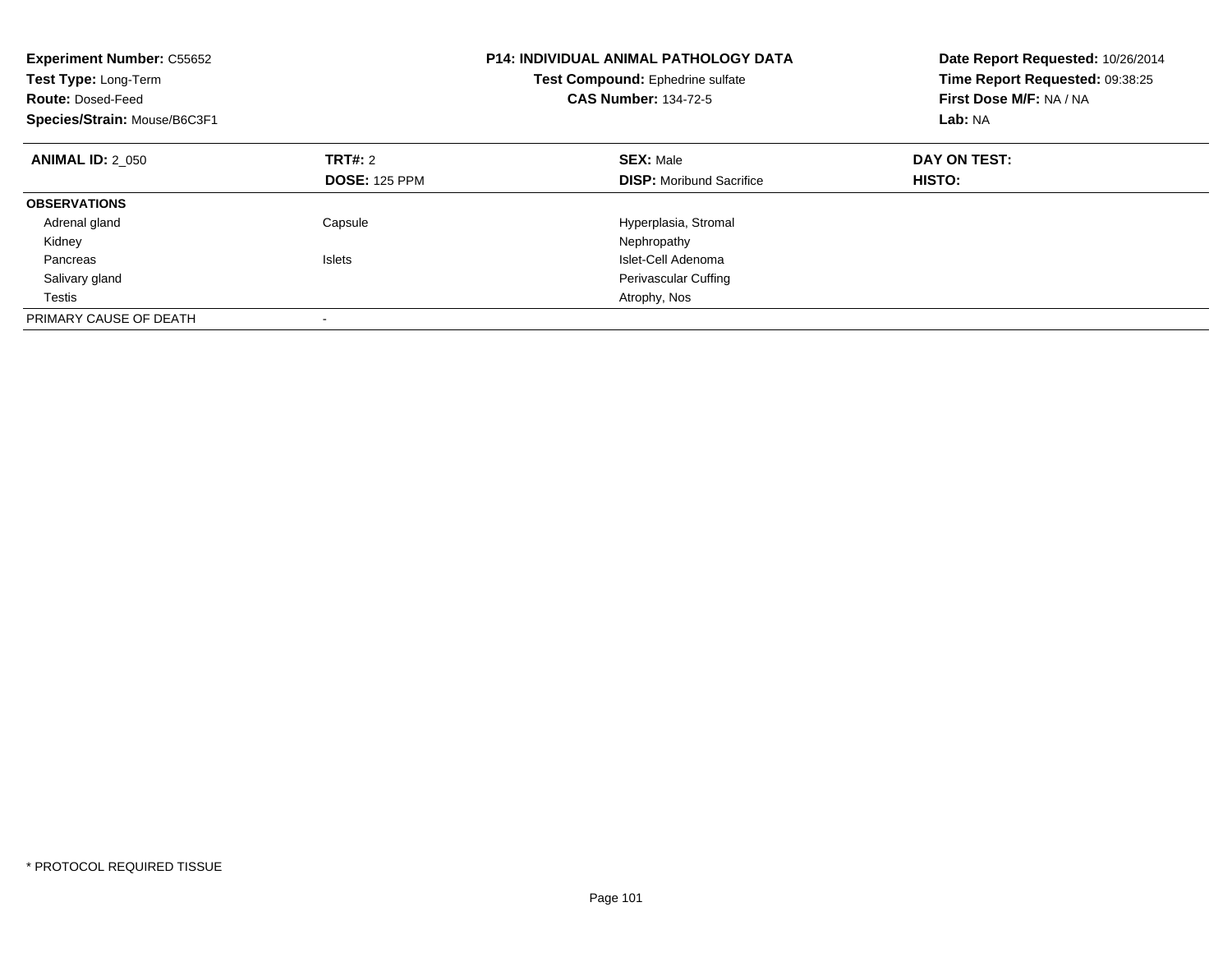**Experiment Number:** C55652
**Test Type:** Long-Term
**Route:** Dosed-Feed
**Species/Strain:** Mouse/B6C3F1

**P14: INDIVIDUAL ANIMAL PATHOLOGY DATA**
**Test Compound:** Ephedrine sulfate
**CAS Number:** 134-72-5

**Date Report Requested:** 10/26/2014
**Time Report Requested:** 09:38:25
**First Dose M/F:** NA / NA
**Lab:** NA

| **ANIMAL ID:** 2_050 | **TRT#:** 2 | **SEX:** Male | **DAY ON TEST:** |
|---|---|---|---|
| | **DOSE:** 125 PPM | **DISP:** Moribund Sacrifice | **HISTO:** |
| **OBSERVATIONS** | | | |
| Adrenal gland | Capsule | Hyperplasia, Stromal | |
| Kidney | | Nephropathy | |
| Pancreas | Islets | Islet-Cell Adenoma | |
| Salivary gland | | Perivascular Cuffing | |
| Testis | | Atrophy, Nos | |
| PRIMARY CAUSE OF DEATH | - | | |

* PROTOCOL REQUIRED TISSUE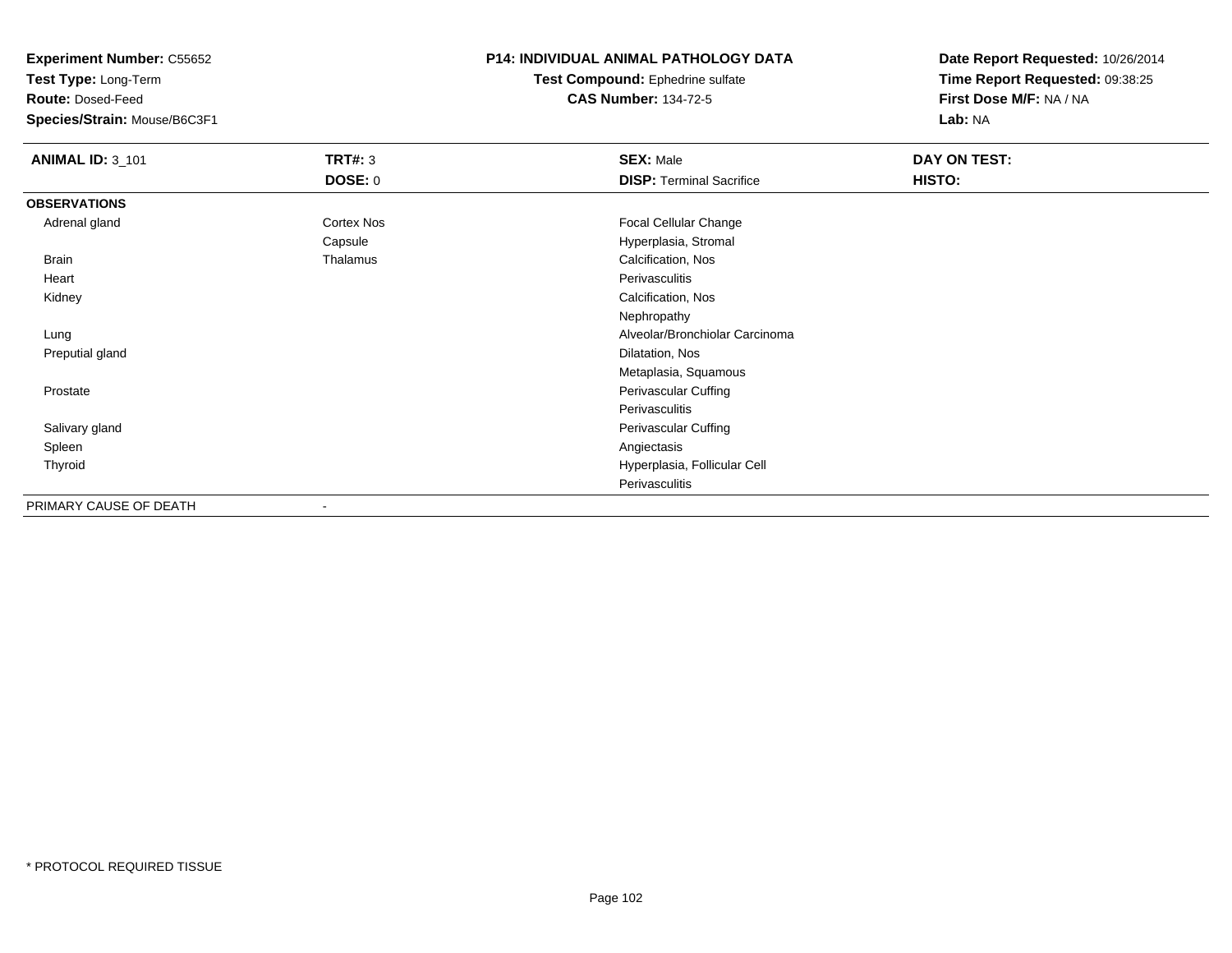**Experiment Number:** C55652
**Test Type:** Long-Term
**Route:** Dosed-Feed
**Species/Strain:** Mouse/B6C3F1

**P14: INDIVIDUAL ANIMAL PATHOLOGY DATA**
**Test Compound:** Ephedrine sulfate
**CAS Number:** 134-72-5

**Date Report Requested:** 10/26/2014
**Time Report Requested:** 09:38:25
**First Dose M/F:** NA / NA
**Lab:** NA

| **ANIMAL ID:** 3_101 | **TRT#:** 3 | **SEX:** Male | **DAY ON TEST:** |
|---|---|---|---|
| | **DOSE:** 0 | **DISP:** Terminal Sacrifice | **HISTO:** |
| **OBSERVATIONS** | | | |
| Adrenal gland | Cortex Nos | Focal Cellular Change | |
| | Capsule | Hyperplasia, Stromal | |
| Brain | Thalamus | Calcification, Nos | |
| Heart | | Perivasculitis | |
| Kidney | | Calcification, Nos | |
| | | Nephropathy | |
| Lung | | Alveolar/Bronchiolar Carcinoma | |
| Preputial gland | | Dilatation, Nos | |
| | | Metaplasia, Squamous | |
| Prostate | | Perivascular Cuffing | |
| | | Perivasculitis | |
| Salivary gland | | Perivascular Cuffing | |
| Spleen | | Angiectasis | |
| Thyroid | | Hyperplasia, Follicular Cell | |
| | | Perivasculitis | |
| PRIMARY CAUSE OF DEATH | - | | |

* PROTOCOL REQUIRED TISSUE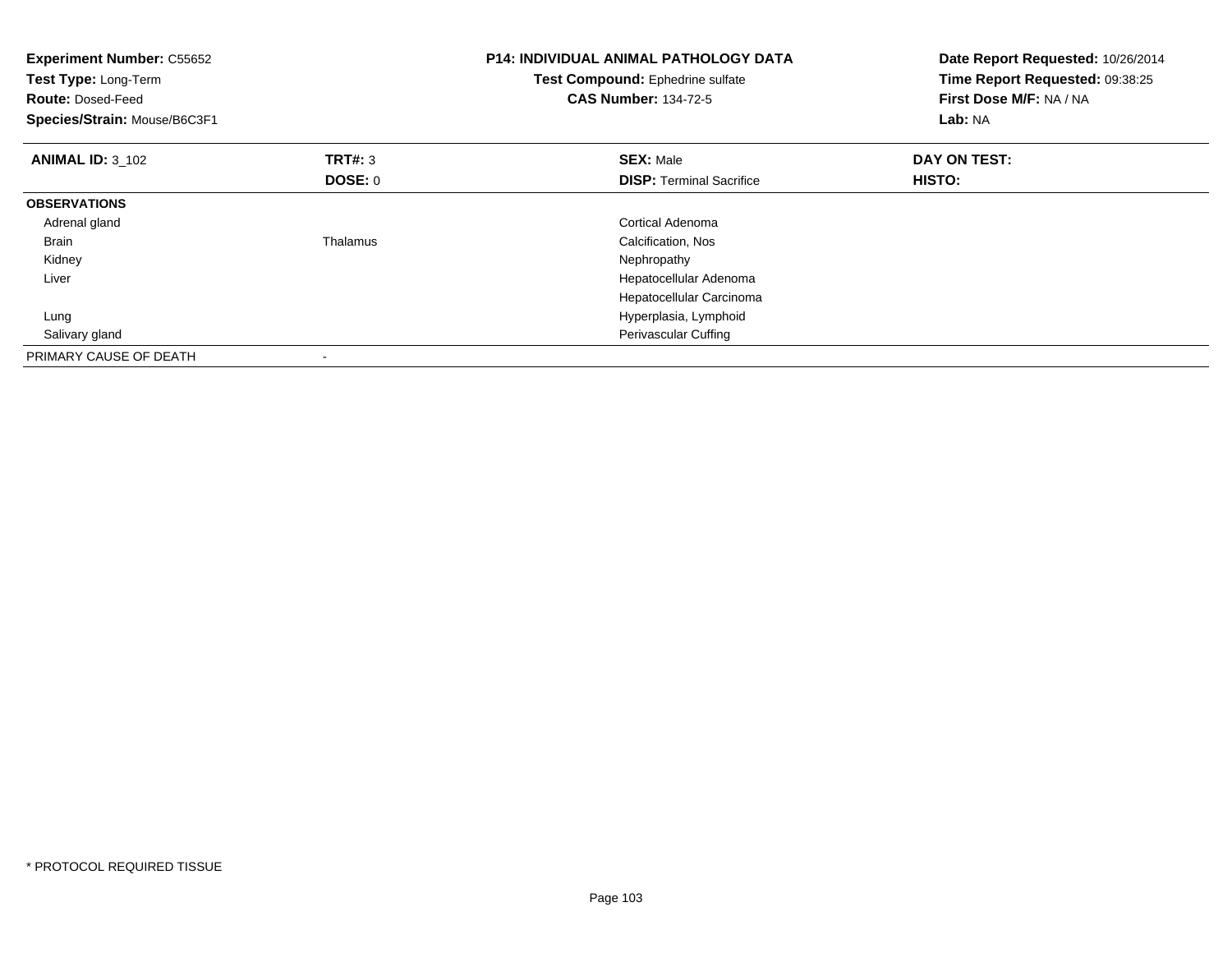**Experiment Number:** C55652
**Test Type:** Long-Term
**Route:** Dosed-Feed
**Species/Strain:** Mouse/B6C3F1

**P14: INDIVIDUAL ANIMAL PATHOLOGY DATA**
**Test Compound:** Ephedrine sulfate
**CAS Number:** 134-72-5

**Date Report Requested:** 10/26/2014
**Time Report Requested:** 09:38:25
**First Dose M/F:** NA / NA
**Lab:** NA

| **ANIMAL ID:** 3_102 | **TRT#:** 3 | **SEX:** Male | **DAY ON TEST:** |
|---|---|---|---|
| | **DOSE:** 0 | **DISP:** Terminal Sacrifice | **HISTO:** |
| **OBSERVATIONS** | | | |
| Adrenal gland | | Cortical Adenoma | |
| Brain | Thalamus | Calcification, Nos | |
| Kidney | | Nephropathy | |
| Liver | | Hepatocellular Adenoma | |
| | | Hepatocellular Carcinoma | |
| Lung | | Hyperplasia, Lymphoid | |
| Salivary gland | | Perivascular Cuffing | |
| PRIMARY CAUSE OF DEATH | - | | |

\* PROTOCOL REQUIRED TISSUE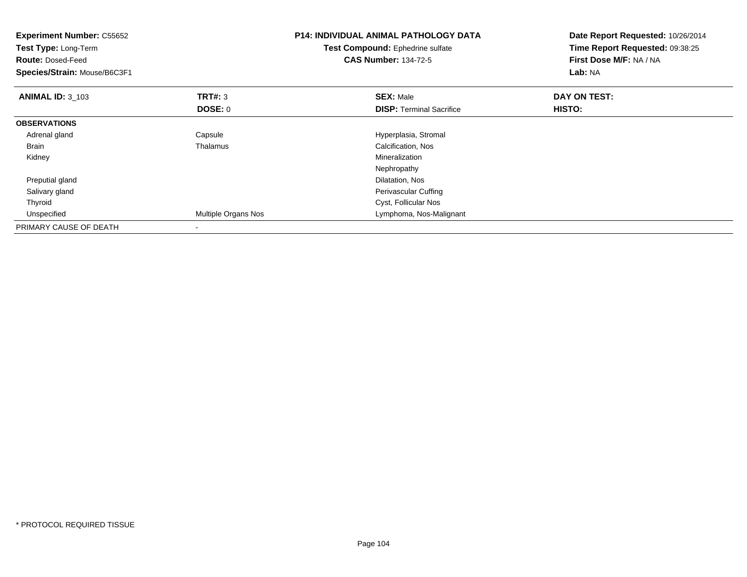**Experiment Number:** C55652
**Test Type:** Long-Term
**Route:** Dosed-Feed
**Species/Strain:** Mouse/B6C3F1

**P14: INDIVIDUAL ANIMAL PATHOLOGY DATA**
**Test Compound:** Ephedrine sulfate
**CAS Number:** 134-72-5

**Date Report Requested:** 10/26/2014
**Time Report Requested:** 09:38:25
**First Dose M/F:** NA / NA
**Lab:** NA

| **ANIMAL ID:** 3_103 | **TRT#:** 3 | **SEX:** Male | **DAY ON TEST:** |
|---|---|---|---|
| | **DOSE:** 0 | **DISP:** Terminal Sacrifice | **HISTO:** |
| **OBSERVATIONS** | | | |
| Adrenal gland | Capsule | Hyperplasia, Stromal | |
| Brain | Thalamus | Calcification, Nos | |
| Kidney | | Mineralization | |
| | | Nephropathy | |
| Preputial gland | | Dilatation, Nos | |
| Salivary gland | | Perivascular Cuffing | |
| Thyroid | | Cyst, Follicular Nos | |
| Unspecified | Multiple Organs Nos | Lymphoma, Nos-Malignant | |
| PRIMARY CAUSE OF DEATH | - | | |

* PROTOCOL REQUIRED TISSUE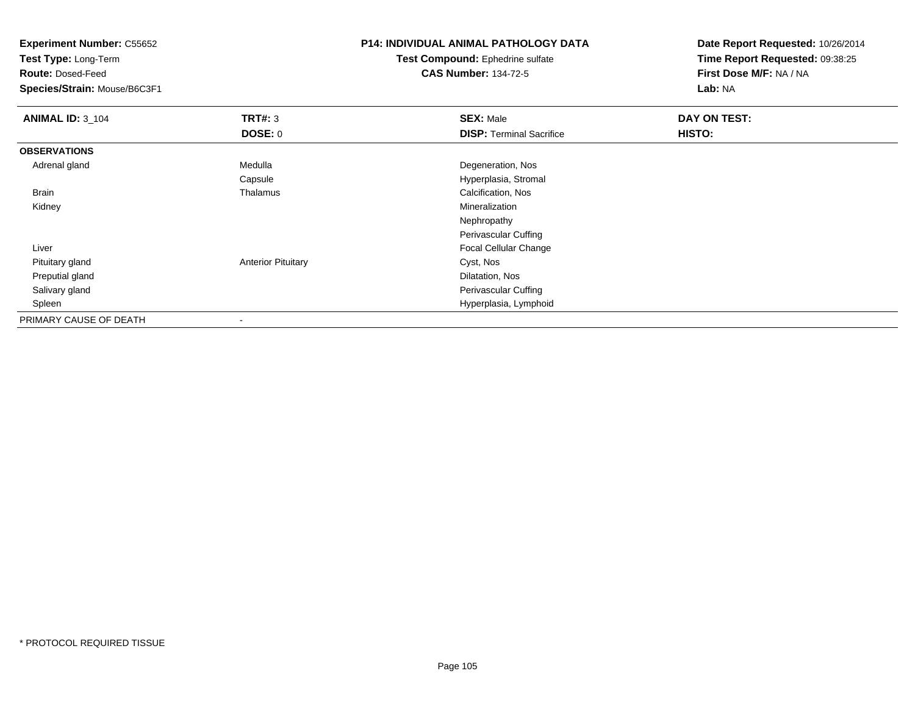**Experiment Number:** C55652
**Test Type:** Long-Term
**Route:** Dosed-Feed
**Species/Strain:** Mouse/B6C3F1

**P14: INDIVIDUAL ANIMAL PATHOLOGY DATA**
**Test Compound:** Ephedrine sulfate
**CAS Number:** 134-72-5

**Date Report Requested:** 10/26/2014
**Time Report Requested:** 09:38:25
**First Dose M/F:** NA / NA
**Lab:** NA

| **ANIMAL ID:** 3_104 | **TRT#:** 3 | **SEX:** Male | **DAY ON TEST:** |
|---|---|---|---|
| | **DOSE:** 0 | **DISP:** Terminal Sacrifice | **HISTO:** |
| **OBSERVATIONS** | | | |
| Adrenal gland | Medulla | Degeneration, Nos | |
| | Capsule | Hyperplasia, Stromal | |
| Brain | Thalamus | Calcification, Nos | |
| Kidney | | Mineralization | |
| | | Nephropathy | |
| | | Perivascular Cuffing | |
| Liver | | Focal Cellular Change | |
| Pituitary gland | Anterior Pituitary | Cyst, Nos | |
| Preputial gland | | Dilatation, Nos | |
| Salivary gland | | Perivascular Cuffing | |
| Spleen | | Hyperplasia, Lymphoid | |
| PRIMARY CAUSE OF DEATH | - | | |

* PROTOCOL REQUIRED TISSUE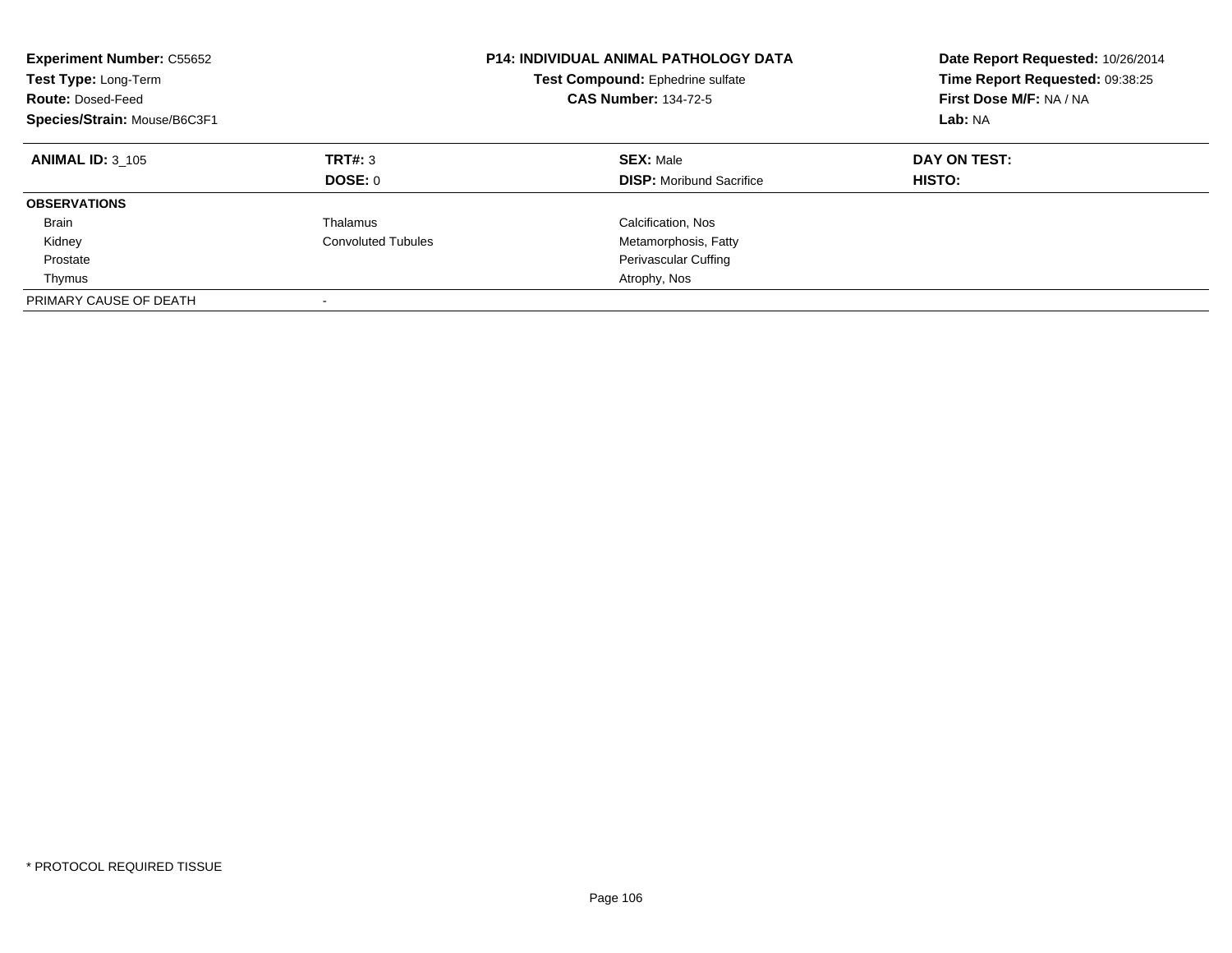**Experiment Number:** C55652
**Test Type:** Long-Term
**Route:** Dosed-Feed
**Species/Strain:** Mouse/B6C3F1

**P14: INDIVIDUAL ANIMAL PATHOLOGY DATA**
**Test Compound:** Ephedrine sulfate
**CAS Number:** 134-72-5

**Date Report Requested:** 10/26/2014
**Time Report Requested:** 09:38:25
**First Dose M/F:** NA / NA
**Lab:** NA

| **ANIMAL ID:** 3_105 | **TRT#:** 3 | **SEX:** Male | **DAY ON TEST:** |
|---|---|---|---|
| | **DOSE:** 0 | **DISP:** Moribund Sacrifice | **HISTO:** |
| **OBSERVATIONS** | | | |
| Brain | Thalamus | Calcification, Nos | |
| Kidney | Convoluted Tubules | Metamorphosis, Fatty | |
| Prostate | | Perivascular Cuffing | |
| Thymus | | Atrophy, Nos | |
| PRIMARY CAUSE OF DEATH | - | | |

* PROTOCOL REQUIRED TISSUE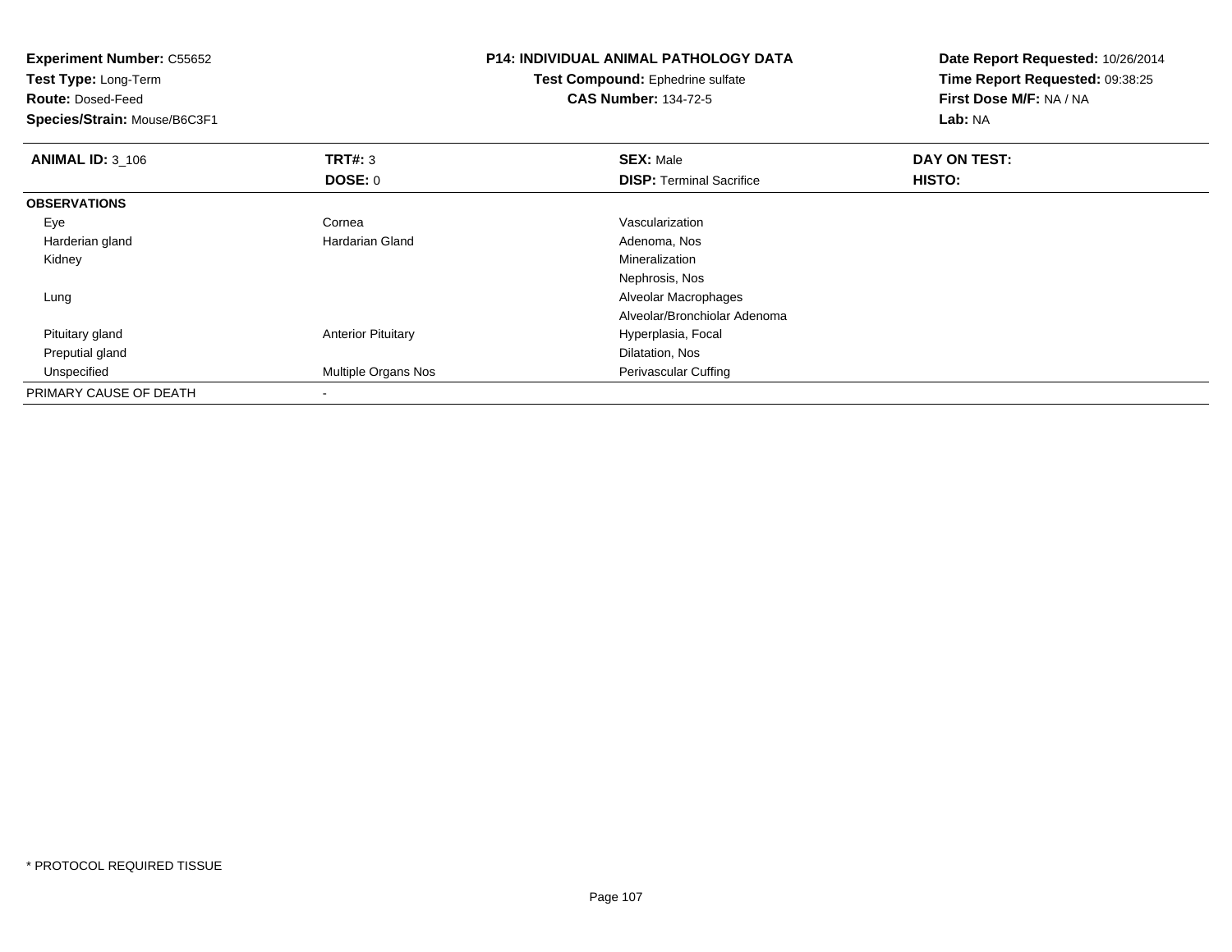**Experiment Number:** C55652
**Test Type:** Long-Term
**Route:** Dosed-Feed
**Species/Strain:** Mouse/B6C3F1

**P14: INDIVIDUAL ANIMAL PATHOLOGY DATA**
**Test Compound:** Ephedrine sulfate
**CAS Number:** 134-72-5

**Date Report Requested:** 10/26/2014
**Time Report Requested:** 09:38:25
**First Dose M/F:** NA / NA
**Lab:** NA

| **ANIMAL ID:** 3_106 | **TRT#:** 3 | **SEX:** Male | **DAY ON TEST:** |
|---|---|---|---|
| | **DOSE:** 0 | **DISP:** Terminal Sacrifice | **HISTO:** |
| **OBSERVATIONS** | | | |
| Eye | Cornea | Vascularization | |
| Harderian gland | Hardarian Gland | Adenoma, Nos | |
| Kidney | | Mineralization | |
| | | Nephrosis, Nos | |
| Lung | | Alveolar Macrophages | |
| | | Alveolar/Bronchiolar Adenoma | |
| Pituitary gland | Anterior Pituitary | Hyperplasia, Focal | |
| Preputial gland | | Dilatation, Nos | |
| Unspecified | Multiple Organs Nos | Perivascular Cuffing | |
| PRIMARY CAUSE OF DEATH | - | | |

* PROTOCOL REQUIRED TISSUE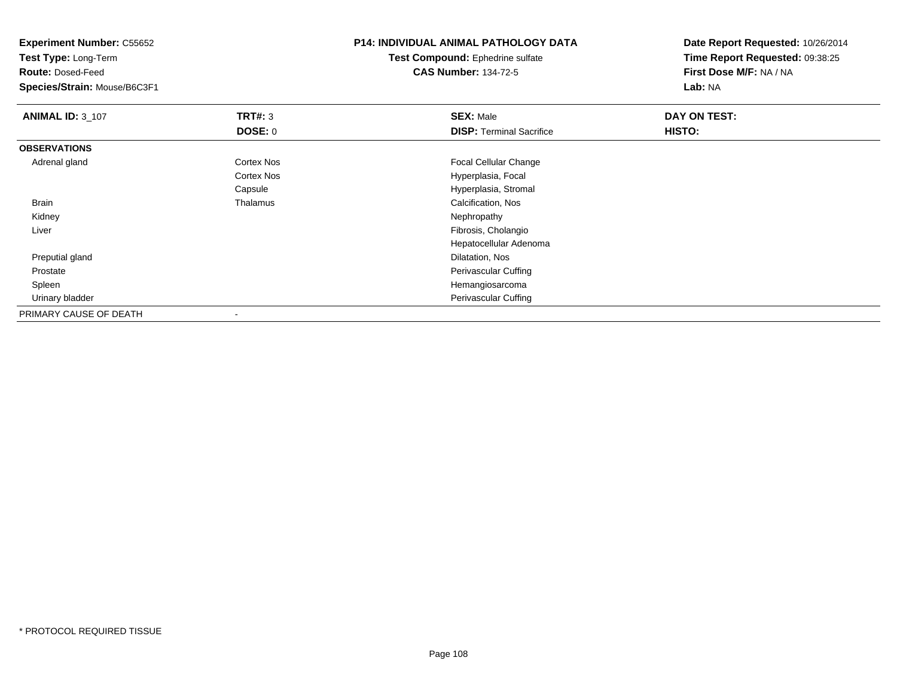**Experiment Number:** C55652
**Test Type:** Long-Term
**Route:** Dosed-Feed
**Species/Strain:** Mouse/B6C3F1

**P14: INDIVIDUAL ANIMAL PATHOLOGY DATA**
**Test Compound:** Ephedrine sulfate
**CAS Number:** 134-72-5

**Date Report Requested:** 10/26/2014
**Time Report Requested:** 09:38:25
**First Dose M/F:** NA / NA
**Lab:** NA

| **ANIMAL ID:** 3_107 | **TRT#:** 3 | **SEX:** Male | **DAY ON TEST:** |
|---|---|---|---|
| | **DOSE:** 0 | **DISP:** Terminal Sacrifice | **HISTO:** |
| **OBSERVATIONS** | | | |
| Adrenal gland | Cortex Nos | Focal Cellular Change | |
| | Cortex Nos | Hyperplasia, Focal | |
| | Capsule | Hyperplasia, Stromal | |
| Brain | Thalamus | Calcification, Nos | |
| Kidney | | Nephropathy | |
| Liver | | Fibrosis, Cholangio | |
| | | Hepatocellular Adenoma | |
| Preputial gland | | Dilatation, Nos | |
| Prostate | | Perivascular Cuffing | |
| Spleen | | Hemangiosarcoma | |
| Urinary bladder | | Perivascular Cuffing | |
| PRIMARY CAUSE OF DEATH | - | | |

* PROTOCOL REQUIRED TISSUE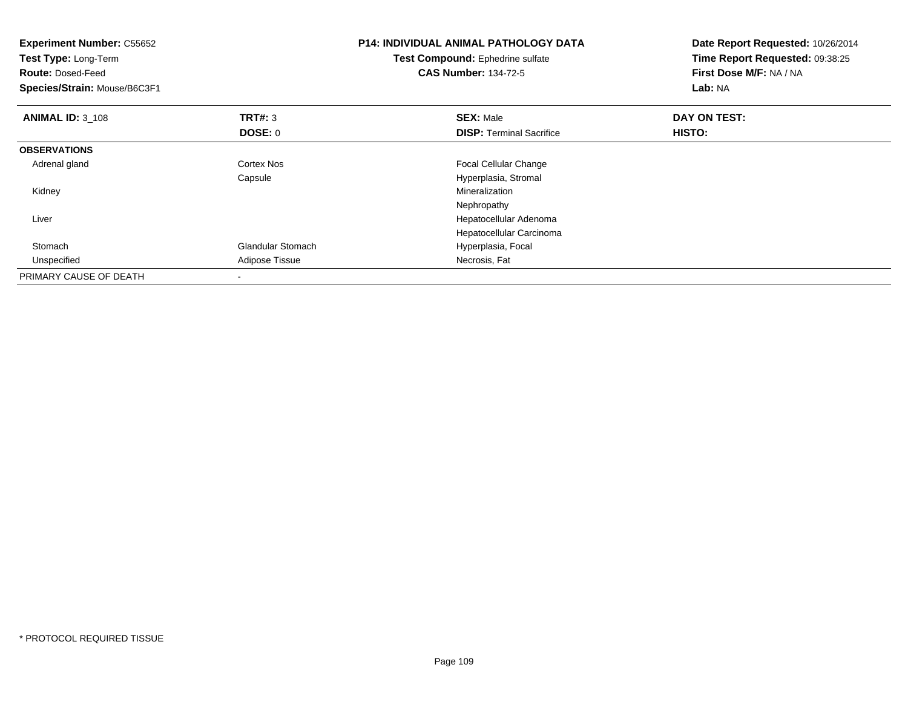**Experiment Number:** C55652
**Test Type:** Long-Term
**Route:** Dosed-Feed
**Species/Strain:** Mouse/B6C3F1

**P14: INDIVIDUAL ANIMAL PATHOLOGY DATA**
**Test Compound:** Ephedrine sulfate
**CAS Number:** 134-72-5

**Date Report Requested:** 10/26/2014
**Time Report Requested:** 09:38:25
**First Dose M/F:** NA / NA
**Lab:** NA

| **ANIMAL ID:** 3_108 | **TRT#:** 3 | **SEX:** Male | **DAY ON TEST:** |
|---|---|---|---|
| | **DOSE:** 0 | **DISP:** Terminal Sacrifice | **HISTO:** |
| **OBSERVATIONS** | | | |
| Adrenal gland | Cortex Nos | Focal Cellular Change | |
| | Capsule | Hyperplasia, Stromal | |
| Kidney | | Mineralization | |
| | | Nephropathy | |
| Liver | | Hepatocellular Adenoma | |
| | | Hepatocellular Carcinoma | |
| Stomach | Glandular Stomach | Hyperplasia, Focal | |
| Unspecified | Adipose Tissue | Necrosis, Fat | |
| PRIMARY CAUSE OF DEATH | - | | |

* PROTOCOL REQUIRED TISSUE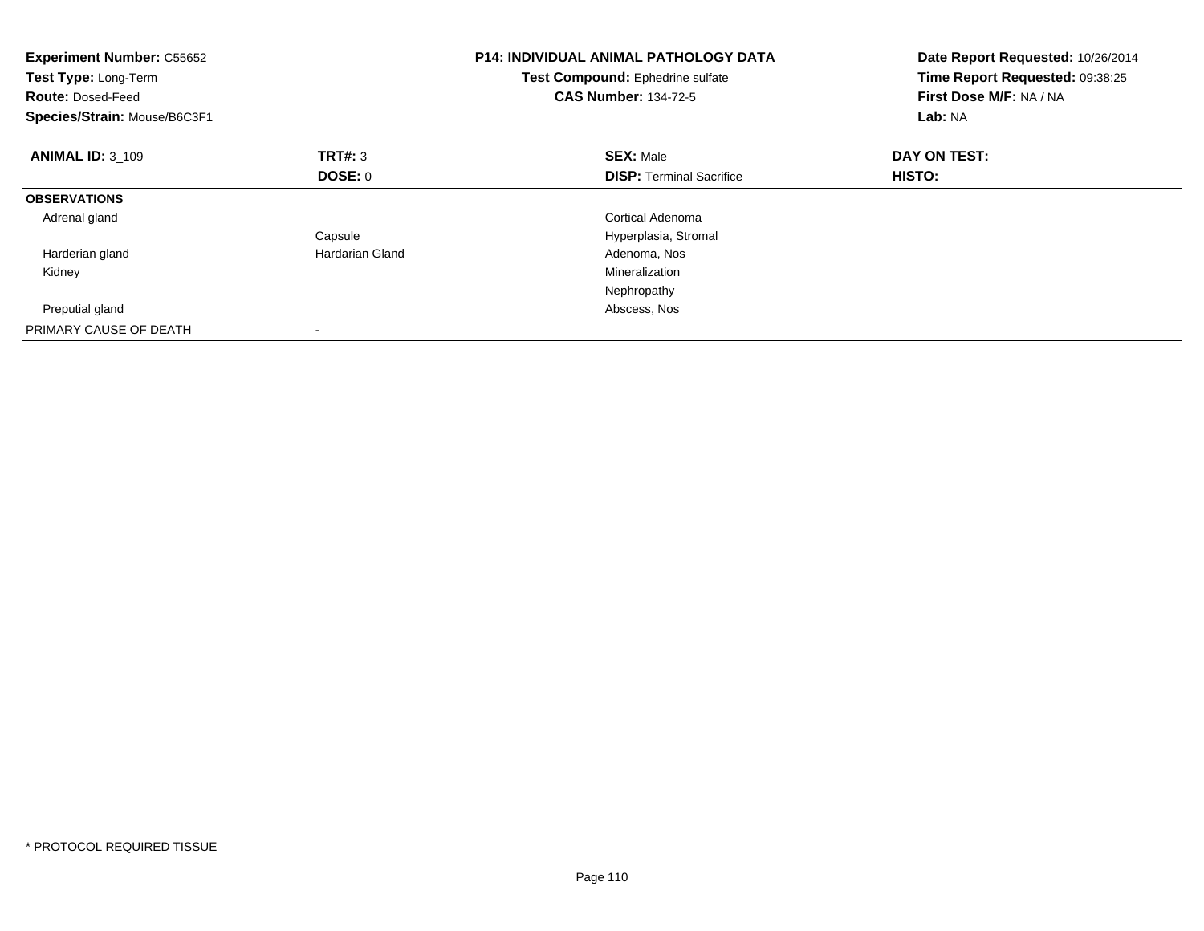**Experiment Number:** C55652
**Test Type:** Long-Term
**Route:** Dosed-Feed
**Species/Strain:** Mouse/B6C3F1

**P14: INDIVIDUAL ANIMAL PATHOLOGY DATA**
**Test Compound:** Ephedrine sulfate
**CAS Number:** 134-72-5

**Date Report Requested:** 10/26/2014
**Time Report Requested:** 09:38:25
**First Dose M/F:** NA / NA
**Lab:** NA

| **ANIMAL ID:** 3_109 | **TRT#:** 3 | **SEX:** Male | **DAY ON TEST:** |
|---|---|---|---|
| | **DOSE:** 0 | **DISP:** Terminal Sacrifice | **HISTO:** |
| **OBSERVATIONS** | | | |
| Adrenal gland | | Cortical Adenoma | |
| | Capsule | Hyperplasia, Stromal | |
| Harderian gland | Hardarian Gland | Adenoma, Nos | |
| Kidney | | Mineralization | |
| | | Nephropathy | |
| Preputial gland | | Abscess, Nos | |
| PRIMARY CAUSE OF DEATH | - | | |

\* PROTOCOL REQUIRED TISSUE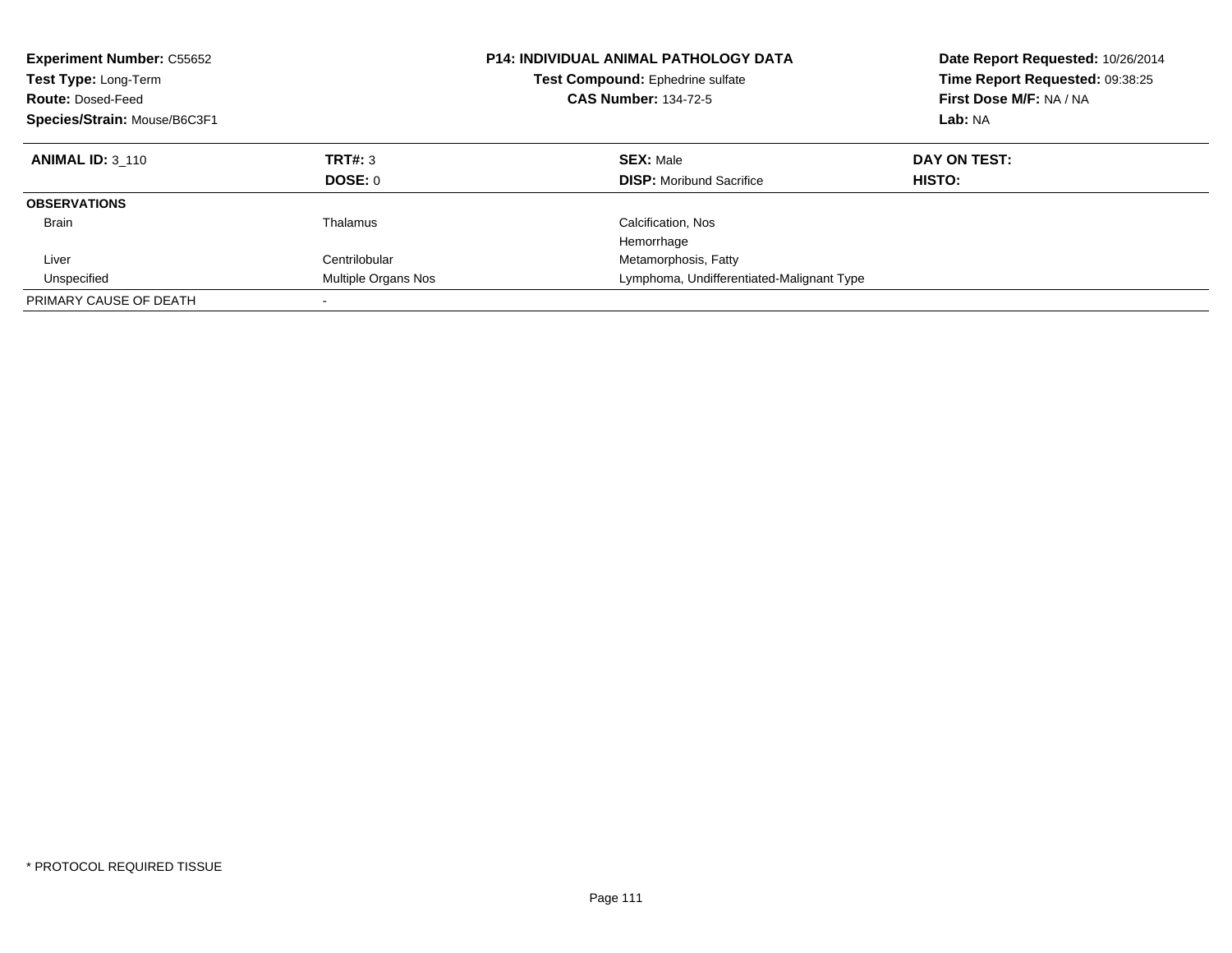**Experiment Number:** C55652
**Test Type:** Long-Term
**Route:** Dosed-Feed
**Species/Strain:** Mouse/B6C3F1

**P14: INDIVIDUAL ANIMAL PATHOLOGY DATA**
**Test Compound:** Ephedrine sulfate
**CAS Number:** 134-72-5

**Date Report Requested:** 10/26/2014
**Time Report Requested:** 09:38:25
**First Dose M/F:** NA / NA
**Lab:** NA

| **ANIMAL ID:** 3_110 | **TRT#:** 3 | **SEX:** Male | **DAY ON TEST:** |
|---|---|---|---|
| | **DOSE:** 0 | **DISP:** Moribund Sacrifice | **HISTO:** |
| **OBSERVATIONS** | | | |
| Brain | Thalamus | Calcification, Nos | |
| | | Hemorrhage | |
| Liver | Centrilobular | Metamorphosis, Fatty | |
| Unspecified | Multiple Organs Nos | Lymphoma, Undifferentiated-Malignant Type | |
| PRIMARY CAUSE OF DEATH | - | | |

\* PROTOCOL REQUIRED TISSUE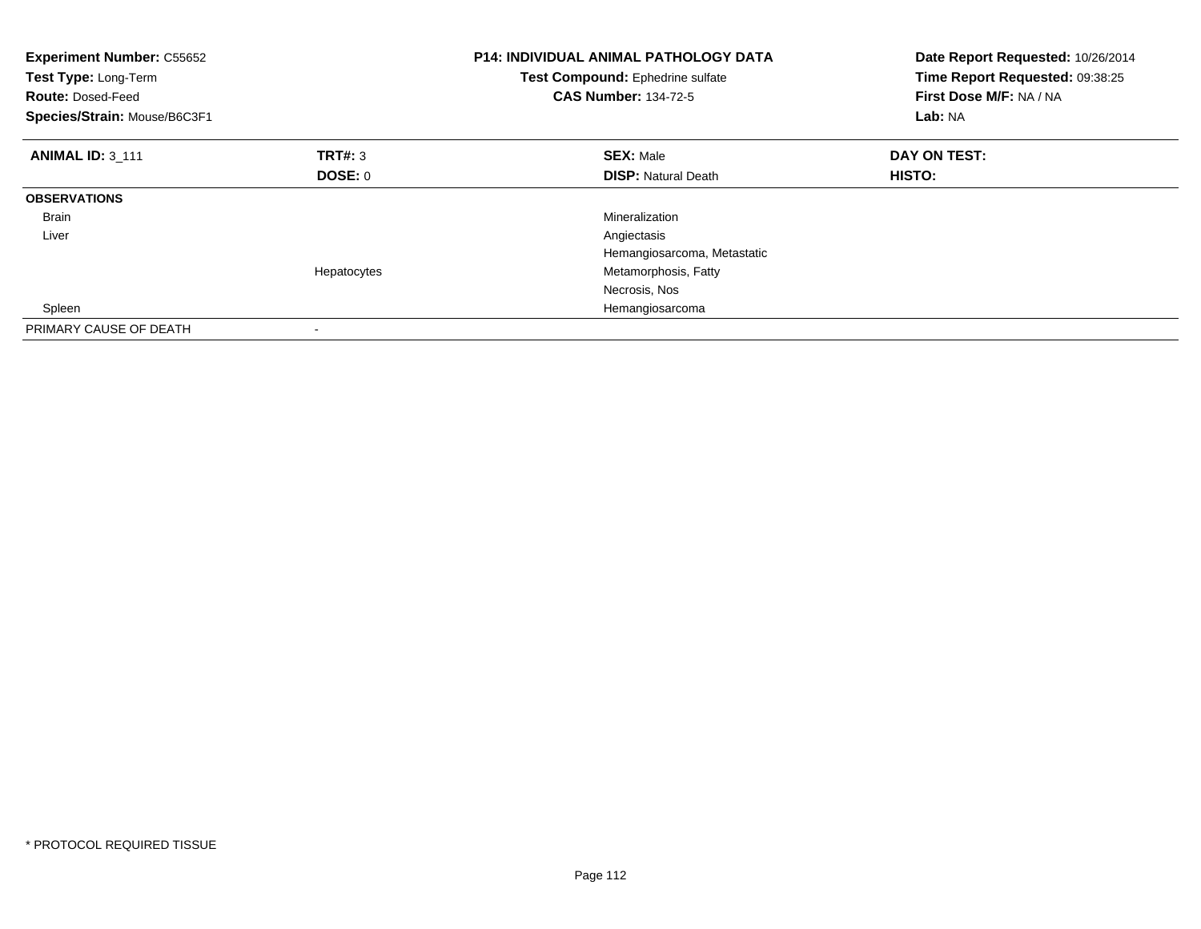**Experiment Number:** C55652
**Test Type:** Long-Term
**Route:** Dosed-Feed
**Species/Strain:** Mouse/B6C3F1

**P14: INDIVIDUAL ANIMAL PATHOLOGY DATA**
**Test Compound:** Ephedrine sulfate
**CAS Number:** 134-72-5

**Date Report Requested:** 10/26/2014
**Time Report Requested:** 09:38:25
**First Dose M/F:** NA / NA
**Lab:** NA

| **ANIMAL ID:** 3_111 | **TRT#:** 3 | **SEX:** Male | **DAY ON TEST:** |
|---|---|---|---|
| | **DOSE:** 0 | **DISP:** Natural Death | **HISTO:** |
| **OBSERVATIONS** | | | |
| Brain | | Mineralization | |
| Liver | | Angiectasis | |
| | | Hemangiosarcoma, Metastatic | |
| | Hepatocytes | Metamorphosis, Fatty | |
| | | Necrosis, Nos | |
| Spleen | | Hemangiosarcoma | |
| PRIMARY CAUSE OF DEATH | - | | |

\* PROTOCOL REQUIRED TISSUE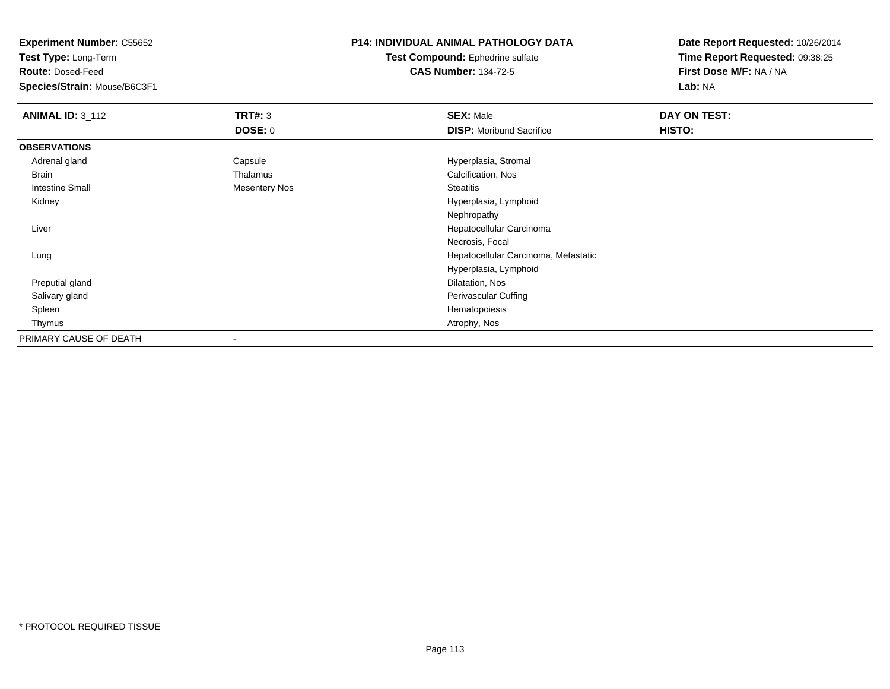**Experiment Number:** C55652
**Test Type:** Long-Term
**Route:** Dosed-Feed
**Species/Strain:** Mouse/B6C3F1

**P14: INDIVIDUAL ANIMAL PATHOLOGY DATA**
**Test Compound:** Ephedrine sulfate
**CAS Number:** 134-72-5

**Date Report Requested:** 10/26/2014
**Time Report Requested:** 09:38:25
**First Dose M/F:** NA / NA
**Lab:** NA

| **ANIMAL ID:** 3_112 | **TRT#:** 3 | **SEX:** Male | **DAY ON TEST:** |
|---|---|---|---|
| | **DOSE:** 0 | **DISP:** Moribund Sacrifice | **HISTO:** |
| **OBSERVATIONS** | | | |
| Adrenal gland | Capsule | Hyperplasia, Stromal | |
| Brain | Thalamus | Calcification, Nos | |
| Intestine Small | Mesentery Nos | Steatitis | |
| Kidney | | Hyperplasia, Lymphoid | |
| | | Nephropathy | |
| Liver | | Hepatocellular Carcinoma | |
| | | Necrosis, Focal | |
| Lung | | Hepatocellular Carcinoma, Metastatic | |
| | | Hyperplasia, Lymphoid | |
| Preputial gland | | Dilatation, Nos | |
| Salivary gland | | Perivascular Cuffing | |
| Spleen | | Hematopoiesis | |
| Thymus | | Atrophy, Nos | |
| PRIMARY CAUSE OF DEATH | - | | |

* PROTOCOL REQUIRED TISSUE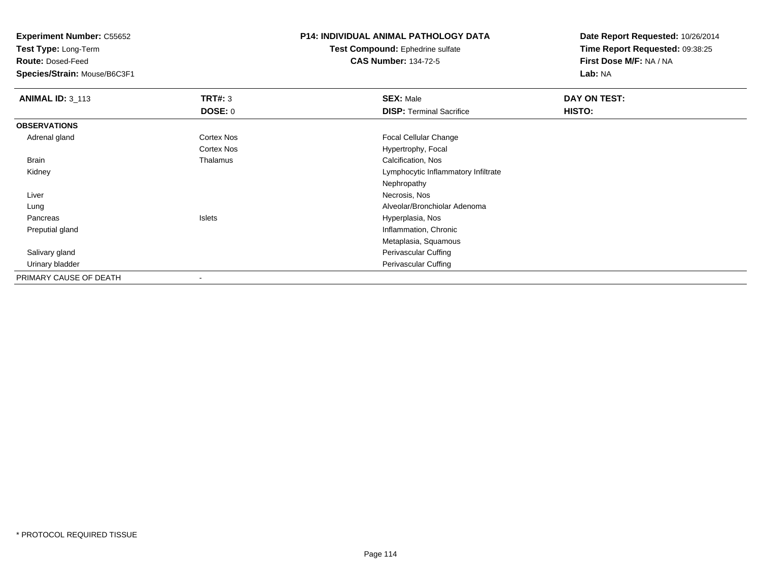**Experiment Number:** C55652
**Test Type:** Long-Term
**Route:** Dosed-Feed
**Species/Strain:** Mouse/B6C3F1

**P14: INDIVIDUAL ANIMAL PATHOLOGY DATA**
**Test Compound:** Ephedrine sulfate
**CAS Number:** 134-72-5

**Date Report Requested:** 10/26/2014
**Time Report Requested:** 09:38:25
**First Dose M/F:** NA / NA
**Lab:** NA

| **ANIMAL ID:** 3_113 | **TRT#:** 3 | **SEX:** Male | **DAY ON TEST:** |
|---|---|---|---|
| | **DOSE:** 0 | **DISP:** Terminal Sacrifice | **HISTO:** |
| **OBSERVATIONS** | | | |
| Adrenal gland | Cortex Nos | Focal Cellular Change | |
| | Cortex Nos | Hypertrophy, Focal | |
| Brain | Thalamus | Calcification, Nos | |
| Kidney | | Lymphocytic Inflammatory Infiltrate | |
| | | Nephropathy | |
| Liver | | Necrosis, Nos | |
| Lung | | Alveolar/Bronchiolar Adenoma | |
| Pancreas | Islets | Hyperplasia, Nos | |
| Preputial gland | | Inflammation, Chronic | |
| | | Metaplasia, Squamous | |
| Salivary gland | | Perivascular Cuffing | |
| Urinary bladder | | Perivascular Cuffing | |
| PRIMARY CAUSE OF DEATH | - | | |

* PROTOCOL REQUIRED TISSUE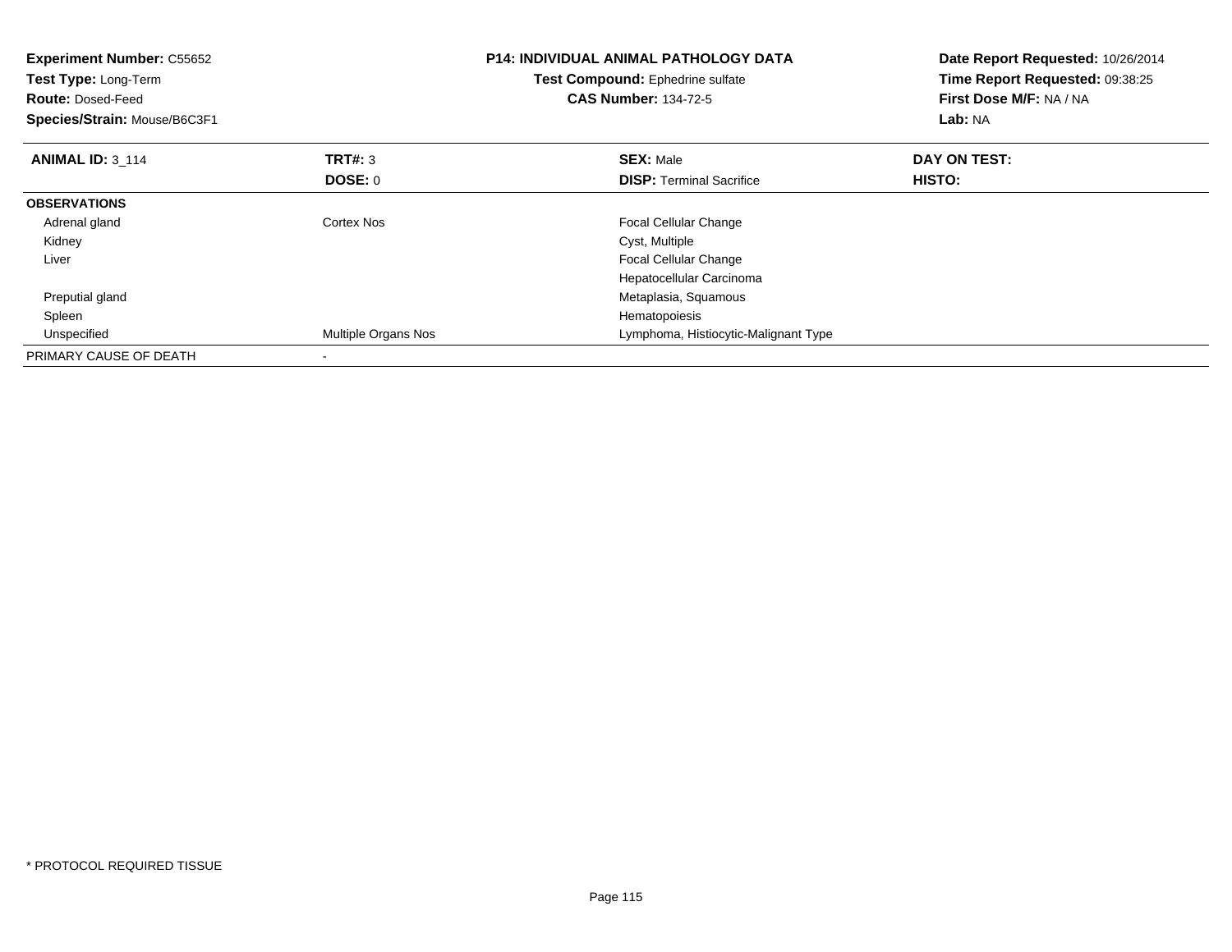**Experiment Number:** C55652
**Test Type:** Long-Term
**Route:** Dosed-Feed
**Species/Strain:** Mouse/B6C3F1

**P14: INDIVIDUAL ANIMAL PATHOLOGY DATA**
**Test Compound:** Ephedrine sulfate
**CAS Number:** 134-72-5

**Date Report Requested:** 10/26/2014
**Time Report Requested:** 09:38:25
**First Dose M/F:** NA / NA
**Lab:** NA

| **ANIMAL ID:** 3_114 | **TRT#:** 3 | **SEX:** Male | **DAY ON TEST:** |
|---|---|---|---|
| | **DOSE:** 0 | **DISP:** Terminal Sacrifice | **HISTO:** |
| **OBSERVATIONS** | | | |
| Adrenal gland | Cortex Nos | Focal Cellular Change | |
| Kidney | | Cyst, Multiple | |
| Liver | | Focal Cellular Change | |
| | | Hepatocellular Carcinoma | |
| Preputial gland | | Metaplasia, Squamous | |
| Spleen | | Hematopoiesis | |
| Unspecified | Multiple Organs Nos | Lymphoma, Histiocytic-Malignant Type | |
| PRIMARY CAUSE OF DEATH | - | | |

* PROTOCOL REQUIRED TISSUE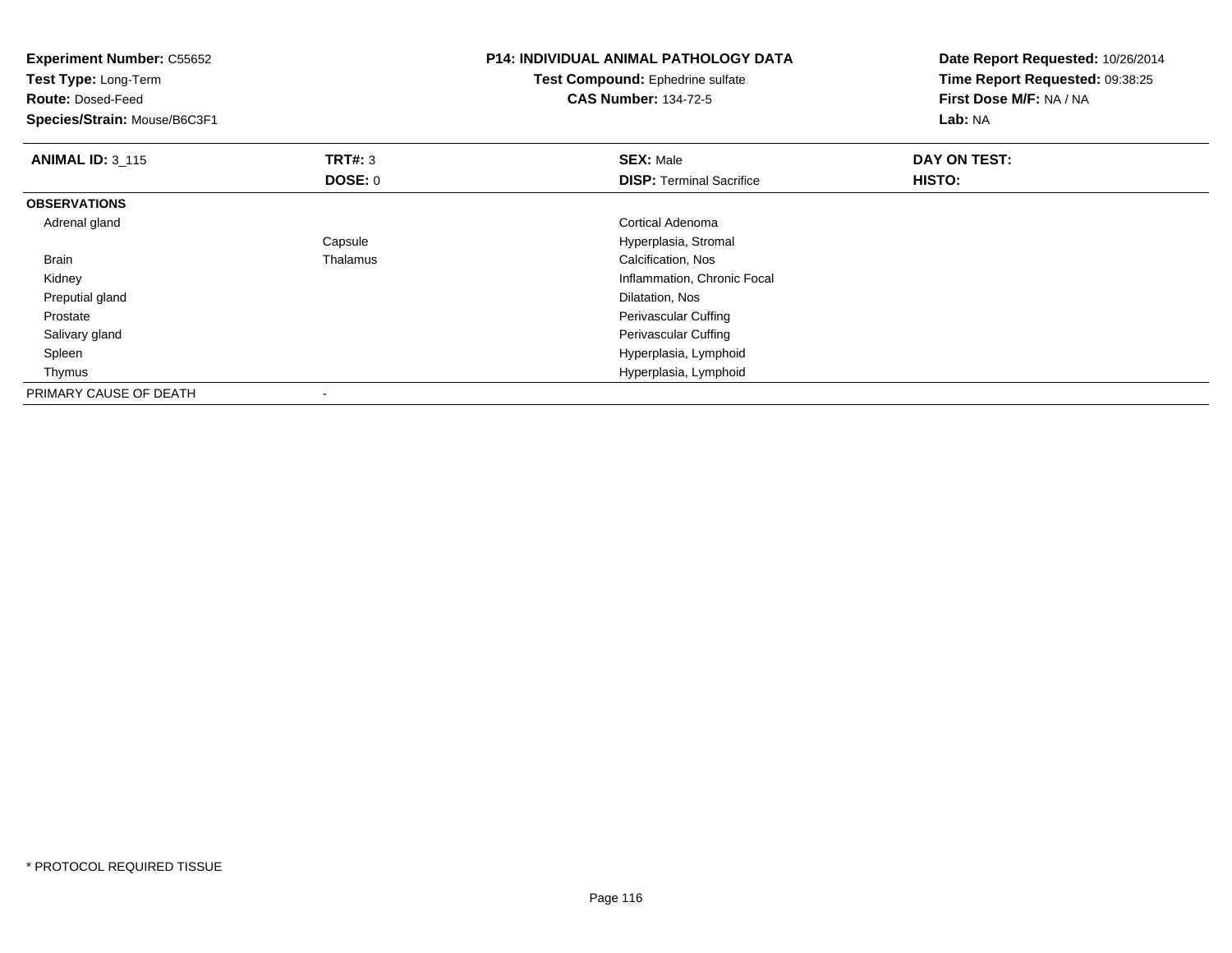**Experiment Number:** C55652
**Test Type:** Long-Term
**Route:** Dosed-Feed
**Species/Strain:** Mouse/B6C3F1

**P14: INDIVIDUAL ANIMAL PATHOLOGY DATA**
**Test Compound:** Ephedrine sulfate
**CAS Number:** 134-72-5

**Date Report Requested:** 10/26/2014
**Time Report Requested:** 09:38:25
**First Dose M/F:** NA / NA
**Lab:** NA

| **ANIMAL ID:** 3_115 | **TRT#:** 3 | **SEX:** Male | **DAY ON TEST:** |
|---|---|---|---|
| | **DOSE:** 0 | **DISP:** Terminal Sacrifice | **HISTO:** |
| **OBSERVATIONS** | | | |
| Adrenal gland | | Cortical Adenoma | |
| | Capsule | Hyperplasia, Stromal | |
| Brain | Thalamus | Calcification, Nos | |
| Kidney | | Inflammation, Chronic Focal | |
| Preputial gland | | Dilatation, Nos | |
| Prostate | | Perivascular Cuffing | |
| Salivary gland | | Perivascular Cuffing | |
| Spleen | | Hyperplasia, Lymphoid | |
| Thymus | | Hyperplasia, Lymphoid | |
| PRIMARY CAUSE OF DEATH | - | | |

\* PROTOCOL REQUIRED TISSUE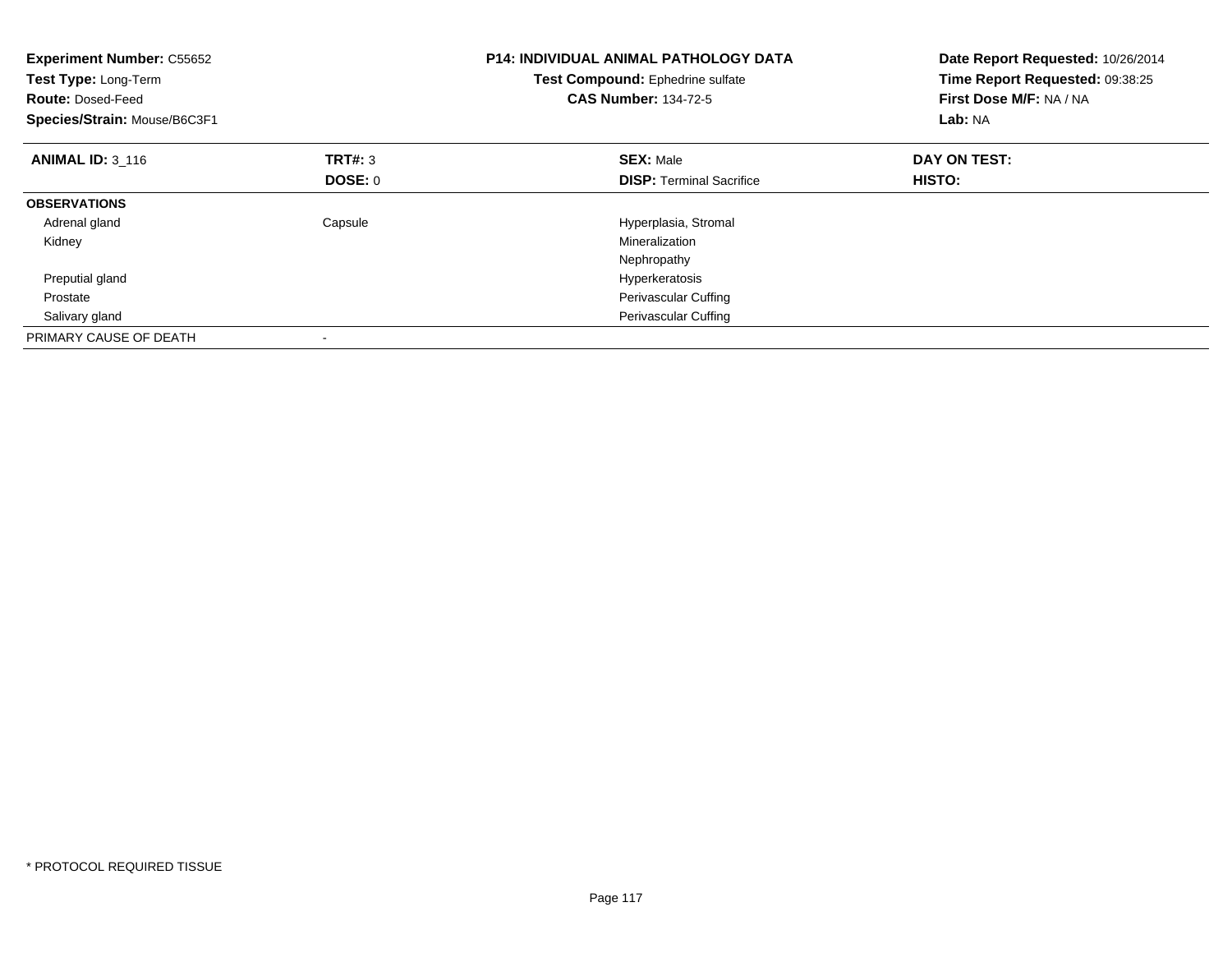**Experiment Number:** C55652
**Test Type:** Long-Term
**Route:** Dosed-Feed
**Species/Strain:** Mouse/B6C3F1

**P14: INDIVIDUAL ANIMAL PATHOLOGY DATA**
**Test Compound:** Ephedrine sulfate
**CAS Number:** 134-72-5

**Date Report Requested:** 10/26/2014
**Time Report Requested:** 09:38:25
**First Dose M/F:** NA / NA
**Lab:** NA

| **ANIMAL ID:** 3_116 | **TRT#:** 3 | **SEX:** Male | **DAY ON TEST:** |
|---|---|---|---|
| | **DOSE:** 0 | **DISP:** Terminal Sacrifice | **HISTO:** |
| **OBSERVATIONS** | | | |
| Adrenal gland | Capsule | Hyperplasia, Stromal | |
| Kidney | | Mineralization | |
| | | Nephropathy | |
| Preputial gland | | Hyperkeratosis | |
| Prostate | | Perivascular Cuffing | |
| Salivary gland | | Perivascular Cuffing | |
| PRIMARY CAUSE OF DEATH | - | | |

* PROTOCOL REQUIRED TISSUE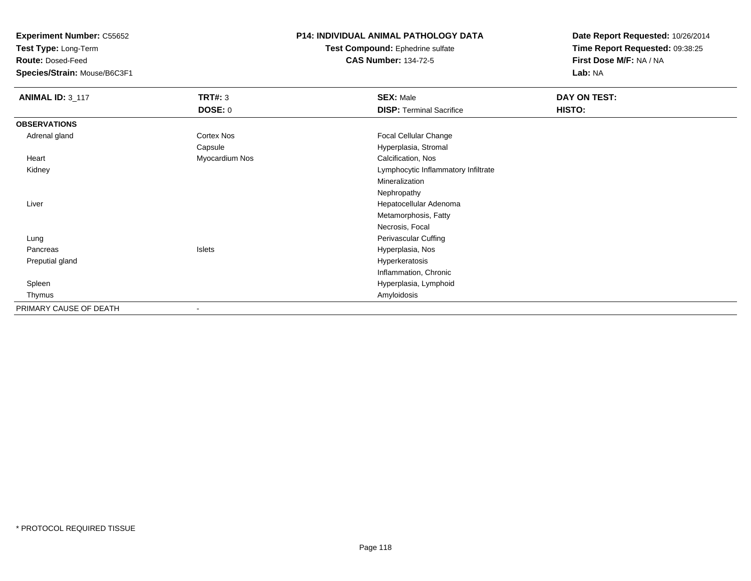**Experiment Number:** C55652
**Test Type:** Long-Term
**Route:** Dosed-Feed
**Species/Strain:** Mouse/B6C3F1

**P14: INDIVIDUAL ANIMAL PATHOLOGY DATA**
**Test Compound:** Ephedrine sulfate
**CAS Number:** 134-72-5

**Date Report Requested:** 10/26/2014
**Time Report Requested:** 09:38:25
**First Dose M/F:** NA / NA
**Lab:** NA

| **ANIMAL ID:** 3_117 | **TRT#:** 3 | **SEX:** Male | **DAY ON TEST:** |
|---|---|---|---|
| | **DOSE:** 0 | **DISP:** Terminal Sacrifice | **HISTO:** |
| **OBSERVATIONS** | | | |
| Adrenal gland | Cortex Nos | Focal Cellular Change | |
| | Capsule | Hyperplasia, Stromal | |
| Heart | Myocardium Nos | Calcification, Nos | |
| Kidney | | Lymphocytic Inflammatory Infiltrate | |
| | | Mineralization | |
| | | Nephropathy | |
| Liver | | Hepatocellular Adenoma | |
| | | Metamorphosis, Fatty | |
| | | Necrosis, Focal | |
| Lung | | Perivascular Cuffing | |
| Pancreas | Islets | Hyperplasia, Nos | |
| Preputial gland | | Hyperkeratosis | |
| | | Inflammation, Chronic | |
| Spleen | | Hyperplasia, Lymphoid | |
| Thymus | | Amyloidosis | |
| PRIMARY CAUSE OF DEATH | - | | |

* PROTOCOL REQUIRED TISSUE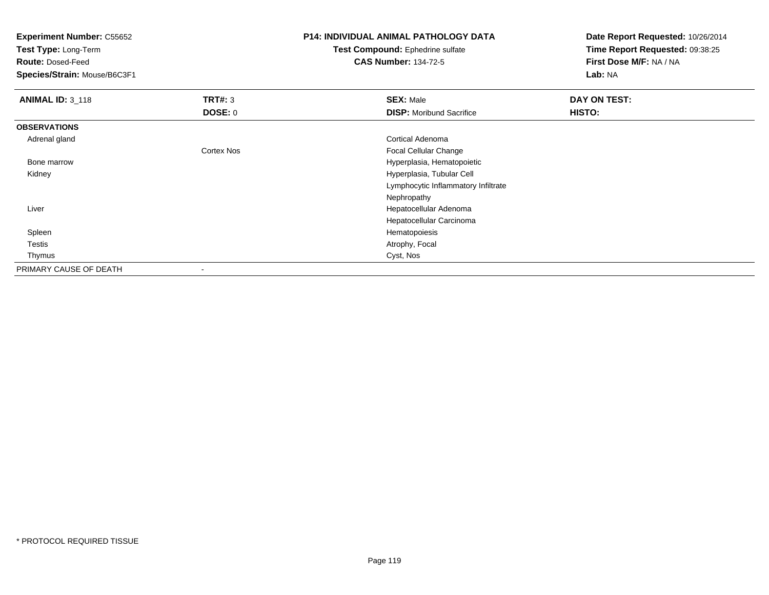**Experiment Number:** C55652
**Test Type:** Long-Term
**Route:** Dosed-Feed
**Species/Strain:** Mouse/B6C3F1

**P14: INDIVIDUAL ANIMAL PATHOLOGY DATA**
**Test Compound:** Ephedrine sulfate
**CAS Number:** 134-72-5

**Date Report Requested:** 10/26/2014
**Time Report Requested:** 09:38:25
**First Dose M/F:** NA / NA
**Lab:** NA

| **ANIMAL ID:** 3_118 | **TRT#:** 3 | **SEX:** Male | **DAY ON TEST:** |
|---|---|---|---|
| | **DOSE:** 0 | **DISP:** Moribund Sacrifice | **HISTO:** |
| **OBSERVATIONS** | | | |
| Adrenal gland | | Cortical Adenoma | |
| | Cortex Nos | Focal Cellular Change | |
| Bone marrow | | Hyperplasia, Hematopoietic | |
| Kidney | | Hyperplasia, Tubular Cell | |
| | | Lymphocytic Inflammatory Infiltrate | |
| | | Nephropathy | |
| Liver | | Hepatocellular Adenoma | |
| | | Hepatocellular Carcinoma | |
| Spleen | | Hematopoiesis | |
| Testis | | Atrophy, Focal | |
| Thymus | | Cyst, Nos | |
| PRIMARY CAUSE OF DEATH | - | | |

* PROTOCOL REQUIRED TISSUE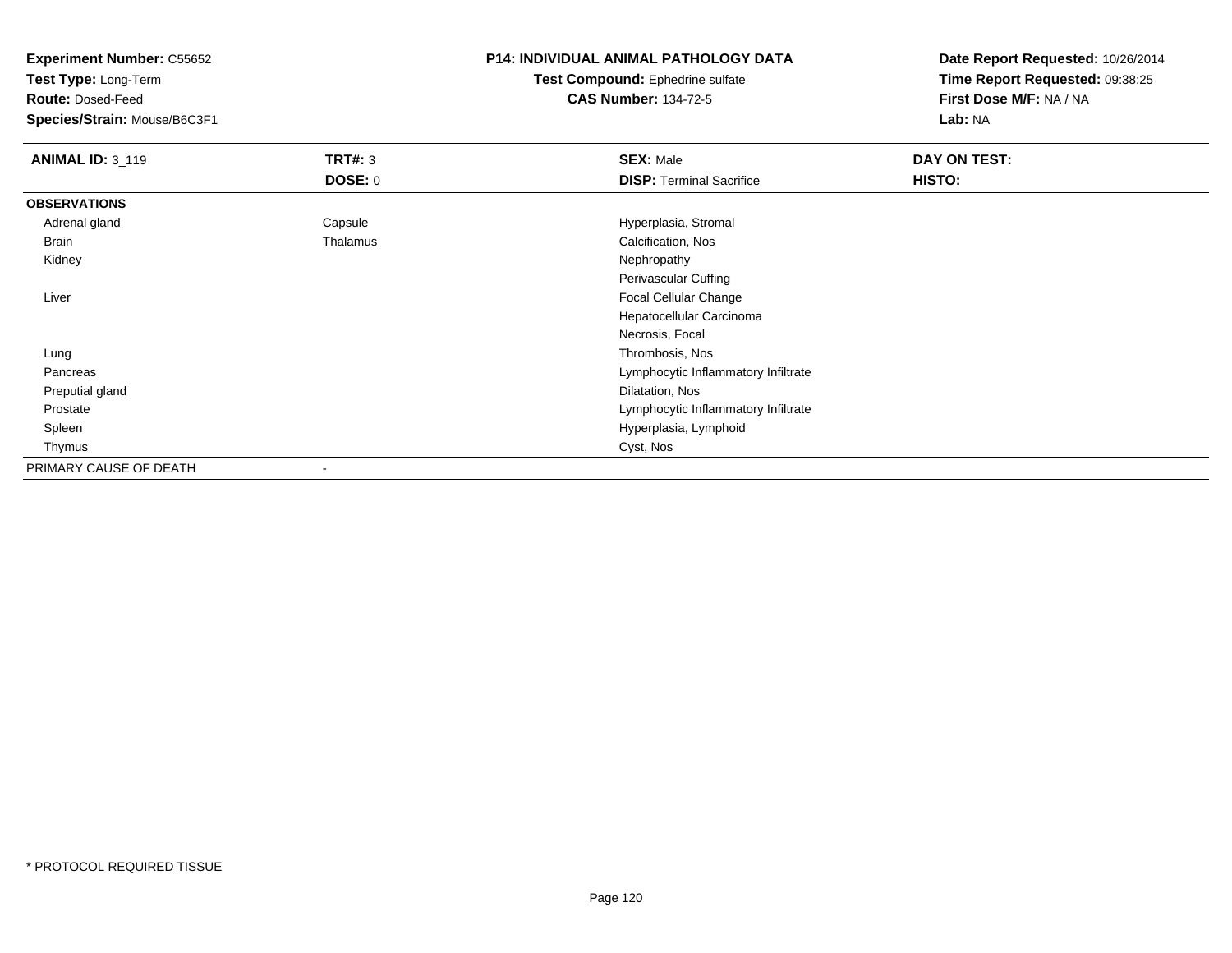**Experiment Number:** C55652
**Test Type:** Long-Term
**Route:** Dosed-Feed
**Species/Strain:** Mouse/B6C3F1

**P14: INDIVIDUAL ANIMAL PATHOLOGY DATA**
**Test Compound:** Ephedrine sulfate
**CAS Number:** 134-72-5

**Date Report Requested:** 10/26/2014
**Time Report Requested:** 09:38:25
**First Dose M/F:** NA / NA
**Lab:** NA

| **ANIMAL ID:** 3_119 | **TRT#:** 3 | **SEX:** Male | **DAY ON TEST:** |
|---|---|---|---|
| | **DOSE:** 0 | **DISP:** Terminal Sacrifice | **HISTO:** |
| **OBSERVATIONS** | | | |
| Adrenal gland | Capsule | Hyperplasia, Stromal | |
| Brain | Thalamus | Calcification, Nos | |
| Kidney | | Nephropathy | |
| | | Perivascular Cuffing | |
| Liver | | Focal Cellular Change | |
| | | Hepatocellular Carcinoma | |
| | | Necrosis, Focal | |
| Lung | | Thrombosis, Nos | |
| Pancreas | | Lymphocytic Inflammatory Infiltrate | |
| Preputial gland | | Dilatation, Nos | |
| Prostate | | Lymphocytic Inflammatory Infiltrate | |
| Spleen | | Hyperplasia, Lymphoid | |
| Thymus | | Cyst, Nos | |
| PRIMARY CAUSE OF DEATH | - | | |

* PROTOCOL REQUIRED TISSUE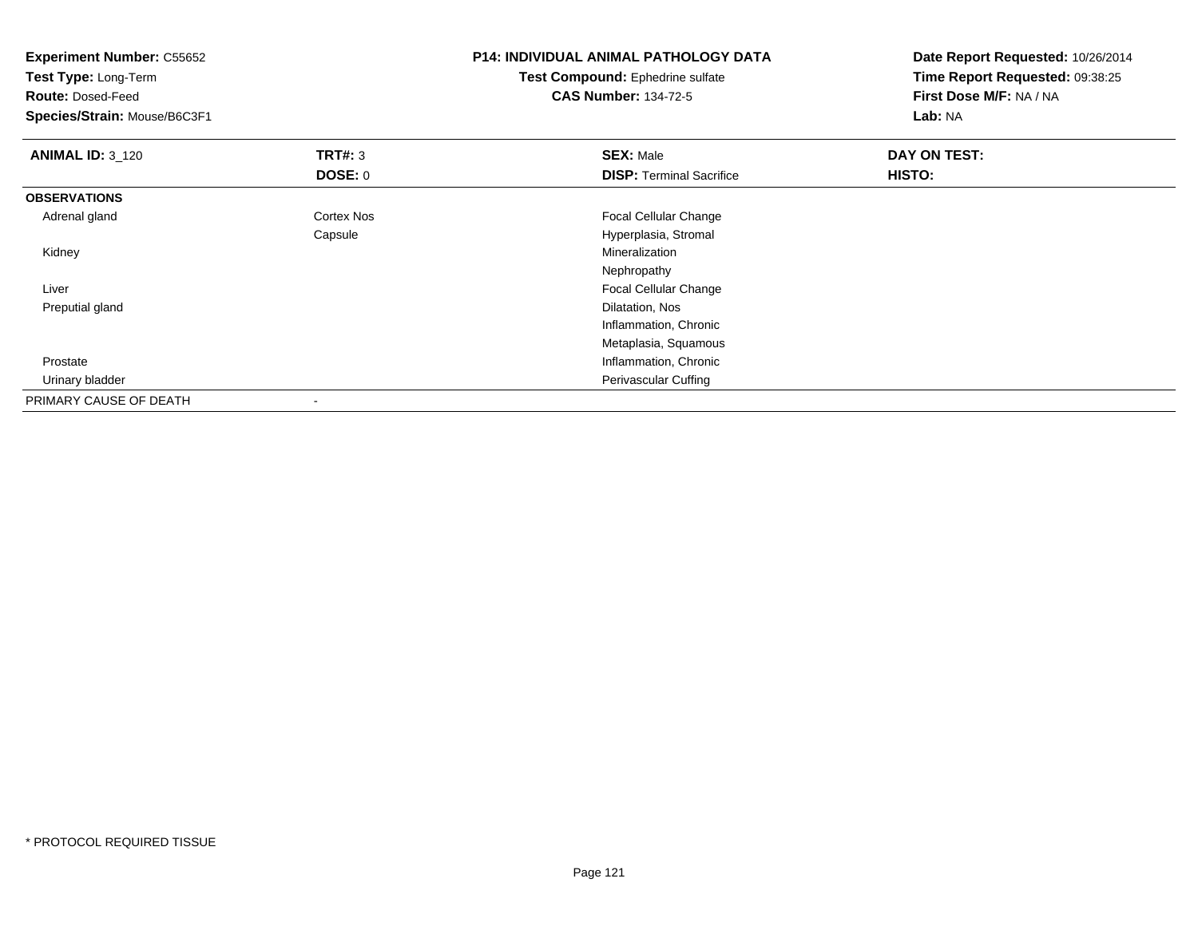**Experiment Number:** C55652
**Test Type:** Long-Term
**Route:** Dosed-Feed
**Species/Strain:** Mouse/B6C3F1

**P14: INDIVIDUAL ANIMAL PATHOLOGY DATA**
**Test Compound:** Ephedrine sulfate
**CAS Number:** 134-72-5

**Date Report Requested:** 10/26/2014
**Time Report Requested:** 09:38:25
**First Dose M/F:** NA / NA
**Lab:** NA

| **ANIMAL ID:** 3_120 | **TRT#:** 3 | **SEX:** Male | **DAY ON TEST:** |
|---|---|---|---|
| | **DOSE:** 0 | **DISP:** Terminal Sacrifice | **HISTO:** |
| **OBSERVATIONS** | | | |
| Adrenal gland | Cortex Nos | Focal Cellular Change | |
| | Capsule | Hyperplasia, Stromal | |
| Kidney | | Mineralization | |
| | | Nephropathy | |
| Liver | | Focal Cellular Change | |
| Preputial gland | | Dilatation, Nos | |
| | | Inflammation, Chronic | |
| | | Metaplasia, Squamous | |
| Prostate | | Inflammation, Chronic | |
| Urinary bladder | | Perivascular Cuffing | |
| PRIMARY CAUSE OF DEATH | - | | |

\* PROTOCOL REQUIRED TISSUE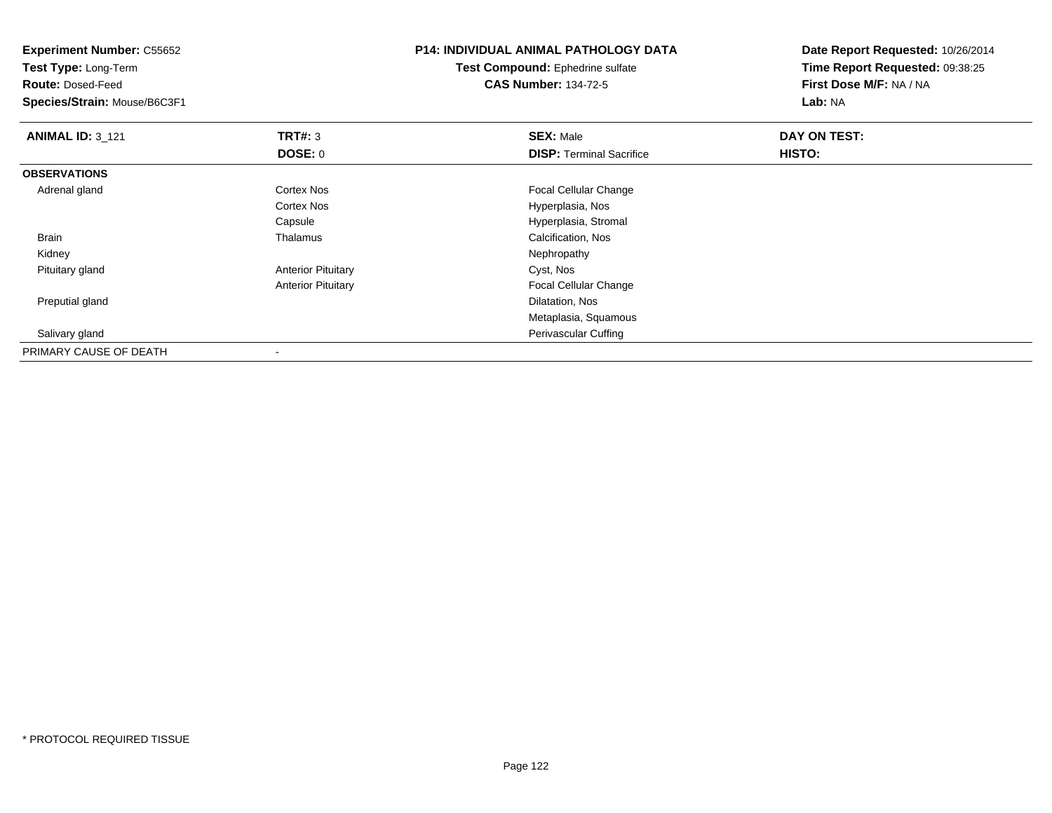**Experiment Number:** C55652
**Test Type:** Long-Term
**Route:** Dosed-Feed
**Species/Strain:** Mouse/B6C3F1

**P14: INDIVIDUAL ANIMAL PATHOLOGY DATA**
**Test Compound:** Ephedrine sulfate
**CAS Number:** 134-72-5

**Date Report Requested:** 10/26/2014
**Time Report Requested:** 09:38:25
**First Dose M/F:** NA / NA
**Lab:** NA

| **ANIMAL ID:** 3_121 | **TRT#:** 3 | **SEX:** Male | **DAY ON TEST:** |
|---|---|---|---|
| | **DOSE:** 0 | **DISP:** Terminal Sacrifice | **HISTO:** |
| **OBSERVATIONS** | | | |
| Adrenal gland | Cortex Nos | Focal Cellular Change | |
| | Cortex Nos | Hyperplasia, Nos | |
| | Capsule | Hyperplasia, Stromal | |
| Brain | Thalamus | Calcification, Nos | |
| Kidney | | Nephropathy | |
| Pituitary gland | Anterior Pituitary | Cyst, Nos | |
| | Anterior Pituitary | Focal Cellular Change | |
| Preputial gland | | Dilatation, Nos | |
| | | Metaplasia, Squamous | |
| Salivary gland | | Perivascular Cuffing | |
| PRIMARY CAUSE OF DEATH | - | | |

* PROTOCOL REQUIRED TISSUE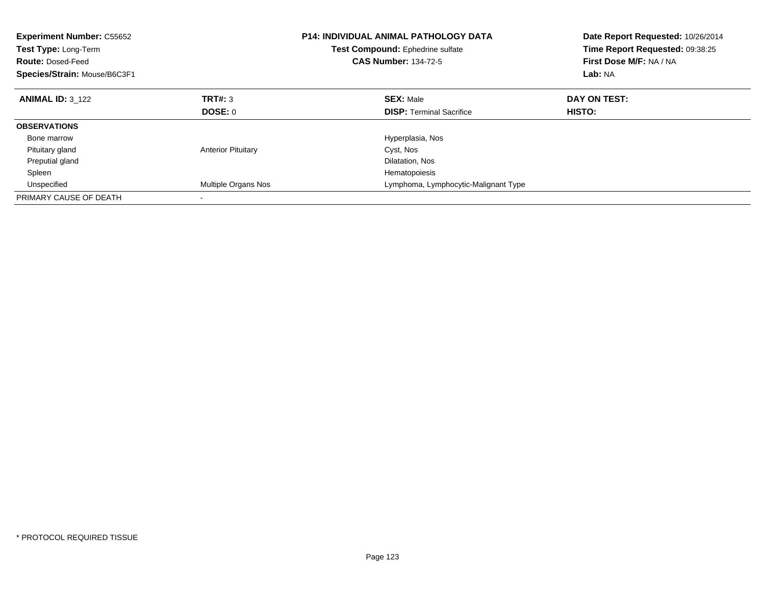**Experiment Number:** C55652
**Test Type:** Long-Term
**Route:** Dosed-Feed
**Species/Strain:** Mouse/B6C3F1

**P14: INDIVIDUAL ANIMAL PATHOLOGY DATA**
**Test Compound:** Ephedrine sulfate
**CAS Number:** 134-72-5

**Date Report Requested:** 10/26/2014
**Time Report Requested:** 09:38:25
**First Dose M/F:** NA / NA
**Lab:** NA

| **ANIMAL ID:** 3_122 | **TRT#:** 3 | **SEX:** Male | **DAY ON TEST:** |
|---|---|---|---|
| | **DOSE:** 0 | **DISP:** Terminal Sacrifice | **HISTO:** |
| **OBSERVATIONS** | | | |
| Bone marrow | | Hyperplasia, Nos | |
| Pituitary gland | Anterior Pituitary | Cyst, Nos | |
| Preputial gland | | Dilatation, Nos | |
| Spleen | | Hematopoiesis | |
| Unspecified | Multiple Organs Nos | Lymphoma, Lymphocytic-Malignant Type | |
| PRIMARY CAUSE OF DEATH | - | | |

* PROTOCOL REQUIRED TISSUE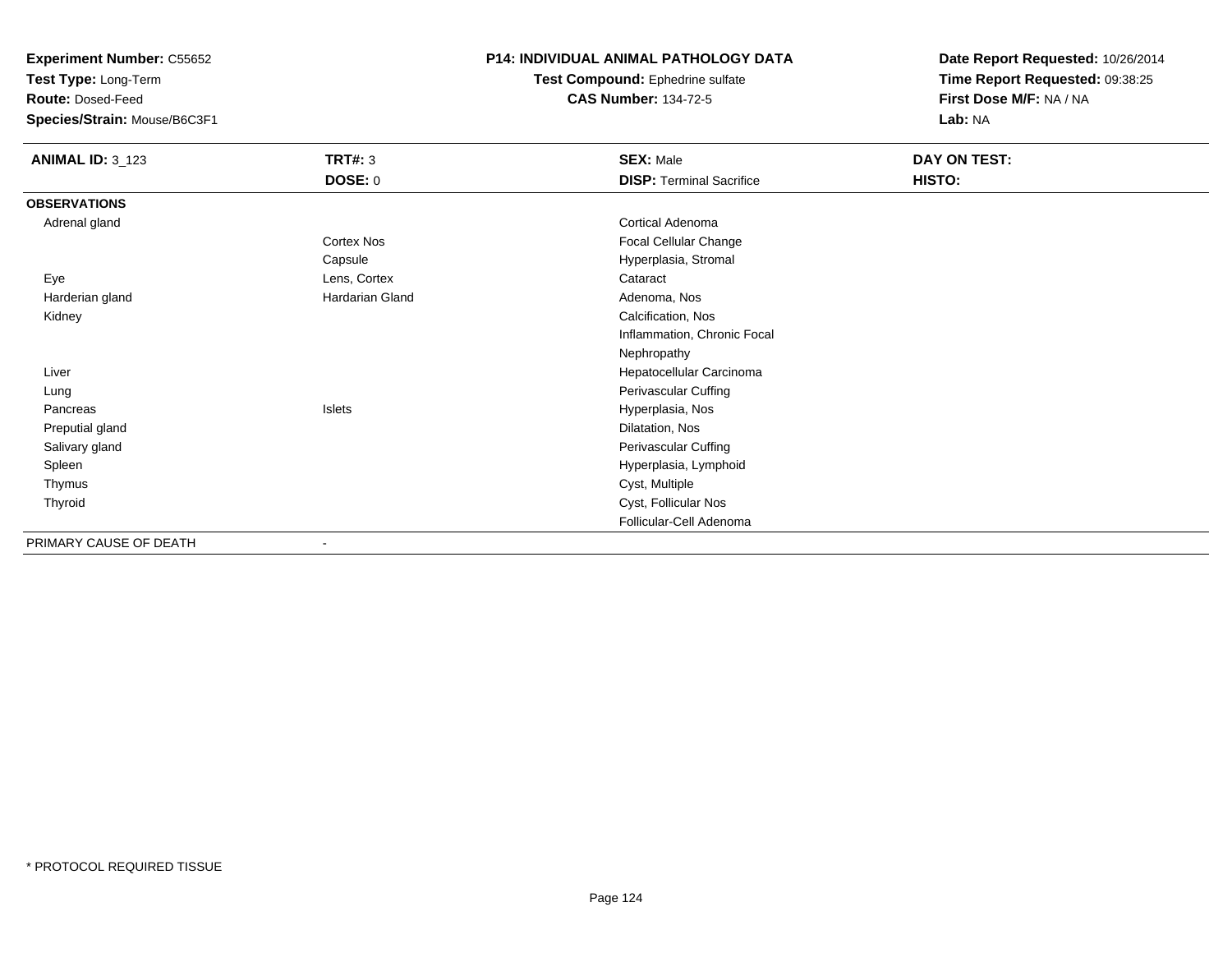**Experiment Number:** C55652
**Test Type:** Long-Term
**Route:** Dosed-Feed
**Species/Strain:** Mouse/B6C3F1

**P14: INDIVIDUAL ANIMAL PATHOLOGY DATA**
**Test Compound:** Ephedrine sulfate
**CAS Number:** 134-72-5

**Date Report Requested:** 10/26/2014
**Time Report Requested:** 09:38:25
**First Dose M/F:** NA / NA
**Lab:** NA

| **ANIMAL ID:** 3_123 | **TRT#:** 3 | **SEX:** Male | **DAY ON TEST:** |
|---|---|---|---|
| | **DOSE:** 0 | **DISP:** Terminal Sacrifice | **HISTO:** |
| **OBSERVATIONS** | | | |
| Adrenal gland | | Cortical Adenoma | |
| | Cortex Nos | Focal Cellular Change | |
| | Capsule | Hyperplasia, Stromal | |
| Eye | Lens, Cortex | Cataract | |
| Harderian gland | Hardarian Gland | Adenoma, Nos | |
| Kidney | | Calcification, Nos | |
| | | Inflammation, Chronic Focal | |
| | | Nephropathy | |
| Liver | | Hepatocellular Carcinoma | |
| Lung | | Perivascular Cuffing | |
| Pancreas | Islets | Hyperplasia, Nos | |
| Preputial gland | | Dilatation, Nos | |
| Salivary gland | | Perivascular Cuffing | |
| Spleen | | Hyperplasia, Lymphoid | |
| Thymus | | Cyst, Multiple | |
| Thyroid | | Cyst, Follicular Nos | |
| | | Follicular-Cell Adenoma | |
| PRIMARY CAUSE OF DEATH | - | | |

* PROTOCOL REQUIRED TISSUE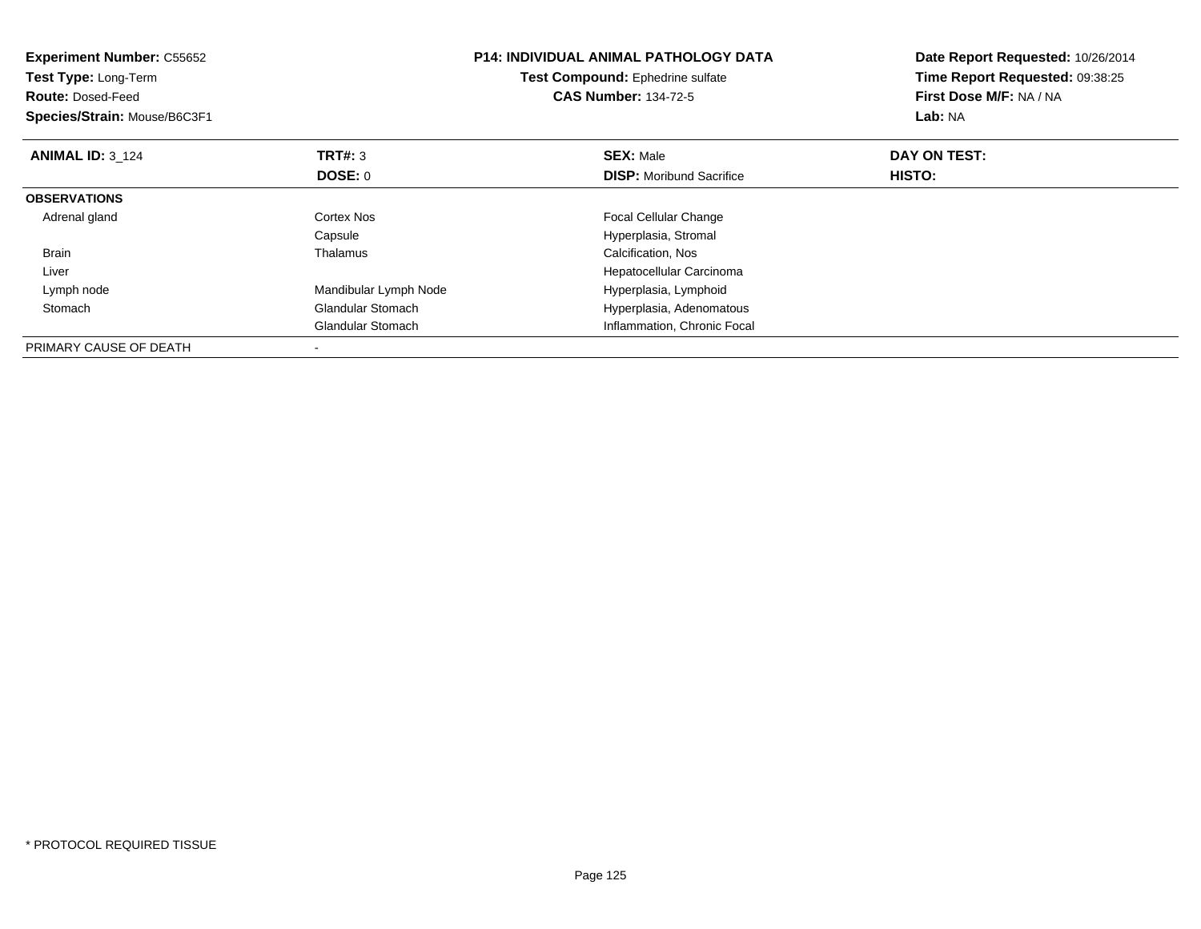**Experiment Number:** C55652
**Test Type:** Long-Term
**Route:** Dosed-Feed
**Species/Strain:** Mouse/B6C3F1

**P14: INDIVIDUAL ANIMAL PATHOLOGY DATA**
**Test Compound:** Ephedrine sulfate
**CAS Number:** 134-72-5

**Date Report Requested:** 10/26/2014
**Time Report Requested:** 09:38:25
**First Dose M/F:** NA / NA
**Lab:** NA

| **ANIMAL ID:** 3_124 | **TRT#:** 3 | **SEX:** Male | **DAY ON TEST:** |
|---|---|---|---|
| | **DOSE:** 0 | **DISP:** Moribund Sacrifice | **HISTO:** |
| **OBSERVATIONS** | | | |
| Adrenal gland | Cortex Nos | Focal Cellular Change | |
| | Capsule | Hyperplasia, Stromal | |
| Brain | Thalamus | Calcification, Nos | |
| Liver | | Hepatocellular Carcinoma | |
| Lymph node | Mandibular Lymph Node | Hyperplasia, Lymphoid | |
| Stomach | Glandular Stomach | Hyperplasia, Adenomatous | |
| | Glandular Stomach | Inflammation, Chronic Focal | |
| PRIMARY CAUSE OF DEATH | - | | |

* PROTOCOL REQUIRED TISSUE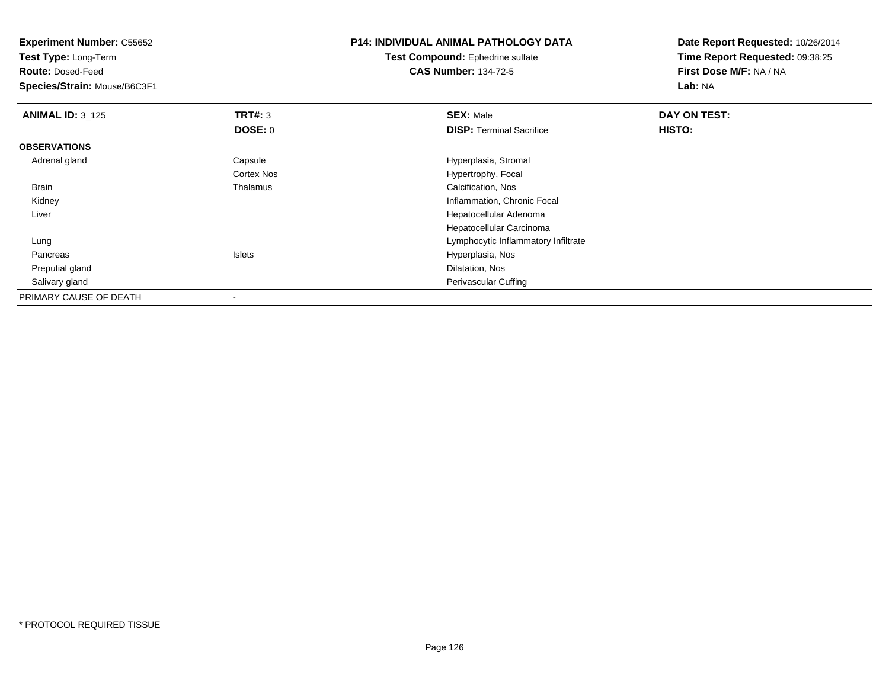**Experiment Number:** C55652
**Test Type:** Long-Term
**Route:** Dosed-Feed
**Species/Strain:** Mouse/B6C3F1

**P14: INDIVIDUAL ANIMAL PATHOLOGY DATA**
**Test Compound:** Ephedrine sulfate
**CAS Number:** 134-72-5

**Date Report Requested:** 10/26/2014
**Time Report Requested:** 09:38:25
**First Dose M/F:** NA / NA
**Lab:** NA

| **ANIMAL ID:** 3_125 | **TRT#:** 3 | **SEX:** Male | **DAY ON TEST:** |
|---|---|---|---|
| | **DOSE:** 0 | **DISP:** Terminal Sacrifice | **HISTO:** |
| **OBSERVATIONS** | | | |
| Adrenal gland | Capsule | Hyperplasia, Stromal | |
| | Cortex Nos | Hypertrophy, Focal | |
| Brain | Thalamus | Calcification, Nos | |
| Kidney | | Inflammation, Chronic Focal | |
| Liver | | Hepatocellular Adenoma | |
| | | Hepatocellular Carcinoma | |
| Lung | | Lymphocytic Inflammatory Infiltrate | |
| Pancreas | Islets | Hyperplasia, Nos | |
| Preputial gland | | Dilatation, Nos | |
| Salivary gland | | Perivascular Cuffing | |
| PRIMARY CAUSE OF DEATH | - | | |

* PROTOCOL REQUIRED TISSUE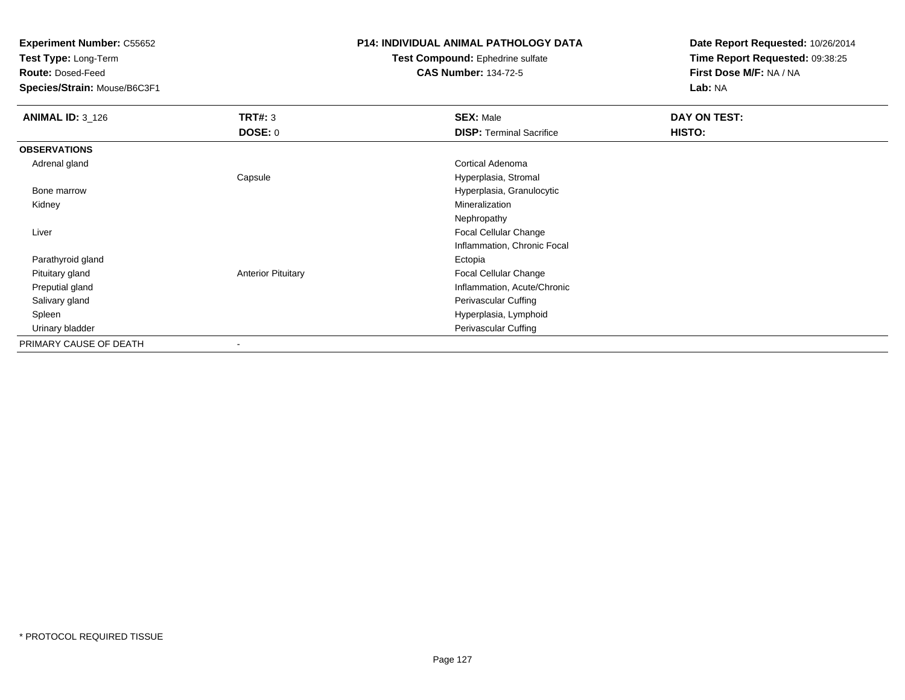**Experiment Number:** C55652
**Test Type:** Long-Term
**Route:** Dosed-Feed
**Species/Strain:** Mouse/B6C3F1

**P14: INDIVIDUAL ANIMAL PATHOLOGY DATA**
**Test Compound:** Ephedrine sulfate
**CAS Number:** 134-72-5

**Date Report Requested:** 10/26/2014
**Time Report Requested:** 09:38:25
**First Dose M/F:** NA / NA
**Lab:** NA

| **ANIMAL ID:** 3_126 | **TRT#:** 3 | **SEX:** Male | **DAY ON TEST:** |
|---|---|---|---|
| | **DOSE:** 0 | **DISP:** Terminal Sacrifice | **HISTO:** |
| **OBSERVATIONS** | | | |
| Adrenal gland | | Cortical Adenoma | |
| | Capsule | Hyperplasia, Stromal | |
| Bone marrow | | Hyperplasia, Granulocytic | |
| Kidney | | Mineralization | |
| | | Nephropathy | |
| Liver | | Focal Cellular Change | |
| | | Inflammation, Chronic Focal | |
| Parathyroid gland | | Ectopia | |
| Pituitary gland | Anterior Pituitary | Focal Cellular Change | |
| Preputial gland | | Inflammation, Acute/Chronic | |
| Salivary gland | | Perivascular Cuffing | |
| Spleen | | Hyperplasia, Lymphoid | |
| Urinary bladder | | Perivascular Cuffing | |
| PRIMARY CAUSE OF DEATH | - | | |

* PROTOCOL REQUIRED TISSUE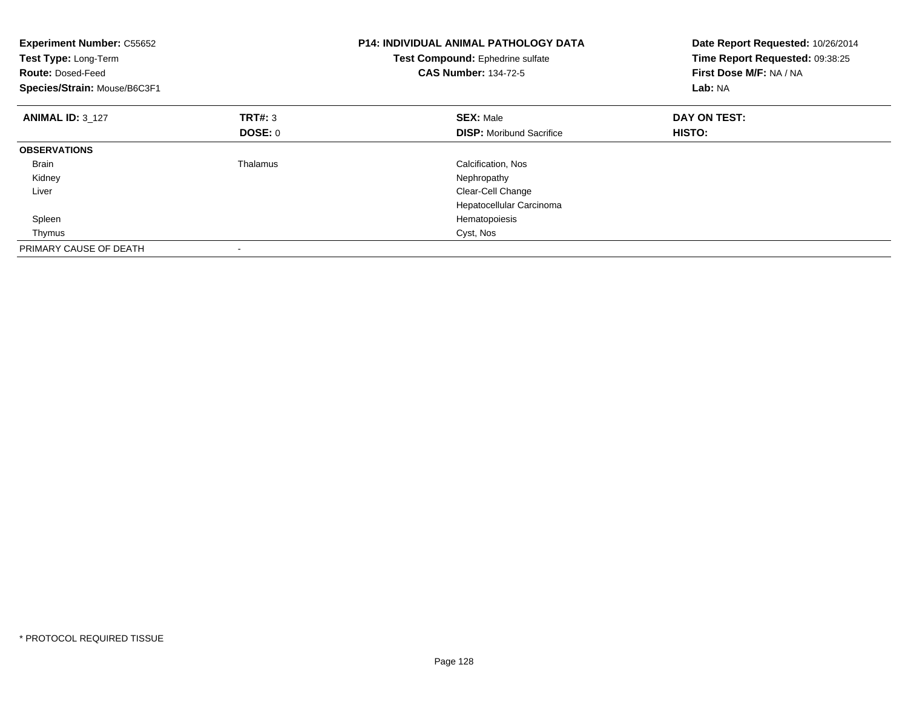**Experiment Number:** C55652
**Test Type:** Long-Term
**Route:** Dosed-Feed
**Species/Strain:** Mouse/B6C3F1

**P14: INDIVIDUAL ANIMAL PATHOLOGY DATA**
**Test Compound:** Ephedrine sulfate
**CAS Number:** 134-72-5

**Date Report Requested:** 10/26/2014
**Time Report Requested:** 09:38:25
**First Dose M/F:** NA / NA
**Lab:** NA

| **ANIMAL ID:** 3_127 | **TRT#:** 3 | **SEX:** Male | **DAY ON TEST:** |
|---|---|---|---|
| | **DOSE:** 0 | **DISP:** Moribund Sacrifice | **HISTO:** |
| **OBSERVATIONS** | | | |
| Brain | Thalamus | Calcification, Nos | |
| Kidney | | Nephropathy | |
| Liver | | Clear-Cell Change | |
| | | Hepatocellular Carcinoma | |
| Spleen | | Hematopoiesis | |
| Thymus | | Cyst, Nos | |
| PRIMARY CAUSE OF DEATH | - | | |

\* PROTOCOL REQUIRED TISSUE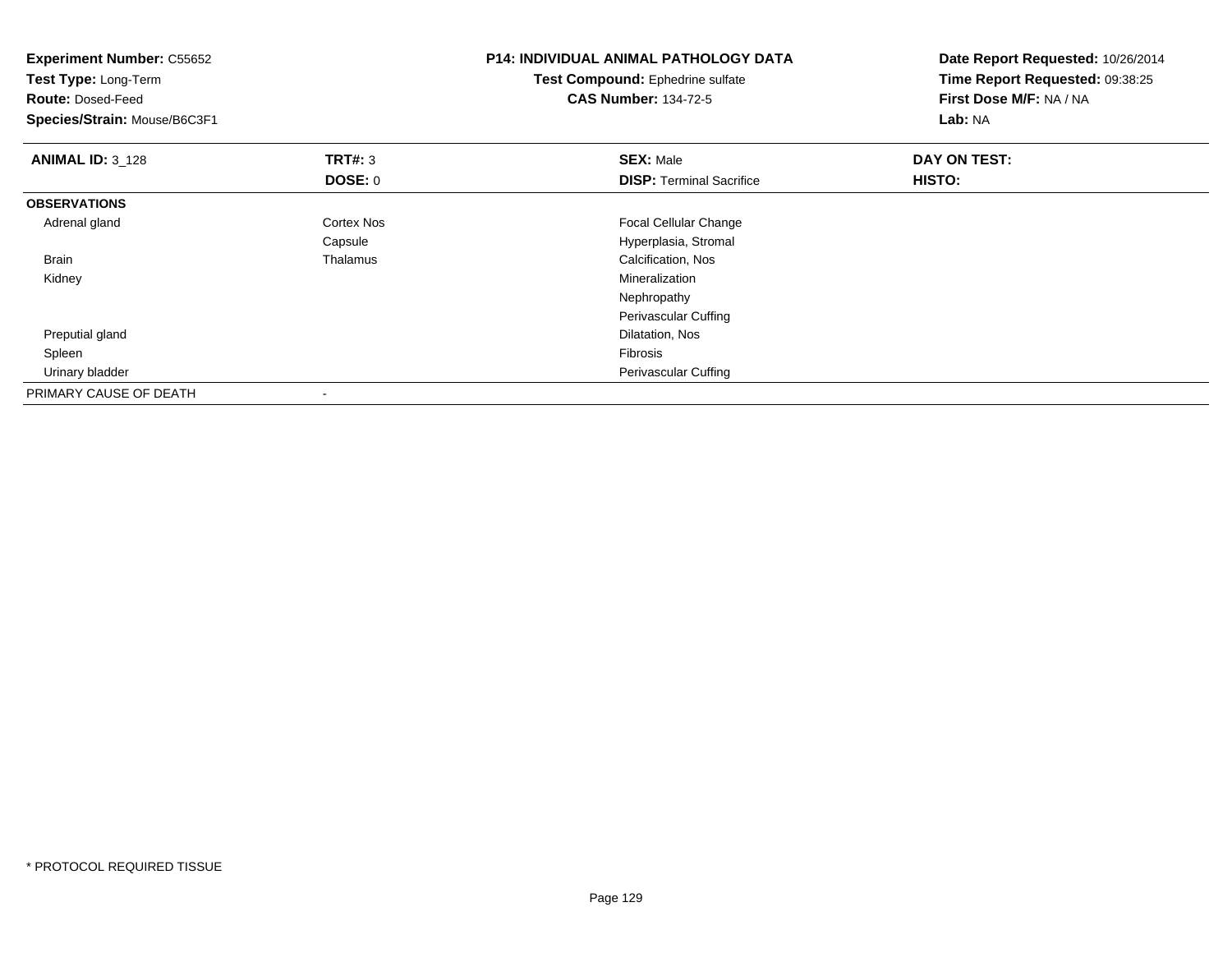**Experiment Number:** C55652
**Test Type:** Long-Term
**Route:** Dosed-Feed
**Species/Strain:** Mouse/B6C3F1

**P14: INDIVIDUAL ANIMAL PATHOLOGY DATA**
**Test Compound:** Ephedrine sulfate
**CAS Number:** 134-72-5

**Date Report Requested:** 10/26/2014
**Time Report Requested:** 09:38:25
**First Dose M/F:** NA / NA
**Lab:** NA

| **ANIMAL ID:** 3_128 | **TRT#:** 3 | **SEX:** Male | **DAY ON TEST:** |
|---|---|---|---|
| | **DOSE:** 0 | **DISP:** Terminal Sacrifice | **HISTO:** |
| **OBSERVATIONS** | | | |
| Adrenal gland | Cortex Nos | Focal Cellular Change | |
| | Capsule | Hyperplasia, Stromal | |
| Brain | Thalamus | Calcification, Nos | |
| Kidney | | Mineralization | |
| | | Nephropathy | |
| | | Perivascular Cuffing | |
| Preputial gland | | Dilatation, Nos | |
| Spleen | | Fibrosis | |
| Urinary bladder | | Perivascular Cuffing | |
| PRIMARY CAUSE OF DEATH | - | | |

* PROTOCOL REQUIRED TISSUE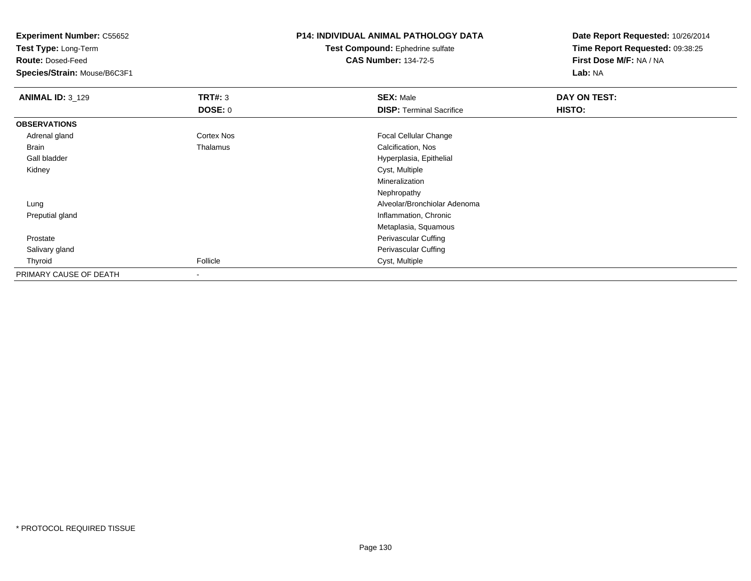**Experiment Number:** C55652
**Test Type:** Long-Term
**Route:** Dosed-Feed
**Species/Strain:** Mouse/B6C3F1

**P14: INDIVIDUAL ANIMAL PATHOLOGY DATA**
**Test Compound:** Ephedrine sulfate
**CAS Number:** 134-72-5

**Date Report Requested:** 10/26/2014
**Time Report Requested:** 09:38:25
**First Dose M/F:** NA / NA
**Lab:** NA

| **ANIMAL ID:** 3_129 | **TRT#:** 3 | **SEX:** Male | **DAY ON TEST:** |
|---|---|---|---|
| | **DOSE:** 0 | **DISP:** Terminal Sacrifice | **HISTO:** |
| **OBSERVATIONS** | | | |
| Adrenal gland | Cortex Nos | Focal Cellular Change | |
| Brain | Thalamus | Calcification, Nos | |
| Gall bladder | | Hyperplasia, Epithelial | |
| Kidney | | Cyst, Multiple | |
| | | Mineralization | |
| | | Nephropathy | |
| Lung | | Alveolar/Bronchiolar Adenoma | |
| Preputial gland | | Inflammation, Chronic | |
| | | Metaplasia, Squamous | |
| Prostate | | Perivascular Cuffing | |
| Salivary gland | | Perivascular Cuffing | |
| Thyroid | Follicle | Cyst, Multiple | |
| PRIMARY CAUSE OF DEATH | - | | |

* PROTOCOL REQUIRED TISSUE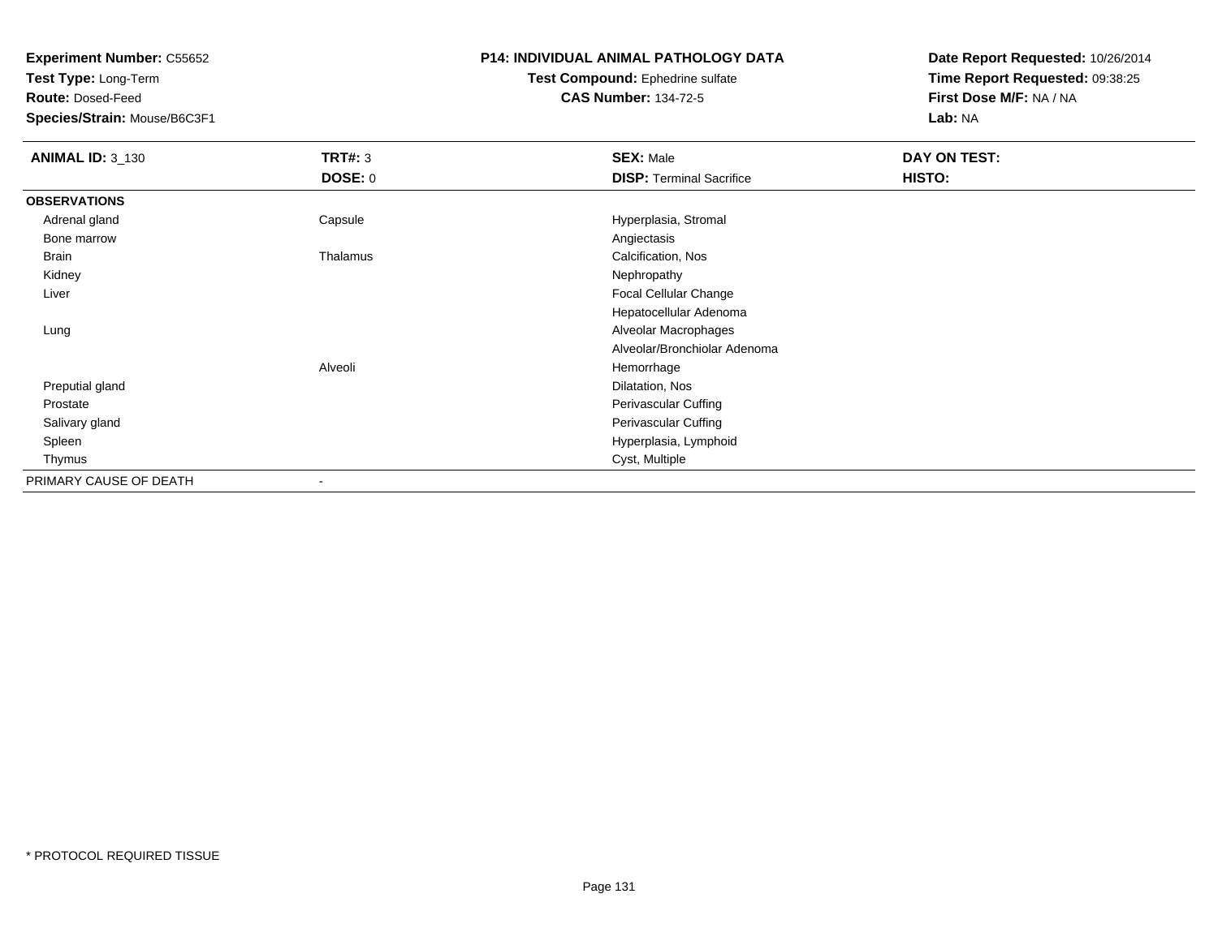**Experiment Number:** C55652
**Test Type:** Long-Term
**Route:** Dosed-Feed
**Species/Strain:** Mouse/B6C3F1

**P14: INDIVIDUAL ANIMAL PATHOLOGY DATA**
**Test Compound:** Ephedrine sulfate
**CAS Number:** 134-72-5

**Date Report Requested:** 10/26/2014
**Time Report Requested:** 09:38:25
**First Dose M/F:** NA / NA
**Lab:** NA

| **ANIMAL ID:** 3_130 | **TRT#:** 3 | **SEX:** Male | **DAY ON TEST:** |
|---|---|---|---|
| | **DOSE:** 0 | **DISP:** Terminal Sacrifice | **HISTO:** |
| **OBSERVATIONS** | | | |
| Adrenal gland | Capsule | Hyperplasia, Stromal | |
| Bone marrow | | Angiectasis | |
| Brain | Thalamus | Calcification, Nos | |
| Kidney | | Nephropathy | |
| Liver | | Focal Cellular Change | |
| | | Hepatocellular Adenoma | |
| Lung | | Alveolar Macrophages | |
| | | Alveolar/Bronchiolar Adenoma | |
| | Alveoli | Hemorrhage | |
| Preputial gland | | Dilatation, Nos | |
| Prostate | | Perivascular Cuffing | |
| Salivary gland | | Perivascular Cuffing | |
| Spleen | | Hyperplasia, Lymphoid | |
| Thymus | | Cyst, Multiple | |
| PRIMARY CAUSE OF DEATH | - | | |

\* PROTOCOL REQUIRED TISSUE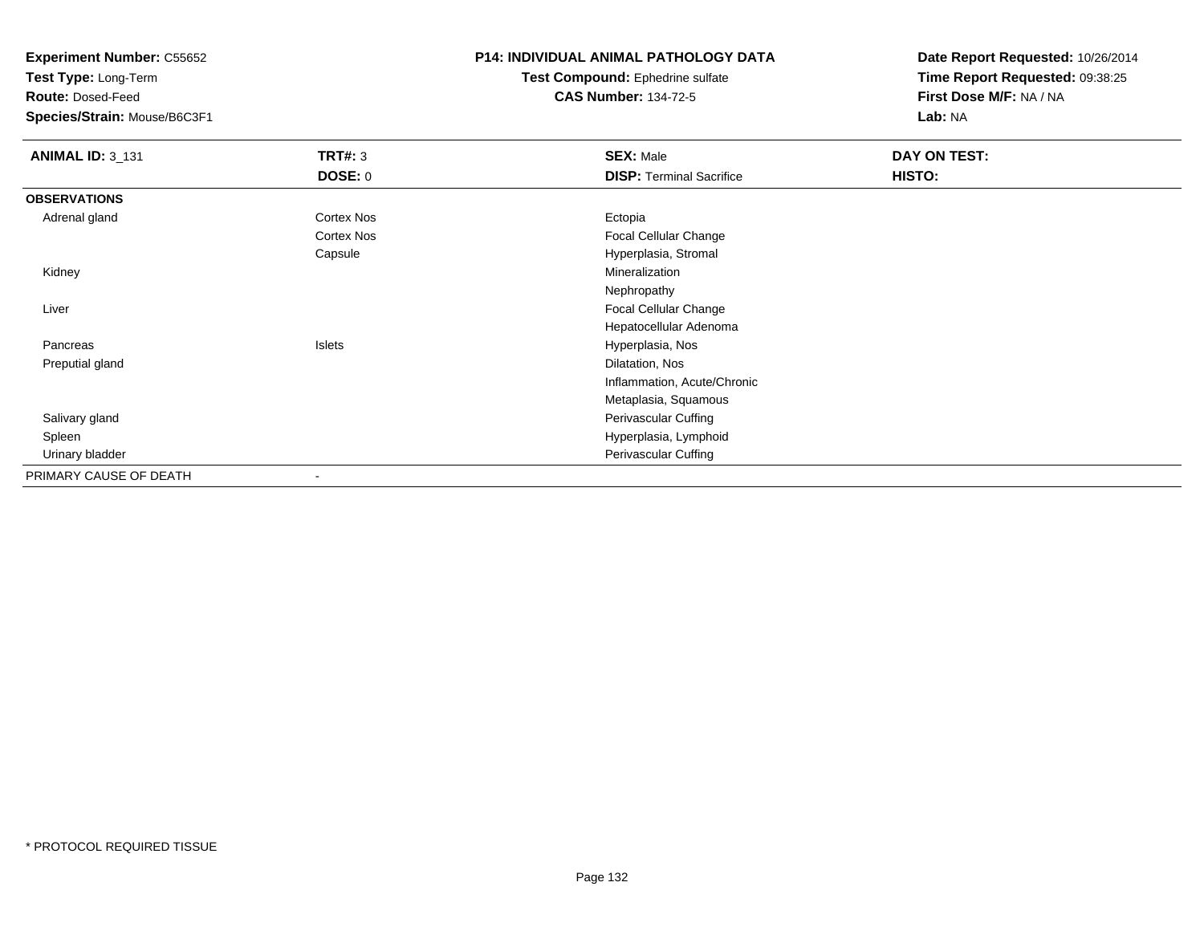**Experiment Number:** C55652
**Test Type:** Long-Term
**Route:** Dosed-Feed
**Species/Strain:** Mouse/B6C3F1

**P14: INDIVIDUAL ANIMAL PATHOLOGY DATA**
**Test Compound:** Ephedrine sulfate
**CAS Number:** 134-72-5

**Date Report Requested:** 10/26/2014
**Time Report Requested:** 09:38:25
**First Dose M/F:** NA / NA
**Lab:** NA

| **ANIMAL ID:** 3_131 | **TRT#:** 3 | **SEX:** Male | **DAY ON TEST:** |
|---|---|---|---|
| | **DOSE:** 0 | **DISP:** Terminal Sacrifice | **HISTO:** |
| **OBSERVATIONS** | | | |
| Adrenal gland | Cortex Nos | Ectopia | |
| | Cortex Nos | Focal Cellular Change | |
| | Capsule | Hyperplasia, Stromal | |
| Kidney | | Mineralization | |
| | | Nephropathy | |
| Liver | | Focal Cellular Change | |
| | | Hepatocellular Adenoma | |
| Pancreas | Islets | Hyperplasia, Nos | |
| Preputial gland | | Dilatation, Nos | |
| | | Inflammation, Acute/Chronic | |
| | | Metaplasia, Squamous | |
| Salivary gland | | Perivascular Cuffing | |
| Spleen | | Hyperplasia, Lymphoid | |
| Urinary bladder | | Perivascular Cuffing | |
| PRIMARY CAUSE OF DEATH | - | | |

* PROTOCOL REQUIRED TISSUE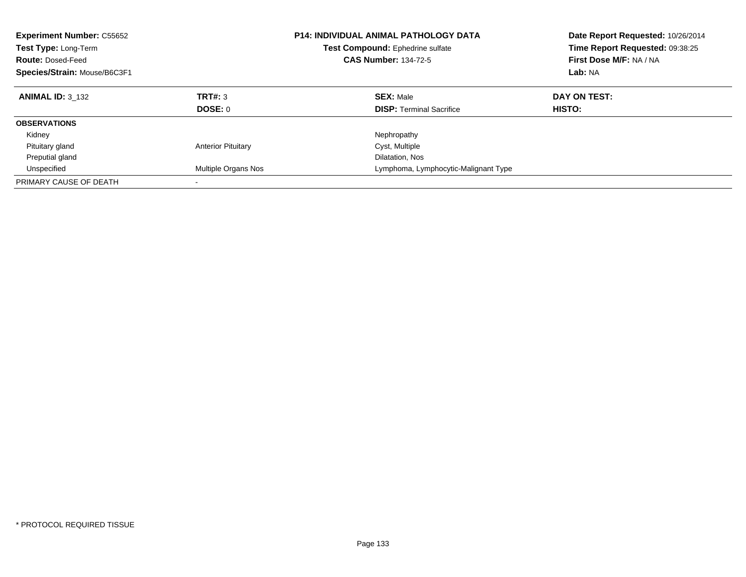**Experiment Number:** C55652
**Test Type:** Long-Term
**Route:** Dosed-Feed
**Species/Strain:** Mouse/B6C3F1

**P14: INDIVIDUAL ANIMAL PATHOLOGY DATA**
**Test Compound:** Ephedrine sulfate
**CAS Number:** 134-72-5

**Date Report Requested:** 10/26/2014
**Time Report Requested:** 09:38:25
**First Dose M/F:** NA / NA
**Lab:** NA

| **ANIMAL ID:** 3_132 | **TRT#:** 3 | **SEX:** Male | **DAY ON TEST:** |
|---|---|---|---|
| | **DOSE:** 0 | **DISP:** Terminal Sacrifice | **HISTO:** |
| **OBSERVATIONS** | | | |
| Kidney | | Nephropathy | |
| Pituitary gland | Anterior Pituitary | Cyst, Multiple | |
| Preputial gland | | Dilatation, Nos | |
| Unspecified | Multiple Organs Nos | Lymphoma, Lymphocytic-Malignant Type | |
| PRIMARY CAUSE OF DEATH | - | | |

* PROTOCOL REQUIRED TISSUE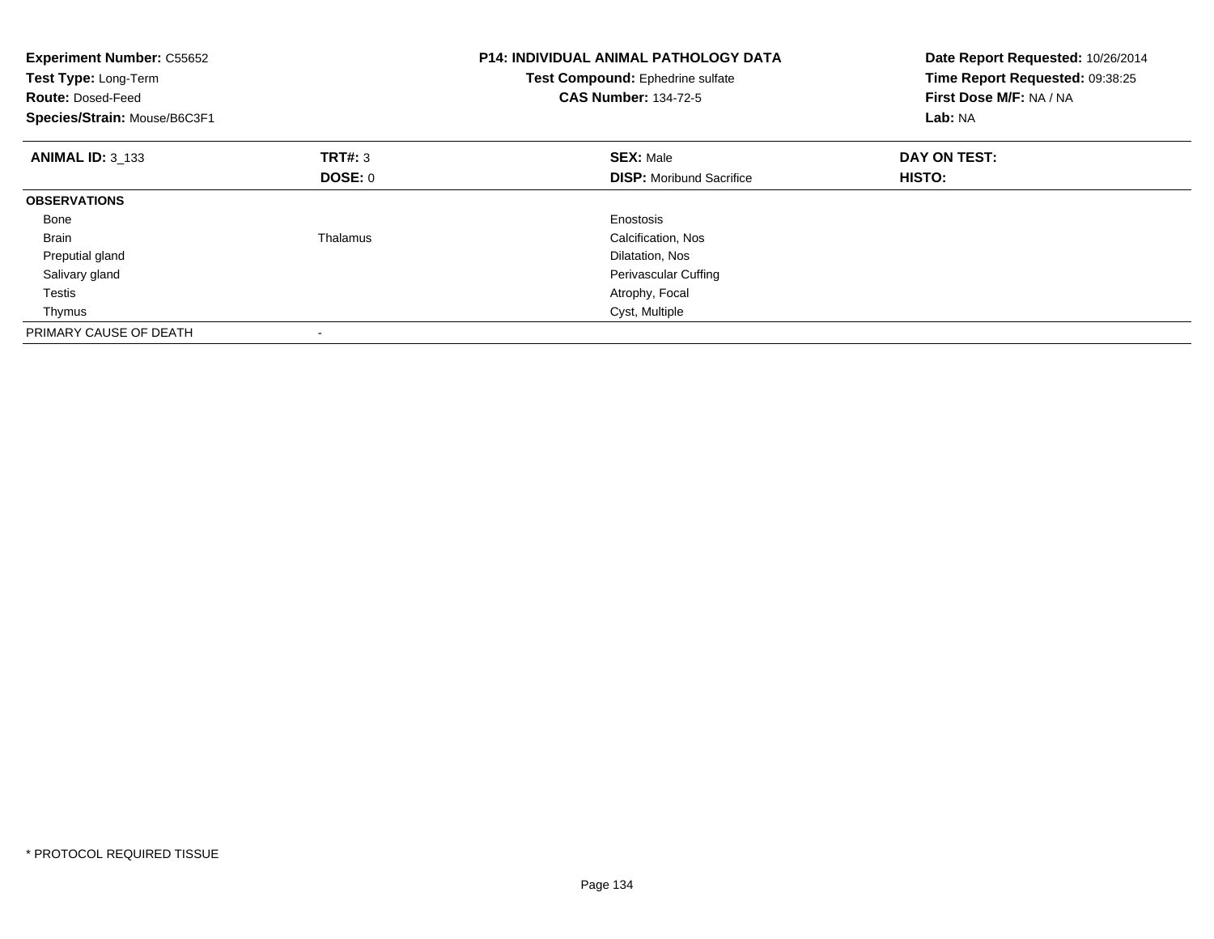**Experiment Number:** C55652
**Test Type:** Long-Term
**Route:** Dosed-Feed
**Species/Strain:** Mouse/B6C3F1

**P14: INDIVIDUAL ANIMAL PATHOLOGY DATA**
**Test Compound:** Ephedrine sulfate
**CAS Number:** 134-72-5

**Date Report Requested:** 10/26/2014
**Time Report Requested:** 09:38:25
**First Dose M/F:** NA / NA
**Lab:** NA

| **ANIMAL ID:** 3_133 | **TRT#:** 3 | **SEX:** Male | **DAY ON TEST:** |
|---|---|---|---|
| | **DOSE:** 0 | **DISP:** Moribund Sacrifice | **HISTO:** |
| **OBSERVATIONS** | | | |
| Bone | | Enostosis | |
| Brain | Thalamus | Calcification, Nos | |
| Preputial gland | | Dilatation, Nos | |
| Salivary gland | | Perivascular Cuffing | |
| Testis | | Atrophy, Focal | |
| Thymus | | Cyst, Multiple | |
| PRIMARY CAUSE OF DEATH | - | | |

* PROTOCOL REQUIRED TISSUE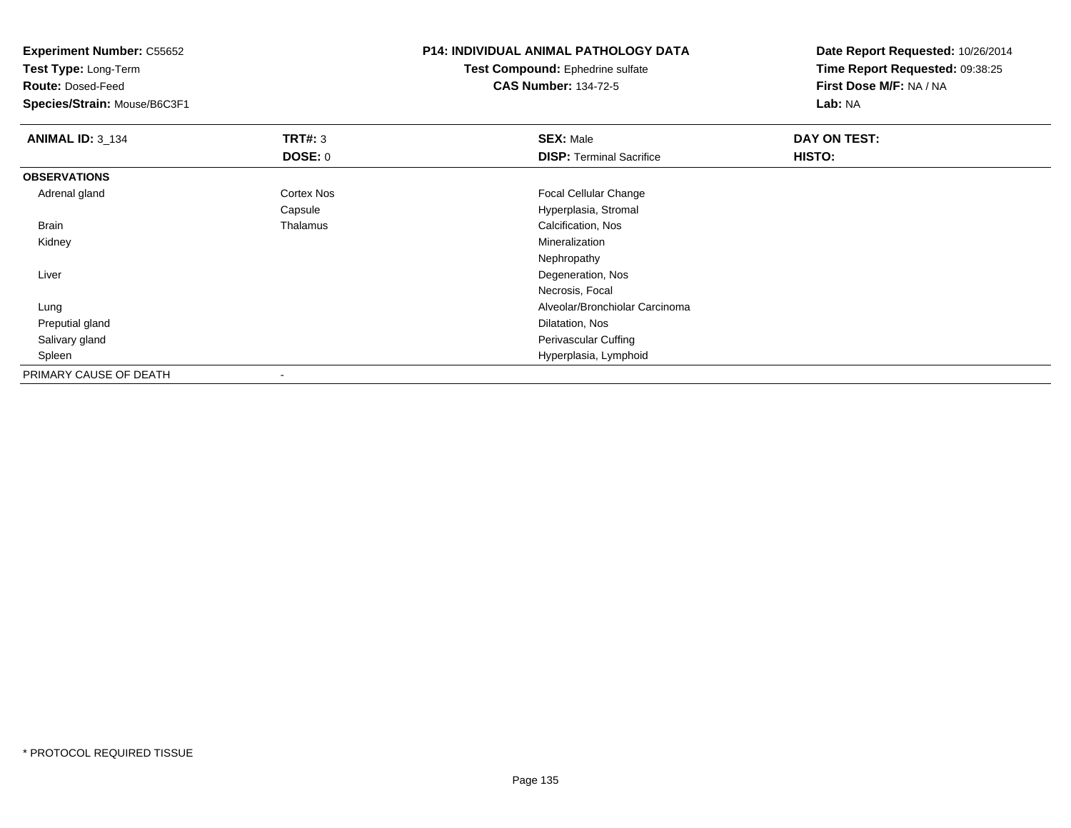**Experiment Number:** C55652
**Test Type:** Long-Term
**Route:** Dosed-Feed
**Species/Strain:** Mouse/B6C3F1

**P14: INDIVIDUAL ANIMAL PATHOLOGY DATA**
**Test Compound:** Ephedrine sulfate
**CAS Number:** 134-72-5

**Date Report Requested:** 10/26/2014
**Time Report Requested:** 09:38:25
**First Dose M/F:** NA / NA
**Lab:** NA

| **ANIMAL ID:** 3_134 | **TRT#:** 3 | **SEX:** Male | **DAY ON TEST:** |
|---|---|---|---|
| | **DOSE:** 0 | **DISP:** Terminal Sacrifice | **HISTO:** |
| **OBSERVATIONS** | | | |
| Adrenal gland | Cortex Nos | Focal Cellular Change | |
| | Capsule | Hyperplasia, Stromal | |
| Brain | Thalamus | Calcification, Nos | |
| Kidney | | Mineralization | |
| | | Nephropathy | |
| Liver | | Degeneration, Nos | |
| | | Necrosis, Focal | |
| Lung | | Alveolar/Bronchiolar Carcinoma | |
| Preputial gland | | Dilatation, Nos | |
| Salivary gland | | Perivascular Cuffing | |
| Spleen | | Hyperplasia, Lymphoid | |
| PRIMARY CAUSE OF DEATH | - | | |

* PROTOCOL REQUIRED TISSUE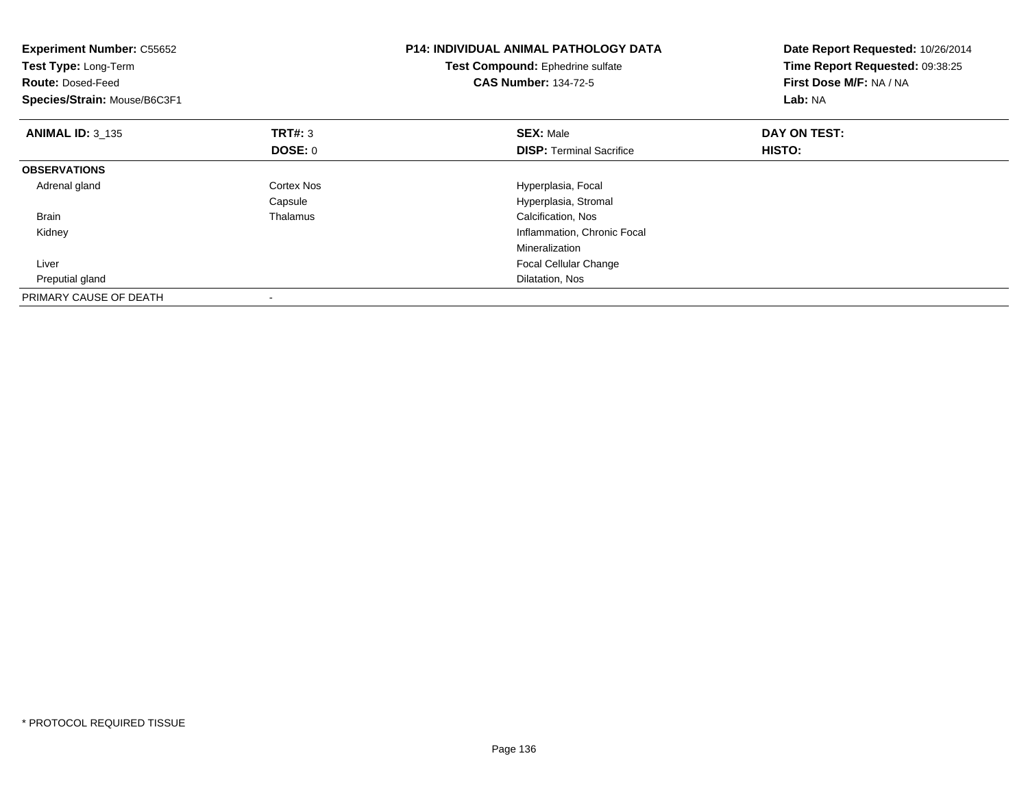**Experiment Number:** C55652
**Test Type:** Long-Term
**Route:** Dosed-Feed
**Species/Strain:** Mouse/B6C3F1

**P14: INDIVIDUAL ANIMAL PATHOLOGY DATA**
**Test Compound:** Ephedrine sulfate
**CAS Number:** 134-72-5

**Date Report Requested:** 10/26/2014
**Time Report Requested:** 09:38:25
**First Dose M/F:** NA / NA
**Lab:** NA

| **ANIMAL ID:** 3_135 | **TRT#:** 3 | **SEX:** Male | **DAY ON TEST:** |
|---|---|---|---|
| | **DOSE:** 0 | **DISP:** Terminal Sacrifice | **HISTO:** |
| **OBSERVATIONS** | | | |
| Adrenal gland | Cortex Nos | Hyperplasia, Focal | |
| | Capsule | Hyperplasia, Stromal | |
| Brain | Thalamus | Calcification, Nos | |
| Kidney | | Inflammation, Chronic Focal | |
| | | Mineralization | |
| Liver | | Focal Cellular Change | |
| Preputial gland | | Dilatation, Nos | |
| PRIMARY CAUSE OF DEATH | - | | |

* PROTOCOL REQUIRED TISSUE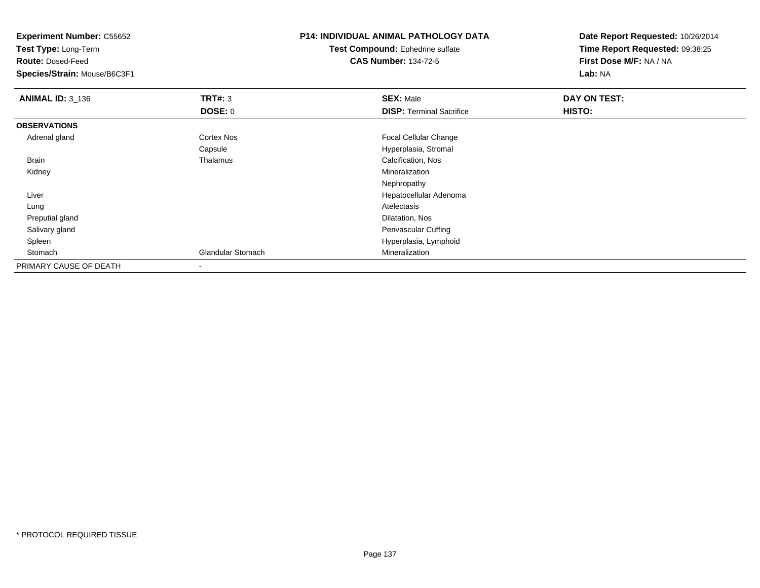**Experiment Number:** C55652
**Test Type:** Long-Term
**Route:** Dosed-Feed
**Species/Strain:** Mouse/B6C3F1

**P14: INDIVIDUAL ANIMAL PATHOLOGY DATA**
**Test Compound:** Ephedrine sulfate
**CAS Number:** 134-72-5

**Date Report Requested:** 10/26/2014
**Time Report Requested:** 09:38:25
**First Dose M/F:** NA / NA
**Lab:** NA

| **ANIMAL ID:** 3_136 | **TRT#:** 3 | **SEX:** Male | **DAY ON TEST:** |
|---|---|---|---|
| | **DOSE:** 0 | **DISP:** Terminal Sacrifice | **HISTO:** |
| **OBSERVATIONS** | | | |
| Adrenal gland | Cortex Nos | Focal Cellular Change | |
| | Capsule | Hyperplasia, Stromal | |
| Brain | Thalamus | Calcification, Nos | |
| Kidney | | Mineralization | |
| | | Nephropathy | |
| Liver | | Hepatocellular Adenoma | |
| Lung | | Atelectasis | |
| Preputial gland | | Dilatation, Nos | |
| Salivary gland | | Perivascular Cuffing | |
| Spleen | | Hyperplasia, Lymphoid | |
| Stomach | Glandular Stomach | Mineralization | |
| PRIMARY CAUSE OF DEATH | - | | |

* PROTOCOL REQUIRED TISSUE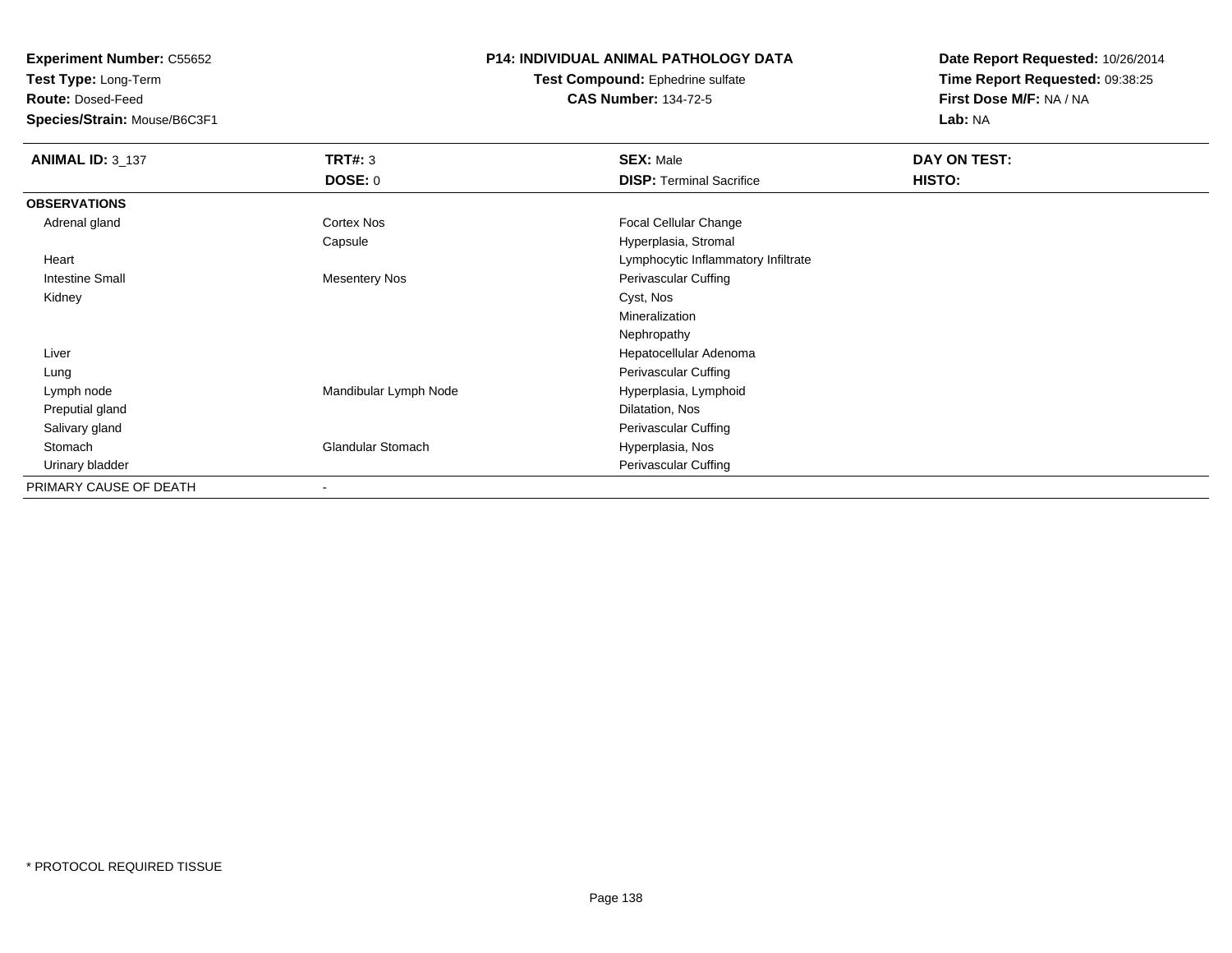**Experiment Number:** C55652
**Test Type:** Long-Term
**Route:** Dosed-Feed
**Species/Strain:** Mouse/B6C3F1

**P14: INDIVIDUAL ANIMAL PATHOLOGY DATA**
**Test Compound:** Ephedrine sulfate
**CAS Number:** 134-72-5

**Date Report Requested:** 10/26/2014
**Time Report Requested:** 09:38:25
**First Dose M/F:** NA / NA
**Lab:** NA

| **ANIMAL ID:** 3_137 | **TRT#:** 3 | **SEX:** Male | **DAY ON TEST:** |
|---|---|---|---|
| | **DOSE:** 0 | **DISP:** Terminal Sacrifice | **HISTO:** |
| **OBSERVATIONS** | | | |
| Adrenal gland | Cortex Nos | Focal Cellular Change | |
| | Capsule | Hyperplasia, Stromal | |
| Heart | | Lymphocytic Inflammatory Infiltrate | |
| Intestine Small | Mesentery Nos | Perivascular Cuffing | |
| Kidney | | Cyst, Nos | |
| | | Mineralization | |
| | | Nephropathy | |
| Liver | | Hepatocellular Adenoma | |
| Lung | | Perivascular Cuffing | |
| Lymph node | Mandibular Lymph Node | Hyperplasia, Lymphoid | |
| Preputial gland | | Dilatation, Nos | |
| Salivary gland | | Perivascular Cuffing | |
| Stomach | Glandular Stomach | Hyperplasia, Nos | |
| Urinary bladder | | Perivascular Cuffing | |
| PRIMARY CAUSE OF DEATH | - | | |

* PROTOCOL REQUIRED TISSUE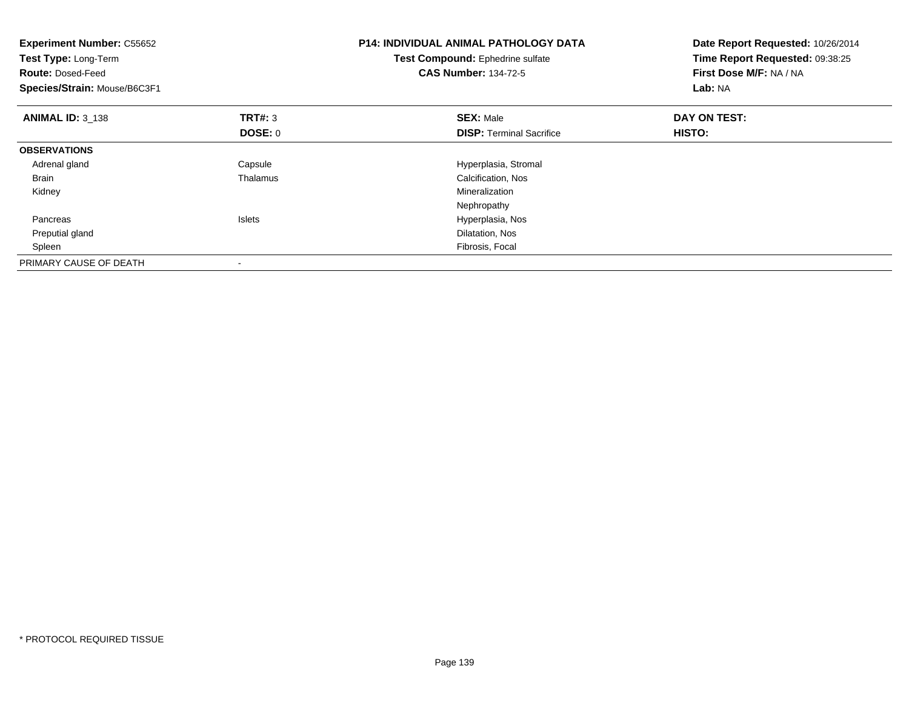**Experiment Number:** C55652
**Test Type:** Long-Term
**Route:** Dosed-Feed
**Species/Strain:** Mouse/B6C3F1

## P14: INDIVIDUAL ANIMAL PATHOLOGY DATA

**Test Compound:** Ephedrine sulfate
**CAS Number:** 134-72-5

**Date Report Requested:** 10/26/2014
**Time Report Requested:** 09:38:25
**First Dose M/F:** NA / NA
**Lab:** NA

| **ANIMAL ID:** 3_138 | **TRT#:** 3 | **SEX:** Male | **DAY ON TEST:** |
|---|---|---|---|
| | **DOSE:** 0 | **DISP:** Terminal Sacrifice | **HISTO:** |
| **OBSERVATIONS** | | | |
| Adrenal gland | Capsule | Hyperplasia, Stromal | |
| Brain | Thalamus | Calcification, Nos | |
| Kidney | | Mineralization | |
| | | Nephropathy | |
| Pancreas | Islets | Hyperplasia, Nos | |
| Preputial gland | | Dilatation, Nos | |
| Spleen | | Fibrosis, Focal | |
| PRIMARY CAUSE OF DEATH | - | | |

* PROTOCOL REQUIRED TISSUE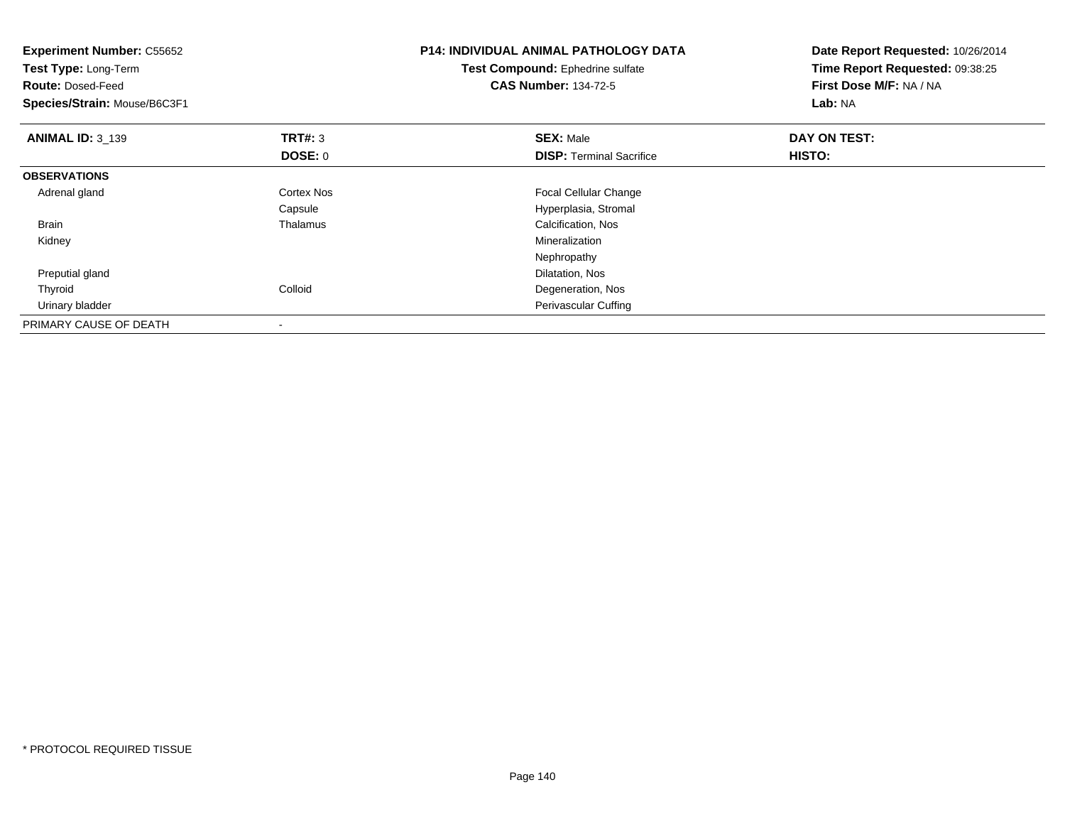**Experiment Number:** C55652
**Test Type:** Long-Term
**Route:** Dosed-Feed
**Species/Strain:** Mouse/B6C3F1

**P14: INDIVIDUAL ANIMAL PATHOLOGY DATA**
**Test Compound:** Ephedrine sulfate
**CAS Number:** 134-72-5

**Date Report Requested:** 10/26/2014
**Time Report Requested:** 09:38:25
**First Dose M/F:** NA / NA
**Lab:** NA

| **ANIMAL ID:** 3_139 | **TRT#:** 3 | **SEX:** Male | **DAY ON TEST:** |
|---|---|---|---|
| | **DOSE:** 0 | **DISP:** Terminal Sacrifice | **HISTO:** |
| **OBSERVATIONS** | | | |
| Adrenal gland | Cortex Nos | Focal Cellular Change | |
| | Capsule | Hyperplasia, Stromal | |
| Brain | Thalamus | Calcification, Nos | |
| Kidney | | Mineralization | |
| | | Nephropathy | |
| Preputial gland | | Dilatation, Nos | |
| Thyroid | Colloid | Degeneration, Nos | |
| Urinary bladder | | Perivascular Cuffing | |
| PRIMARY CAUSE OF DEATH | - | | |

* PROTOCOL REQUIRED TISSUE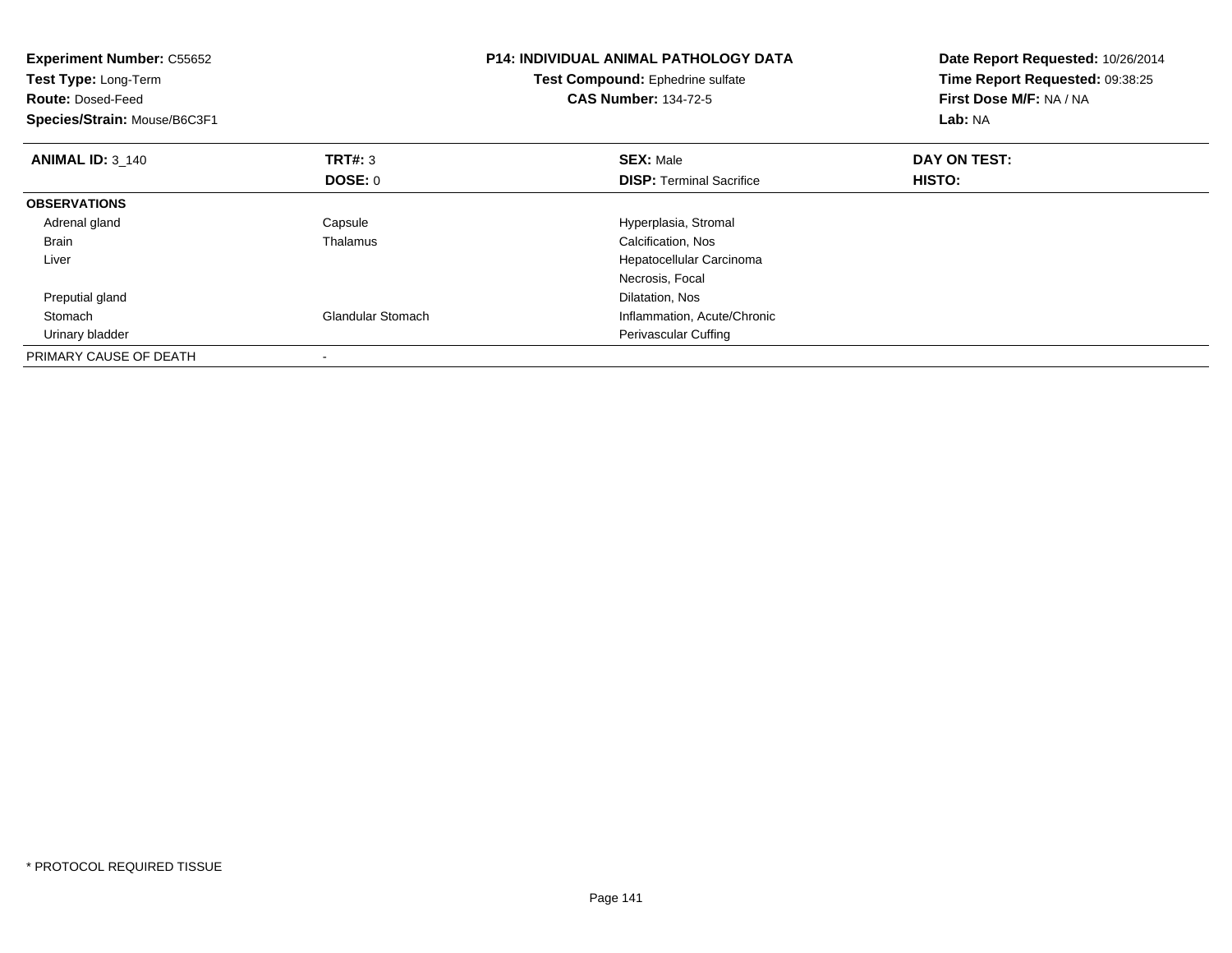**Experiment Number:** C55652
**Test Type:** Long-Term
**Route:** Dosed-Feed
**Species/Strain:** Mouse/B6C3F1

**P14: INDIVIDUAL ANIMAL PATHOLOGY DATA**
**Test Compound:** Ephedrine sulfate
**CAS Number:** 134-72-5

**Date Report Requested:** 10/26/2014
**Time Report Requested:** 09:38:25
**First Dose M/F:** NA / NA
**Lab:** NA

| **ANIMAL ID:** 3_140 | **TRT#:** 3 | **SEX:** Male | **DAY ON TEST:** |
|---|---|---|---|
| | **DOSE:** 0 | **DISP:** Terminal Sacrifice | **HISTO:** |
| **OBSERVATIONS** | | | |
| Adrenal gland | Capsule | Hyperplasia, Stromal | |
| Brain | Thalamus | Calcification, Nos | |
| Liver | | Hepatocellular Carcinoma | |
| | | Necrosis, Focal | |
| Preputial gland | | Dilatation, Nos | |
| Stomach | Glandular Stomach | Inflammation, Acute/Chronic | |
| Urinary bladder | | Perivascular Cuffing | |
| PRIMARY CAUSE OF DEATH | - | | |

* PROTOCOL REQUIRED TISSUE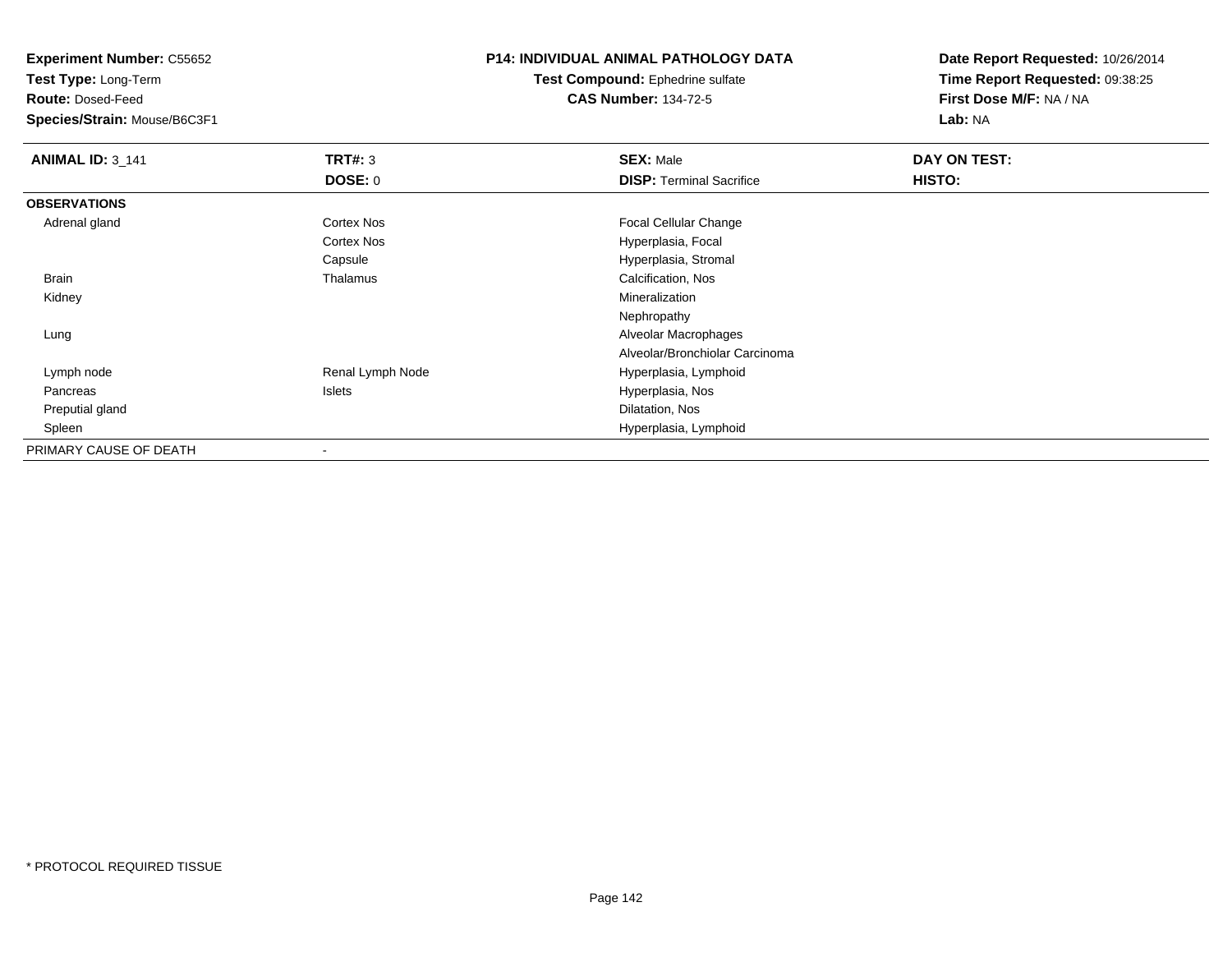**Experiment Number:** C55652
**Test Type:** Long-Term
**Route:** Dosed-Feed
**Species/Strain:** Mouse/B6C3F1

**P14: INDIVIDUAL ANIMAL PATHOLOGY DATA**
**Test Compound:** Ephedrine sulfate
**CAS Number:** 134-72-5

**Date Report Requested:** 10/26/2014
**Time Report Requested:** 09:38:25
**First Dose M/F:** NA / NA
**Lab:** NA

| **ANIMAL ID:** 3_141 | **TRT#:** 3 | **SEX:** Male | **DAY ON TEST:** |
|---|---|---|---|
| | **DOSE:** 0 | **DISP:** Terminal Sacrifice | **HISTO:** |
| **OBSERVATIONS** | | | |
| Adrenal gland | Cortex Nos | Focal Cellular Change | |
| | Cortex Nos | Hyperplasia, Focal | |
| | Capsule | Hyperplasia, Stromal | |
| Brain | Thalamus | Calcification, Nos | |
| Kidney | | Mineralization | |
| | | Nephropathy | |
| Lung | | Alveolar Macrophages | |
| | | Alveolar/Bronchiolar Carcinoma | |
| Lymph node | Renal Lymph Node | Hyperplasia, Lymphoid | |
| Pancreas | Islets | Hyperplasia, Nos | |
| Preputial gland | | Dilatation, Nos | |
| Spleen | | Hyperplasia, Lymphoid | |
| PRIMARY CAUSE OF DEATH | - | | |

\* PROTOCOL REQUIRED TISSUE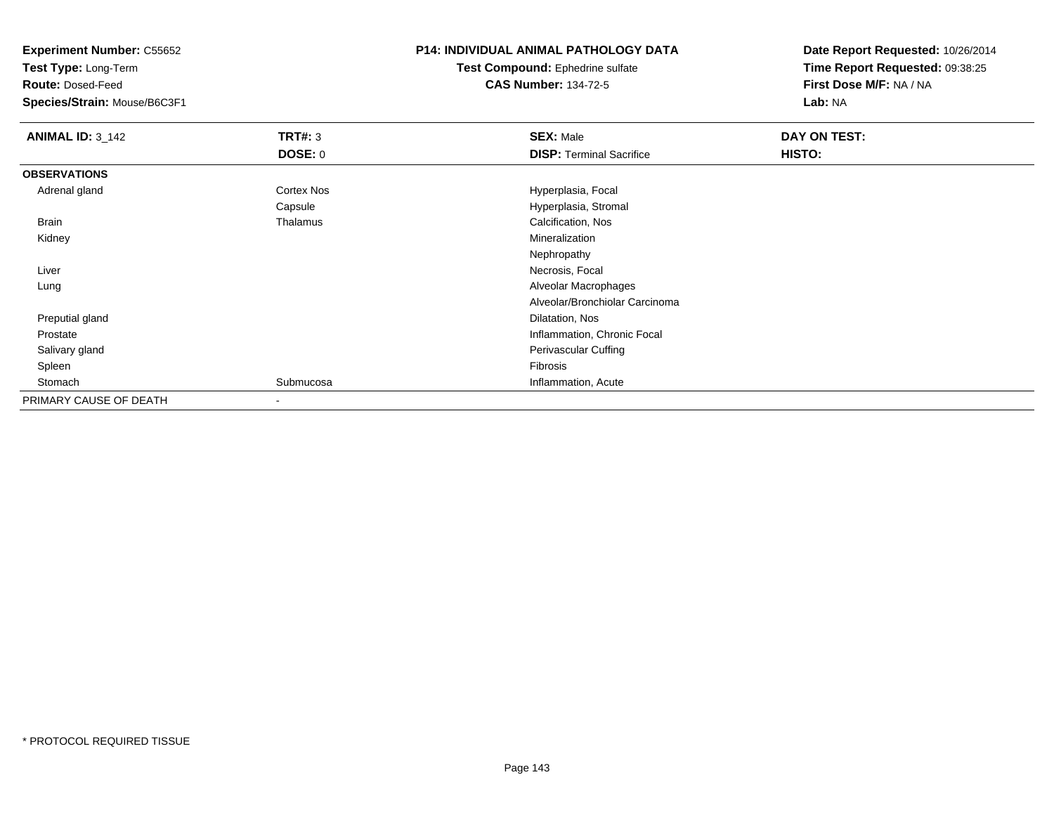**Experiment Number:** C55652
**Test Type:** Long-Term
**Route:** Dosed-Feed
**Species/Strain:** Mouse/B6C3F1

**P14: INDIVIDUAL ANIMAL PATHOLOGY DATA**
**Test Compound:** Ephedrine sulfate
**CAS Number:** 134-72-5

**Date Report Requested:** 10/26/2014
**Time Report Requested:** 09:38:25
**First Dose M/F:** NA / NA
**Lab:** NA

| **ANIMAL ID:** 3_142 | **TRT#:** 3 | **SEX:** Male | **DAY ON TEST:** |
|---|---|---|---|
| | **DOSE:** 0 | **DISP:** Terminal Sacrifice | **HISTO:** |
| **OBSERVATIONS** | | | |
| Adrenal gland | Cortex Nos | Hyperplasia, Focal | |
| | Capsule | Hyperplasia, Stromal | |
| Brain | Thalamus | Calcification, Nos | |
| Kidney | | Mineralization | |
| | | Nephropathy | |
| Liver | | Necrosis, Focal | |
| Lung | | Alveolar Macrophages | |
| | | Alveolar/Bronchiolar Carcinoma | |
| Preputial gland | | Dilatation, Nos | |
| Prostate | | Inflammation, Chronic Focal | |
| Salivary gland | | Perivascular Cuffing | |
| Spleen | | Fibrosis | |
| Stomach | Submucosa | Inflammation, Acute | |
| PRIMARY CAUSE OF DEATH | - | | |

* PROTOCOL REQUIRED TISSUE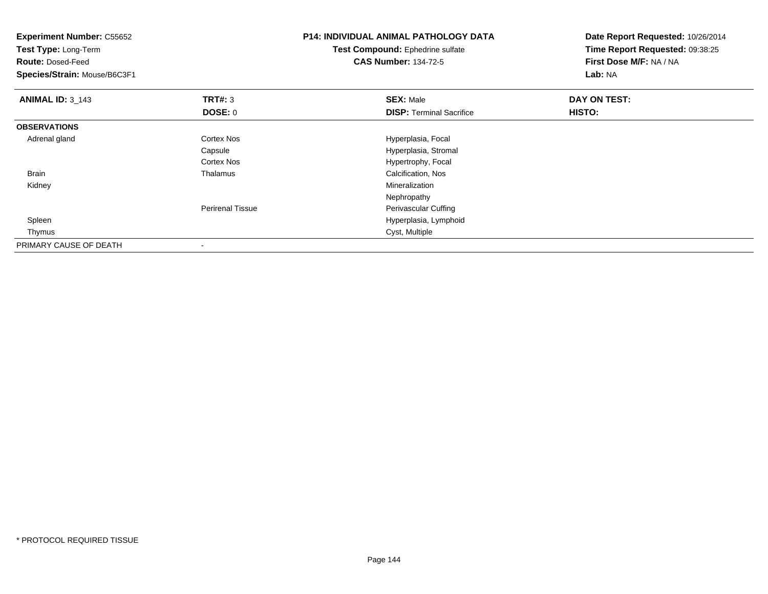**Experiment Number:** C55652
**Test Type:** Long-Term
**Route:** Dosed-Feed
**Species/Strain:** Mouse/B6C3F1

**P14: INDIVIDUAL ANIMAL PATHOLOGY DATA**
**Test Compound:** Ephedrine sulfate
**CAS Number:** 134-72-5

**Date Report Requested:** 10/26/2014
**Time Report Requested:** 09:38:25
**First Dose M/F:** NA / NA
**Lab:** NA

| **ANIMAL ID:** 3_143 | **TRT#:** 3 | **SEX:** Male | **DAY ON TEST:** |
|---|---|---|---|
| | **DOSE:** 0 | **DISP:** Terminal Sacrifice | **HISTO:** |
| **OBSERVATIONS** | | | |
| Adrenal gland | Cortex Nos | Hyperplasia, Focal | |
| | Capsule | Hyperplasia, Stromal | |
| | Cortex Nos | Hypertrophy, Focal | |
| Brain | Thalamus | Calcification, Nos | |
| Kidney | | Mineralization | |
| | | Nephropathy | |
| | Perirenal Tissue | Perivascular Cuffing | |
| Spleen | | Hyperplasia, Lymphoid | |
| Thymus | | Cyst, Multiple | |
| PRIMARY CAUSE OF DEATH | - | | |

* PROTOCOL REQUIRED TISSUE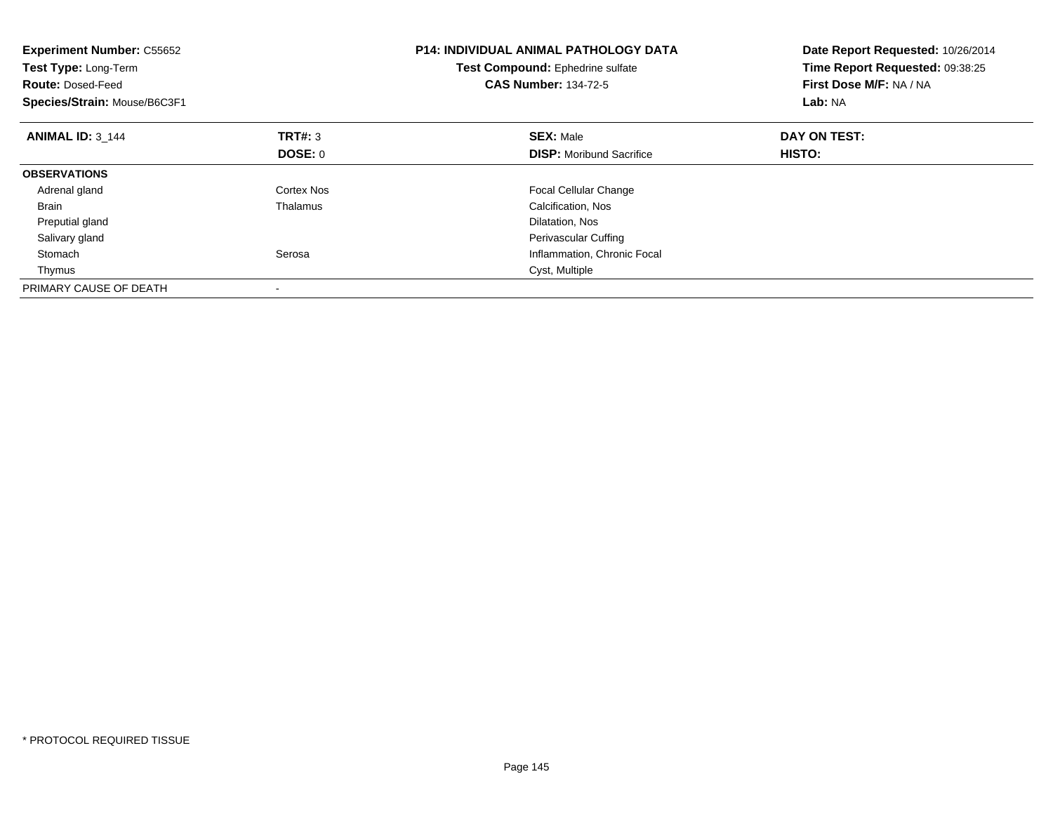**Experiment Number:** C55652
**Test Type:** Long-Term
**Route:** Dosed-Feed
**Species/Strain:** Mouse/B6C3F1

**P14: INDIVIDUAL ANIMAL PATHOLOGY DATA**
**Test Compound:** Ephedrine sulfate
**CAS Number:** 134-72-5

**Date Report Requested:** 10/26/2014
**Time Report Requested:** 09:38:25
**First Dose M/F:** NA / NA
**Lab:** NA

| **ANIMAL ID:** 3_144 | **TRT#:** 3 | **SEX:** Male | **DAY ON TEST:** |
|---|---|---|---|
| | **DOSE:** 0 | **DISP:** Moribund Sacrifice | **HISTO:** |
| **OBSERVATIONS** | | | |
| Adrenal gland | Cortex Nos | Focal Cellular Change | |
| Brain | Thalamus | Calcification, Nos | |
| Preputial gland | | Dilatation, Nos | |
| Salivary gland | | Perivascular Cuffing | |
| Stomach | Serosa | Inflammation, Chronic Focal | |
| Thymus | | Cyst, Multiple | |
| PRIMARY CAUSE OF DEATH | - | | |

* PROTOCOL REQUIRED TISSUE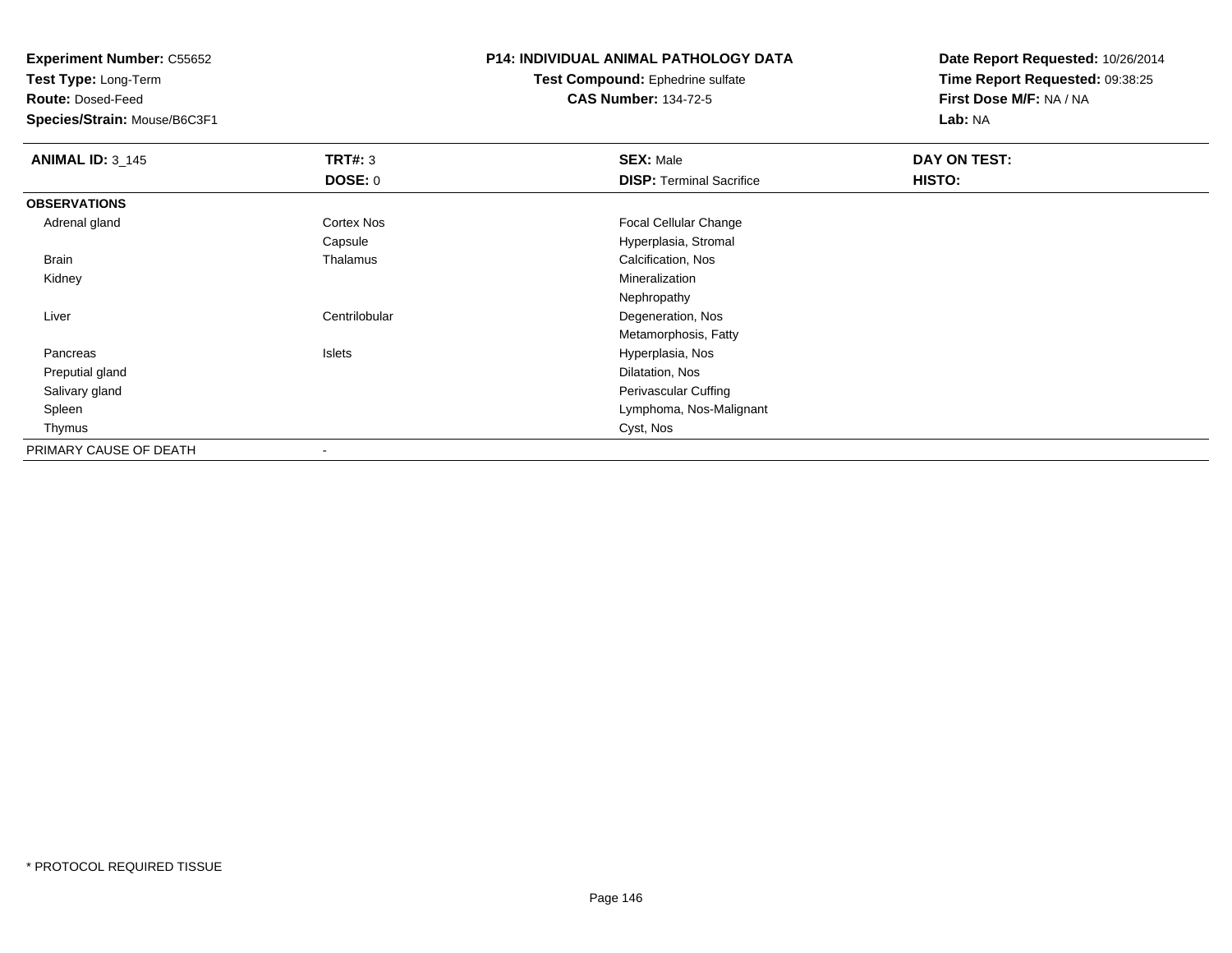**Experiment Number:** C55652
**Test Type:** Long-Term
**Route:** Dosed-Feed
**Species/Strain:** Mouse/B6C3F1

**P14: INDIVIDUAL ANIMAL PATHOLOGY DATA**
**Test Compound:** Ephedrine sulfate
**CAS Number:** 134-72-5

**Date Report Requested:** 10/26/2014
**Time Report Requested:** 09:38:25
**First Dose M/F:** NA / NA
**Lab:** NA

| **ANIMAL ID:** 3_145 | **TRT#:** 3 | **SEX:** Male | **DAY ON TEST:** |
|---|---|---|---|
| | **DOSE:** 0 | **DISP:** Terminal Sacrifice | **HISTO:** |
| **OBSERVATIONS** | | | |
| Adrenal gland | Cortex Nos | Focal Cellular Change | |
| | Capsule | Hyperplasia, Stromal | |
| Brain | Thalamus | Calcification, Nos | |
| Kidney | | Mineralization | |
| | | Nephropathy | |
| Liver | Centrilobular | Degeneration, Nos | |
| | | Metamorphosis, Fatty | |
| Pancreas | Islets | Hyperplasia, Nos | |
| Preputial gland | | Dilatation, Nos | |
| Salivary gland | | Perivascular Cuffing | |
| Spleen | | Lymphoma, Nos-Malignant | |
| Thymus | | Cyst, Nos | |
| PRIMARY CAUSE OF DEATH | - | | |

\* PROTOCOL REQUIRED TISSUE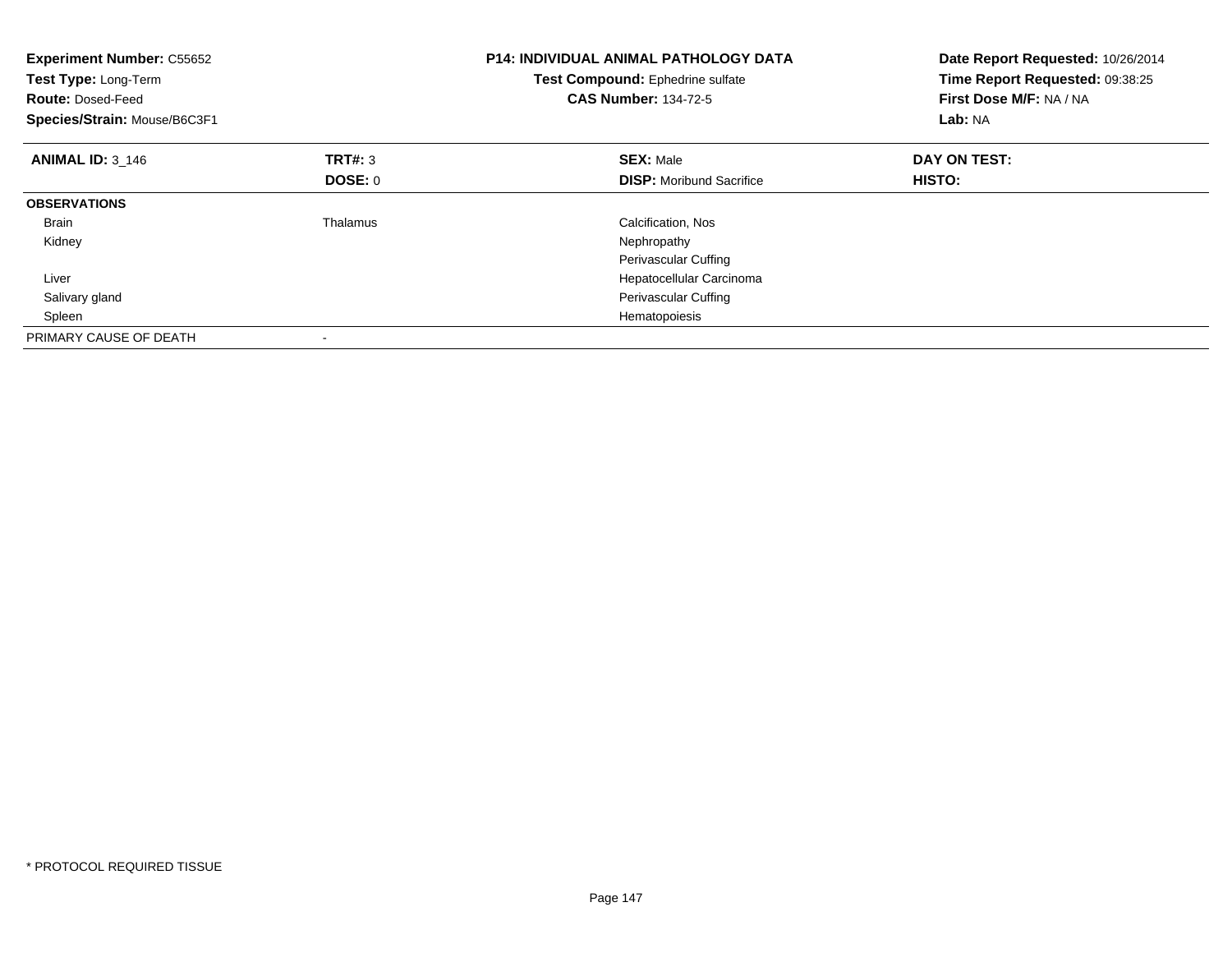**Experiment Number:** C55652
**Test Type:** Long-Term
**Route:** Dosed-Feed
**Species/Strain:** Mouse/B6C3F1

**P14: INDIVIDUAL ANIMAL PATHOLOGY DATA**
**Test Compound:** Ephedrine sulfate
**CAS Number:** 134-72-5

**Date Report Requested:** 10/26/2014
**Time Report Requested:** 09:38:25
**First Dose M/F:** NA / NA
**Lab:** NA

| **ANIMAL ID:** 3_146 | **TRT#:** 3 | **SEX:** Male | **DAY ON TEST:** |
|---|---|---|---|
| | **DOSE:** 0 | **DISP:** Moribund Sacrifice | **HISTO:** |
| **OBSERVATIONS** | | | |
| Brain | Thalamus | Calcification, Nos | |
| Kidney | | Nephropathy | |
| | | Perivascular Cuffing | |
| Liver | | Hepatocellular Carcinoma | |
| Salivary gland | | Perivascular Cuffing | |
| Spleen | | Hematopoiesis | |
| PRIMARY CAUSE OF DEATH | - | | |

* PROTOCOL REQUIRED TISSUE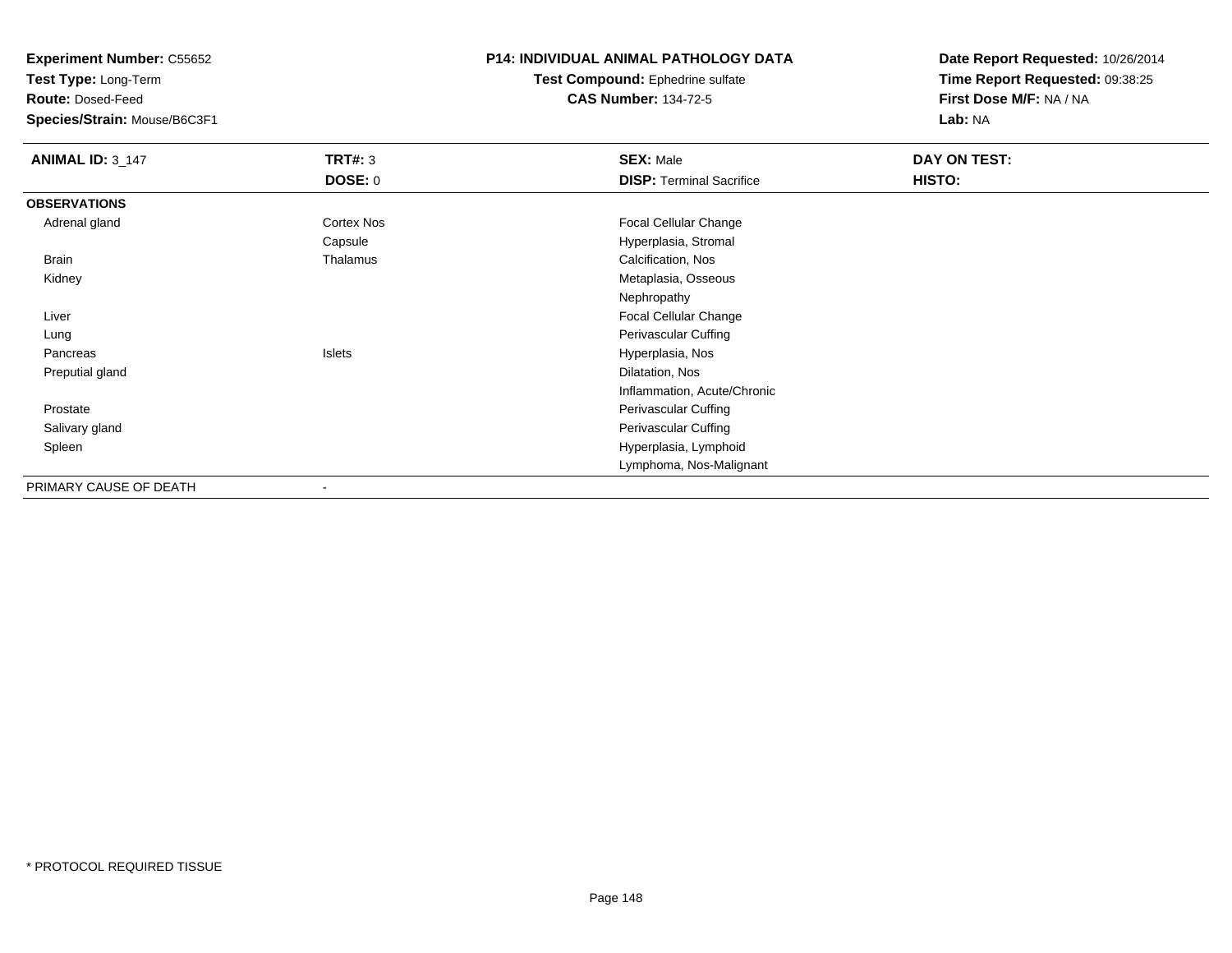**Experiment Number:** C55652
**Test Type:** Long-Term
**Route:** Dosed-Feed
**Species/Strain:** Mouse/B6C3F1

**P14: INDIVIDUAL ANIMAL PATHOLOGY DATA**
**Test Compound:** Ephedrine sulfate
**CAS Number:** 134-72-5

**Date Report Requested:** 10/26/2014
**Time Report Requested:** 09:38:25
**First Dose M/F:** NA / NA
**Lab:** NA

| **ANIMAL ID:** 3_147 | **TRT#:** 3 | **SEX:** Male | **DAY ON TEST:** |
|---|---|---|---|
| | **DOSE:** 0 | **DISP:** Terminal Sacrifice | **HISTO:** |
| **OBSERVATIONS** | | | |
| Adrenal gland | Cortex Nos | Focal Cellular Change | |
| | Capsule | Hyperplasia, Stromal | |
| Brain | Thalamus | Calcification, Nos | |
| Kidney | | Metaplasia, Osseous | |
| | | Nephropathy | |
| Liver | | Focal Cellular Change | |
| Lung | | Perivascular Cuffing | |
| Pancreas | Islets | Hyperplasia, Nos | |
| Preputial gland | | Dilatation, Nos | |
| | | Inflammation, Acute/Chronic | |
| Prostate | | Perivascular Cuffing | |
| Salivary gland | | Perivascular Cuffing | |
| Spleen | | Hyperplasia, Lymphoid | |
| | | Lymphoma, Nos-Malignant | |
| PRIMARY CAUSE OF DEATH | - | | |

* PROTOCOL REQUIRED TISSUE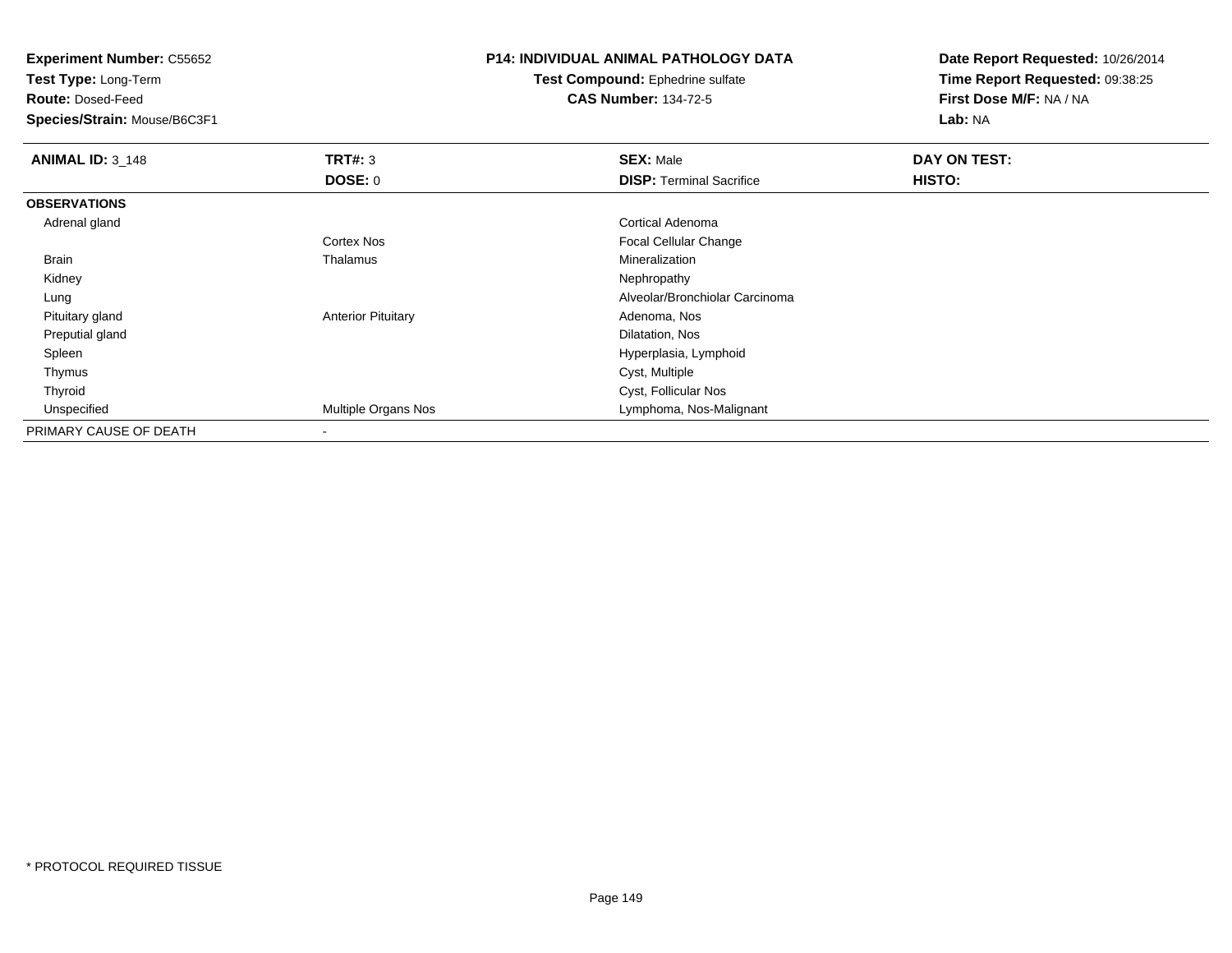**Experiment Number:** C55652
**Test Type:** Long-Term
**Route:** Dosed-Feed
**Species/Strain:** Mouse/B6C3F1

**P14: INDIVIDUAL ANIMAL PATHOLOGY DATA**
**Test Compound:** Ephedrine sulfate
**CAS Number:** 134-72-5

**Date Report Requested:** 10/26/2014
**Time Report Requested:** 09:38:25
**First Dose M/F:** NA / NA
**Lab:** NA

| **ANIMAL ID:** 3_148 | **TRT#:** 3 | **SEX:** Male | **DAY ON TEST:** |
|---|---|---|---|
| | **DOSE:** 0 | **DISP:** Terminal Sacrifice | **HISTO:** |
| **OBSERVATIONS** | | | |
| Adrenal gland | | Cortical Adenoma | |
| | Cortex Nos | Focal Cellular Change | |
| Brain | Thalamus | Mineralization | |
| Kidney | | Nephropathy | |
| Lung | | Alveolar/Bronchiolar Carcinoma | |
| Pituitary gland | Anterior Pituitary | Adenoma, Nos | |
| Preputial gland | | Dilatation, Nos | |
| Spleen | | Hyperplasia, Lymphoid | |
| Thymus | | Cyst, Multiple | |
| Thyroid | | Cyst, Follicular Nos | |
| Unspecified | Multiple Organs Nos | Lymphoma, Nos-Malignant | |
| PRIMARY CAUSE OF DEATH | - | | |

* PROTOCOL REQUIRED TISSUE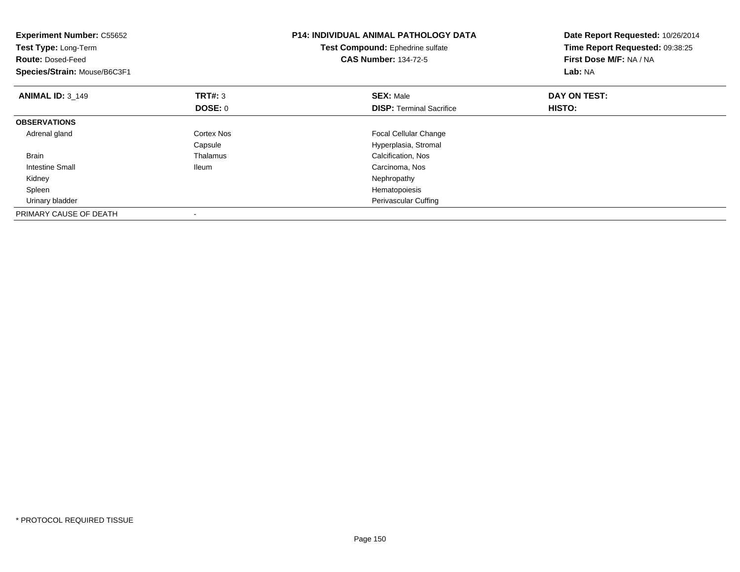**Experiment Number:** C55652
**Test Type:** Long-Term
**Route:** Dosed-Feed
**Species/Strain:** Mouse/B6C3F1

**P14: INDIVIDUAL ANIMAL PATHOLOGY DATA**
**Test Compound:** Ephedrine sulfate
**CAS Number:** 134-72-5

**Date Report Requested:** 10/26/2014
**Time Report Requested:** 09:38:25
**First Dose M/F:** NA / NA
**Lab:** NA

| **ANIMAL ID:** 3_149 | **TRT#:** 3 | **SEX:** Male | **DAY ON TEST:** |
|---|---|---|---|
| | **DOSE:** 0 | **DISP:** Terminal Sacrifice | **HISTO:** |
| **OBSERVATIONS** | | | |
| Adrenal gland | Cortex Nos | Focal Cellular Change | |
| | Capsule | Hyperplasia, Stromal | |
| Brain | Thalamus | Calcification, Nos | |
| Intestine Small | Ileum | Carcinoma, Nos | |
| Kidney | | Nephropathy | |
| Spleen | | Hematopoiesis | |
| Urinary bladder | | Perivascular Cuffing | |
| PRIMARY CAUSE OF DEATH | - | | |

* PROTOCOL REQUIRED TISSUE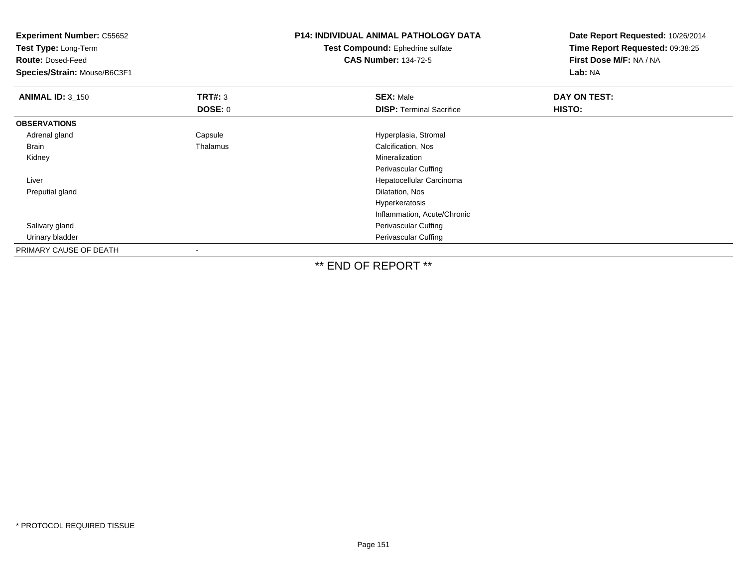**Experiment Number:** C55652
**Test Type:** Long-Term
**Route:** Dosed-Feed
**Species/Strain:** Mouse/B6C3F1

**P14: INDIVIDUAL ANIMAL PATHOLOGY DATA**
**Test Compound:** Ephedrine sulfate
**CAS Number:** 134-72-5

**Date Report Requested:** 10/26/2014
**Time Report Requested:** 09:38:25
**First Dose M/F:** NA / NA
**Lab:** NA

| **ANIMAL ID:** 3_150 | **TRT#:** 3 | **SEX:** Male | **DAY ON TEST:** |
|---|---|---|---|
| | **DOSE:** 0 | **DISP:** Terminal Sacrifice | **HISTO:** |
| **OBSERVATIONS** | | | |
| Adrenal gland | Capsule | Hyperplasia, Stromal | |
| Brain | Thalamus | Calcification, Nos | |
| Kidney | | Mineralization | |
| | | Perivascular Cuffing | |
| Liver | | Hepatocellular Carcinoma | |
| Preputial gland | | Dilatation, Nos | |
| | | Hyperkeratosis | |
| | | Inflammation, Acute/Chronic | |
| Salivary gland | | Perivascular Cuffing | |
| Urinary bladder | | Perivascular Cuffing | |
| PRIMARY CAUSE OF DEATH | - | | |

** END OF REPORT **

* PROTOCOL REQUIRED TISSUE